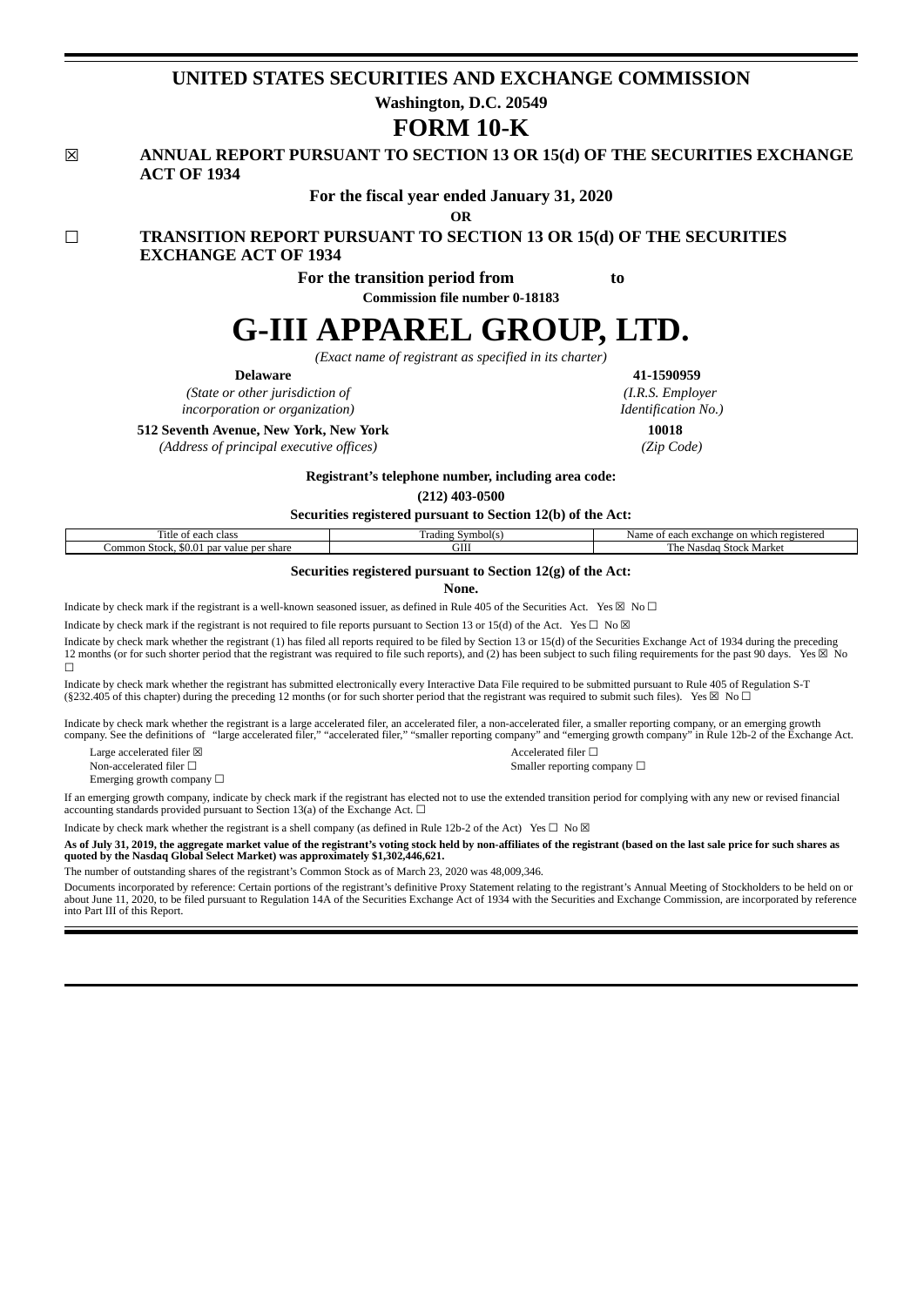# UNITED STATES SECURITIES AND EXCHANGE COMMISSION

**Washington, D.C. 20549**

# FORM 10-K

☒ **ANNUAL REPORT PURSUANT TO SECTION 13 OR 15(d) OF THE SECURITIES EXCHANGE ACT OF 1934**

**For the fiscal year ended January 31, 2020**

**OR**

☐ **TRANSITION REPORT PURSUANT TO SECTION 13 OR 15(d) OF THE SECURITIES EXCHANGE ACT OF 1934**

**For the transition period from to**

**Commission file number 0-18183**

# G-III APPAREL GROUP, LTD.

*(Exact name of registrant as specified in its charter)*

| **Delaware** | **41-1590959** |
|---|---|
| *(State or other jurisdiction of incorporation or organization)* | *(I.R.S. Employer Identification No.)* |
| **512 Seventh Avenue, New York, New York** | **10018** |
| *(Address of principal executive offices)* | *(Zip Code)* |

**Registrant's telephone number, including area code:**

**(212) 403-0500**

**Securities registered pursuant to Section 12(b) of the Act:**

| Title of each class | Trading Symbol(s) | Name of each exchange on which registered |
|---|---|---|
| Common Stock, $0.01 par value per share | GIII | The Nasdaq Stock Market |

**Securities registered pursuant to Section 12(g) of the Act:**

**None.**

Indicate by check mark if the registrant is a well-known seasoned issuer, as defined in Rule 405 of the Securities Act. Yes ☒ No ☐

Indicate by check mark if the registrant is not required to file reports pursuant to Section 13 or 15(d) of the Act. Yes ☐ No ☒

Indicate by check mark whether the registrant (1) has filed all reports required to be filed by Section 13 or 15(d) of the Securities Exchange Act of 1934 during the preceding 12 months (or for such shorter period that the registrant was required to file such reports), and (2) has been subject to such filing requirements for the past 90 days. Yes ☒ No ☐

Indicate by check mark whether the registrant has submitted electronically every Interactive Data File required to be submitted pursuant to Rule 405 of Regulation S-T (§232.405 of this chapter) during the preceding 12 months (or for such shorter period that the registrant was required to submit such files). Yes ☒ No ☐

Indicate by check mark whether the registrant is a large accelerated filer, an accelerated filer, a non-accelerated filer, a smaller reporting company, or an emerging growth company. See the definitions of "large accelerated filer," "accelerated filer," "smaller reporting company" and "emerging growth company" in Rule 12b-2 of the Exchange Act.

| | |
|---|---|
| Large accelerated filer ☒ | Accelerated filer ☐ |
| Non-accelerated filer ☐ | Smaller reporting company ☐ |
| Emerging growth company ☐ | |

If an emerging growth company, indicate by check mark if the registrant has elected not to use the extended transition period for complying with any new or revised financial accounting standards provided pursuant to Section 13(a) of the Exchange Act. ☐

Indicate by check mark whether the registrant is a shell company (as defined in Rule 12b-2 of the Act) Yes ☐ No ☒

**As of July 31, 2019, the aggregate market value of the registrant's voting stock held by non-affiliates of the registrant (based on the last sale price for such shares as quoted by the Nasdaq Global Select Market) was approximately $1,302,446,621.**

The number of outstanding shares of the registrant's Common Stock as of March 23, 2020 was 48,009,346.

Documents incorporated by reference: Certain portions of the registrant's definitive Proxy Statement relating to the registrant's Annual Meeting of Stockholders to be held on or about June 11, 2020, to be filed pursuant to Regulation 14A of the Securities Exchange Act of 1934 with the Securities and Exchange Commission, are incorporated by reference into Part III of this Report.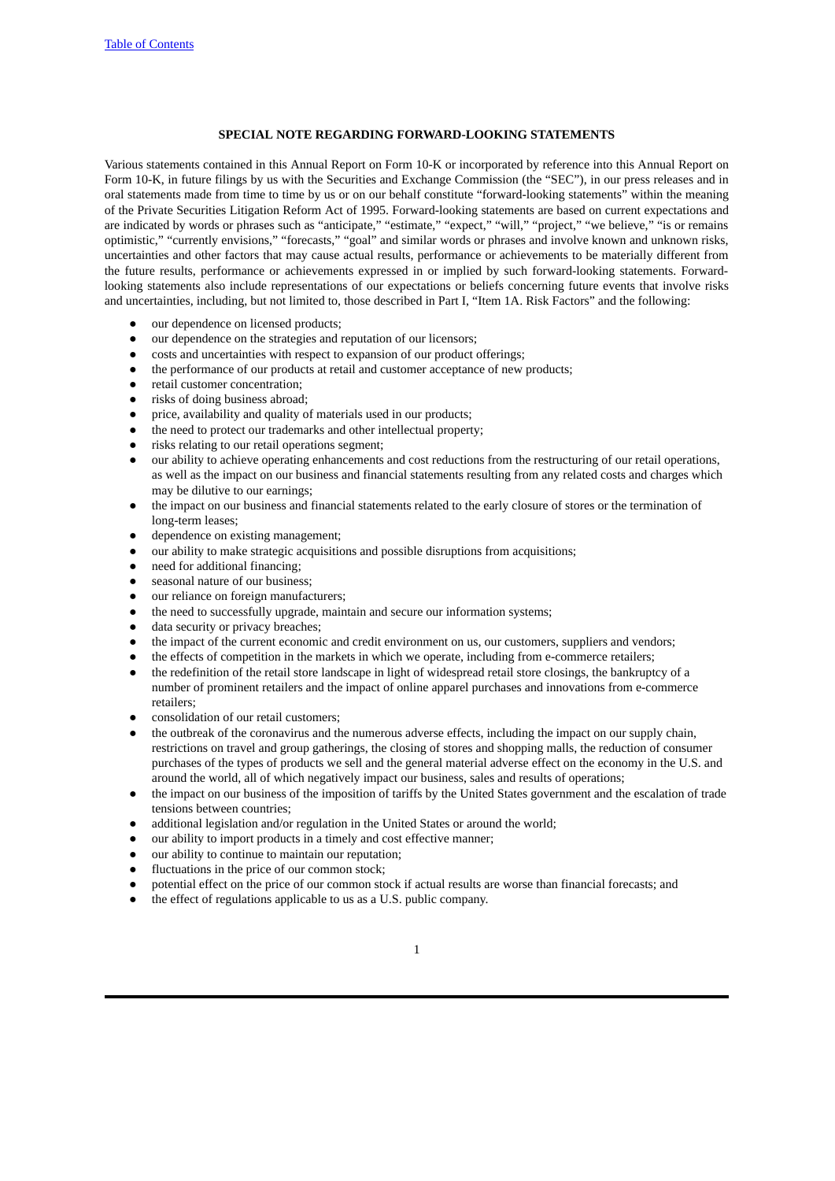**SPECIAL NOTE REGARDING FORWARD-LOOKING STATEMENTS**

Various statements contained in this Annual Report on Form 10-K or incorporated by reference into this Annual Report on Form 10-K, in future filings by us with the Securities and Exchange Commission (the "SEC"), in our press releases and in oral statements made from time to time by us or on our behalf constitute "forward-looking statements" within the meaning of the Private Securities Litigation Reform Act of 1995. Forward-looking statements are based on current expectations and are indicated by words or phrases such as "anticipate," "estimate," "expect," "will," "project," "we believe," "is or remains optimistic," "currently envisions," "forecasts," "goal" and similar words or phrases and involve known and unknown risks, uncertainties and other factors that may cause actual results, performance or achievements to be materially different from the future results, performance or achievements expressed in or implied by such forward-looking statements. Forward-looking statements also include representations of our expectations or beliefs concerning future events that involve risks and uncertainties, including, but not limited to, those described in Part I, "Item 1A. Risk Factors" and the following:

- our dependence on licensed products;
- our dependence on the strategies and reputation of our licensors;
- costs and uncertainties with respect to expansion of our product offerings;
- the performance of our products at retail and customer acceptance of new products;
- retail customer concentration;
- risks of doing business abroad;
- price, availability and quality of materials used in our products;
- the need to protect our trademarks and other intellectual property;
- risks relating to our retail operations segment;
- our ability to achieve operating enhancements and cost reductions from the restructuring of our retail operations, as well as the impact on our business and financial statements resulting from any related costs and charges which may be dilutive to our earnings;
- the impact on our business and financial statements related to the early closure of stores or the termination of long-term leases;
- dependence on existing management;
- our ability to make strategic acquisitions and possible disruptions from acquisitions;
- need for additional financing;
- seasonal nature of our business;
- our reliance on foreign manufacturers;
- the need to successfully upgrade, maintain and secure our information systems;
- data security or privacy breaches;
- the impact of the current economic and credit environment on us, our customers, suppliers and vendors;
- the effects of competition in the markets in which we operate, including from e-commerce retailers;
- the redefinition of the retail store landscape in light of widespread retail store closings, the bankruptcy of a number of prominent retailers and the impact of online apparel purchases and innovations from e-commerce retailers;
- consolidation of our retail customers;
- the outbreak of the coronavirus and the numerous adverse effects, including the impact on our supply chain, restrictions on travel and group gatherings, the closing of stores and shopping malls, the reduction of consumer purchases of the types of products we sell and the general material adverse effect on the economy in the U.S. and around the world, all of which negatively impact our business, sales and results of operations;
- the impact on our business of the imposition of tariffs by the United States government and the escalation of trade tensions between countries;
- additional legislation and/or regulation in the United States or around the world;
- our ability to import products in a timely and cost effective manner;
- our ability to continue to maintain our reputation;
- fluctuations in the price of our common stock;
- potential effect on the price of our common stock if actual results are worse than financial forecasts; and
- the effect of regulations applicable to us as a U.S. public company.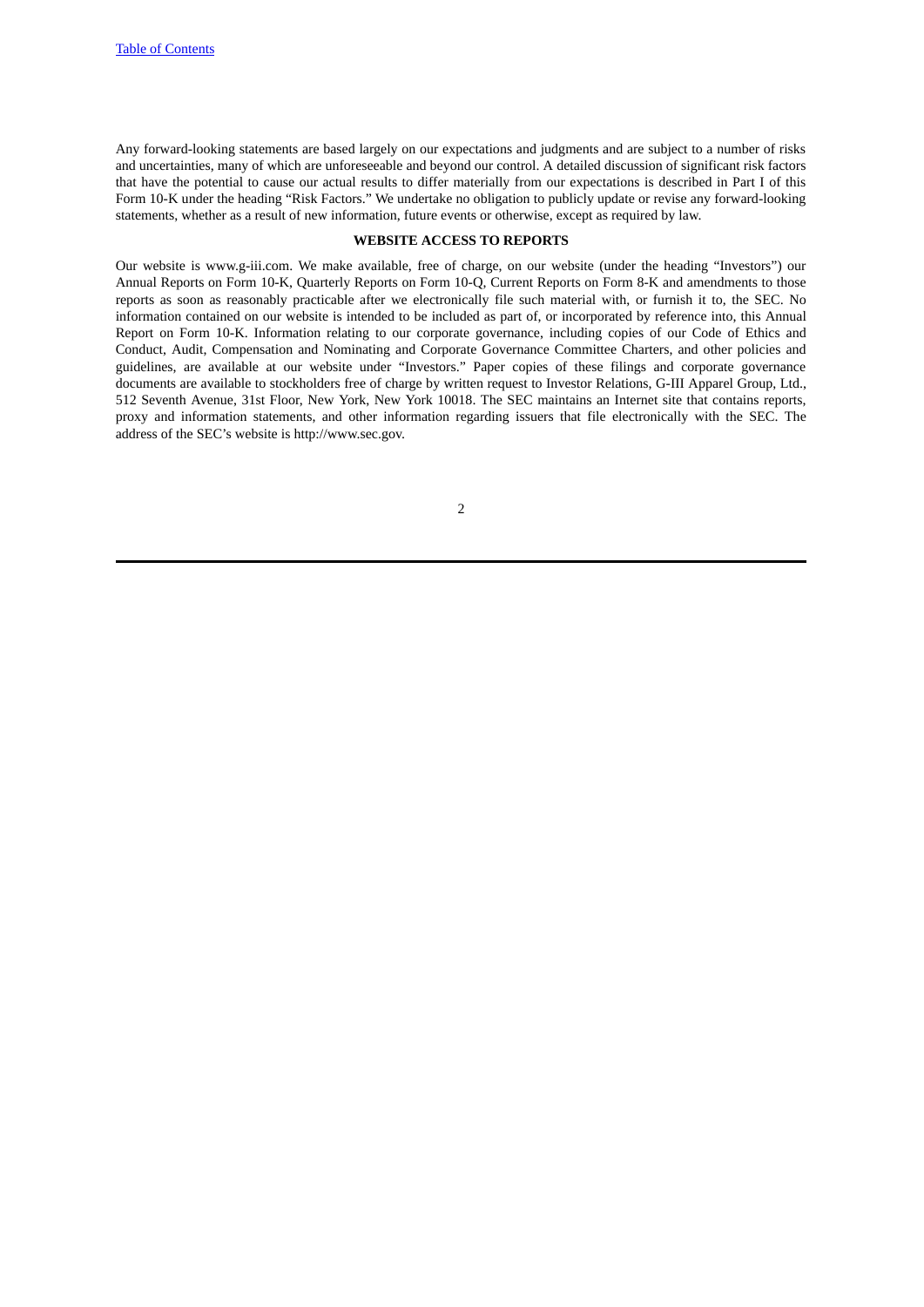Any forward-looking statements are based largely on our expectations and judgments and are subject to a number of risks and uncertainties, many of which are unforeseeable and beyond our control. A detailed discussion of significant risk factors that have the potential to cause our actual results to differ materially from our expectations is described in Part I of this Form 10-K under the heading "Risk Factors." We undertake no obligation to publicly update or revise any forward-looking statements, whether as a result of new information, future events or otherwise, except as required by law.

## WEBSITE ACCESS TO REPORTS

Our website is www.g-iii.com. We make available, free of charge, on our website (under the heading "Investors") our Annual Reports on Form 10-K, Quarterly Reports on Form 10-Q, Current Reports on Form 8-K and amendments to those reports as soon as reasonably practicable after we electronically file such material with, or furnish it to, the SEC. No information contained on our website is intended to be included as part of, or incorporated by reference into, this Annual Report on Form 10-K. Information relating to our corporate governance, including copies of our Code of Ethics and Conduct, Audit, Compensation and Nominating and Corporate Governance Committee Charters, and other policies and guidelines, are available at our website under "Investors." Paper copies of these filings and corporate governance documents are available to stockholders free of charge by written request to Investor Relations, G-III Apparel Group, Ltd., 512 Seventh Avenue, 31st Floor, New York, New York 10018. The SEC maintains an Internet site that contains reports, proxy and information statements, and other information regarding issuers that file electronically with the SEC. The address of the SEC's website is http://www.sec.gov.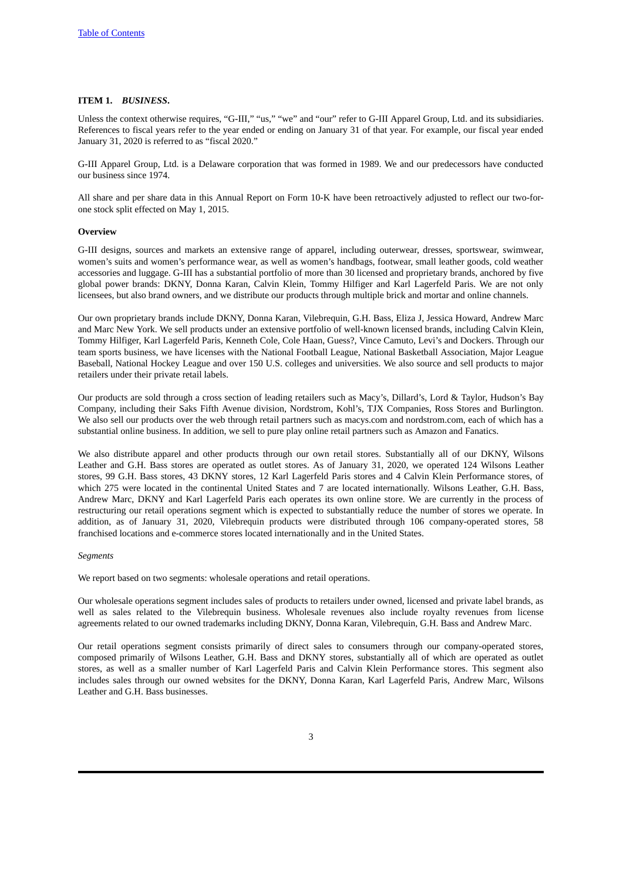## ITEM 1. *BUSINESS.*

Unless the context otherwise requires, "G-III," "us," "we" and "our" refer to G-III Apparel Group, Ltd. and its subsidiaries. References to fiscal years refer to the year ended or ending on January 31 of that year. For example, our fiscal year ended January 31, 2020 is referred to as "fiscal 2020."

G-III Apparel Group, Ltd. is a Delaware corporation that was formed in 1989. We and our predecessors have conducted our business since 1974.

All share and per share data in this Annual Report on Form 10-K have been retroactively adjusted to reflect our two-for-one stock split effected on May 1, 2015.

### Overview

G-III designs, sources and markets an extensive range of apparel, including outerwear, dresses, sportswear, swimwear, women's suits and women's performance wear, as well as women's handbags, footwear, small leather goods, cold weather accessories and luggage. G-III has a substantial portfolio of more than 30 licensed and proprietary brands, anchored by five global power brands: DKNY, Donna Karan, Calvin Klein, Tommy Hilfiger and Karl Lagerfeld Paris. We are not only licensees, but also brand owners, and we distribute our products through multiple brick and mortar and online channels.

Our own proprietary brands include DKNY, Donna Karan, Vilebrequin, G.H. Bass, Eliza J, Jessica Howard, Andrew Marc and Marc New York. We sell products under an extensive portfolio of well-known licensed brands, including Calvin Klein, Tommy Hilfiger, Karl Lagerfeld Paris, Kenneth Cole, Cole Haan, Guess?, Vince Camuto, Levi's and Dockers. Through our team sports business, we have licenses with the National Football League, National Basketball Association, Major League Baseball, National Hockey League and over 150 U.S. colleges and universities. We also source and sell products to major retailers under their private retail labels.

Our products are sold through a cross section of leading retailers such as Macy's, Dillard's, Lord & Taylor, Hudson's Bay Company, including their Saks Fifth Avenue division, Nordstrom, Kohl's, TJX Companies, Ross Stores and Burlington. We also sell our products over the web through retail partners such as macys.com and nordstrom.com, each of which has a substantial online business. In addition, we sell to pure play online retail partners such as Amazon and Fanatics.

We also distribute apparel and other products through our own retail stores. Substantially all of our DKNY, Wilsons Leather and G.H. Bass stores are operated as outlet stores. As of January 31, 2020, we operated 124 Wilsons Leather stores, 99 G.H. Bass stores, 43 DKNY stores, 12 Karl Lagerfeld Paris stores and 4 Calvin Klein Performance stores, of which 275 were located in the continental United States and 7 are located internationally. Wilsons Leather, G.H. Bass, Andrew Marc, DKNY and Karl Lagerfeld Paris each operates its own online store. We are currently in the process of restructuring our retail operations segment which is expected to substantially reduce the number of stores we operate. In addition, as of January 31, 2020, Vilebrequin products were distributed through 106 company-operated stores, 58 franchised locations and e-commerce stores located internationally and in the United States.

*Segments*

We report based on two segments: wholesale operations and retail operations.

Our wholesale operations segment includes sales of products to retailers under owned, licensed and private label brands, as well as sales related to the Vilebrequin business. Wholesale revenues also include royalty revenues from license agreements related to our owned trademarks including DKNY, Donna Karan, Vilebrequin, G.H. Bass and Andrew Marc.

Our retail operations segment consists primarily of direct sales to consumers through our company-operated stores, composed primarily of Wilsons Leather, G.H. Bass and DKNY stores, substantially all of which are operated as outlet stores, as well as a smaller number of Karl Lagerfeld Paris and Calvin Klein Performance stores. This segment also includes sales through our owned websites for the DKNY, Donna Karan, Karl Lagerfeld Paris, Andrew Marc, Wilsons Leather and G.H. Bass businesses.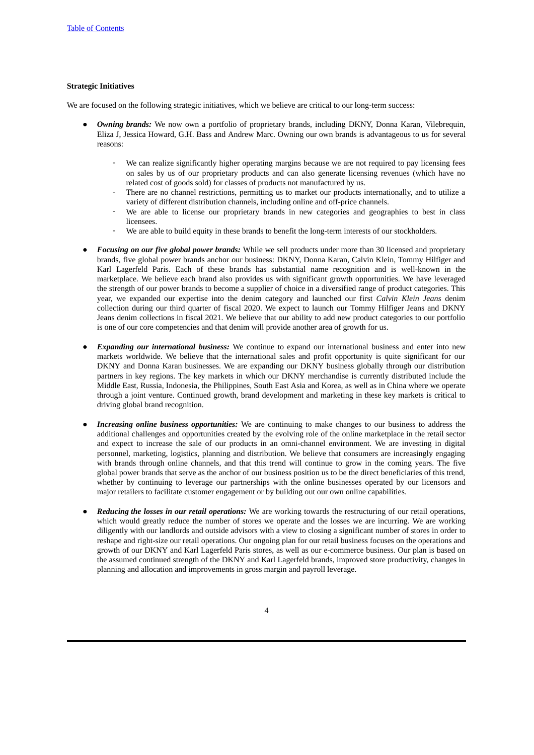**Strategic Initiatives**

We are focused on the following strategic initiatives, which we believe are critical to our long-term success:

- ***Owning brands:*** We now own a portfolio of proprietary brands, including DKNY, Donna Karan, Vilebrequin, Eliza J, Jessica Howard, G.H. Bass and Andrew Marc. Owning our own brands is advantageous to us for several reasons:
  - We can realize significantly higher operating margins because we are not required to pay licensing fees on sales by us of our proprietary products and can also generate licensing revenues (which have no related cost of goods sold) for classes of products not manufactured by us.
  - There are no channel restrictions, permitting us to market our products internationally, and to utilize a variety of different distribution channels, including online and off-price channels.
  - We are able to license our proprietary brands in new categories and geographies to best in class licensees.
  - We are able to build equity in these brands to benefit the long-term interests of our stockholders.

- ***Focusing on our five global power brands:*** While we sell products under more than 30 licensed and proprietary brands, five global power brands anchor our business: DKNY, Donna Karan, Calvin Klein, Tommy Hilfiger and Karl Lagerfeld Paris. Each of these brands has substantial name recognition and is well-known in the marketplace. We believe each brand also provides us with significant growth opportunities. We have leveraged the strength of our power brands to become a supplier of choice in a diversified range of product categories. This year, we expanded our expertise into the denim category and launched our first *Calvin Klein Jeans* denim collection during our third quarter of fiscal 2020. We expect to launch our Tommy Hilfiger Jeans and DKNY Jeans denim collections in fiscal 2021. We believe that our ability to add new product categories to our portfolio is one of our core competencies and that denim will provide another area of growth for us.

- ***Expanding our international business:*** We continue to expand our international business and enter into new markets worldwide. We believe that the international sales and profit opportunity is quite significant for our DKNY and Donna Karan businesses. We are expanding our DKNY business globally through our distribution partners in key regions. The key markets in which our DKNY merchandise is currently distributed include the Middle East, Russia, Indonesia, the Philippines, South East Asia and Korea, as well as in China where we operate through a joint venture. Continued growth, brand development and marketing in these key markets is critical to driving global brand recognition.

- ***Increasing online business opportunities:*** We are continuing to make changes to our business to address the additional challenges and opportunities created by the evolving role of the online marketplace in the retail sector and expect to increase the sale of our products in an omni-channel environment. We are investing in digital personnel, marketing, logistics, planning and distribution. We believe that consumers are increasingly engaging with brands through online channels, and that this trend will continue to grow in the coming years. The five global power brands that serve as the anchor of our business position us to be the direct beneficiaries of this trend, whether by continuing to leverage our partnerships with the online businesses operated by our licensors and major retailers to facilitate customer engagement or by building out our own online capabilities.

- ***Reducing the losses in our retail operations:*** We are working towards the restructuring of our retail operations, which would greatly reduce the number of stores we operate and the losses we are incurring. We are working diligently with our landlords and outside advisors with a view to closing a significant number of stores in order to reshape and right-size our retail operations. Our ongoing plan for our retail business focuses on the operations and growth of our DKNY and Karl Lagerfeld Paris stores, as well as our e-commerce business. Our plan is based on the assumed continued strength of the DKNY and Karl Lagerfeld brands, improved store productivity, changes in planning and allocation and improvements in gross margin and payroll leverage.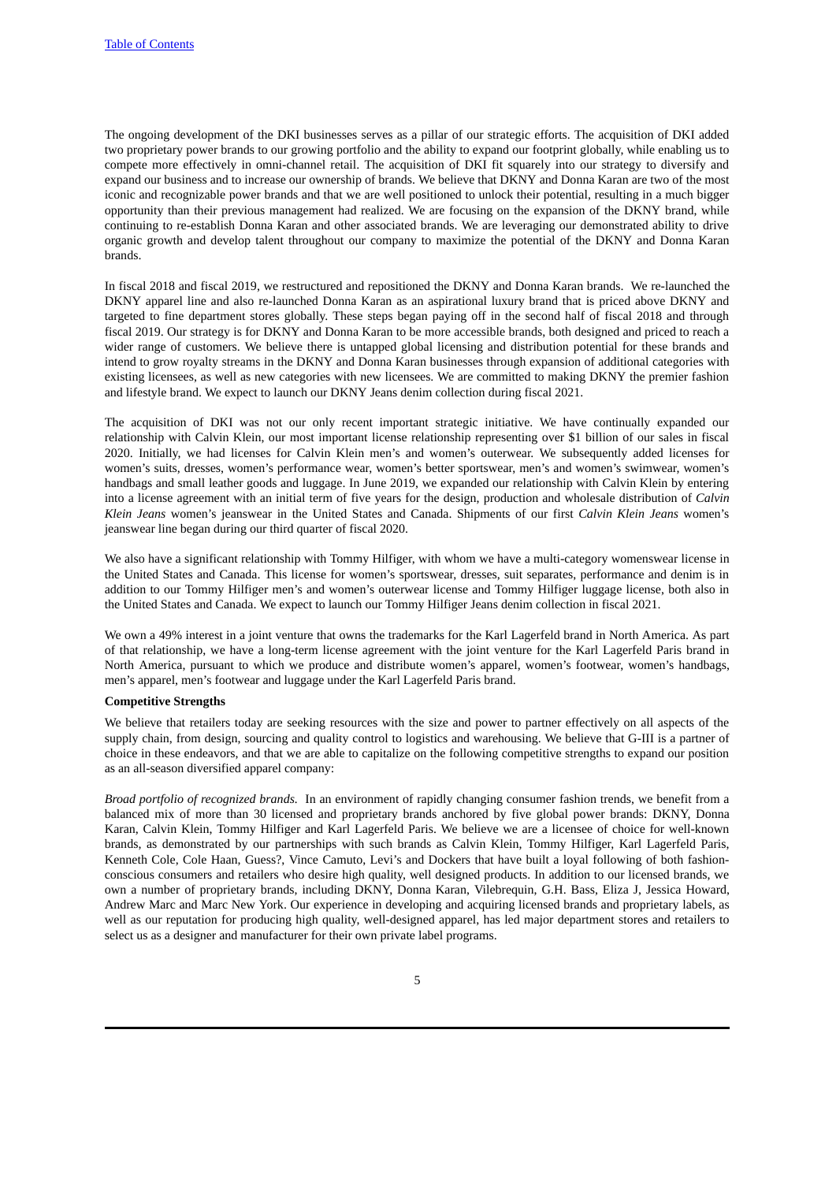The ongoing development of the DKI businesses serves as a pillar of our strategic efforts. The acquisition of DKI added two proprietary power brands to our growing portfolio and the ability to expand our footprint globally, while enabling us to compete more effectively in omni-channel retail. The acquisition of DKI fit squarely into our strategy to diversify and expand our business and to increase our ownership of brands. We believe that DKNY and Donna Karan are two of the most iconic and recognizable power brands and that we are well positioned to unlock their potential, resulting in a much bigger opportunity than their previous management had realized. We are focusing on the expansion of the DKNY brand, while continuing to re-establish Donna Karan and other associated brands. We are leveraging our demonstrated ability to drive organic growth and develop talent throughout our company to maximize the potential of the DKNY and Donna Karan brands.

In fiscal 2018 and fiscal 2019, we restructured and repositioned the DKNY and Donna Karan brands. We re-launched the DKNY apparel line and also re-launched Donna Karan as an aspirational luxury brand that is priced above DKNY and targeted to fine department stores globally. These steps began paying off in the second half of fiscal 2018 and through fiscal 2019. Our strategy is for DKNY and Donna Karan to be more accessible brands, both designed and priced to reach a wider range of customers. We believe there is untapped global licensing and distribution potential for these brands and intend to grow royalty streams in the DKNY and Donna Karan businesses through expansion of additional categories with existing licensees, as well as new categories with new licensees. We are committed to making DKNY the premier fashion and lifestyle brand. We expect to launch our DKNY Jeans denim collection during fiscal 2021.

The acquisition of DKI was not our only recent important strategic initiative. We have continually expanded our relationship with Calvin Klein, our most important license relationship representing over $1 billion of our sales in fiscal 2020. Initially, we had licenses for Calvin Klein men's and women's outerwear. We subsequently added licenses for women's suits, dresses, women's performance wear, women's better sportswear, men's and women's swimwear, women's handbags and small leather goods and luggage. In June 2019, we expanded our relationship with Calvin Klein by entering into a license agreement with an initial term of five years for the design, production and wholesale distribution of *Calvin Klein Jeans* women's jeanswear in the United States and Canada. Shipments of our first *Calvin Klein Jeans* women's jeanswear line began during our third quarter of fiscal 2020.

We also have a significant relationship with Tommy Hilfiger, with whom we have a multi-category womenswear license in the United States and Canada. This license for women's sportswear, dresses, suit separates, performance and denim is in addition to our Tommy Hilfiger men's and women's outerwear license and Tommy Hilfiger luggage license, both also in the United States and Canada. We expect to launch our Tommy Hilfiger Jeans denim collection in fiscal 2021.

We own a 49% interest in a joint venture that owns the trademarks for the Karl Lagerfeld brand in North America. As part of that relationship, we have a long-term license agreement with the joint venture for the Karl Lagerfeld Paris brand in North America, pursuant to which we produce and distribute women's apparel, women's footwear, women's handbags, men's apparel, men's footwear and luggage under the Karl Lagerfeld Paris brand.

**Competitive Strengths**

We believe that retailers today are seeking resources with the size and power to partner effectively on all aspects of the supply chain, from design, sourcing and quality control to logistics and warehousing. We believe that G-III is a partner of choice in these endeavors, and that we are able to capitalize on the following competitive strengths to expand our position as an all-season diversified apparel company:

*Broad portfolio of recognized brands.* In an environment of rapidly changing consumer fashion trends, we benefit from a balanced mix of more than 30 licensed and proprietary brands anchored by five global power brands: DKNY, Donna Karan, Calvin Klein, Tommy Hilfiger and Karl Lagerfeld Paris. We believe we are a licensee of choice for well-known brands, as demonstrated by our partnerships with such brands as Calvin Klein, Tommy Hilfiger, Karl Lagerfeld Paris, Kenneth Cole, Cole Haan, Guess?, Vince Camuto, Levi's and Dockers that have built a loyal following of both fashion-conscious consumers and retailers who desire high quality, well designed products. In addition to our licensed brands, we own a number of proprietary brands, including DKNY, Donna Karan, Vilebrequin, G.H. Bass, Eliza J, Jessica Howard, Andrew Marc and Marc New York. Our experience in developing and acquiring licensed brands and proprietary labels, as well as our reputation for producing high quality, well-designed apparel, has led major department stores and retailers to select us as a designer and manufacturer for their own private label programs.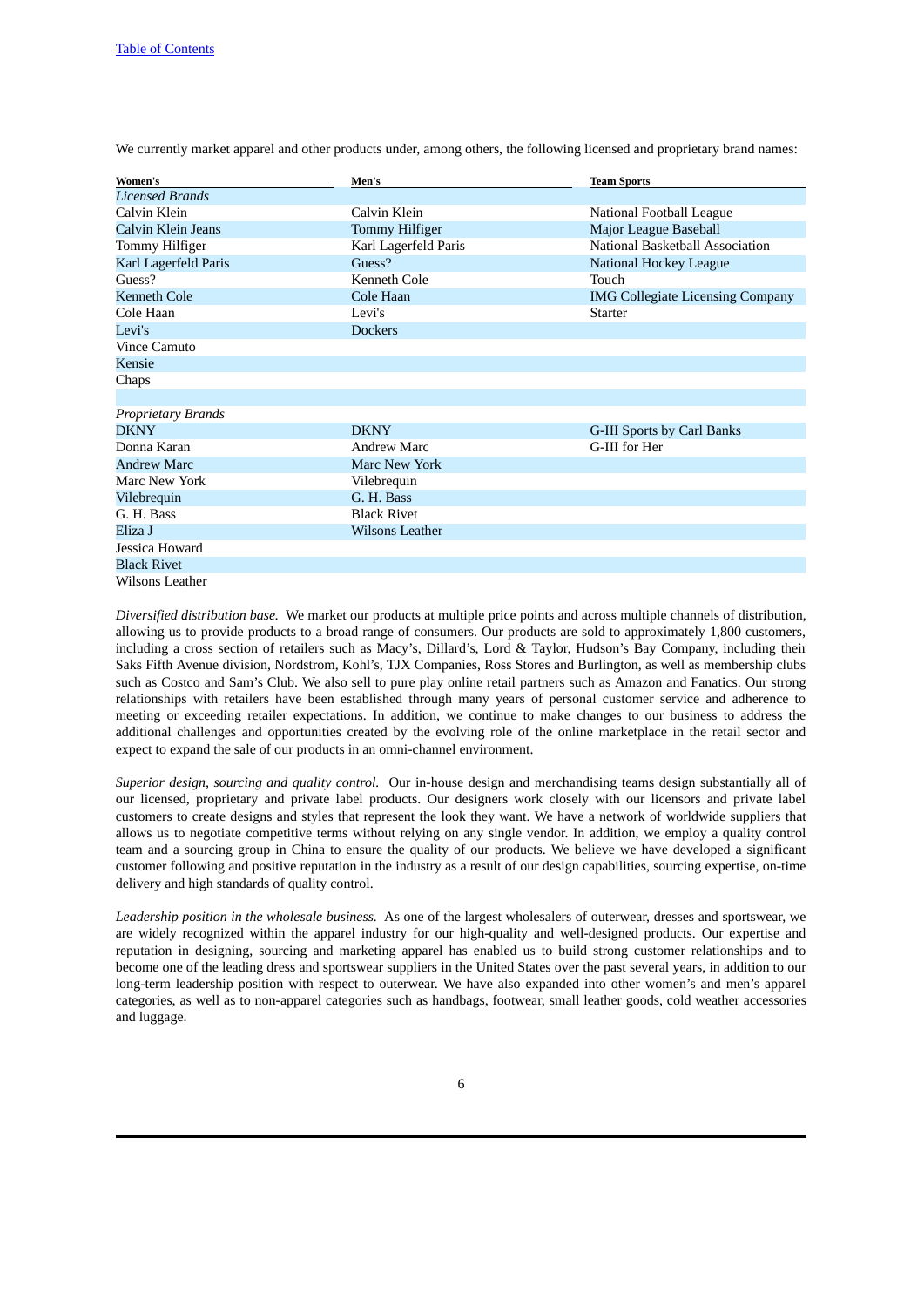We currently market apparel and other products under, among others, the following licensed and proprietary brand names:

| Women's | Men's | Team Sports |
|---|---|---|
| *Licensed Brands* | | |
| Calvin Klein | Calvin Klein | National Football League |
| Calvin Klein Jeans | Tommy Hilfiger | Major League Baseball |
| Tommy Hilfiger | Karl Lagerfeld Paris | National Basketball Association |
| Karl Lagerfeld Paris | Guess? | National Hockey League |
| Guess? | Kenneth Cole | Touch |
| Kenneth Cole | Cole Haan | IMG Collegiate Licensing Company |
| Cole Haan | Levi's | Starter |
| Levi's | Dockers | |
| Vince Camuto | | |
| Kensie | | |
| Chaps | | |
| | | |
| *Proprietary Brands* | | |
| DKNY | DKNY | G-III Sports by Carl Banks |
| Donna Karan | Andrew Marc | G-III for Her |
| Andrew Marc | Marc New York | |
| Marc New York | Vilebrequin | |
| Vilebrequin | G. H. Bass | |
| G. H. Bass | Black Rivet | |
| Eliza J | Wilsons Leather | |
| Jessica Howard | | |
| Black Rivet | | |
| Wilsons Leather | | |

*Diversified distribution base.* We market our products at multiple price points and across multiple channels of distribution, allowing us to provide products to a broad range of consumers. Our products are sold to approximately 1,800 customers, including a cross section of retailers such as Macy's, Dillard's, Lord & Taylor, Hudson's Bay Company, including their Saks Fifth Avenue division, Nordstrom, Kohl's, TJX Companies, Ross Stores and Burlington, as well as membership clubs such as Costco and Sam's Club. We also sell to pure play online retail partners such as Amazon and Fanatics. Our strong relationships with retailers have been established through many years of personal customer service and adherence to meeting or exceeding retailer expectations. In addition, we continue to make changes to our business to address the additional challenges and opportunities created by the evolving role of the online marketplace in the retail sector and expect to expand the sale of our products in an omni-channel environment.

*Superior design, sourcing and quality control.* Our in-house design and merchandising teams design substantially all of our licensed, proprietary and private label products. Our designers work closely with our licensors and private label customers to create designs and styles that represent the look they want. We have a network of worldwide suppliers that allows us to negotiate competitive terms without relying on any single vendor. In addition, we employ a quality control team and a sourcing group in China to ensure the quality of our products. We believe we have developed a significant customer following and positive reputation in the industry as a result of our design capabilities, sourcing expertise, on-time delivery and high standards of quality control.

*Leadership position in the wholesale business.* As one of the largest wholesalers of outerwear, dresses and sportswear, we are widely recognized within the apparel industry for our high-quality and well-designed products. Our expertise and reputation in designing, sourcing and marketing apparel has enabled us to build strong customer relationships and to become one of the leading dress and sportswear suppliers in the United States over the past several years, in addition to our long-term leadership position with respect to outerwear. We have also expanded into other women's and men's apparel categories, as well as to non-apparel categories such as handbags, footwear, small leather goods, cold weather accessories and luggage.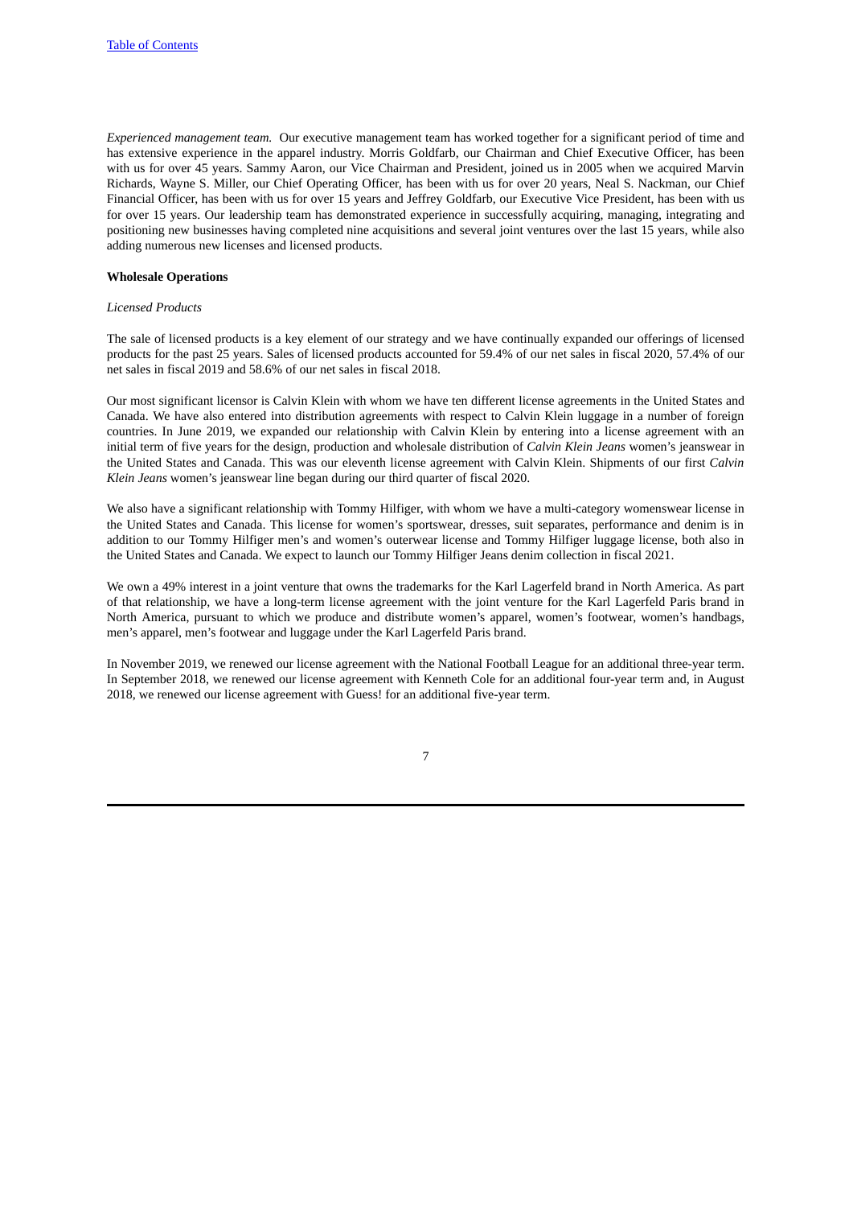*Experienced management team.* Our executive management team has worked together for a significant period of time and has extensive experience in the apparel industry. Morris Goldfarb, our Chairman and Chief Executive Officer, has been with us for over 45 years. Sammy Aaron, our Vice Chairman and President, joined us in 2005 when we acquired Marvin Richards, Wayne S. Miller, our Chief Operating Officer, has been with us for over 20 years, Neal S. Nackman, our Chief Financial Officer, has been with us for over 15 years and Jeffrey Goldfarb, our Executive Vice President, has been with us for over 15 years. Our leadership team has demonstrated experience in successfully acquiring, managing, integrating and positioning new businesses having completed nine acquisitions and several joint ventures over the last 15 years, while also adding numerous new licenses and licensed products.

**Wholesale Operations**

*Licensed Products*

The sale of licensed products is a key element of our strategy and we have continually expanded our offerings of licensed products for the past 25 years. Sales of licensed products accounted for 59.4% of our net sales in fiscal 2020, 57.4% of our net sales in fiscal 2019 and 58.6% of our net sales in fiscal 2018.

Our most significant licensor is Calvin Klein with whom we have ten different license agreements in the United States and Canada. We have also entered into distribution agreements with respect to Calvin Klein luggage in a number of foreign countries. In June 2019, we expanded our relationship with Calvin Klein by entering into a license agreement with an initial term of five years for the design, production and wholesale distribution of *Calvin Klein Jeans* women's jeanswear in the United States and Canada. This was our eleventh license agreement with Calvin Klein. Shipments of our first *Calvin Klein Jeans* women's jeanswear line began during our third quarter of fiscal 2020.

We also have a significant relationship with Tommy Hilfiger, with whom we have a multi-category womenswear license in the United States and Canada. This license for women's sportswear, dresses, suit separates, performance and denim is in addition to our Tommy Hilfiger men's and women's outerwear license and Tommy Hilfiger luggage license, both also in the United States and Canada. We expect to launch our Tommy Hilfiger Jeans denim collection in fiscal 2021.

We own a 49% interest in a joint venture that owns the trademarks for the Karl Lagerfeld brand in North America. As part of that relationship, we have a long-term license agreement with the joint venture for the Karl Lagerfeld Paris brand in North America, pursuant to which we produce and distribute women's apparel, women's footwear, women's handbags, men's apparel, men's footwear and luggage under the Karl Lagerfeld Paris brand.

In November 2019, we renewed our license agreement with the National Football League for an additional three-year term. In September 2018, we renewed our license agreement with Kenneth Cole for an additional four-year term and, in August 2018, we renewed our license agreement with Guess! for an additional five-year term.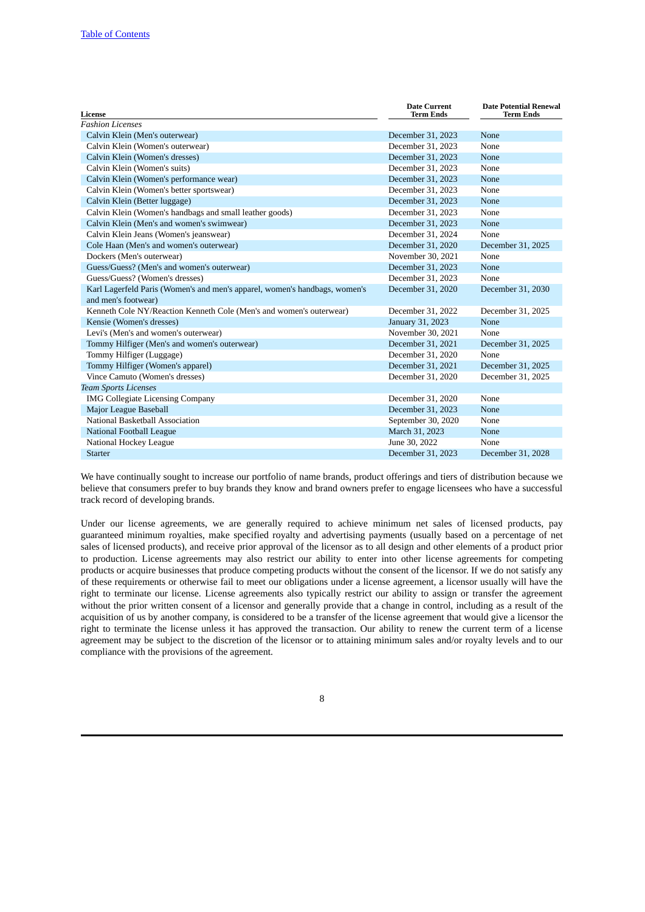| License | Date Current Term Ends | Date Potential Renewal Term Ends |
|---|---|---|
| *Fashion Licenses* | | |
| Calvin Klein (Men's outerwear) | December 31, 2023 | None |
| Calvin Klein (Women's outerwear) | December 31, 2023 | None |
| Calvin Klein (Women's dresses) | December 31, 2023 | None |
| Calvin Klein (Women's suits) | December 31, 2023 | None |
| Calvin Klein (Women's performance wear) | December 31, 2023 | None |
| Calvin Klein (Women's better sportswear) | December 31, 2023 | None |
| Calvin Klein (Better luggage) | December 31, 2023 | None |
| Calvin Klein (Women's handbags and small leather goods) | December 31, 2023 | None |
| Calvin Klein (Men's and women's swimwear) | December 31, 2023 | None |
| Calvin Klein Jeans (Women's jeanswear) | December 31, 2024 | None |
| Cole Haan (Men's and women's outerwear) | December 31, 2020 | December 31, 2025 |
| Dockers (Men's outerwear) | November 30, 2021 | None |
| Guess/Guess? (Men's and women's outerwear) | December 31, 2023 | None |
| Guess/Guess? (Women's dresses) | December 31, 2023 | None |
| Karl Lagerfeld Paris (Women's and men's apparel, women's handbags, women's and men's footwear) | December 31, 2020 | December 31, 2030 |
| Kenneth Cole NY/Reaction Kenneth Cole (Men's and women's outerwear) | December 31, 2022 | December 31, 2025 |
| Kensie (Women's dresses) | January 31, 2023 | None |
| Levi's (Men's and women's outerwear) | November 30, 2021 | None |
| Tommy Hilfiger (Men's and women's outerwear) | December 31, 2021 | December 31, 2025 |
| Tommy Hilfiger (Luggage) | December 31, 2020 | None |
| Tommy Hilfiger (Women's apparel) | December 31, 2021 | December 31, 2025 |
| Vince Camuto (Women's dresses) | December 31, 2020 | December 31, 2025 |
| *Team Sports Licenses* | | |
| IMG Collegiate Licensing Company | December 31, 2020 | None |
| Major League Baseball | December 31, 2023 | None |
| National Basketball Association | September 30, 2020 | None |
| National Football League | March 31, 2023 | None |
| National Hockey League | June 30, 2022 | None |
| Starter | December 31, 2023 | December 31, 2028 |

We have continually sought to increase our portfolio of name brands, product offerings and tiers of distribution because we believe that consumers prefer to buy brands they know and brand owners prefer to engage licensees who have a successful track record of developing brands.

Under our license agreements, we are generally required to achieve minimum net sales of licensed products, pay guaranteed minimum royalties, make specified royalty and advertising payments (usually based on a percentage of net sales of licensed products), and receive prior approval of the licensor as to all design and other elements of a product prior to production. License agreements may also restrict our ability to enter into other license agreements for competing products or acquire businesses that produce competing products without the consent of the licensor. If we do not satisfy any of these requirements or otherwise fail to meet our obligations under a license agreement, a licensor usually will have the right to terminate our license. License agreements also typically restrict our ability to assign or transfer the agreement without the prior written consent of a licensor and generally provide that a change in control, including as a result of the acquisition of us by another company, is considered to be a transfer of the license agreement that would give a licensor the right to terminate the license unless it has approved the transaction. Our ability to renew the current term of a license agreement may be subject to the discretion of the licensor or to attaining minimum sales and/or royalty levels and to our compliance with the provisions of the agreement.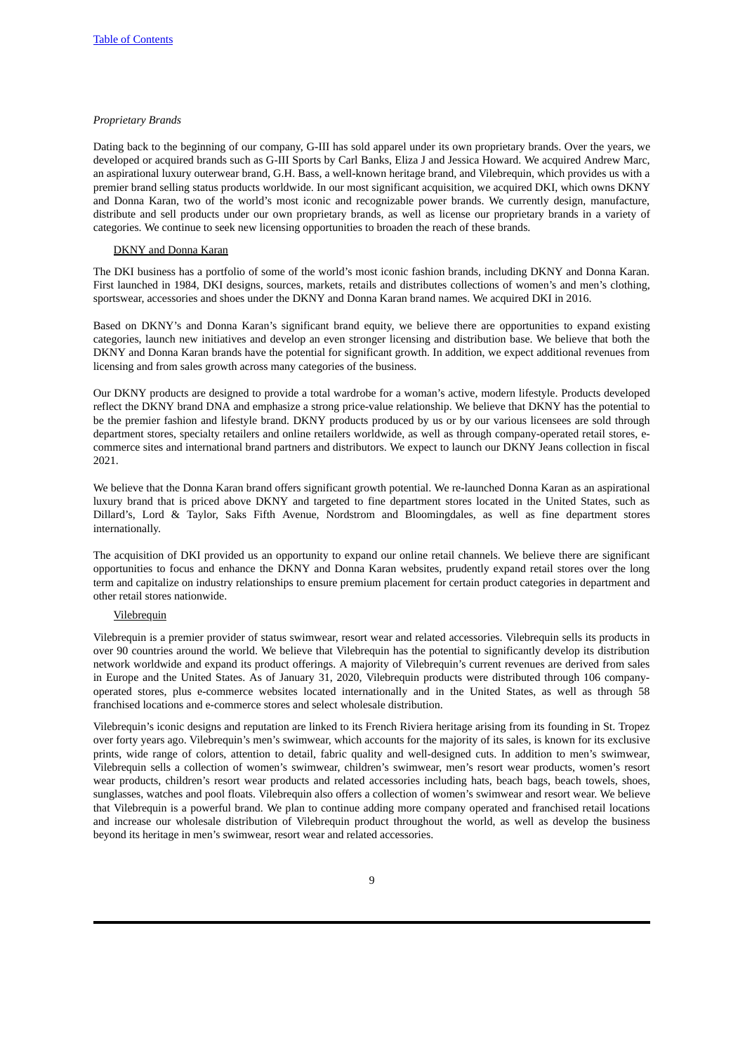*Proprietary Brands*

Dating back to the beginning of our company, G-III has sold apparel under its own proprietary brands. Over the years, we developed or acquired brands such as G-III Sports by Carl Banks, Eliza J and Jessica Howard. We acquired Andrew Marc, an aspirational luxury outerwear brand, G.H. Bass, a well-known heritage brand, and Vilebrequin, which provides us with a premier brand selling status products worldwide. In our most significant acquisition, we acquired DKI, which owns DKNY and Donna Karan, two of the world's most iconic and recognizable power brands. We currently design, manufacture, distribute and sell products under our own proprietary brands, as well as license our proprietary brands in a variety of categories. We continue to seek new licensing opportunities to broaden the reach of these brands.

DKNY and Donna Karan

The DKI business has a portfolio of some of the world's most iconic fashion brands, including DKNY and Donna Karan. First launched in 1984, DKI designs, sources, markets, retails and distributes collections of women's and men's clothing, sportswear, accessories and shoes under the DKNY and Donna Karan brand names. We acquired DKI in 2016.

Based on DKNY's and Donna Karan's significant brand equity, we believe there are opportunities to expand existing categories, launch new initiatives and develop an even stronger licensing and distribution base. We believe that both the DKNY and Donna Karan brands have the potential for significant growth. In addition, we expect additional revenues from licensing and from sales growth across many categories of the business.

Our DKNY products are designed to provide a total wardrobe for a woman's active, modern lifestyle. Products developed reflect the DKNY brand DNA and emphasize a strong price-value relationship. We believe that DKNY has the potential to be the premier fashion and lifestyle brand. DKNY products produced by us or by our various licensees are sold through department stores, specialty retailers and online retailers worldwide, as well as through company-operated retail stores, e-commerce sites and international brand partners and distributors. We expect to launch our DKNY Jeans collection in fiscal 2021.

We believe that the Donna Karan brand offers significant growth potential. We re-launched Donna Karan as an aspirational luxury brand that is priced above DKNY and targeted to fine department stores located in the United States, such as Dillard's, Lord & Taylor, Saks Fifth Avenue, Nordstrom and Bloomingdales, as well as fine department stores internationally.

The acquisition of DKI provided us an opportunity to expand our online retail channels. We believe there are significant opportunities to focus and enhance the DKNY and Donna Karan websites, prudently expand retail stores over the long term and capitalize on industry relationships to ensure premium placement for certain product categories in department and other retail stores nationwide.

Vilebrequin

Vilebrequin is a premier provider of status swimwear, resort wear and related accessories. Vilebrequin sells its products in over 90 countries around the world. We believe that Vilebrequin has the potential to significantly develop its distribution network worldwide and expand its product offerings. A majority of Vilebrequin's current revenues are derived from sales in Europe and the United States. As of January 31, 2020, Vilebrequin products were distributed through 106 company-operated stores, plus e-commerce websites located internationally and in the United States, as well as through 58 franchised locations and e-commerce stores and select wholesale distribution.

Vilebrequin's iconic designs and reputation are linked to its French Riviera heritage arising from its founding in St. Tropez over forty years ago. Vilebrequin's men's swimwear, which accounts for the majority of its sales, is known for its exclusive prints, wide range of colors, attention to detail, fabric quality and well-designed cuts. In addition to men's swimwear, Vilebrequin sells a collection of women's swimwear, children's swimwear, men's resort wear products, women's resort wear products, children's resort wear products and related accessories including hats, beach bags, beach towels, shoes, sunglasses, watches and pool floats. Vilebrequin also offers a collection of women's swimwear and resort wear. We believe that Vilebrequin is a powerful brand. We plan to continue adding more company operated and franchised retail locations and increase our wholesale distribution of Vilebrequin product throughout the world, as well as develop the business beyond its heritage in men's swimwear, resort wear and related accessories.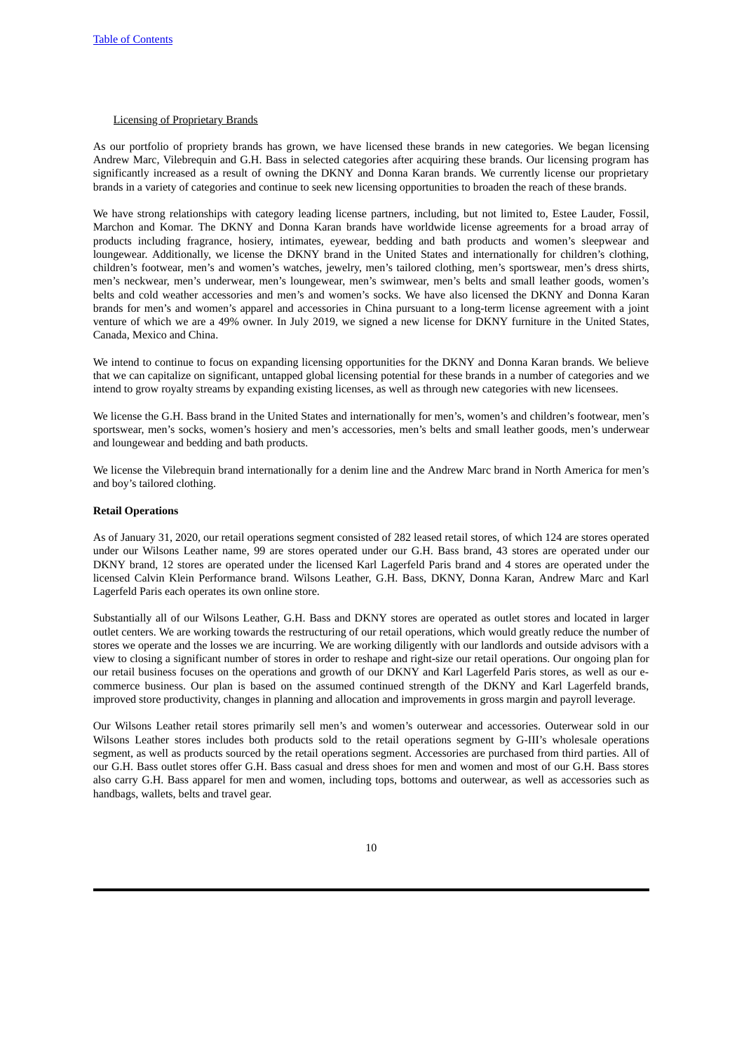Licensing of Proprietary Brands

As our portfolio of propriety brands has grown, we have licensed these brands in new categories. We began licensing Andrew Marc, Vilebrequin and G.H. Bass in selected categories after acquiring these brands. Our licensing program has significantly increased as a result of owning the DKNY and Donna Karan brands. We currently license our proprietary brands in a variety of categories and continue to seek new licensing opportunities to broaden the reach of these brands.

We have strong relationships with category leading license partners, including, but not limited to, Estee Lauder, Fossil, Marchon and Komar. The DKNY and Donna Karan brands have worldwide license agreements for a broad array of products including fragrance, hosiery, intimates, eyewear, bedding and bath products and women's sleepwear and loungewear. Additionally, we license the DKNY brand in the United States and internationally for children's clothing, children's footwear, men's and women's watches, jewelry, men's tailored clothing, men's sportswear, men's dress shirts, men's neckwear, men's underwear, men's loungewear, men's swimwear, men's belts and small leather goods, women's belts and cold weather accessories and men's and women's socks. We have also licensed the DKNY and Donna Karan brands for men's and women's apparel and accessories in China pursuant to a long-term license agreement with a joint venture of which we are a 49% owner. In July 2019, we signed a new license for DKNY furniture in the United States, Canada, Mexico and China.

We intend to continue to focus on expanding licensing opportunities for the DKNY and Donna Karan brands. We believe that we can capitalize on significant, untapped global licensing potential for these brands in a number of categories and we intend to grow royalty streams by expanding existing licenses, as well as through new categories with new licensees.

We license the G.H. Bass brand in the United States and internationally for men's, women's and children's footwear, men's sportswear, men's socks, women's hosiery and men's accessories, men's belts and small leather goods, men's underwear and loungewear and bedding and bath products.

We license the Vilebrequin brand internationally for a denim line and the Andrew Marc brand in North America for men's and boy's tailored clothing.

**Retail Operations**

As of January 31, 2020, our retail operations segment consisted of 282 leased retail stores, of which 124 are stores operated under our Wilsons Leather name, 99 are stores operated under our G.H. Bass brand, 43 stores are operated under our DKNY brand, 12 stores are operated under the licensed Karl Lagerfeld Paris brand and 4 stores are operated under the licensed Calvin Klein Performance brand. Wilsons Leather, G.H. Bass, DKNY, Donna Karan, Andrew Marc and Karl Lagerfeld Paris each operates its own online store.

Substantially all of our Wilsons Leather, G.H. Bass and DKNY stores are operated as outlet stores and located in larger outlet centers. We are working towards the restructuring of our retail operations, which would greatly reduce the number of stores we operate and the losses we are incurring. We are working diligently with our landlords and outside advisors with a view to closing a significant number of stores in order to reshape and right-size our retail operations. Our ongoing plan for our retail business focuses on the operations and growth of our DKNY and Karl Lagerfeld Paris stores, as well as our e-commerce business. Our plan is based on the assumed continued strength of the DKNY and Karl Lagerfeld brands, improved store productivity, changes in planning and allocation and improvements in gross margin and payroll leverage.

Our Wilsons Leather retail stores primarily sell men's and women's outerwear and accessories. Outerwear sold in our Wilsons Leather stores includes both products sold to the retail operations segment by G-III's wholesale operations segment, as well as products sourced by the retail operations segment. Accessories are purchased from third parties. All of our G.H. Bass outlet stores offer G.H. Bass casual and dress shoes for men and women and most of our G.H. Bass stores also carry G.H. Bass apparel for men and women, including tops, bottoms and outerwear, as well as accessories such as handbags, wallets, belts and travel gear.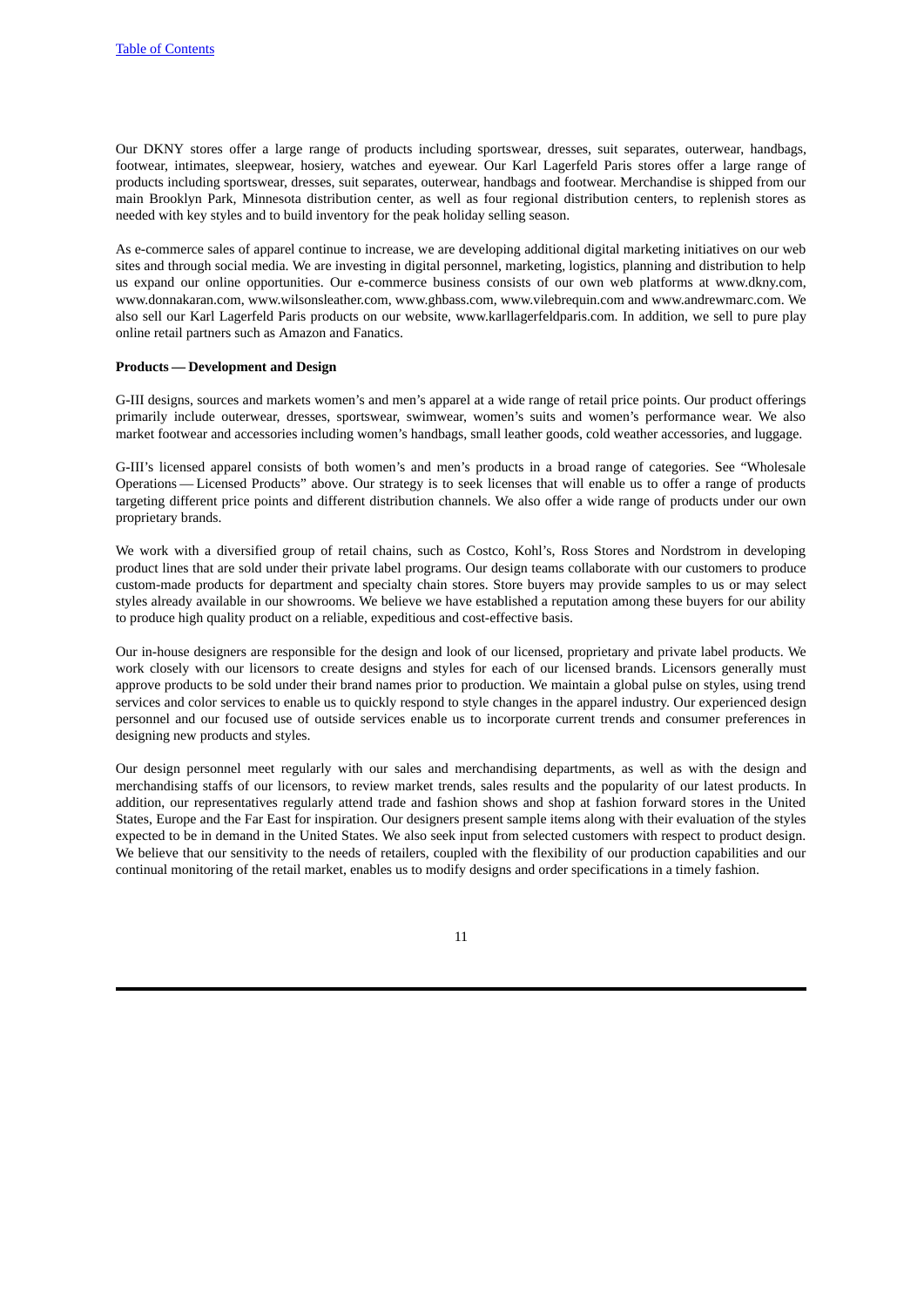Our DKNY stores offer a large range of products including sportswear, dresses, suit separates, outerwear, handbags, footwear, intimates, sleepwear, hosiery, watches and eyewear. Our Karl Lagerfeld Paris stores offer a large range of products including sportswear, dresses, suit separates, outerwear, handbags and footwear. Merchandise is shipped from our main Brooklyn Park, Minnesota distribution center, as well as four regional distribution centers, to replenish stores as needed with key styles and to build inventory for the peak holiday selling season.

As e-commerce sales of apparel continue to increase, we are developing additional digital marketing initiatives on our web sites and through social media. We are investing in digital personnel, marketing, logistics, planning and distribution to help us expand our online opportunities. Our e-commerce business consists of our own web platforms at www.dkny.com, www.donnakaran.com, www.wilsonsleather.com, www.ghbass.com, www.vilebrequin.com and www.andrewmarc.com. We also sell our Karl Lagerfeld Paris products on our website, www.karllagerfeldparis.com. In addition, we sell to pure play online retail partners such as Amazon and Fanatics.

**Products — Development and Design**

G-III designs, sources and markets women's and men's apparel at a wide range of retail price points. Our product offerings primarily include outerwear, dresses, sportswear, swimwear, women's suits and women's performance wear. We also market footwear and accessories including women's handbags, small leather goods, cold weather accessories, and luggage.

G-III's licensed apparel consists of both women's and men's products in a broad range of categories. See "Wholesale Operations — Licensed Products" above. Our strategy is to seek licenses that will enable us to offer a range of products targeting different price points and different distribution channels. We also offer a wide range of products under our own proprietary brands.

We work with a diversified group of retail chains, such as Costco, Kohl's, Ross Stores and Nordstrom in developing product lines that are sold under their private label programs. Our design teams collaborate with our customers to produce custom-made products for department and specialty chain stores. Store buyers may provide samples to us or may select styles already available in our showrooms. We believe we have established a reputation among these buyers for our ability to produce high quality product on a reliable, expeditious and cost-effective basis.

Our in-house designers are responsible for the design and look of our licensed, proprietary and private label products. We work closely with our licensors to create designs and styles for each of our licensed brands. Licensors generally must approve products to be sold under their brand names prior to production. We maintain a global pulse on styles, using trend services and color services to enable us to quickly respond to style changes in the apparel industry. Our experienced design personnel and our focused use of outside services enable us to incorporate current trends and consumer preferences in designing new products and styles.

Our design personnel meet regularly with our sales and merchandising departments, as well as with the design and merchandising staffs of our licensors, to review market trends, sales results and the popularity of our latest products. In addition, our representatives regularly attend trade and fashion shows and shop at fashion forward stores in the United States, Europe and the Far East for inspiration. Our designers present sample items along with their evaluation of the styles expected to be in demand in the United States. We also seek input from selected customers with respect to product design. We believe that our sensitivity to the needs of retailers, coupled with the flexibility of our production capabilities and our continual monitoring of the retail market, enables us to modify designs and order specifications in a timely fashion.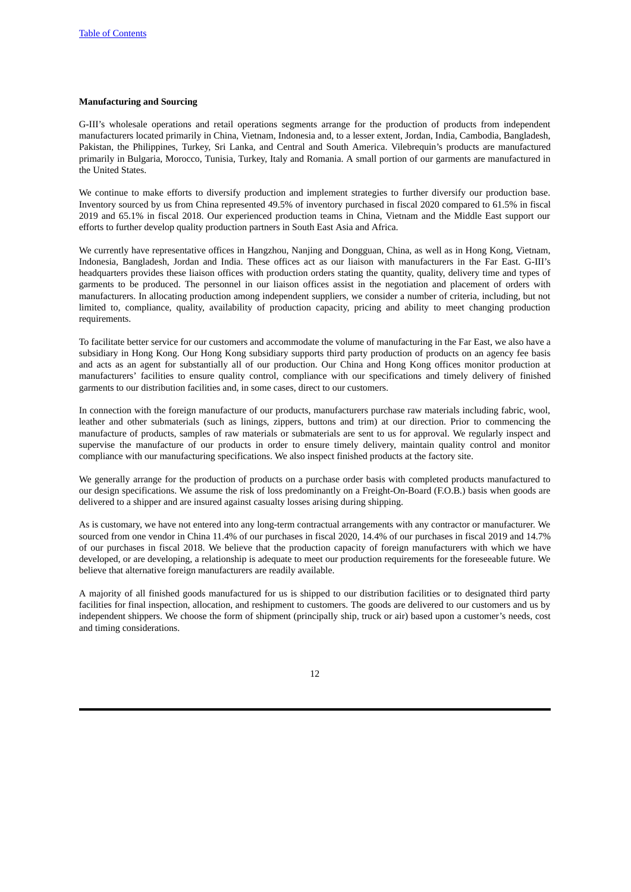**Manufacturing and Sourcing**

G-III's wholesale operations and retail operations segments arrange for the production of products from independent manufacturers located primarily in China, Vietnam, Indonesia and, to a lesser extent, Jordan, India, Cambodia, Bangladesh, Pakistan, the Philippines, Turkey, Sri Lanka, and Central and South America. Vilebrequin's products are manufactured primarily in Bulgaria, Morocco, Tunisia, Turkey, Italy and Romania. A small portion of our garments are manufactured in the United States.

We continue to make efforts to diversify production and implement strategies to further diversify our production base. Inventory sourced by us from China represented 49.5% of inventory purchased in fiscal 2020 compared to 61.5% in fiscal 2019 and 65.1% in fiscal 2018. Our experienced production teams in China, Vietnam and the Middle East support our efforts to further develop quality production partners in South East Asia and Africa.

We currently have representative offices in Hangzhou, Nanjing and Dongguan, China, as well as in Hong Kong, Vietnam, Indonesia, Bangladesh, Jordan and India. These offices act as our liaison with manufacturers in the Far East. G-III's headquarters provides these liaison offices with production orders stating the quantity, quality, delivery time and types of garments to be produced. The personnel in our liaison offices assist in the negotiation and placement of orders with manufacturers. In allocating production among independent suppliers, we consider a number of criteria, including, but not limited to, compliance, quality, availability of production capacity, pricing and ability to meet changing production requirements.

To facilitate better service for our customers and accommodate the volume of manufacturing in the Far East, we also have a subsidiary in Hong Kong. Our Hong Kong subsidiary supports third party production of products on an agency fee basis and acts as an agent for substantially all of our production. Our China and Hong Kong offices monitor production at manufacturers' facilities to ensure quality control, compliance with our specifications and timely delivery of finished garments to our distribution facilities and, in some cases, direct to our customers.

In connection with the foreign manufacture of our products, manufacturers purchase raw materials including fabric, wool, leather and other submaterials (such as linings, zippers, buttons and trim) at our direction. Prior to commencing the manufacture of products, samples of raw materials or submaterials are sent to us for approval. We regularly inspect and supervise the manufacture of our products in order to ensure timely delivery, maintain quality control and monitor compliance with our manufacturing specifications. We also inspect finished products at the factory site.

We generally arrange for the production of products on a purchase order basis with completed products manufactured to our design specifications. We assume the risk of loss predominantly on a Freight-On-Board (F.O.B.) basis when goods are delivered to a shipper and are insured against casualty losses arising during shipping.

As is customary, we have not entered into any long-term contractual arrangements with any contractor or manufacturer. We sourced from one vendor in China 11.4% of our purchases in fiscal 2020, 14.4% of our purchases in fiscal 2019 and 14.7% of our purchases in fiscal 2018. We believe that the production capacity of foreign manufacturers with which we have developed, or are developing, a relationship is adequate to meet our production requirements for the foreseeable future. We believe that alternative foreign manufacturers are readily available.

A majority of all finished goods manufactured for us is shipped to our distribution facilities or to designated third party facilities for final inspection, allocation, and reshipment to customers. The goods are delivered to our customers and us by independent shippers. We choose the form of shipment (principally ship, truck or air) based upon a customer's needs, cost and timing considerations.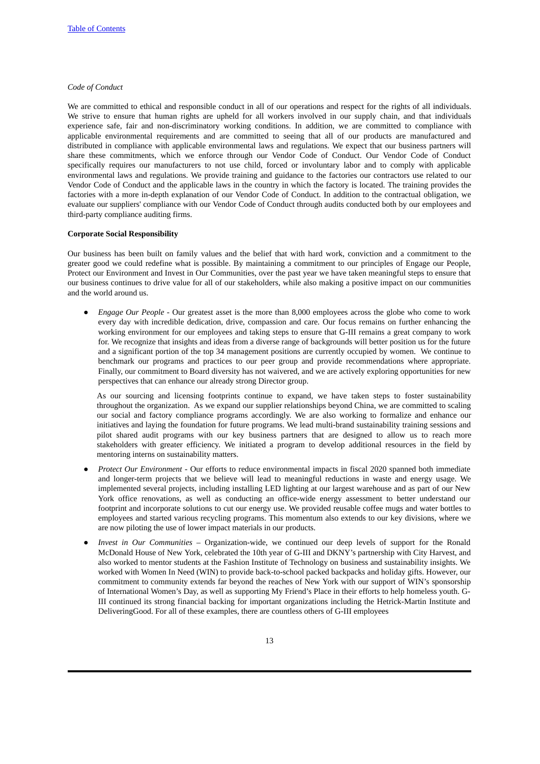*Code of Conduct*

We are committed to ethical and responsible conduct in all of our operations and respect for the rights of all individuals. We strive to ensure that human rights are upheld for all workers involved in our supply chain, and that individuals experience safe, fair and non-discriminatory working conditions. In addition, we are committed to compliance with applicable environmental requirements and are committed to seeing that all of our products are manufactured and distributed in compliance with applicable environmental laws and regulations. We expect that our business partners will share these commitments, which we enforce through our Vendor Code of Conduct. Our Vendor Code of Conduct specifically requires our manufacturers to not use child, forced or involuntary labor and to comply with applicable environmental laws and regulations. We provide training and guidance to the factories our contractors use related to our Vendor Code of Conduct and the applicable laws in the country in which the factory is located. The training provides the factories with a more in-depth explanation of our Vendor Code of Conduct. In addition to the contractual obligation, we evaluate our suppliers' compliance with our Vendor Code of Conduct through audits conducted both by our employees and third-party compliance auditing firms.

**Corporate Social Responsibility**

Our business has been built on family values and the belief that with hard work, conviction and a commitment to the greater good we could redefine what is possible. By maintaining a commitment to our principles of Engage our People, Protect our Environment and Invest in Our Communities, over the past year we have taken meaningful steps to ensure that our business continues to drive value for all of our stakeholders, while also making a positive impact on our communities and the world around us.

- *Engage Our People* - Our greatest asset is the more than 8,000 employees across the globe who come to work every day with incredible dedication, drive, compassion and care. Our focus remains on further enhancing the working environment for our employees and taking steps to ensure that G-III remains a great company to work for. We recognize that insights and ideas from a diverse range of backgrounds will better position us for the future and a significant portion of the top 34 management positions are currently occupied by women. We continue to benchmark our programs and practices to our peer group and provide recommendations where appropriate. Finally, our commitment to Board diversity has not waivered, and we are actively exploring opportunities for new perspectives that can enhance our already strong Director group.

  As our sourcing and licensing footprints continue to expand, we have taken steps to foster sustainability throughout the organization. As we expand our supplier relationships beyond China, we are committed to scaling our social and factory compliance programs accordingly. We are also working to formalize and enhance our initiatives and laying the foundation for future programs. We lead multi-brand sustainability training sessions and pilot shared audit programs with our key business partners that are designed to allow us to reach more stakeholders with greater efficiency. We initiated a program to develop additional resources in the field by mentoring interns on sustainability matters.

- *Protect Our Environment* - Our efforts to reduce environmental impacts in fiscal 2020 spanned both immediate and longer-term projects that we believe will lead to meaningful reductions in waste and energy usage. We implemented several projects, including installing LED lighting at our largest warehouse and as part of our New York office renovations, as well as conducting an office-wide energy assessment to better understand our footprint and incorporate solutions to cut our energy use. We provided reusable coffee mugs and water bottles to employees and started various recycling programs. This momentum also extends to our key divisions, where we are now piloting the use of lower impact materials in our products.

- *Invest in Our Communities* – Organization-wide, we continued our deep levels of support for the Ronald McDonald House of New York, celebrated the 10th year of G-III and DKNY's partnership with City Harvest, and also worked to mentor students at the Fashion Institute of Technology on business and sustainability insights. We worked with Women In Need (WIN) to provide back-to-school packed backpacks and holiday gifts. However, our commitment to community extends far beyond the reaches of New York with our support of WIN's sponsorship of International Women's Day, as well as supporting My Friend's Place in their efforts to help homeless youth. G-III continued its strong financial backing for important organizations including the Hetrick-Martin Institute and DeliveringGood. For all of these examples, there are countless others of G-III employees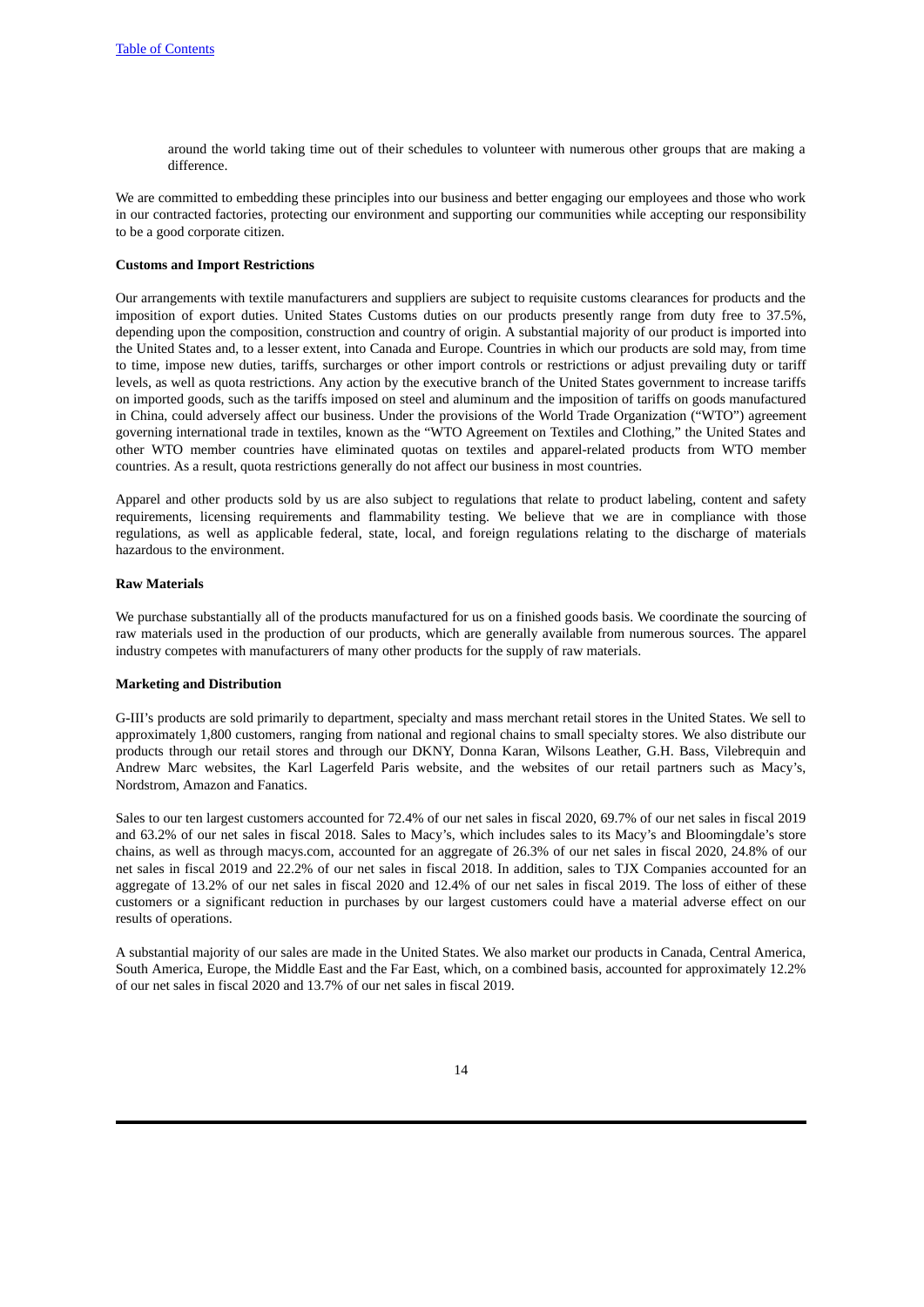around the world taking time out of their schedules to volunteer with numerous other groups that are making a difference.

We are committed to embedding these principles into our business and better engaging our employees and those who work in our contracted factories, protecting our environment and supporting our communities while accepting our responsibility to be a good corporate citizen.

**Customs and Import Restrictions**

Our arrangements with textile manufacturers and suppliers are subject to requisite customs clearances for products and the imposition of export duties. United States Customs duties on our products presently range from duty free to 37.5%, depending upon the composition, construction and country of origin. A substantial majority of our product is imported into the United States and, to a lesser extent, into Canada and Europe. Countries in which our products are sold may, from time to time, impose new duties, tariffs, surcharges or other import controls or restrictions or adjust prevailing duty or tariff levels, as well as quota restrictions. Any action by the executive branch of the United States government to increase tariffs on imported goods, such as the tariffs imposed on steel and aluminum and the imposition of tariffs on goods manufactured in China, could adversely affect our business. Under the provisions of the World Trade Organization ("WTO") agreement governing international trade in textiles, known as the "WTO Agreement on Textiles and Clothing," the United States and other WTO member countries have eliminated quotas on textiles and apparel-related products from WTO member countries. As a result, quota restrictions generally do not affect our business in most countries.

Apparel and other products sold by us are also subject to regulations that relate to product labeling, content and safety requirements, licensing requirements and flammability testing. We believe that we are in compliance with those regulations, as well as applicable federal, state, local, and foreign regulations relating to the discharge of materials hazardous to the environment.

**Raw Materials**

We purchase substantially all of the products manufactured for us on a finished goods basis. We coordinate the sourcing of raw materials used in the production of our products, which are generally available from numerous sources. The apparel industry competes with manufacturers of many other products for the supply of raw materials.

**Marketing and Distribution**

G-III's products are sold primarily to department, specialty and mass merchant retail stores in the United States. We sell to approximately 1,800 customers, ranging from national and regional chains to small specialty stores. We also distribute our products through our retail stores and through our DKNY, Donna Karan, Wilsons Leather, G.H. Bass, Vilebrequin and Andrew Marc websites, the Karl Lagerfeld Paris website, and the websites of our retail partners such as Macy's, Nordstrom, Amazon and Fanatics.

Sales to our ten largest customers accounted for 72.4% of our net sales in fiscal 2020, 69.7% of our net sales in fiscal 2019 and 63.2% of our net sales in fiscal 2018. Sales to Macy's, which includes sales to its Macy's and Bloomingdale's store chains, as well as through macys.com, accounted for an aggregate of 26.3% of our net sales in fiscal 2020, 24.8% of our net sales in fiscal 2019 and 22.2% of our net sales in fiscal 2018. In addition, sales to TJX Companies accounted for an aggregate of 13.2% of our net sales in fiscal 2020 and 12.4% of our net sales in fiscal 2019. The loss of either of these customers or a significant reduction in purchases by our largest customers could have a material adverse effect on our results of operations.

A substantial majority of our sales are made in the United States. We also market our products in Canada, Central America, South America, Europe, the Middle East and the Far East, which, on a combined basis, accounted for approximately 12.2% of our net sales in fiscal 2020 and 13.7% of our net sales in fiscal 2019.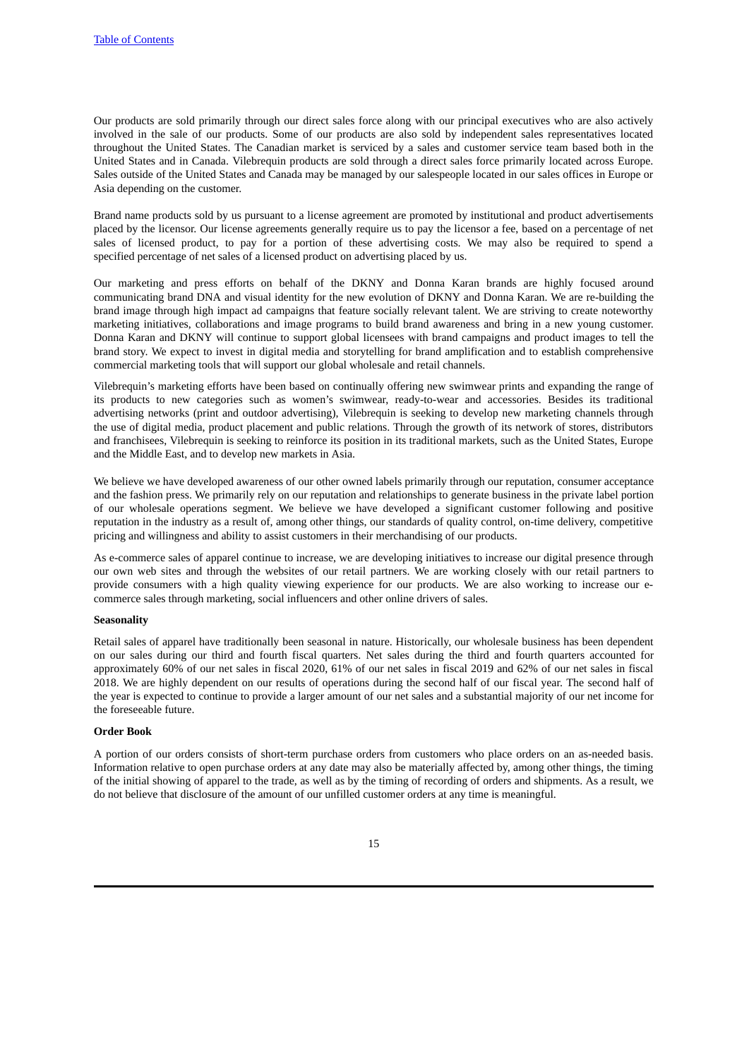Our products are sold primarily through our direct sales force along with our principal executives who are also actively involved in the sale of our products. Some of our products are also sold by independent sales representatives located throughout the United States. The Canadian market is serviced by a sales and customer service team based both in the United States and in Canada. Vilebrequin products are sold through a direct sales force primarily located across Europe. Sales outside of the United States and Canada may be managed by our salespeople located in our sales offices in Europe or Asia depending on the customer.

Brand name products sold by us pursuant to a license agreement are promoted by institutional and product advertisements placed by the licensor. Our license agreements generally require us to pay the licensor a fee, based on a percentage of net sales of licensed product, to pay for a portion of these advertising costs. We may also be required to spend a specified percentage of net sales of a licensed product on advertising placed by us.

Our marketing and press efforts on behalf of the DKNY and Donna Karan brands are highly focused around communicating brand DNA and visual identity for the new evolution of DKNY and Donna Karan. We are re-building the brand image through high impact ad campaigns that feature socially relevant talent. We are striving to create noteworthy marketing initiatives, collaborations and image programs to build brand awareness and bring in a new young customer. Donna Karan and DKNY will continue to support global licensees with brand campaigns and product images to tell the brand story. We expect to invest in digital media and storytelling for brand amplification and to establish comprehensive commercial marketing tools that will support our global wholesale and retail channels.

Vilebrequin's marketing efforts have been based on continually offering new swimwear prints and expanding the range of its products to new categories such as women's swimwear, ready-to-wear and accessories. Besides its traditional advertising networks (print and outdoor advertising), Vilebrequin is seeking to develop new marketing channels through the use of digital media, product placement and public relations. Through the growth of its network of stores, distributors and franchisees, Vilebrequin is seeking to reinforce its position in its traditional markets, such as the United States, Europe and the Middle East, and to develop new markets in Asia.

We believe we have developed awareness of our other owned labels primarily through our reputation, consumer acceptance and the fashion press. We primarily rely on our reputation and relationships to generate business in the private label portion of our wholesale operations segment. We believe we have developed a significant customer following and positive reputation in the industry as a result of, among other things, our standards of quality control, on-time delivery, competitive pricing and willingness and ability to assist customers in their merchandising of our products.

As e-commerce sales of apparel continue to increase, we are developing initiatives to increase our digital presence through our own web sites and through the websites of our retail partners. We are working closely with our retail partners to provide consumers with a high quality viewing experience for our products. We are also working to increase our e-commerce sales through marketing, social influencers and other online drivers of sales.

**Seasonality**

Retail sales of apparel have traditionally been seasonal in nature. Historically, our wholesale business has been dependent on our sales during our third and fourth fiscal quarters. Net sales during the third and fourth quarters accounted for approximately 60% of our net sales in fiscal 2020, 61% of our net sales in fiscal 2019 and 62% of our net sales in fiscal 2018. We are highly dependent on our results of operations during the second half of our fiscal year. The second half of the year is expected to continue to provide a larger amount of our net sales and a substantial majority of our net income for the foreseeable future.

**Order Book**

A portion of our orders consists of short-term purchase orders from customers who place orders on an as-needed basis. Information relative to open purchase orders at any date may also be materially affected by, among other things, the timing of the initial showing of apparel to the trade, as well as by the timing of recording of orders and shipments. As a result, we do not believe that disclosure of the amount of our unfilled customer orders at any time is meaningful.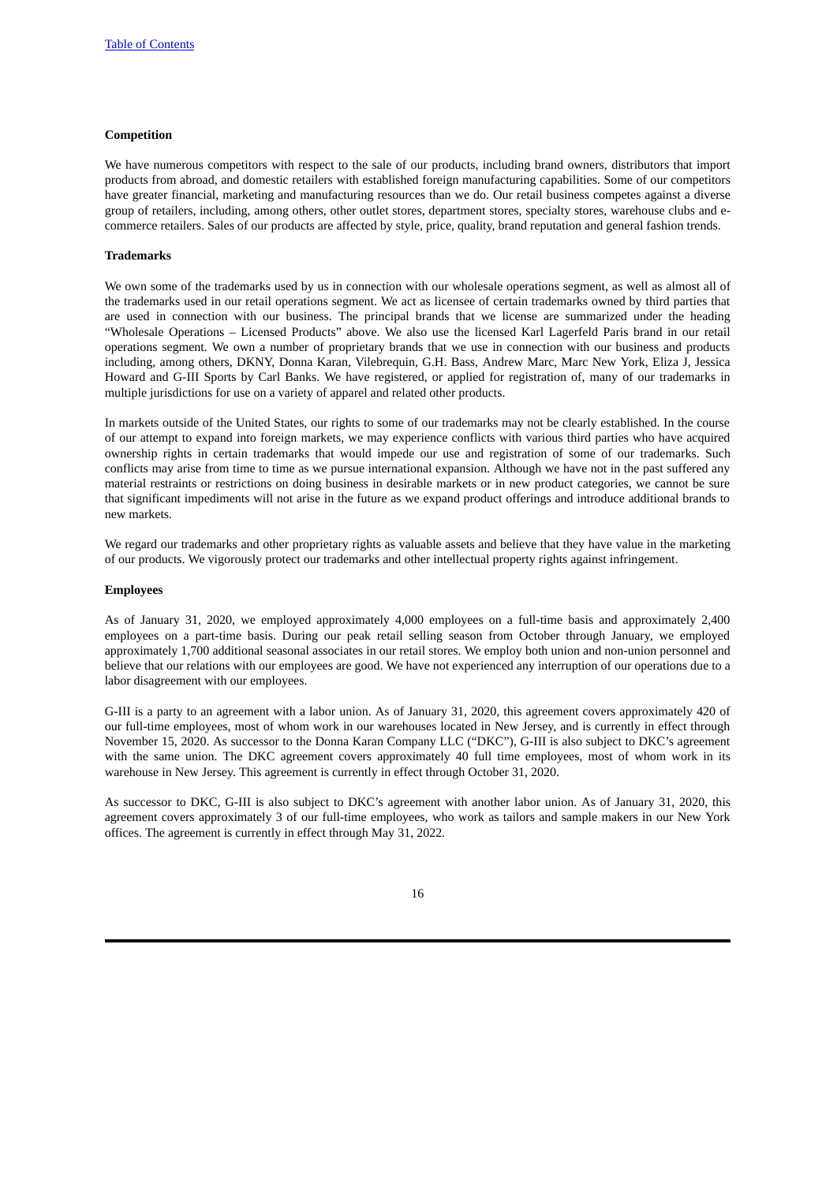**Competition**

We have numerous competitors with respect to the sale of our products, including brand owners, distributors that import products from abroad, and domestic retailers with established foreign manufacturing capabilities. Some of our competitors have greater financial, marketing and manufacturing resources than we do. Our retail business competes against a diverse group of retailers, including, among others, other outlet stores, department stores, specialty stores, warehouse clubs and e-commerce retailers. Sales of our products are affected by style, price, quality, brand reputation and general fashion trends.

**Trademarks**

We own some of the trademarks used by us in connection with our wholesale operations segment, as well as almost all of the trademarks used in our retail operations segment. We act as licensee of certain trademarks owned by third parties that are used in connection with our business. The principal brands that we license are summarized under the heading "Wholesale Operations – Licensed Products" above. We also use the licensed Karl Lagerfeld Paris brand in our retail operations segment. We own a number of proprietary brands that we use in connection with our business and products including, among others, DKNY, Donna Karan, Vilebrequin, G.H. Bass, Andrew Marc, Marc New York, Eliza J, Jessica Howard and G-III Sports by Carl Banks. We have registered, or applied for registration of, many of our trademarks in multiple jurisdictions for use on a variety of apparel and related other products.

In markets outside of the United States, our rights to some of our trademarks may not be clearly established. In the course of our attempt to expand into foreign markets, we may experience conflicts with various third parties who have acquired ownership rights in certain trademarks that would impede our use and registration of some of our trademarks. Such conflicts may arise from time to time as we pursue international expansion. Although we have not in the past suffered any material restraints or restrictions on doing business in desirable markets or in new product categories, we cannot be sure that significant impediments will not arise in the future as we expand product offerings and introduce additional brands to new markets.

We regard our trademarks and other proprietary rights as valuable assets and believe that they have value in the marketing of our products. We vigorously protect our trademarks and other intellectual property rights against infringement.

**Employees**

As of January 31, 2020, we employed approximately 4,000 employees on a full-time basis and approximately 2,400 employees on a part-time basis. During our peak retail selling season from October through January, we employed approximately 1,700 additional seasonal associates in our retail stores. We employ both union and non-union personnel and believe that our relations with our employees are good. We have not experienced any interruption of our operations due to a labor disagreement with our employees.

G-III is a party to an agreement with a labor union. As of January 31, 2020, this agreement covers approximately 420 of our full-time employees, most of whom work in our warehouses located in New Jersey, and is currently in effect through November 15, 2020. As successor to the Donna Karan Company LLC ("DKC"), G-III is also subject to DKC's agreement with the same union. The DKC agreement covers approximately 40 full time employees, most of whom work in its warehouse in New Jersey. This agreement is currently in effect through October 31, 2020.

As successor to DKC, G-III is also subject to DKC's agreement with another labor union. As of January 31, 2020, this agreement covers approximately 3 of our full-time employees, who work as tailors and sample makers in our New York offices. The agreement is currently in effect through May 31, 2022.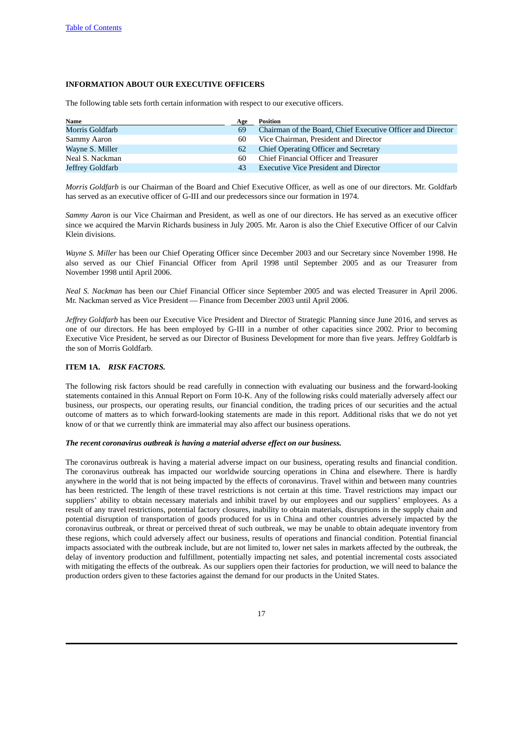**INFORMATION ABOUT OUR EXECUTIVE OFFICERS**

The following table sets forth certain information with respect to our executive officers.

| Name | Age | Position |
|---|---|---|
| Morris Goldfarb | 69 | Chairman of the Board, Chief Executive Officer and Director |
| Sammy Aaron | 60 | Vice Chairman, President and Director |
| Wayne S. Miller | 62 | Chief Operating Officer and Secretary |
| Neal S. Nackman | 60 | Chief Financial Officer and Treasurer |
| Jeffrey Goldfarb | 43 | Executive Vice President and Director |

*Morris Goldfarb* is our Chairman of the Board and Chief Executive Officer, as well as one of our directors. Mr. Goldfarb has served as an executive officer of G-III and our predecessors since our formation in 1974.

*Sammy Aaron* is our Vice Chairman and President, as well as one of our directors. He has served as an executive officer since we acquired the Marvin Richards business in July 2005. Mr. Aaron is also the Chief Executive Officer of our Calvin Klein divisions.

*Wayne S. Miller* has been our Chief Operating Officer since December 2003 and our Secretary since November 1998. He also served as our Chief Financial Officer from April 1998 until September 2005 and as our Treasurer from November 1998 until April 2006.

*Neal S. Nackman* has been our Chief Financial Officer since September 2005 and was elected Treasurer in April 2006. Mr. Nackman served as Vice President — Finance from December 2003 until April 2006.

*Jeffrey Goldfarb* has been our Executive Vice President and Director of Strategic Planning since June 2016, and serves as one of our directors. He has been employed by G-III in a number of other capacities since 2002. Prior to becoming Executive Vice President, he served as our Director of Business Development for more than five years. Jeffrey Goldfarb is the son of Morris Goldfarb.

**ITEM 1A.** ***RISK FACTORS.***

The following risk factors should be read carefully in connection with evaluating our business and the forward-looking statements contained in this Annual Report on Form 10-K. Any of the following risks could materially adversely affect our business, our prospects, our operating results, our financial condition, the trading prices of our securities and the actual outcome of matters as to which forward-looking statements are made in this report. Additional risks that we do not yet know of or that we currently think are immaterial may also affect our business operations.

***The recent coronavirus outbreak is having a material adverse effect on our business.***

The coronavirus outbreak is having a material adverse impact on our business, operating results and financial condition. The coronavirus outbreak has impacted our worldwide sourcing operations in China and elsewhere. There is hardly anywhere in the world that is not being impacted by the effects of coronavirus. Travel within and between many countries has been restricted. The length of these travel restrictions is not certain at this time. Travel restrictions may impact our suppliers' ability to obtain necessary materials and inhibit travel by our employees and our suppliers' employees. As a result of any travel restrictions, potential factory closures, inability to obtain materials, disruptions in the supply chain and potential disruption of transportation of goods produced for us in China and other countries adversely impacted by the coronavirus outbreak, or threat or perceived threat of such outbreak, we may be unable to obtain adequate inventory from these regions, which could adversely affect our business, results of operations and financial condition. Potential financial impacts associated with the outbreak include, but are not limited to, lower net sales in markets affected by the outbreak, the delay of inventory production and fulfillment, potentially impacting net sales, and potential incremental costs associated with mitigating the effects of the outbreak. As our suppliers open their factories for production, we will need to balance the production orders given to these factories against the demand for our products in the United States.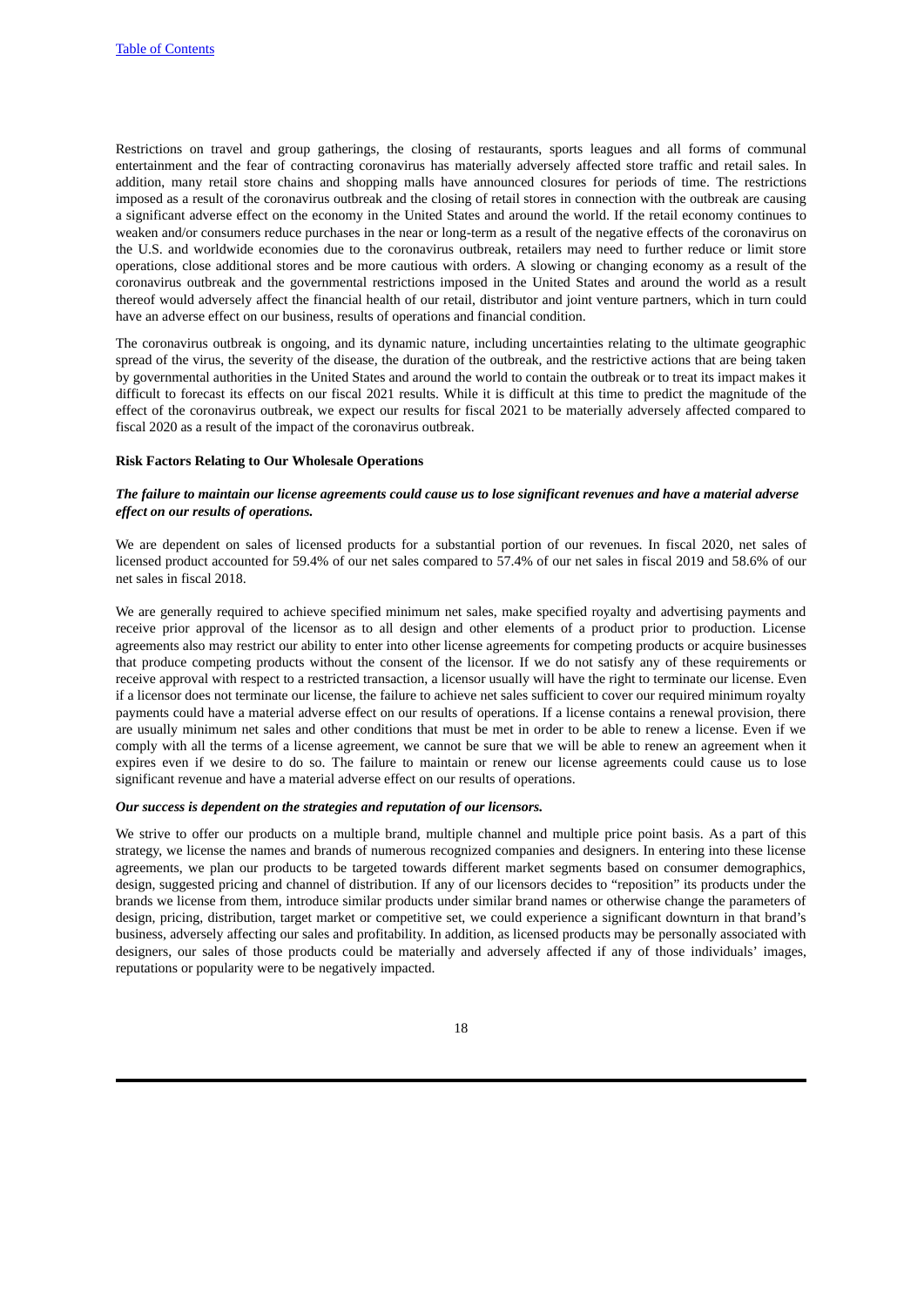Restrictions on travel and group gatherings, the closing of restaurants, sports leagues and all forms of communal entertainment and the fear of contracting coronavirus has materially adversely affected store traffic and retail sales. In addition, many retail store chains and shopping malls have announced closures for periods of time. The restrictions imposed as a result of the coronavirus outbreak and the closing of retail stores in connection with the outbreak are causing a significant adverse effect on the economy in the United States and around the world. If the retail economy continues to weaken and/or consumers reduce purchases in the near or long-term as a result of the negative effects of the coronavirus on the U.S. and worldwide economies due to the coronavirus outbreak, retailers may need to further reduce or limit store operations, close additional stores and be more cautious with orders. A slowing or changing economy as a result of the coronavirus outbreak and the governmental restrictions imposed in the United States and around the world as a result thereof would adversely affect the financial health of our retail, distributor and joint venture partners, which in turn could have an adverse effect on our business, results of operations and financial condition.

The coronavirus outbreak is ongoing, and its dynamic nature, including uncertainties relating to the ultimate geographic spread of the virus, the severity of the disease, the duration of the outbreak, and the restrictive actions that are being taken by governmental authorities in the United States and around the world to contain the outbreak or to treat its impact makes it difficult to forecast its effects on our fiscal 2021 results. While it is difficult at this time to predict the magnitude of the effect of the coronavirus outbreak, we expect our results for fiscal 2021 to be materially adversely affected compared to fiscal 2020 as a result of the impact of the coronavirus outbreak.

**Risk Factors Relating to Our Wholesale Operations**

***The failure to maintain our license agreements could cause us to lose significant revenues and have a material adverse effect on our results of operations.***

We are dependent on sales of licensed products for a substantial portion of our revenues. In fiscal 2020, net sales of licensed product accounted for 59.4% of our net sales compared to 57.4% of our net sales in fiscal 2019 and 58.6% of our net sales in fiscal 2018.

We are generally required to achieve specified minimum net sales, make specified royalty and advertising payments and receive prior approval of the licensor as to all design and other elements of a product prior to production. License agreements also may restrict our ability to enter into other license agreements for competing products or acquire businesses that produce competing products without the consent of the licensor. If we do not satisfy any of these requirements or receive approval with respect to a restricted transaction, a licensor usually will have the right to terminate our license. Even if a licensor does not terminate our license, the failure to achieve net sales sufficient to cover our required minimum royalty payments could have a material adverse effect on our results of operations. If a license contains a renewal provision, there are usually minimum net sales and other conditions that must be met in order to be able to renew a license. Even if we comply with all the terms of a license agreement, we cannot be sure that we will be able to renew an agreement when it expires even if we desire to do so. The failure to maintain or renew our license agreements could cause us to lose significant revenue and have a material adverse effect on our results of operations.

***Our success is dependent on the strategies and reputation of our licensors.***

We strive to offer our products on a multiple brand, multiple channel and multiple price point basis. As a part of this strategy, we license the names and brands of numerous recognized companies and designers. In entering into these license agreements, we plan our products to be targeted towards different market segments based on consumer demographics, design, suggested pricing and channel of distribution. If any of our licensors decides to "reposition" its products under the brands we license from them, introduce similar products under similar brand names or otherwise change the parameters of design, pricing, distribution, target market or competitive set, we could experience a significant downturn in that brand's business, adversely affecting our sales and profitability. In addition, as licensed products may be personally associated with designers, our sales of those products could be materially and adversely affected if any of those individuals' images, reputations or popularity were to be negatively impacted.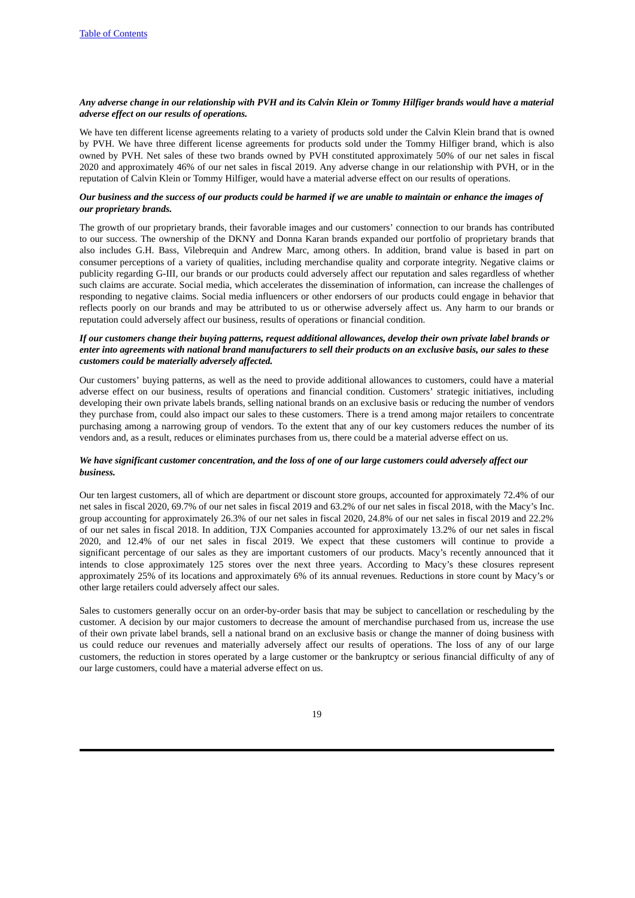***Any adverse change in our relationship with PVH and its Calvin Klein or Tommy Hilfiger brands would have a material adverse effect on our results of operations.***

We have ten different license agreements relating to a variety of products sold under the Calvin Klein brand that is owned by PVH. We have three different license agreements for products sold under the Tommy Hilfiger brand, which is also owned by PVH. Net sales of these two brands owned by PVH constituted approximately 50% of our net sales in fiscal 2020 and approximately 46% of our net sales in fiscal 2019. Any adverse change in our relationship with PVH, or in the reputation of Calvin Klein or Tommy Hilfiger, would have a material adverse effect on our results of operations.

***Our business and the success of our products could be harmed if we are unable to maintain or enhance the images of our proprietary brands.***

The growth of our proprietary brands, their favorable images and our customers' connection to our brands has contributed to our success. The ownership of the DKNY and Donna Karan brands expanded our portfolio of proprietary brands that also includes G.H. Bass, Vilebrequin and Andrew Marc, among others. In addition, brand value is based in part on consumer perceptions of a variety of qualities, including merchandise quality and corporate integrity. Negative claims or publicity regarding G-III, our brands or our products could adversely affect our reputation and sales regardless of whether such claims are accurate. Social media, which accelerates the dissemination of information, can increase the challenges of responding to negative claims. Social media influencers or other endorsers of our products could engage in behavior that reflects poorly on our brands and may be attributed to us or otherwise adversely affect us. Any harm to our brands or reputation could adversely affect our business, results of operations or financial condition.

***If our customers change their buying patterns, request additional allowances, develop their own private label brands or enter into agreements with national brand manufacturers to sell their products on an exclusive basis, our sales to these customers could be materially adversely affected.***

Our customers' buying patterns, as well as the need to provide additional allowances to customers, could have a material adverse effect on our business, results of operations and financial condition. Customers' strategic initiatives, including developing their own private labels brands, selling national brands on an exclusive basis or reducing the number of vendors they purchase from, could also impact our sales to these customers. There is a trend among major retailers to concentrate purchasing among a narrowing group of vendors. To the extent that any of our key customers reduces the number of its vendors and, as a result, reduces or eliminates purchases from us, there could be a material adverse effect on us.

***We have significant customer concentration, and the loss of one of our large customers could adversely affect our business.***

Our ten largest customers, all of which are department or discount store groups, accounted for approximately 72.4% of our net sales in fiscal 2020, 69.7% of our net sales in fiscal 2019 and 63.2% of our net sales in fiscal 2018, with the Macy's Inc. group accounting for approximately 26.3% of our net sales in fiscal 2020, 24.8% of our net sales in fiscal 2019 and 22.2% of our net sales in fiscal 2018. In addition, TJX Companies accounted for approximately 13.2% of our net sales in fiscal 2020, and 12.4% of our net sales in fiscal 2019. We expect that these customers will continue to provide a significant percentage of our sales as they are important customers of our products. Macy's recently announced that it intends to close approximately 125 stores over the next three years. According to Macy's these closures represent approximately 25% of its locations and approximately 6% of its annual revenues. Reductions in store count by Macy's or other large retailers could adversely affect our sales.

Sales to customers generally occur on an order-by-order basis that may be subject to cancellation or rescheduling by the customer. A decision by our major customers to decrease the amount of merchandise purchased from us, increase the use of their own private label brands, sell a national brand on an exclusive basis or change the manner of doing business with us could reduce our revenues and materially adversely affect our results of operations. The loss of any of our large customers, the reduction in stores operated by a large customer or the bankruptcy or serious financial difficulty of any of our large customers, could have a material adverse effect on us.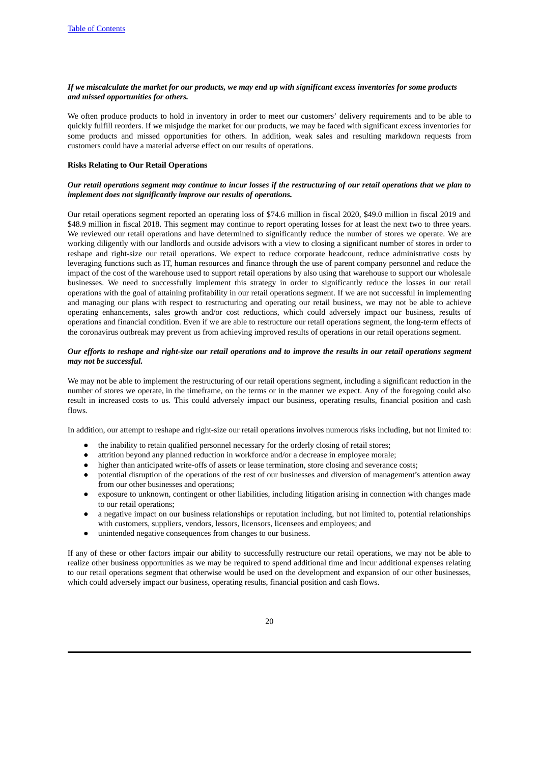***If we miscalculate the market for our products, we may end up with significant excess inventories for some products and missed opportunities for others.***

We often produce products to hold in inventory in order to meet our customers' delivery requirements and to be able to quickly fulfill reorders. If we misjudge the market for our products, we may be faced with significant excess inventories for some products and missed opportunities for others. In addition, weak sales and resulting markdown requests from customers could have a material adverse effect on our results of operations.

**Risks Relating to Our Retail Operations**

***Our retail operations segment may continue to incur losses if the restructuring of our retail operations that we plan to implement does not significantly improve our results of operations.***

Our retail operations segment reported an operating loss of $74.6 million in fiscal 2020, $49.0 million in fiscal 2019 and $48.9 million in fiscal 2018. This segment may continue to report operating losses for at least the next two to three years. We reviewed our retail operations and have determined to significantly reduce the number of stores we operate. We are working diligently with our landlords and outside advisors with a view to closing a significant number of stores in order to reshape and right-size our retail operations. We expect to reduce corporate headcount, reduce administrative costs by leveraging functions such as IT, human resources and finance through the use of parent company personnel and reduce the impact of the cost of the warehouse used to support retail operations by also using that warehouse to support our wholesale businesses. We need to successfully implement this strategy in order to significantly reduce the losses in our retail operations with the goal of attaining profitability in our retail operations segment. If we are not successful in implementing and managing our plans with respect to restructuring and operating our retail business, we may not be able to achieve operating enhancements, sales growth and/or cost reductions, which could adversely impact our business, results of operations and financial condition. Even if we are able to restructure our retail operations segment, the long-term effects of the coronavirus outbreak may prevent us from achieving improved results of operations in our retail operations segment.

***Our efforts to reshape and right-size our retail operations and to improve the results in our retail operations segment may not be successful.***

We may not be able to implement the restructuring of our retail operations segment, including a significant reduction in the number of stores we operate, in the timeframe, on the terms or in the manner we expect. Any of the foregoing could also result in increased costs to us. This could adversely impact our business, operating results, financial position and cash flows.

In addition, our attempt to reshape and right-size our retail operations involves numerous risks including, but not limited to:

- the inability to retain qualified personnel necessary for the orderly closing of retail stores;
- attrition beyond any planned reduction in workforce and/or a decrease in employee morale;
- higher than anticipated write-offs of assets or lease termination, store closing and severance costs;
- potential disruption of the operations of the rest of our businesses and diversion of management's attention away from our other businesses and operations;
- exposure to unknown, contingent or other liabilities, including litigation arising in connection with changes made to our retail operations;
- a negative impact on our business relationships or reputation including, but not limited to, potential relationships with customers, suppliers, vendors, lessors, licensors, licensees and employees; and
- unintended negative consequences from changes to our business.

If any of these or other factors impair our ability to successfully restructure our retail operations, we may not be able to realize other business opportunities as we may be required to spend additional time and incur additional expenses relating to our retail operations segment that otherwise would be used on the development and expansion of our other businesses, which could adversely impact our business, operating results, financial position and cash flows.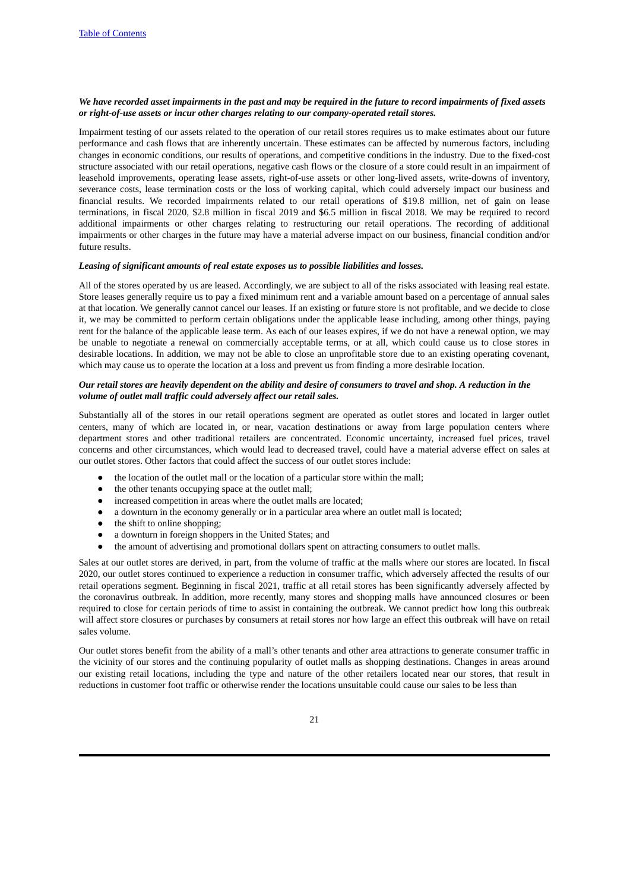***We have recorded asset impairments in the past and may be required in the future to record impairments of fixed assets or right-of-use assets or incur other charges relating to our company-operated retail stores.***

Impairment testing of our assets related to the operation of our retail stores requires us to make estimates about our future performance and cash flows that are inherently uncertain. These estimates can be affected by numerous factors, including changes in economic conditions, our results of operations, and competitive conditions in the industry. Due to the fixed-cost structure associated with our retail operations, negative cash flows or the closure of a store could result in an impairment of leasehold improvements, operating lease assets, right-of-use assets or other long-lived assets, write-downs of inventory, severance costs, lease termination costs or the loss of working capital, which could adversely impact our business and financial results. We recorded impairments related to our retail operations of $19.8 million, net of gain on lease terminations, in fiscal 2020, $2.8 million in fiscal 2019 and $6.5 million in fiscal 2018. We may be required to record additional impairments or other charges relating to restructuring our retail operations. The recording of additional impairments or other charges in the future may have a material adverse impact on our business, financial condition and/or future results.

***Leasing of significant amounts of real estate exposes us to possible liabilities and losses.***

All of the stores operated by us are leased. Accordingly, we are subject to all of the risks associated with leasing real estate. Store leases generally require us to pay a fixed minimum rent and a variable amount based on a percentage of annual sales at that location. We generally cannot cancel our leases. If an existing or future store is not profitable, and we decide to close it, we may be committed to perform certain obligations under the applicable lease including, among other things, paying rent for the balance of the applicable lease term. As each of our leases expires, if we do not have a renewal option, we may be unable to negotiate a renewal on commercially acceptable terms, or at all, which could cause us to close stores in desirable locations. In addition, we may not be able to close an unprofitable store due to an existing operating covenant, which may cause us to operate the location at a loss and prevent us from finding a more desirable location.

***Our retail stores are heavily dependent on the ability and desire of consumers to travel and shop. A reduction in the volume of outlet mall traffic could adversely affect our retail sales.***

Substantially all of the stores in our retail operations segment are operated as outlet stores and located in larger outlet centers, many of which are located in, or near, vacation destinations or away from large population centers where department stores and other traditional retailers are concentrated. Economic uncertainty, increased fuel prices, travel concerns and other circumstances, which would lead to decreased travel, could have a material adverse effect on sales at our outlet stores. Other factors that could affect the success of our outlet stores include:

- the location of the outlet mall or the location of a particular store within the mall;
- the other tenants occupying space at the outlet mall;
- increased competition in areas where the outlet malls are located;
- a downturn in the economy generally or in a particular area where an outlet mall is located;
- the shift to online shopping;
- a downturn in foreign shoppers in the United States; and
- the amount of advertising and promotional dollars spent on attracting consumers to outlet malls.

Sales at our outlet stores are derived, in part, from the volume of traffic at the malls where our stores are located. In fiscal 2020, our outlet stores continued to experience a reduction in consumer traffic, which adversely affected the results of our retail operations segment. Beginning in fiscal 2021, traffic at all retail stores has been significantly adversely affected by the coronavirus outbreak. In addition, more recently, many stores and shopping malls have announced closures or been required to close for certain periods of time to assist in containing the outbreak. We cannot predict how long this outbreak will affect store closures or purchases by consumers at retail stores nor how large an effect this outbreak will have on retail sales volume.

Our outlet stores benefit from the ability of a mall's other tenants and other area attractions to generate consumer traffic in the vicinity of our stores and the continuing popularity of outlet malls as shopping destinations. Changes in areas around our existing retail locations, including the type and nature of the other retailers located near our stores, that result in reductions in customer foot traffic or otherwise render the locations unsuitable could cause our sales to be less than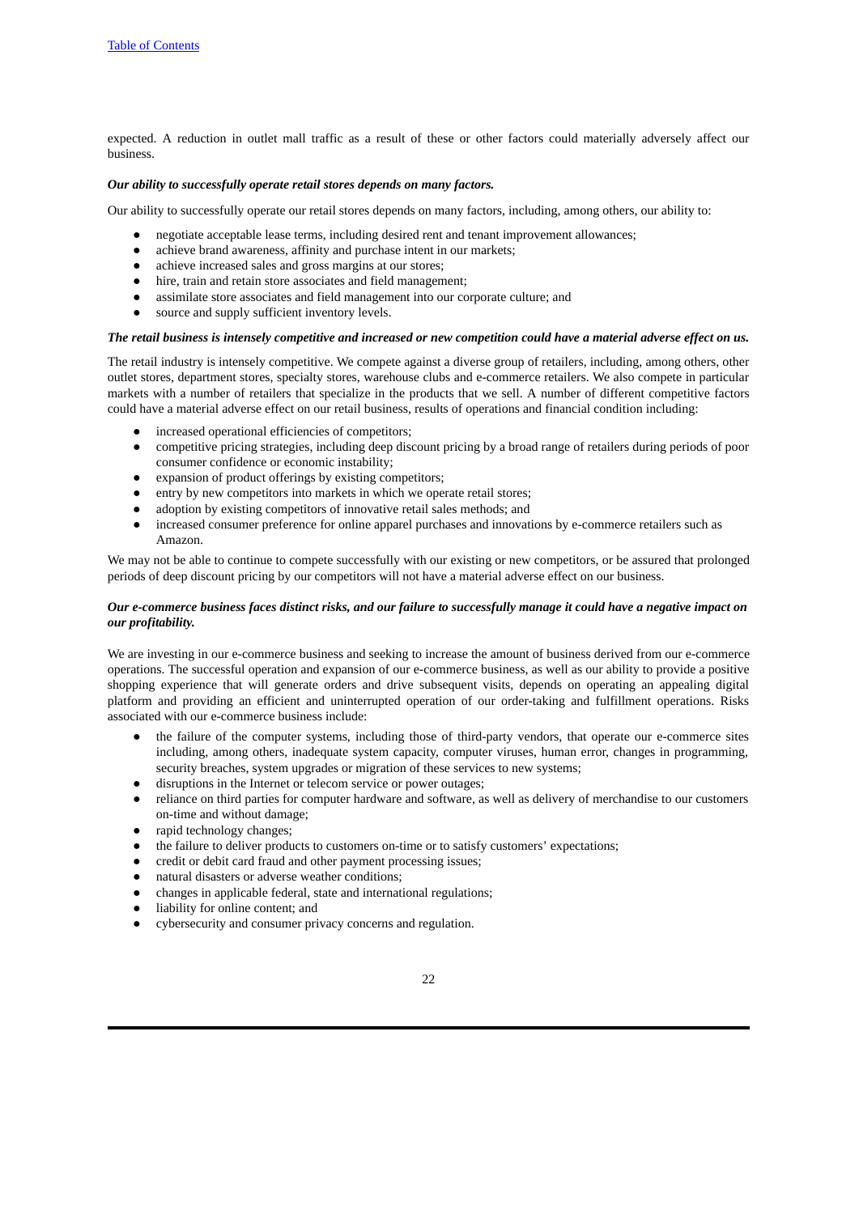expected. A reduction in outlet mall traffic as a result of these or other factors could materially adversely affect our business.

***Our ability to successfully operate retail stores depends on many factors.***

Our ability to successfully operate our retail stores depends on many factors, including, among others, our ability to:

- negotiate acceptable lease terms, including desired rent and tenant improvement allowances;
- achieve brand awareness, affinity and purchase intent in our markets;
- achieve increased sales and gross margins at our stores;
- hire, train and retain store associates and field management;
- assimilate store associates and field management into our corporate culture; and
- source and supply sufficient inventory levels.

***The retail business is intensely competitive and increased or new competition could have a material adverse effect on us.***

The retail industry is intensely competitive. We compete against a diverse group of retailers, including, among others, other outlet stores, department stores, specialty stores, warehouse clubs and e-commerce retailers. We also compete in particular markets with a number of retailers that specialize in the products that we sell. A number of different competitive factors could have a material adverse effect on our retail business, results of operations and financial condition including:

- increased operational efficiencies of competitors;
- competitive pricing strategies, including deep discount pricing by a broad range of retailers during periods of poor consumer confidence or economic instability;
- expansion of product offerings by existing competitors;
- entry by new competitors into markets in which we operate retail stores;
- adoption by existing competitors of innovative retail sales methods; and
- increased consumer preference for online apparel purchases and innovations by e-commerce retailers such as Amazon.

We may not be able to continue to compete successfully with our existing or new competitors, or be assured that prolonged periods of deep discount pricing by our competitors will not have a material adverse effect on our business.

***Our e-commerce business faces distinct risks, and our failure to successfully manage it could have a negative impact on our profitability.***

We are investing in our e-commerce business and seeking to increase the amount of business derived from our e-commerce operations. The successful operation and expansion of our e-commerce business, as well as our ability to provide a positive shopping experience that will generate orders and drive subsequent visits, depends on operating an appealing digital platform and providing an efficient and uninterrupted operation of our order-taking and fulfillment operations. Risks associated with our e-commerce business include:

- the failure of the computer systems, including those of third-party vendors, that operate our e-commerce sites including, among others, inadequate system capacity, computer viruses, human error, changes in programming, security breaches, system upgrades or migration of these services to new systems;
- disruptions in the Internet or telecom service or power outages;
- reliance on third parties for computer hardware and software, as well as delivery of merchandise to our customers on-time and without damage;
- rapid technology changes;
- the failure to deliver products to customers on-time or to satisfy customers' expectations;
- credit or debit card fraud and other payment processing issues;
- natural disasters or adverse weather conditions;
- changes in applicable federal, state and international regulations;
- liability for online content; and
- cybersecurity and consumer privacy concerns and regulation.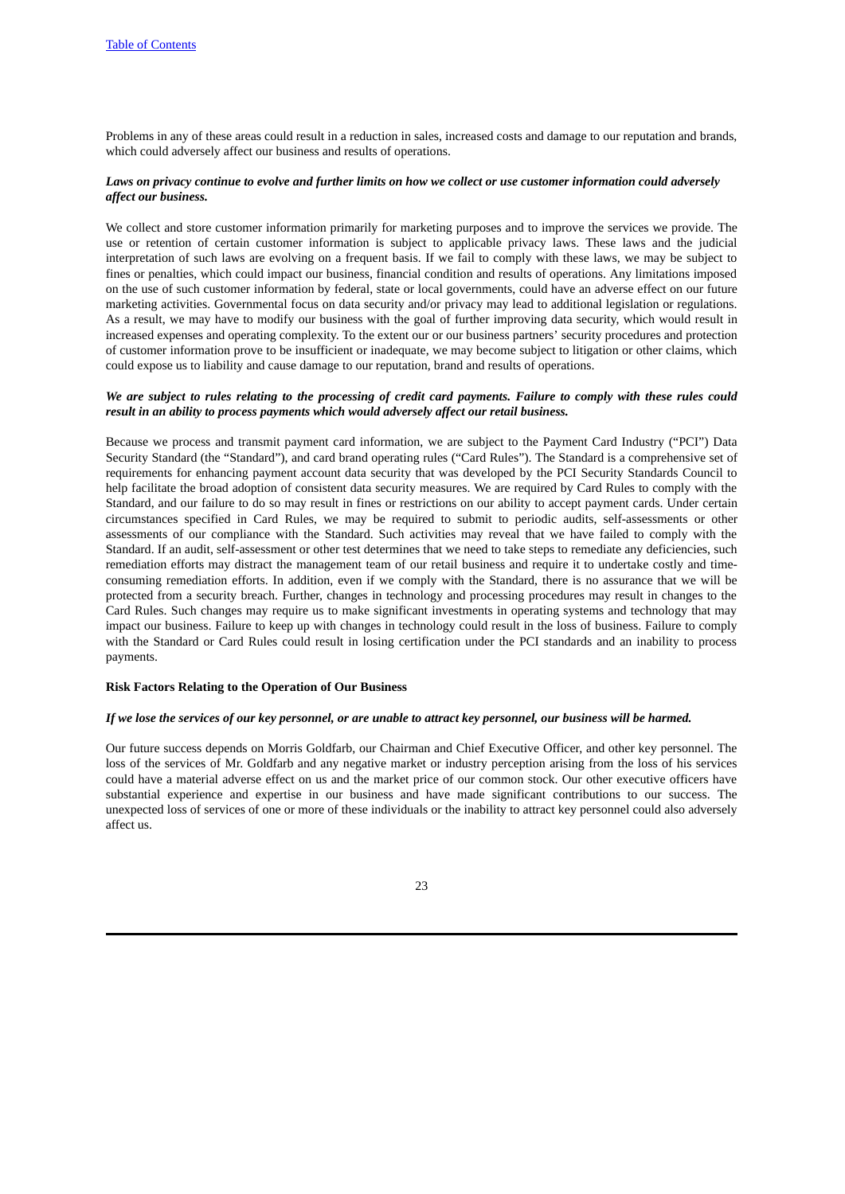Problems in any of these areas could result in a reduction in sales, increased costs and damage to our reputation and brands, which could adversely affect our business and results of operations.

***Laws on privacy continue to evolve and further limits on how we collect or use customer information could adversely affect our business.***

We collect and store customer information primarily for marketing purposes and to improve the services we provide. The use or retention of certain customer information is subject to applicable privacy laws. These laws and the judicial interpretation of such laws are evolving on a frequent basis. If we fail to comply with these laws, we may be subject to fines or penalties, which could impact our business, financial condition and results of operations. Any limitations imposed on the use of such customer information by federal, state or local governments, could have an adverse effect on our future marketing activities. Governmental focus on data security and/or privacy may lead to additional legislation or regulations. As a result, we may have to modify our business with the goal of further improving data security, which would result in increased expenses and operating complexity. To the extent our or our business partners' security procedures and protection of customer information prove to be insufficient or inadequate, we may become subject to litigation or other claims, which could expose us to liability and cause damage to our reputation, brand and results of operations.

***We are subject to rules relating to the processing of credit card payments. Failure to comply with these rules could result in an ability to process payments which would adversely affect our retail business.***

Because we process and transmit payment card information, we are subject to the Payment Card Industry ("PCI") Data Security Standard (the "Standard"), and card brand operating rules ("Card Rules"). The Standard is a comprehensive set of requirements for enhancing payment account data security that was developed by the PCI Security Standards Council to help facilitate the broad adoption of consistent data security measures. We are required by Card Rules to comply with the Standard, and our failure to do so may result in fines or restrictions on our ability to accept payment cards. Under certain circumstances specified in Card Rules, we may be required to submit to periodic audits, self-assessments or other assessments of our compliance with the Standard. Such activities may reveal that we have failed to comply with the Standard. If an audit, self-assessment or other test determines that we need to take steps to remediate any deficiencies, such remediation efforts may distract the management team of our retail business and require it to undertake costly and time-consuming remediation efforts. In addition, even if we comply with the Standard, there is no assurance that we will be protected from a security breach. Further, changes in technology and processing procedures may result in changes to the Card Rules. Such changes may require us to make significant investments in operating systems and technology that may impact our business. Failure to keep up with changes in technology could result in the loss of business. Failure to comply with the Standard or Card Rules could result in losing certification under the PCI standards and an inability to process payments.

**Risk Factors Relating to the Operation of Our Business**

***If we lose the services of our key personnel, or are unable to attract key personnel, our business will be harmed.***

Our future success depends on Morris Goldfarb, our Chairman and Chief Executive Officer, and other key personnel. The loss of the services of Mr. Goldfarb and any negative market or industry perception arising from the loss of his services could have a material adverse effect on us and the market price of our common stock. Our other executive officers have substantial experience and expertise in our business and have made significant contributions to our success. The unexpected loss of services of one or more of these individuals or the inability to attract key personnel could also adversely affect us.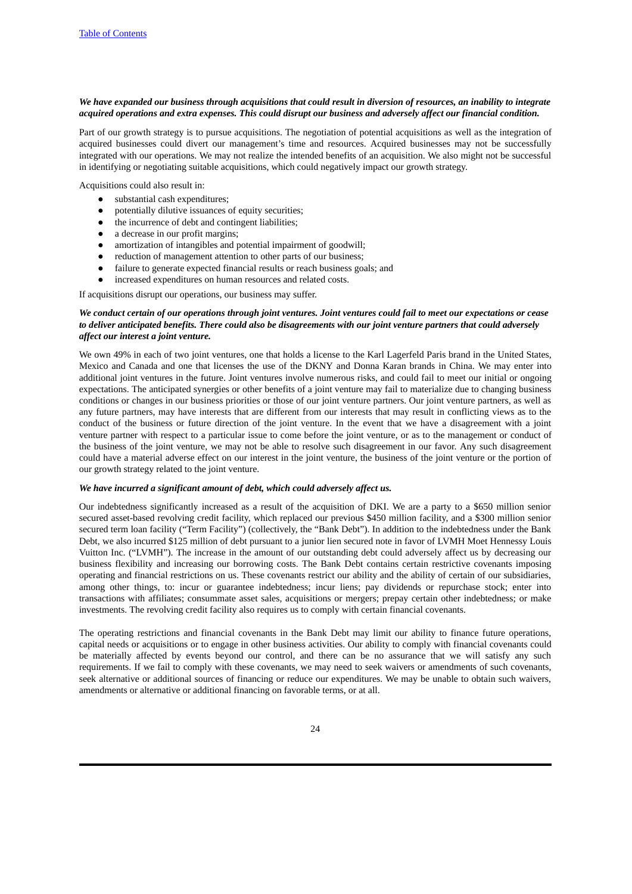***We have expanded our business through acquisitions that could result in diversion of resources, an inability to integrate acquired operations and extra expenses. This could disrupt our business and adversely affect our financial condition.***

Part of our growth strategy is to pursue acquisitions. The negotiation of potential acquisitions as well as the integration of acquired businesses could divert our management's time and resources. Acquired businesses may not be successfully integrated with our operations. We may not realize the intended benefits of an acquisition. We also might not be successful in identifying or negotiating suitable acquisitions, which could negatively impact our growth strategy.

Acquisitions could also result in:

- substantial cash expenditures;
- potentially dilutive issuances of equity securities;
- the incurrence of debt and contingent liabilities;
- a decrease in our profit margins;
- amortization of intangibles and potential impairment of goodwill;
- reduction of management attention to other parts of our business;
- failure to generate expected financial results or reach business goals; and
- increased expenditures on human resources and related costs.

If acquisitions disrupt our operations, our business may suffer.

***We conduct certain of our operations through joint ventures. Joint ventures could fail to meet our expectations or cease to deliver anticipated benefits. There could also be disagreements with our joint venture partners that could adversely affect our interest a joint venture.***

We own 49% in each of two joint ventures, one that holds a license to the Karl Lagerfeld Paris brand in the United States, Mexico and Canada and one that licenses the use of the DKNY and Donna Karan brands in China. We may enter into additional joint ventures in the future. Joint ventures involve numerous risks, and could fail to meet our initial or ongoing expectations. The anticipated synergies or other benefits of a joint venture may fail to materialize due to changing business conditions or changes in our business priorities or those of our joint venture partners. Our joint venture partners, as well as any future partners, may have interests that are different from our interests that may result in conflicting views as to the conduct of the business or future direction of the joint venture. In the event that we have a disagreement with a joint venture partner with respect to a particular issue to come before the joint venture, or as to the management or conduct of the business of the joint venture, we may not be able to resolve such disagreement in our favor. Any such disagreement could have a material adverse effect on our interest in the joint venture, the business of the joint venture or the portion of our growth strategy related to the joint venture.

***We have incurred a significant amount of debt, which could adversely affect us.***

Our indebtedness significantly increased as a result of the acquisition of DKI. We are a party to a $650 million senior secured asset-based revolving credit facility, which replaced our previous $450 million facility, and a $300 million senior secured term loan facility ("Term Facility") (collectively, the "Bank Debt"). In addition to the indebtedness under the Bank Debt, we also incurred $125 million of debt pursuant to a junior lien secured note in favor of LVMH Moet Hennessy Louis Vuitton Inc. ("LVMH"). The increase in the amount of our outstanding debt could adversely affect us by decreasing our business flexibility and increasing our borrowing costs. The Bank Debt contains certain restrictive covenants imposing operating and financial restrictions on us. These covenants restrict our ability and the ability of certain of our subsidiaries, among other things, to: incur or guarantee indebtedness; incur liens; pay dividends or repurchase stock; enter into transactions with affiliates; consummate asset sales, acquisitions or mergers; prepay certain other indebtedness; or make investments. The revolving credit facility also requires us to comply with certain financial covenants.

The operating restrictions and financial covenants in the Bank Debt may limit our ability to finance future operations, capital needs or acquisitions or to engage in other business activities. Our ability to comply with financial covenants could be materially affected by events beyond our control, and there can be no assurance that we will satisfy any such requirements. If we fail to comply with these covenants, we may need to seek waivers or amendments of such covenants, seek alternative or additional sources of financing or reduce our expenditures. We may be unable to obtain such waivers, amendments or alternative or additional financing on favorable terms, or at all.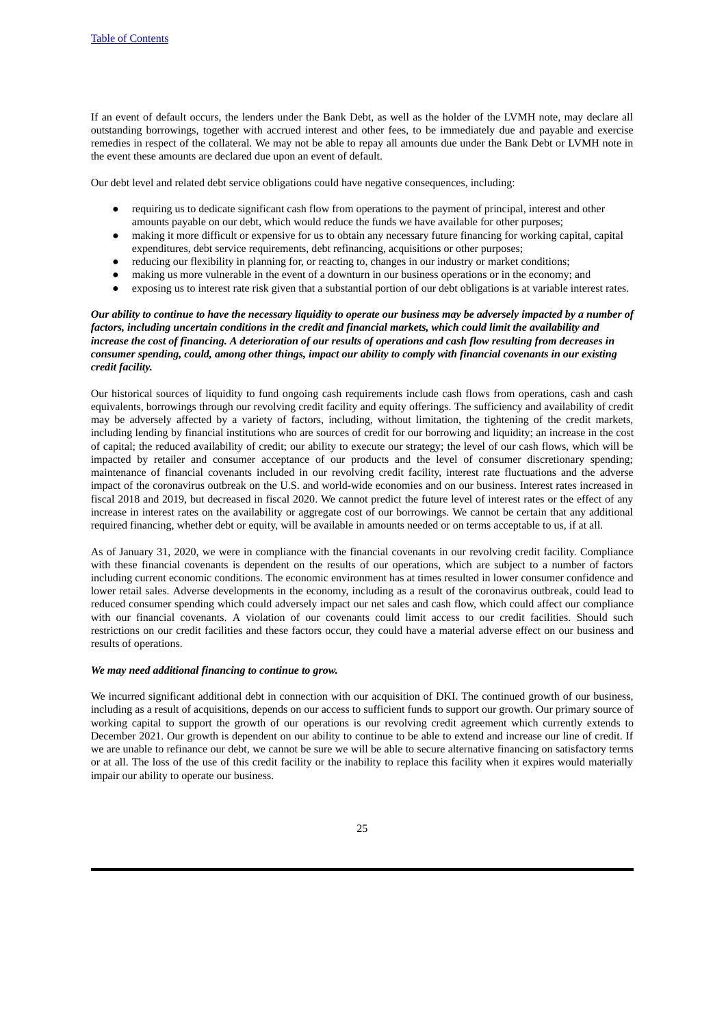If an event of default occurs, the lenders under the Bank Debt, as well as the holder of the LVMH note, may declare all outstanding borrowings, together with accrued interest and other fees, to be immediately due and payable and exercise remedies in respect of the collateral. We may not be able to repay all amounts due under the Bank Debt or LVMH note in the event these amounts are declared due upon an event of default.

Our debt level and related debt service obligations could have negative consequences, including:

- requiring us to dedicate significant cash flow from operations to the payment of principal, interest and other amounts payable on our debt, which would reduce the funds we have available for other purposes;
- making it more difficult or expensive for us to obtain any necessary future financing for working capital, capital expenditures, debt service requirements, debt refinancing, acquisitions or other purposes;
- reducing our flexibility in planning for, or reacting to, changes in our industry or market conditions;
- making us more vulnerable in the event of a downturn in our business operations or in the economy; and
- exposing us to interest rate risk given that a substantial portion of our debt obligations is at variable interest rates.

***Our ability to continue to have the necessary liquidity to operate our business may be adversely impacted by a number of factors, including uncertain conditions in the credit and financial markets, which could limit the availability and increase the cost of financing. A deterioration of our results of operations and cash flow resulting from decreases in consumer spending, could, among other things, impact our ability to comply with financial covenants in our existing credit facility.***

Our historical sources of liquidity to fund ongoing cash requirements include cash flows from operations, cash and cash equivalents, borrowings through our revolving credit facility and equity offerings. The sufficiency and availability of credit may be adversely affected by a variety of factors, including, without limitation, the tightening of the credit markets, including lending by financial institutions who are sources of credit for our borrowing and liquidity; an increase in the cost of capital; the reduced availability of credit; our ability to execute our strategy; the level of our cash flows, which will be impacted by retailer and consumer acceptance of our products and the level of consumer discretionary spending; maintenance of financial covenants included in our revolving credit facility, interest rate fluctuations and the adverse impact of the coronavirus outbreak on the U.S. and world-wide economies and on our business. Interest rates increased in fiscal 2018 and 2019, but decreased in fiscal 2020. We cannot predict the future level of interest rates or the effect of any increase in interest rates on the availability or aggregate cost of our borrowings. We cannot be certain that any additional required financing, whether debt or equity, will be available in amounts needed or on terms acceptable to us, if at all.

As of January 31, 2020, we were in compliance with the financial covenants in our revolving credit facility. Compliance with these financial covenants is dependent on the results of our operations, which are subject to a number of factors including current economic conditions. The economic environment has at times resulted in lower consumer confidence and lower retail sales. Adverse developments in the economy, including as a result of the coronavirus outbreak, could lead to reduced consumer spending which could adversely impact our net sales and cash flow, which could affect our compliance with our financial covenants. A violation of our covenants could limit access to our credit facilities. Should such restrictions on our credit facilities and these factors occur, they could have a material adverse effect on our business and results of operations.

***We may need additional financing to continue to grow.***

We incurred significant additional debt in connection with our acquisition of DKI. The continued growth of our business, including as a result of acquisitions, depends on our access to sufficient funds to support our growth. Our primary source of working capital to support the growth of our operations is our revolving credit agreement which currently extends to December 2021. Our growth is dependent on our ability to continue to be able to extend and increase our line of credit. If we are unable to refinance our debt, we cannot be sure we will be able to secure alternative financing on satisfactory terms or at all. The loss of the use of this credit facility or the inability to replace this facility when it expires would materially impair our ability to operate our business.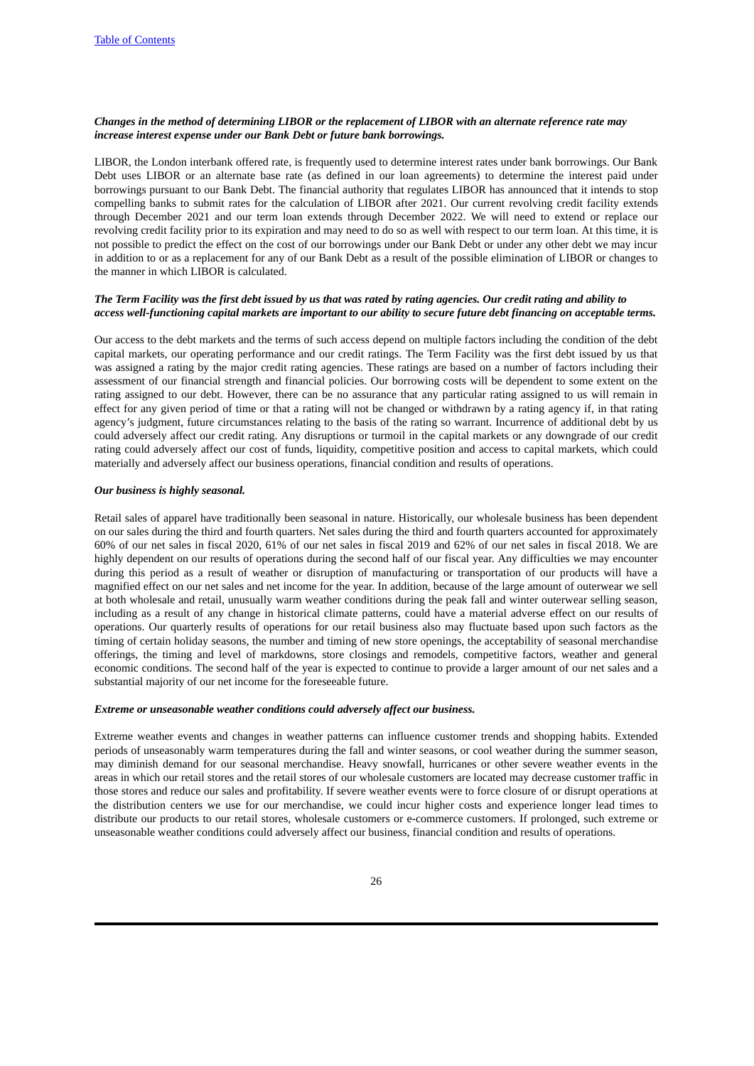*Changes in the method of determining LIBOR or the replacement of LIBOR with an alternate reference rate may increase interest expense under our Bank Debt or future bank borrowings.*

LIBOR, the London interbank offered rate, is frequently used to determine interest rates under bank borrowings. Our Bank Debt uses LIBOR or an alternate base rate (as defined in our loan agreements) to determine the interest paid under borrowings pursuant to our Bank Debt. The financial authority that regulates LIBOR has announced that it intends to stop compelling banks to submit rates for the calculation of LIBOR after 2021. Our current revolving credit facility extends through December 2021 and our term loan extends through December 2022. We will need to extend or replace our revolving credit facility prior to its expiration and may need to do so as well with respect to our term loan. At this time, it is not possible to predict the effect on the cost of our borrowings under our Bank Debt or under any other debt we may incur in addition to or as a replacement for any of our Bank Debt as a result of the possible elimination of LIBOR or changes to the manner in which LIBOR is calculated.

*The Term Facility was the first debt issued by us that was rated by rating agencies. Our credit rating and ability to access well-functioning capital markets are important to our ability to secure future debt financing on acceptable terms.*

Our access to the debt markets and the terms of such access depend on multiple factors including the condition of the debt capital markets, our operating performance and our credit ratings. The Term Facility was the first debt issued by us that was assigned a rating by the major credit rating agencies. These ratings are based on a number of factors including their assessment of our financial strength and financial policies. Our borrowing costs will be dependent to some extent on the rating assigned to our debt. However, there can be no assurance that any particular rating assigned to us will remain in effect for any given period of time or that a rating will not be changed or withdrawn by a rating agency if, in that rating agency's judgment, future circumstances relating to the basis of the rating so warrant. Incurrence of additional debt by us could adversely affect our credit rating. Any disruptions or turmoil in the capital markets or any downgrade of our credit rating could adversely affect our cost of funds, liquidity, competitive position and access to capital markets, which could materially and adversely affect our business operations, financial condition and results of operations.

*Our business is highly seasonal.*

Retail sales of apparel have traditionally been seasonal in nature. Historically, our wholesale business has been dependent on our sales during the third and fourth quarters. Net sales during the third and fourth quarters accounted for approximately 60% of our net sales in fiscal 2020, 61% of our net sales in fiscal 2019 and 62% of our net sales in fiscal 2018. We are highly dependent on our results of operations during the second half of our fiscal year. Any difficulties we may encounter during this period as a result of weather or disruption of manufacturing or transportation of our products will have a magnified effect on our net sales and net income for the year. In addition, because of the large amount of outerwear we sell at both wholesale and retail, unusually warm weather conditions during the peak fall and winter outerwear selling season, including as a result of any change in historical climate patterns, could have a material adverse effect on our results of operations. Our quarterly results of operations for our retail business also may fluctuate based upon such factors as the timing of certain holiday seasons, the number and timing of new store openings, the acceptability of seasonal merchandise offerings, the timing and level of markdowns, store closings and remodels, competitive factors, weather and general economic conditions. The second half of the year is expected to continue to provide a larger amount of our net sales and a substantial majority of our net income for the foreseeable future.

*Extreme or unseasonable weather conditions could adversely affect our business.*

Extreme weather events and changes in weather patterns can influence customer trends and shopping habits. Extended periods of unseasonably warm temperatures during the fall and winter seasons, or cool weather during the summer season, may diminish demand for our seasonal merchandise. Heavy snowfall, hurricanes or other severe weather events in the areas in which our retail stores and the retail stores of our wholesale customers are located may decrease customer traffic in those stores and reduce our sales and profitability. If severe weather events were to force closure of or disrupt operations at the distribution centers we use for our merchandise, we could incur higher costs and experience longer lead times to distribute our products to our retail stores, wholesale customers or e-commerce customers. If prolonged, such extreme or unseasonable weather conditions could adversely affect our business, financial condition and results of operations.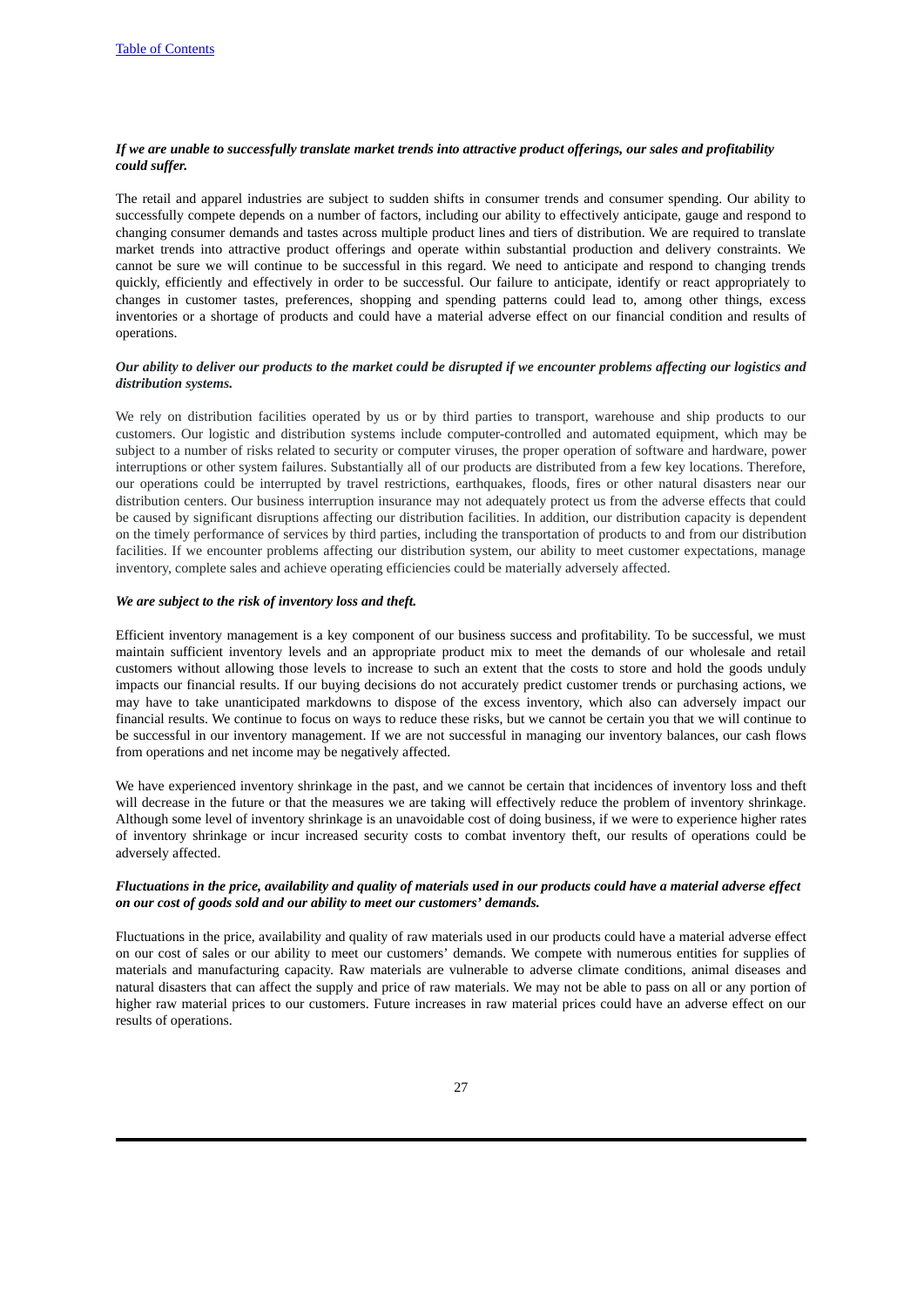*If we are unable to successfully translate market trends into attractive product offerings, our sales and profitability could suffer.*

The retail and apparel industries are subject to sudden shifts in consumer trends and consumer spending. Our ability to successfully compete depends on a number of factors, including our ability to effectively anticipate, gauge and respond to changing consumer demands and tastes across multiple product lines and tiers of distribution. We are required to translate market trends into attractive product offerings and operate within substantial production and delivery constraints. We cannot be sure we will continue to be successful in this regard. We need to anticipate and respond to changing trends quickly, efficiently and effectively in order to be successful. Our failure to anticipate, identify or react appropriately to changes in customer tastes, preferences, shopping and spending patterns could lead to, among other things, excess inventories or a shortage of products and could have a material adverse effect on our financial condition and results of operations.

*Our ability to deliver our products to the market could be disrupted if we encounter problems affecting our logistics and distribution systems.*

We rely on distribution facilities operated by us or by third parties to transport, warehouse and ship products to our customers. Our logistic and distribution systems include computer-controlled and automated equipment, which may be subject to a number of risks related to security or computer viruses, the proper operation of software and hardware, power interruptions or other system failures. Substantially all of our products are distributed from a few key locations. Therefore, our operations could be interrupted by travel restrictions, earthquakes, floods, fires or other natural disasters near our distribution centers. Our business interruption insurance may not adequately protect us from the adverse effects that could be caused by significant disruptions affecting our distribution facilities. In addition, our distribution capacity is dependent on the timely performance of services by third parties, including the transportation of products to and from our distribution facilities. If we encounter problems affecting our distribution system, our ability to meet customer expectations, manage inventory, complete sales and achieve operating efficiencies could be materially adversely affected.

*We are subject to the risk of inventory loss and theft.*

Efficient inventory management is a key component of our business success and profitability. To be successful, we must maintain sufficient inventory levels and an appropriate product mix to meet the demands of our wholesale and retail customers without allowing those levels to increase to such an extent that the costs to store and hold the goods unduly impacts our financial results. If our buying decisions do not accurately predict customer trends or purchasing actions, we may have to take unanticipated markdowns to dispose of the excess inventory, which also can adversely impact our financial results. We continue to focus on ways to reduce these risks, but we cannot be certain you that we will continue to be successful in our inventory management. If we are not successful in managing our inventory balances, our cash flows from operations and net income may be negatively affected.

We have experienced inventory shrinkage in the past, and we cannot be certain that incidences of inventory loss and theft will decrease in the future or that the measures we are taking will effectively reduce the problem of inventory shrinkage. Although some level of inventory shrinkage is an unavoidable cost of doing business, if we were to experience higher rates of inventory shrinkage or incur increased security costs to combat inventory theft, our results of operations could be adversely affected.

*Fluctuations in the price, availability and quality of materials used in our products could have a material adverse effect on our cost of goods sold and our ability to meet our customers' demands.*

Fluctuations in the price, availability and quality of raw materials used in our products could have a material adverse effect on our cost of sales or our ability to meet our customers' demands. We compete with numerous entities for supplies of materials and manufacturing capacity. Raw materials are vulnerable to adverse climate conditions, animal diseases and natural disasters that can affect the supply and price of raw materials. We may not be able to pass on all or any portion of higher raw material prices to our customers. Future increases in raw material prices could have an adverse effect on our results of operations.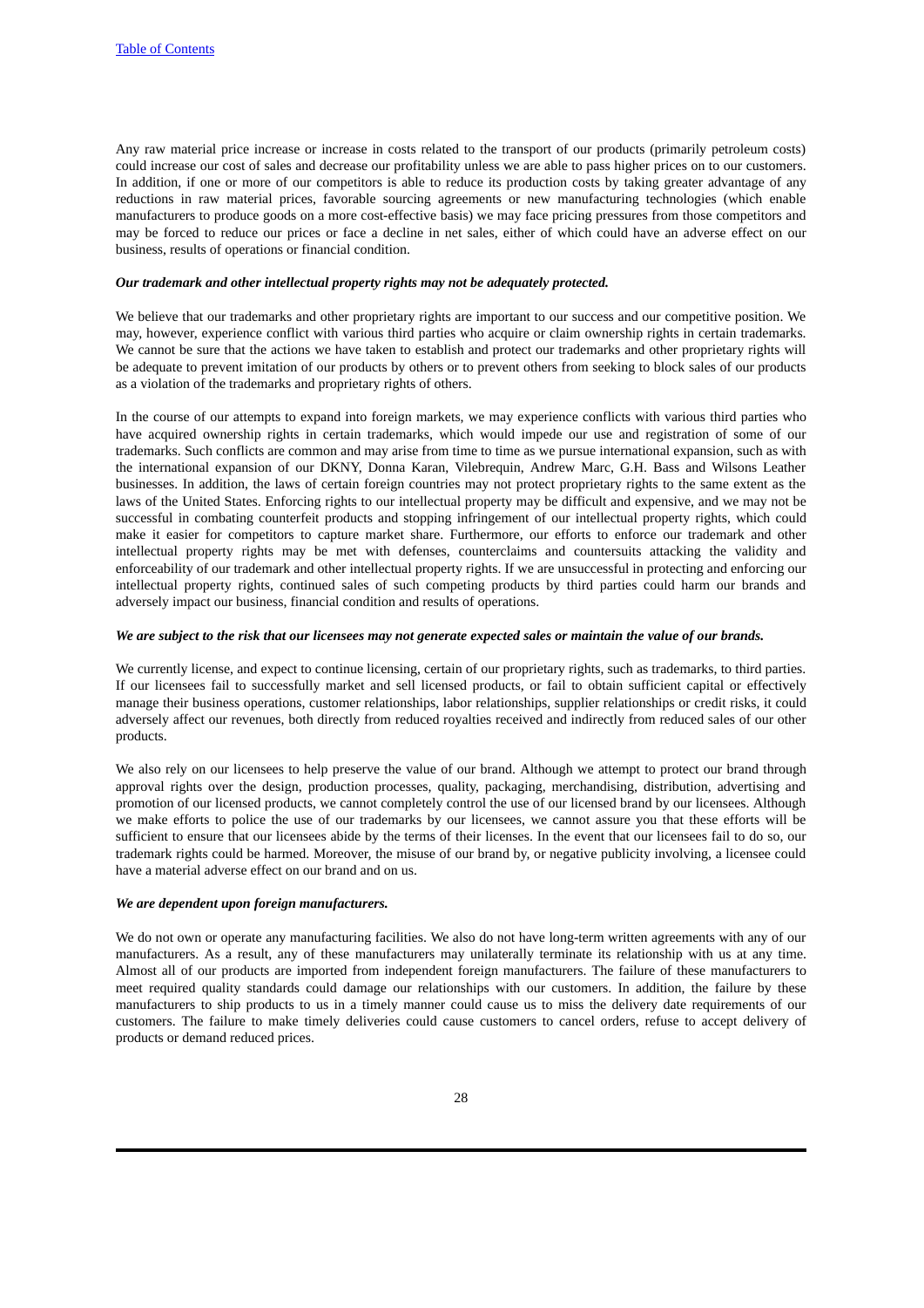Any raw material price increase or increase in costs related to the transport of our products (primarily petroleum costs) could increase our cost of sales and decrease our profitability unless we are able to pass higher prices on to our customers. In addition, if one or more of our competitors is able to reduce its production costs by taking greater advantage of any reductions in raw material prices, favorable sourcing agreements or new manufacturing technologies (which enable manufacturers to produce goods on a more cost-effective basis) we may face pricing pressures from those competitors and may be forced to reduce our prices or face a decline in net sales, either of which could have an adverse effect on our business, results of operations or financial condition.

***Our trademark and other intellectual property rights may not be adequately protected.***

We believe that our trademarks and other proprietary rights are important to our success and our competitive position. We may, however, experience conflict with various third parties who acquire or claim ownership rights in certain trademarks. We cannot be sure that the actions we have taken to establish and protect our trademarks and other proprietary rights will be adequate to prevent imitation of our products by others or to prevent others from seeking to block sales of our products as a violation of the trademarks and proprietary rights of others.

In the course of our attempts to expand into foreign markets, we may experience conflicts with various third parties who have acquired ownership rights in certain trademarks, which would impede our use and registration of some of our trademarks. Such conflicts are common and may arise from time to time as we pursue international expansion, such as with the international expansion of our DKNY, Donna Karan, Vilebrequin, Andrew Marc, G.H. Bass and Wilsons Leather businesses. In addition, the laws of certain foreign countries may not protect proprietary rights to the same extent as the laws of the United States. Enforcing rights to our intellectual property may be difficult and expensive, and we may not be successful in combating counterfeit products and stopping infringement of our intellectual property rights, which could make it easier for competitors to capture market share. Furthermore, our efforts to enforce our trademark and other intellectual property rights may be met with defenses, counterclaims and countersuits attacking the validity and enforceability of our trademark and other intellectual property rights. If we are unsuccessful in protecting and enforcing our intellectual property rights, continued sales of such competing products by third parties could harm our brands and adversely impact our business, financial condition and results of operations.

***We are subject to the risk that our licensees may not generate expected sales or maintain the value of our brands.***

We currently license, and expect to continue licensing, certain of our proprietary rights, such as trademarks, to third parties. If our licensees fail to successfully market and sell licensed products, or fail to obtain sufficient capital or effectively manage their business operations, customer relationships, labor relationships, supplier relationships or credit risks, it could adversely affect our revenues, both directly from reduced royalties received and indirectly from reduced sales of our other products.

We also rely on our licensees to help preserve the value of our brand. Although we attempt to protect our brand through approval rights over the design, production processes, quality, packaging, merchandising, distribution, advertising and promotion of our licensed products, we cannot completely control the use of our licensed brand by our licensees. Although we make efforts to police the use of our trademarks by our licensees, we cannot assure you that these efforts will be sufficient to ensure that our licensees abide by the terms of their licenses. In the event that our licensees fail to do so, our trademark rights could be harmed. Moreover, the misuse of our brand by, or negative publicity involving, a licensee could have a material adverse effect on our brand and on us.

***We are dependent upon foreign manufacturers.***

We do not own or operate any manufacturing facilities. We also do not have long-term written agreements with any of our manufacturers. As a result, any of these manufacturers may unilaterally terminate its relationship with us at any time. Almost all of our products are imported from independent foreign manufacturers. The failure of these manufacturers to meet required quality standards could damage our relationships with our customers. In addition, the failure by these manufacturers to ship products to us in a timely manner could cause us to miss the delivery date requirements of our customers. The failure to make timely deliveries could cause customers to cancel orders, refuse to accept delivery of products or demand reduced prices.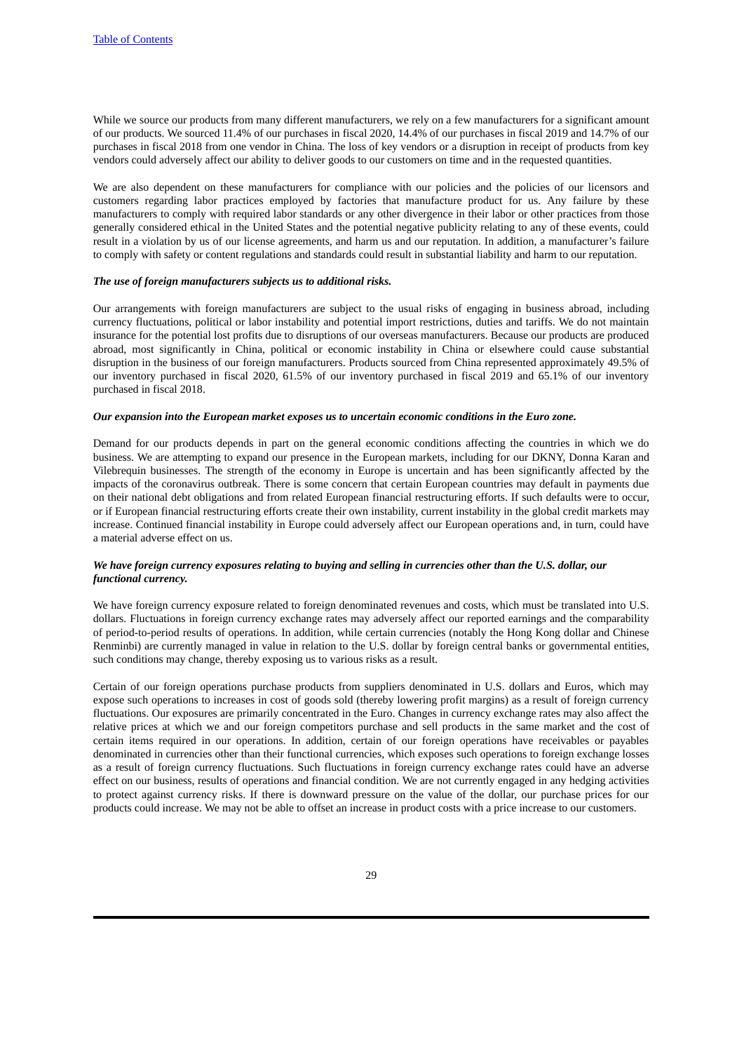While we source our products from many different manufacturers, we rely on a few manufacturers for a significant amount of our products. We sourced 11.4% of our purchases in fiscal 2020, 14.4% of our purchases in fiscal 2019 and 14.7% of our purchases in fiscal 2018 from one vendor in China. The loss of key vendors or a disruption in receipt of products from key vendors could adversely affect our ability to deliver goods to our customers on time and in the requested quantities.

We are also dependent on these manufacturers for compliance with our policies and the policies of our licensors and customers regarding labor practices employed by factories that manufacture product for us. Any failure by these manufacturers to comply with required labor standards or any other divergence in their labor or other practices from those generally considered ethical in the United States and the potential negative publicity relating to any of these events, could result in a violation by us of our license agreements, and harm us and our reputation. In addition, a manufacturer's failure to comply with safety or content regulations and standards could result in substantial liability and harm to our reputation.

***The use of foreign manufacturers subjects us to additional risks.***

Our arrangements with foreign manufacturers are subject to the usual risks of engaging in business abroad, including currency fluctuations, political or labor instability and potential import restrictions, duties and tariffs. We do not maintain insurance for the potential lost profits due to disruptions of our overseas manufacturers. Because our products are produced abroad, most significantly in China, political or economic instability in China or elsewhere could cause substantial disruption in the business of our foreign manufacturers. Products sourced from China represented approximately 49.5% of our inventory purchased in fiscal 2020, 61.5% of our inventory purchased in fiscal 2019 and 65.1% of our inventory purchased in fiscal 2018.

***Our expansion into the European market exposes us to uncertain economic conditions in the Euro zone.***

Demand for our products depends in part on the general economic conditions affecting the countries in which we do business. We are attempting to expand our presence in the European markets, including for our DKNY, Donna Karan and Vilebrequin businesses. The strength of the economy in Europe is uncertain and has been significantly affected by the impacts of the coronavirus outbreak. There is some concern that certain European countries may default in payments due on their national debt obligations and from related European financial restructuring efforts. If such defaults were to occur, or if European financial restructuring efforts create their own instability, current instability in the global credit markets may increase. Continued financial instability in Europe could adversely affect our European operations and, in turn, could have a material adverse effect on us.

***We have foreign currency exposures relating to buying and selling in currencies other than the U.S. dollar, our functional currency.***

We have foreign currency exposure related to foreign denominated revenues and costs, which must be translated into U.S. dollars. Fluctuations in foreign currency exchange rates may adversely affect our reported earnings and the comparability of period-to-period results of operations. In addition, while certain currencies (notably the Hong Kong dollar and Chinese Renminbi) are currently managed in value in relation to the U.S. dollar by foreign central banks or governmental entities, such conditions may change, thereby exposing us to various risks as a result.

Certain of our foreign operations purchase products from suppliers denominated in U.S. dollars and Euros, which may expose such operations to increases in cost of goods sold (thereby lowering profit margins) as a result of foreign currency fluctuations. Our exposures are primarily concentrated in the Euro. Changes in currency exchange rates may also affect the relative prices at which we and our foreign competitors purchase and sell products in the same market and the cost of certain items required in our operations. In addition, certain of our foreign operations have receivables or payables denominated in currencies other than their functional currencies, which exposes such operations to foreign exchange losses as a result of foreign currency fluctuations. Such fluctuations in foreign currency exchange rates could have an adverse effect on our business, results of operations and financial condition. We are not currently engaged in any hedging activities to protect against currency risks. If there is downward pressure on the value of the dollar, our purchase prices for our products could increase. We may not be able to offset an increase in product costs with a price increase to our customers.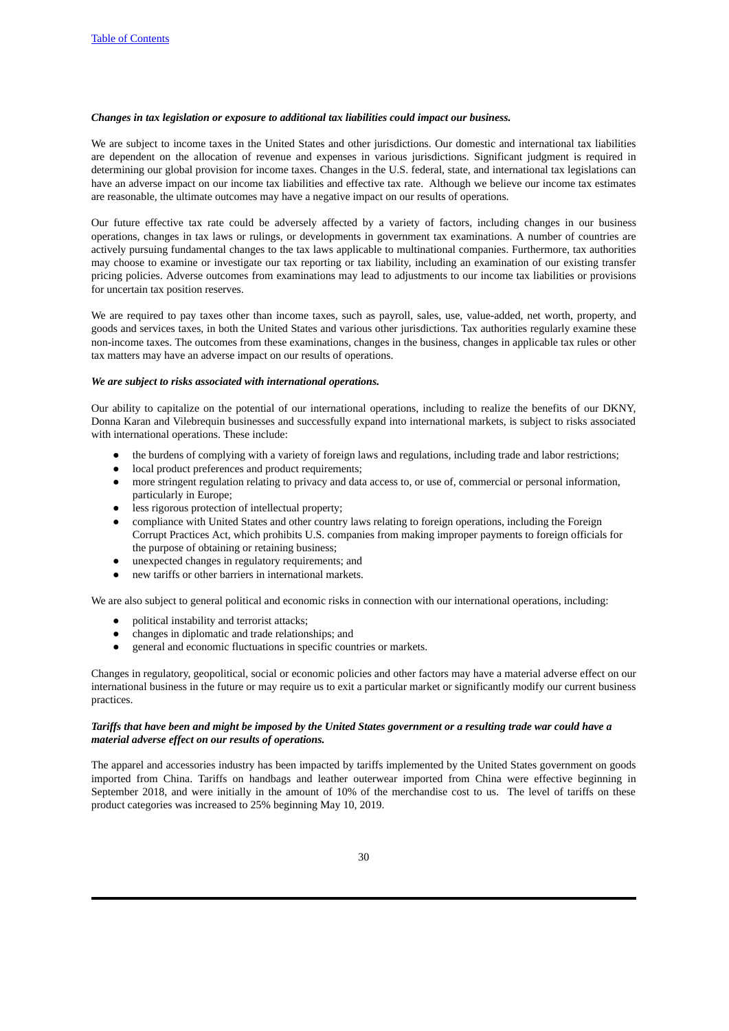***Changes in tax legislation or exposure to additional tax liabilities could impact our business.***

We are subject to income taxes in the United States and other jurisdictions. Our domestic and international tax liabilities are dependent on the allocation of revenue and expenses in various jurisdictions. Significant judgment is required in determining our global provision for income taxes. Changes in the U.S. federal, state, and international tax legislations can have an adverse impact on our income tax liabilities and effective tax rate. Although we believe our income tax estimates are reasonable, the ultimate outcomes may have a negative impact on our results of operations.

Our future effective tax rate could be adversely affected by a variety of factors, including changes in our business operations, changes in tax laws or rulings, or developments in government tax examinations. A number of countries are actively pursuing fundamental changes to the tax laws applicable to multinational companies. Furthermore, tax authorities may choose to examine or investigate our tax reporting or tax liability, including an examination of our existing transfer pricing policies. Adverse outcomes from examinations may lead to adjustments to our income tax liabilities or provisions for uncertain tax position reserves.

We are required to pay taxes other than income taxes, such as payroll, sales, use, value-added, net worth, property, and goods and services taxes, in both the United States and various other jurisdictions. Tax authorities regularly examine these non-income taxes. The outcomes from these examinations, changes in the business, changes in applicable tax rules or other tax matters may have an adverse impact on our results of operations.

***We are subject to risks associated with international operations.***

Our ability to capitalize on the potential of our international operations, including to realize the benefits of our DKNY, Donna Karan and Vilebrequin businesses and successfully expand into international markets, is subject to risks associated with international operations. These include:

- the burdens of complying with a variety of foreign laws and regulations, including trade and labor restrictions;
- local product preferences and product requirements;
- more stringent regulation relating to privacy and data access to, or use of, commercial or personal information, particularly in Europe;
- less rigorous protection of intellectual property;
- compliance with United States and other country laws relating to foreign operations, including the Foreign Corrupt Practices Act, which prohibits U.S. companies from making improper payments to foreign officials for the purpose of obtaining or retaining business;
- unexpected changes in regulatory requirements; and
- new tariffs or other barriers in international markets.

We are also subject to general political and economic risks in connection with our international operations, including:

- political instability and terrorist attacks;
- changes in diplomatic and trade relationships; and
- general and economic fluctuations in specific countries or markets.

Changes in regulatory, geopolitical, social or economic policies and other factors may have a material adverse effect on our international business in the future or may require us to exit a particular market or significantly modify our current business practices.

***Tariffs that have been and might be imposed by the United States government or a resulting trade war could have a material adverse effect on our results of operations.***

The apparel and accessories industry has been impacted by tariffs implemented by the United States government on goods imported from China. Tariffs on handbags and leather outerwear imported from China were effective beginning in September 2018, and were initially in the amount of 10% of the merchandise cost to us. The level of tariffs on these product categories was increased to 25% beginning May 10, 2019.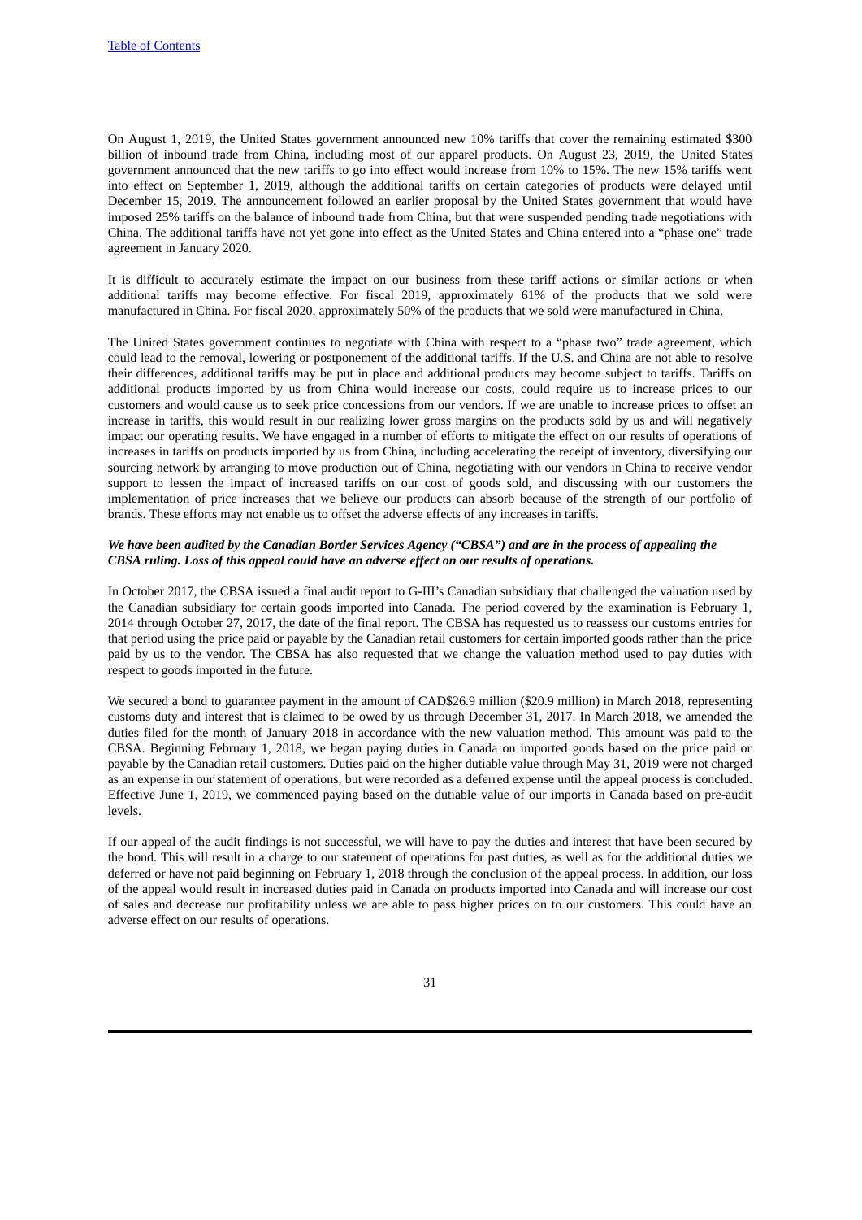On August 1, 2019, the United States government announced new 10% tariffs that cover the remaining estimated $300 billion of inbound trade from China, including most of our apparel products. On August 23, 2019, the United States government announced that the new tariffs to go into effect would increase from 10% to 15%. The new 15% tariffs went into effect on September 1, 2019, although the additional tariffs on certain categories of products were delayed until December 15, 2019. The announcement followed an earlier proposal by the United States government that would have imposed 25% tariffs on the balance of inbound trade from China, but that were suspended pending trade negotiations with China. The additional tariffs have not yet gone into effect as the United States and China entered into a "phase one" trade agreement in January 2020.

It is difficult to accurately estimate the impact on our business from these tariff actions or similar actions or when additional tariffs may become effective. For fiscal 2019, approximately 61% of the products that we sold were manufactured in China. For fiscal 2020, approximately 50% of the products that we sold were manufactured in China.

The United States government continues to negotiate with China with respect to a "phase two" trade agreement, which could lead to the removal, lowering or postponement of the additional tariffs. If the U.S. and China are not able to resolve their differences, additional tariffs may be put in place and additional products may become subject to tariffs. Tariffs on additional products imported by us from China would increase our costs, could require us to increase prices to our customers and would cause us to seek price concessions from our vendors. If we are unable to increase prices to offset an increase in tariffs, this would result in our realizing lower gross margins on the products sold by us and will negatively impact our operating results. We have engaged in a number of efforts to mitigate the effect on our results of operations of increases in tariffs on products imported by us from China, including accelerating the receipt of inventory, diversifying our sourcing network by arranging to move production out of China, negotiating with our vendors in China to receive vendor support to lessen the impact of increased tariffs on our cost of goods sold, and discussing with our customers the implementation of price increases that we believe our products can absorb because of the strength of our portfolio of brands. These efforts may not enable us to offset the adverse effects of any increases in tariffs.

***We have been audited by the Canadian Border Services Agency ("CBSA") and are in the process of appealing the CBSA ruling. Loss of this appeal could have an adverse effect on our results of operations.***

In October 2017, the CBSA issued a final audit report to G-III's Canadian subsidiary that challenged the valuation used by the Canadian subsidiary for certain goods imported into Canada. The period covered by the examination is February 1, 2014 through October 27, 2017, the date of the final report. The CBSA has requested us to reassess our customs entries for that period using the price paid or payable by the Canadian retail customers for certain imported goods rather than the price paid by us to the vendor. The CBSA has also requested that we change the valuation method used to pay duties with respect to goods imported in the future.

We secured a bond to guarantee payment in the amount of CAD$26.9 million ($20.9 million) in March 2018, representing customs duty and interest that is claimed to be owed by us through December 31, 2017. In March 2018, we amended the duties filed for the month of January 2018 in accordance with the new valuation method. This amount was paid to the CBSA. Beginning February 1, 2018, we began paying duties in Canada on imported goods based on the price paid or payable by the Canadian retail customers. Duties paid on the higher dutiable value through May 31, 2019 were not charged as an expense in our statement of operations, but were recorded as a deferred expense until the appeal process is concluded. Effective June 1, 2019, we commenced paying based on the dutiable value of our imports in Canada based on pre-audit levels.

If our appeal of the audit findings is not successful, we will have to pay the duties and interest that have been secured by the bond. This will result in a charge to our statement of operations for past duties, as well as for the additional duties we deferred or have not paid beginning on February 1, 2018 through the conclusion of the appeal process. In addition, our loss of the appeal would result in increased duties paid in Canada on products imported into Canada and will increase our cost of sales and decrease our profitability unless we are able to pass higher prices on to our customers. This could have an adverse effect on our results of operations.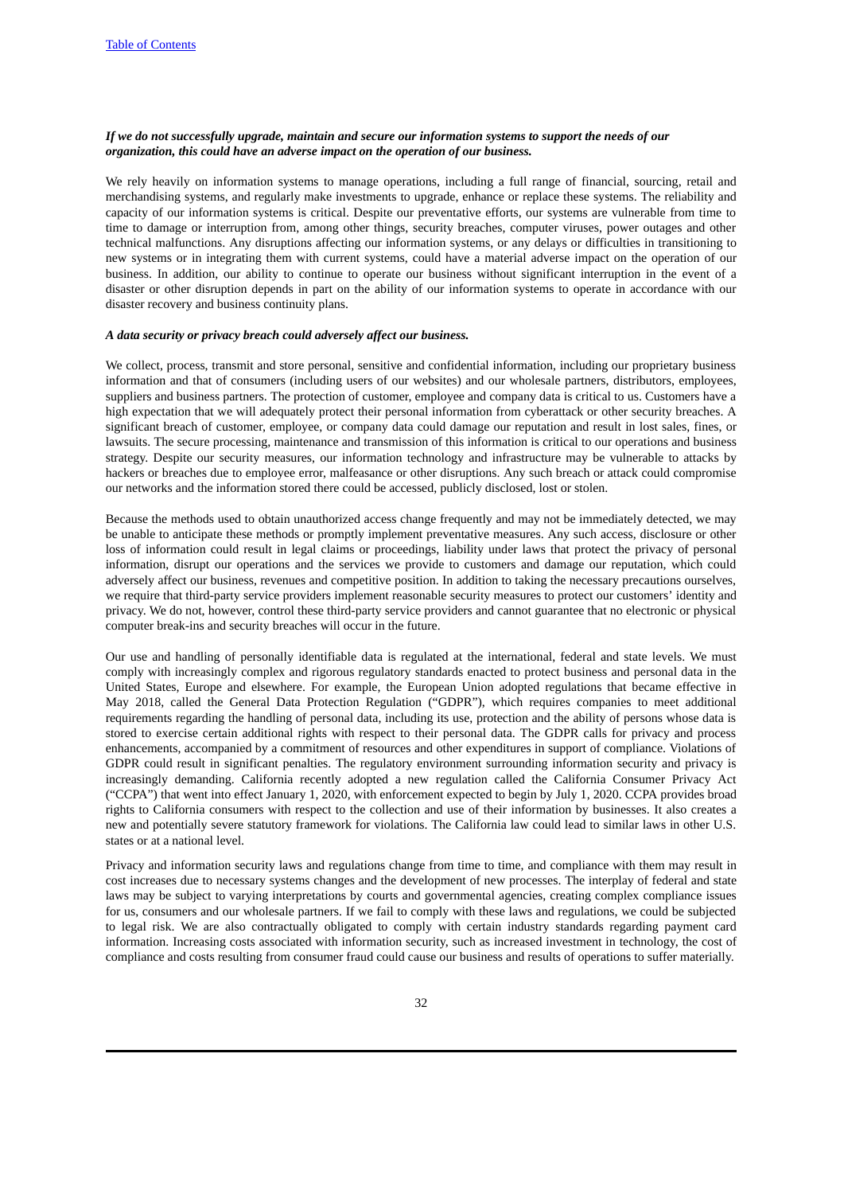***If we do not successfully upgrade, maintain and secure our information systems to support the needs of our organization, this could have an adverse impact on the operation of our business.***

We rely heavily on information systems to manage operations, including a full range of financial, sourcing, retail and merchandising systems, and regularly make investments to upgrade, enhance or replace these systems. The reliability and capacity of our information systems is critical. Despite our preventative efforts, our systems are vulnerable from time to time to damage or interruption from, among other things, security breaches, computer viruses, power outages and other technical malfunctions. Any disruptions affecting our information systems, or any delays or difficulties in transitioning to new systems or in integrating them with current systems, could have a material adverse impact on the operation of our business. In addition, our ability to continue to operate our business without significant interruption in the event of a disaster or other disruption depends in part on the ability of our information systems to operate in accordance with our disaster recovery and business continuity plans.

***A data security or privacy breach could adversely affect our business.***

We collect, process, transmit and store personal, sensitive and confidential information, including our proprietary business information and that of consumers (including users of our websites) and our wholesale partners, distributors, employees, suppliers and business partners. The protection of customer, employee and company data is critical to us. Customers have a high expectation that we will adequately protect their personal information from cyberattack or other security breaches. A significant breach of customer, employee, or company data could damage our reputation and result in lost sales, fines, or lawsuits. The secure processing, maintenance and transmission of this information is critical to our operations and business strategy. Despite our security measures, our information technology and infrastructure may be vulnerable to attacks by hackers or breaches due to employee error, malfeasance or other disruptions. Any such breach or attack could compromise our networks and the information stored there could be accessed, publicly disclosed, lost or stolen.

Because the methods used to obtain unauthorized access change frequently and may not be immediately detected, we may be unable to anticipate these methods or promptly implement preventative measures. Any such access, disclosure or other loss of information could result in legal claims or proceedings, liability under laws that protect the privacy of personal information, disrupt our operations and the services we provide to customers and damage our reputation, which could adversely affect our business, revenues and competitive position. In addition to taking the necessary precautions ourselves, we require that third-party service providers implement reasonable security measures to protect our customers' identity and privacy. We do not, however, control these third-party service providers and cannot guarantee that no electronic or physical computer break-ins and security breaches will occur in the future.

Our use and handling of personally identifiable data is regulated at the international, federal and state levels. We must comply with increasingly complex and rigorous regulatory standards enacted to protect business and personal data in the United States, Europe and elsewhere. For example, the European Union adopted regulations that became effective in May 2018, called the General Data Protection Regulation ("GDPR"), which requires companies to meet additional requirements regarding the handling of personal data, including its use, protection and the ability of persons whose data is stored to exercise certain additional rights with respect to their personal data. The GDPR calls for privacy and process enhancements, accompanied by a commitment of resources and other expenditures in support of compliance. Violations of GDPR could result in significant penalties. The regulatory environment surrounding information security and privacy is increasingly demanding. California recently adopted a new regulation called the California Consumer Privacy Act ("CCPA") that went into effect January 1, 2020, with enforcement expected to begin by July 1, 2020. CCPA provides broad rights to California consumers with respect to the collection and use of their information by businesses. It also creates a new and potentially severe statutory framework for violations. The California law could lead to similar laws in other U.S. states or at a national level.

Privacy and information security laws and regulations change from time to time, and compliance with them may result in cost increases due to necessary systems changes and the development of new processes. The interplay of federal and state laws may be subject to varying interpretations by courts and governmental agencies, creating complex compliance issues for us, consumers and our wholesale partners. If we fail to comply with these laws and regulations, we could be subjected to legal risk. We are also contractually obligated to comply with certain industry standards regarding payment card information. Increasing costs associated with information security, such as increased investment in technology, the cost of compliance and costs resulting from consumer fraud could cause our business and results of operations to suffer materially.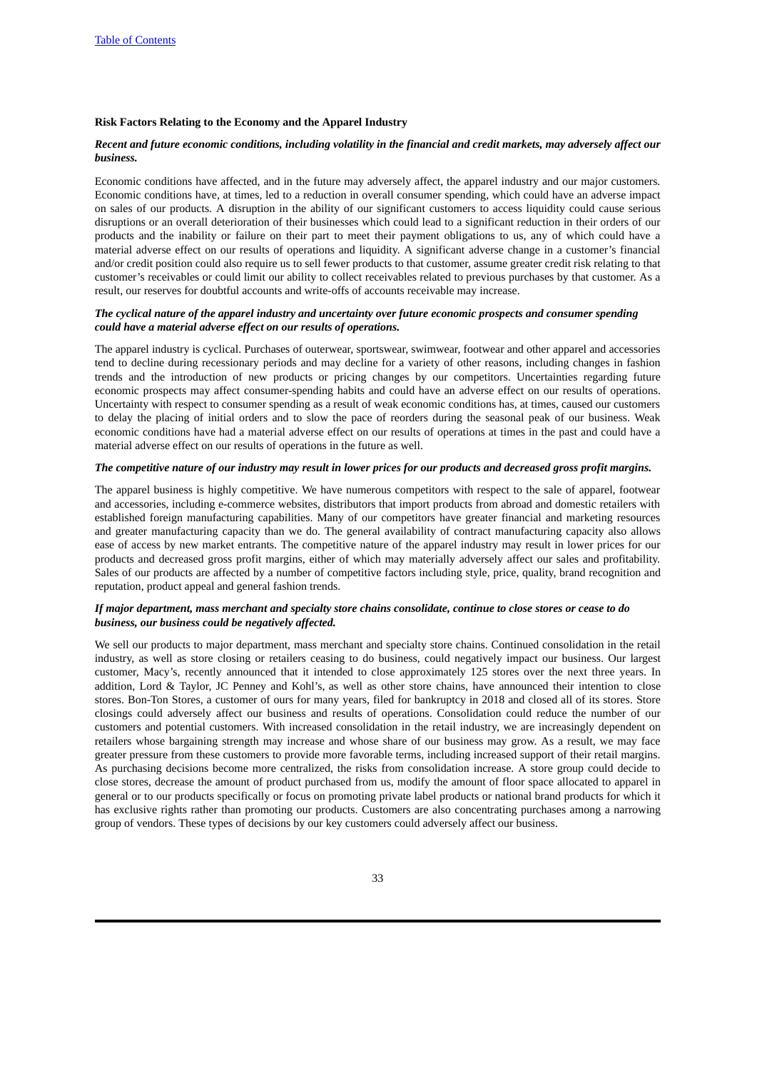### Risk Factors Relating to the Economy and the Apparel Industry

***Recent and future economic conditions, including volatility in the financial and credit markets, may adversely affect our business.***

Economic conditions have affected, and in the future may adversely affect, the apparel industry and our major customers. Economic conditions have, at times, led to a reduction in overall consumer spending, which could have an adverse impact on sales of our products. A disruption in the ability of our significant customers to access liquidity could cause serious disruptions or an overall deterioration of their businesses which could lead to a significant reduction in their orders of our products and the inability or failure on their part to meet their payment obligations to us, any of which could have a material adverse effect on our results of operations and liquidity. A significant adverse change in a customer's financial and/or credit position could also require us to sell fewer products to that customer, assume greater credit risk relating to that customer's receivables or could limit our ability to collect receivables related to previous purchases by that customer. As a result, our reserves for doubtful accounts and write-offs of accounts receivable may increase.

***The cyclical nature of the apparel industry and uncertainty over future economic prospects and consumer spending could have a material adverse effect on our results of operations.***

The apparel industry is cyclical. Purchases of outerwear, sportswear, swimwear, footwear and other apparel and accessories tend to decline during recessionary periods and may decline for a variety of other reasons, including changes in fashion trends and the introduction of new products or pricing changes by our competitors. Uncertainties regarding future economic prospects may affect consumer-spending habits and could have an adverse effect on our results of operations. Uncertainty with respect to consumer spending as a result of weak economic conditions has, at times, caused our customers to delay the placing of initial orders and to slow the pace of reorders during the seasonal peak of our business. Weak economic conditions have had a material adverse effect on our results of operations at times in the past and could have a material adverse effect on our results of operations in the future as well.

***The competitive nature of our industry may result in lower prices for our products and decreased gross profit margins.***

The apparel business is highly competitive. We have numerous competitors with respect to the sale of apparel, footwear and accessories, including e-commerce websites, distributors that import products from abroad and domestic retailers with established foreign manufacturing capabilities. Many of our competitors have greater financial and marketing resources and greater manufacturing capacity than we do. The general availability of contract manufacturing capacity also allows ease of access by new market entrants. The competitive nature of the apparel industry may result in lower prices for our products and decreased gross profit margins, either of which may materially adversely affect our sales and profitability. Sales of our products are affected by a number of competitive factors including style, price, quality, brand recognition and reputation, product appeal and general fashion trends.

***If major department, mass merchant and specialty store chains consolidate, continue to close stores or cease to do business, our business could be negatively affected.***

We sell our products to major department, mass merchant and specialty store chains. Continued consolidation in the retail industry, as well as store closing or retailers ceasing to do business, could negatively impact our business. Our largest customer, Macy's, recently announced that it intended to close approximately 125 stores over the next three years. In addition, Lord & Taylor, JC Penney and Kohl's, as well as other store chains, have announced their intention to close stores. Bon-Ton Stores, a customer of ours for many years, filed for bankruptcy in 2018 and closed all of its stores. Store closings could adversely affect our business and results of operations. Consolidation could reduce the number of our customers and potential customers. With increased consolidation in the retail industry, we are increasingly dependent on retailers whose bargaining strength may increase and whose share of our business may grow. As a result, we may face greater pressure from these customers to provide more favorable terms, including increased support of their retail margins. As purchasing decisions become more centralized, the risks from consolidation increase. A store group could decide to close stores, decrease the amount of product purchased from us, modify the amount of floor space allocated to apparel in general or to our products specifically or focus on promoting private label products or national brand products for which it has exclusive rights rather than promoting our products. Customers are also concentrating purchases among a narrowing group of vendors. These types of decisions by our key customers could adversely affect our business.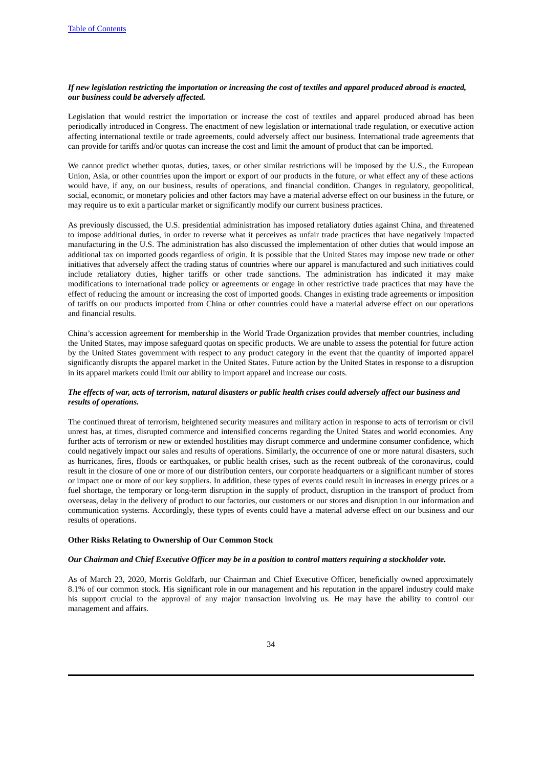***If new legislation restricting the importation or increasing the cost of textiles and apparel produced abroad is enacted, our business could be adversely affected.***

Legislation that would restrict the importation or increase the cost of textiles and apparel produced abroad has been periodically introduced in Congress. The enactment of new legislation or international trade regulation, or executive action affecting international textile or trade agreements, could adversely affect our business. International trade agreements that can provide for tariffs and/or quotas can increase the cost and limit the amount of product that can be imported.

We cannot predict whether quotas, duties, taxes, or other similar restrictions will be imposed by the U.S., the European Union, Asia, or other countries upon the import or export of our products in the future, or what effect any of these actions would have, if any, on our business, results of operations, and financial condition. Changes in regulatory, geopolitical, social, economic, or monetary policies and other factors may have a material adverse effect on our business in the future, or may require us to exit a particular market or significantly modify our current business practices.

As previously discussed, the U.S. presidential administration has imposed retaliatory duties against China, and threatened to impose additional duties, in order to reverse what it perceives as unfair trade practices that have negatively impacted manufacturing in the U.S. The administration has also discussed the implementation of other duties that would impose an additional tax on imported goods regardless of origin. It is possible that the United States may impose new trade or other initiatives that adversely affect the trading status of countries where our apparel is manufactured and such initiatives could include retaliatory duties, higher tariffs or other trade sanctions. The administration has indicated it may make modifications to international trade policy or agreements or engage in other restrictive trade practices that may have the effect of reducing the amount or increasing the cost of imported goods. Changes in existing trade agreements or imposition of tariffs on our products imported from China or other countries could have a material adverse effect on our operations and financial results.

China's accession agreement for membership in the World Trade Organization provides that member countries, including the United States, may impose safeguard quotas on specific products. We are unable to assess the potential for future action by the United States government with respect to any product category in the event that the quantity of imported apparel significantly disrupts the apparel market in the United States. Future action by the United States in response to a disruption in its apparel markets could limit our ability to import apparel and increase our costs.

***The effects of war, acts of terrorism, natural disasters or public health crises could adversely affect our business and results of operations.***

The continued threat of terrorism, heightened security measures and military action in response to acts of terrorism or civil unrest has, at times, disrupted commerce and intensified concerns regarding the United States and world economies. Any further acts of terrorism or new or extended hostilities may disrupt commerce and undermine consumer confidence, which could negatively impact our sales and results of operations. Similarly, the occurrence of one or more natural disasters, such as hurricanes, fires, floods or earthquakes, or public health crises, such as the recent outbreak of the coronavirus, could result in the closure of one or more of our distribution centers, our corporate headquarters or a significant number of stores or impact one or more of our key suppliers. In addition, these types of events could result in increases in energy prices or a fuel shortage, the temporary or long-term disruption in the supply of product, disruption in the transport of product from overseas, delay in the delivery of product to our factories, our customers or our stores and disruption in our information and communication systems. Accordingly, these types of events could have a material adverse effect on our business and our results of operations.

**Other Risks Relating to Ownership of Our Common Stock**

***Our Chairman and Chief Executive Officer may be in a position to control matters requiring a stockholder vote.***

As of March 23, 2020, Morris Goldfarb, our Chairman and Chief Executive Officer, beneficially owned approximately 8.1% of our common stock. His significant role in our management and his reputation in the apparel industry could make his support crucial to the approval of any major transaction involving us. He may have the ability to control our management and affairs.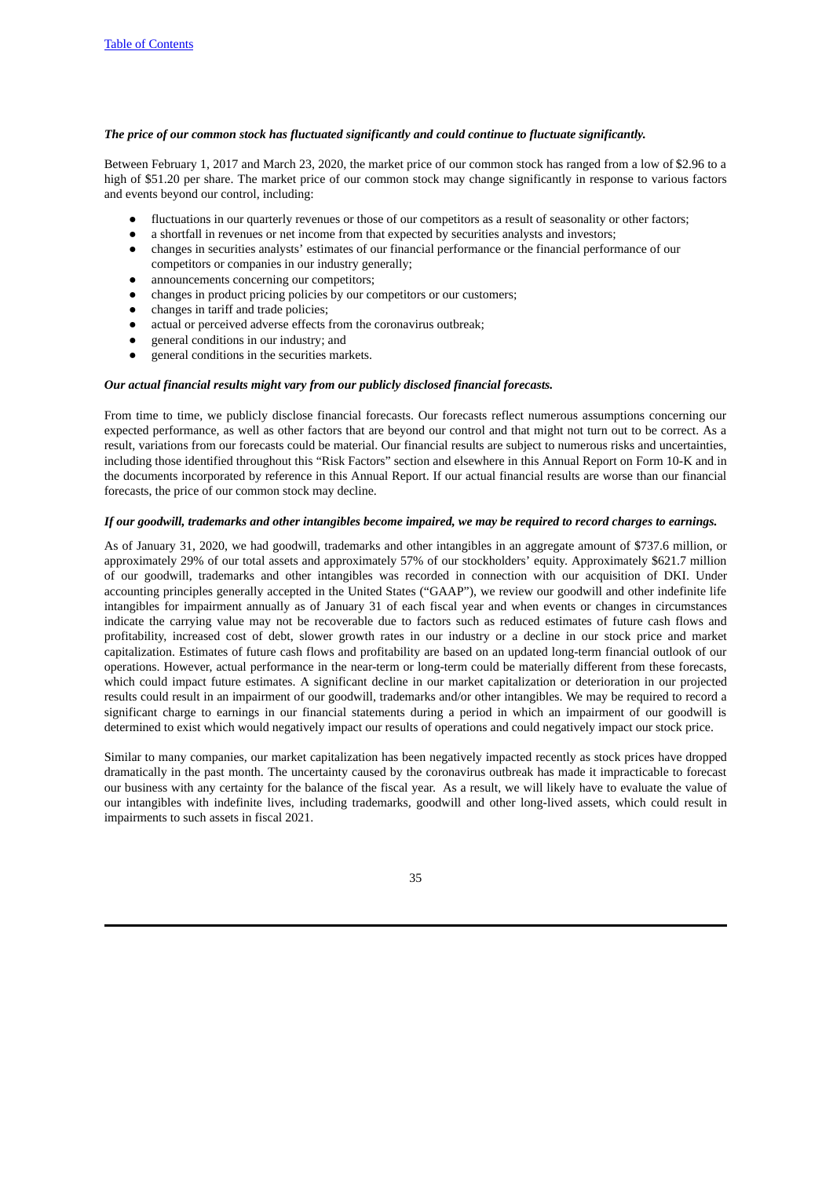***The price of our common stock has fluctuated significantly and could continue to fluctuate significantly.***

Between February 1, 2017 and March 23, 2020, the market price of our common stock has ranged from a low of $2.96 to a high of $51.20 per share. The market price of our common stock may change significantly in response to various factors and events beyond our control, including:

- fluctuations in our quarterly revenues or those of our competitors as a result of seasonality or other factors;
- a shortfall in revenues or net income from that expected by securities analysts and investors;
- changes in securities analysts' estimates of our financial performance or the financial performance of our competitors or companies in our industry generally;
- announcements concerning our competitors;
- changes in product pricing policies by our competitors or our customers;
- changes in tariff and trade policies;
- actual or perceived adverse effects from the coronavirus outbreak;
- general conditions in our industry; and
- general conditions in the securities markets.

***Our actual financial results might vary from our publicly disclosed financial forecasts.***

From time to time, we publicly disclose financial forecasts. Our forecasts reflect numerous assumptions concerning our expected performance, as well as other factors that are beyond our control and that might not turn out to be correct. As a result, variations from our forecasts could be material. Our financial results are subject to numerous risks and uncertainties, including those identified throughout this "Risk Factors" section and elsewhere in this Annual Report on Form 10-K and in the documents incorporated by reference in this Annual Report. If our actual financial results are worse than our financial forecasts, the price of our common stock may decline.

***If our goodwill, trademarks and other intangibles become impaired, we may be required to record charges to earnings.***

As of January 31, 2020, we had goodwill, trademarks and other intangibles in an aggregate amount of $737.6 million, or approximately 29% of our total assets and approximately 57% of our stockholders' equity. Approximately $621.7 million of our goodwill, trademarks and other intangibles was recorded in connection with our acquisition of DKI. Under accounting principles generally accepted in the United States ("GAAP"), we review our goodwill and other indefinite life intangibles for impairment annually as of January 31 of each fiscal year and when events or changes in circumstances indicate the carrying value may not be recoverable due to factors such as reduced estimates of future cash flows and profitability, increased cost of debt, slower growth rates in our industry or a decline in our stock price and market capitalization. Estimates of future cash flows and profitability are based on an updated long-term financial outlook of our operations. However, actual performance in the near-term or long-term could be materially different from these forecasts, which could impact future estimates. A significant decline in our market capitalization or deterioration in our projected results could result in an impairment of our goodwill, trademarks and/or other intangibles. We may be required to record a significant charge to earnings in our financial statements during a period in which an impairment of our goodwill is determined to exist which would negatively impact our results of operations and could negatively impact our stock price.

Similar to many companies, our market capitalization has been negatively impacted recently as stock prices have dropped dramatically in the past month. The uncertainty caused by the coronavirus outbreak has made it impracticable to forecast our business with any certainty for the balance of the fiscal year. As a result, we will likely have to evaluate the value of our intangibles with indefinite lives, including trademarks, goodwill and other long-lived assets, which could result in impairments to such assets in fiscal 2021.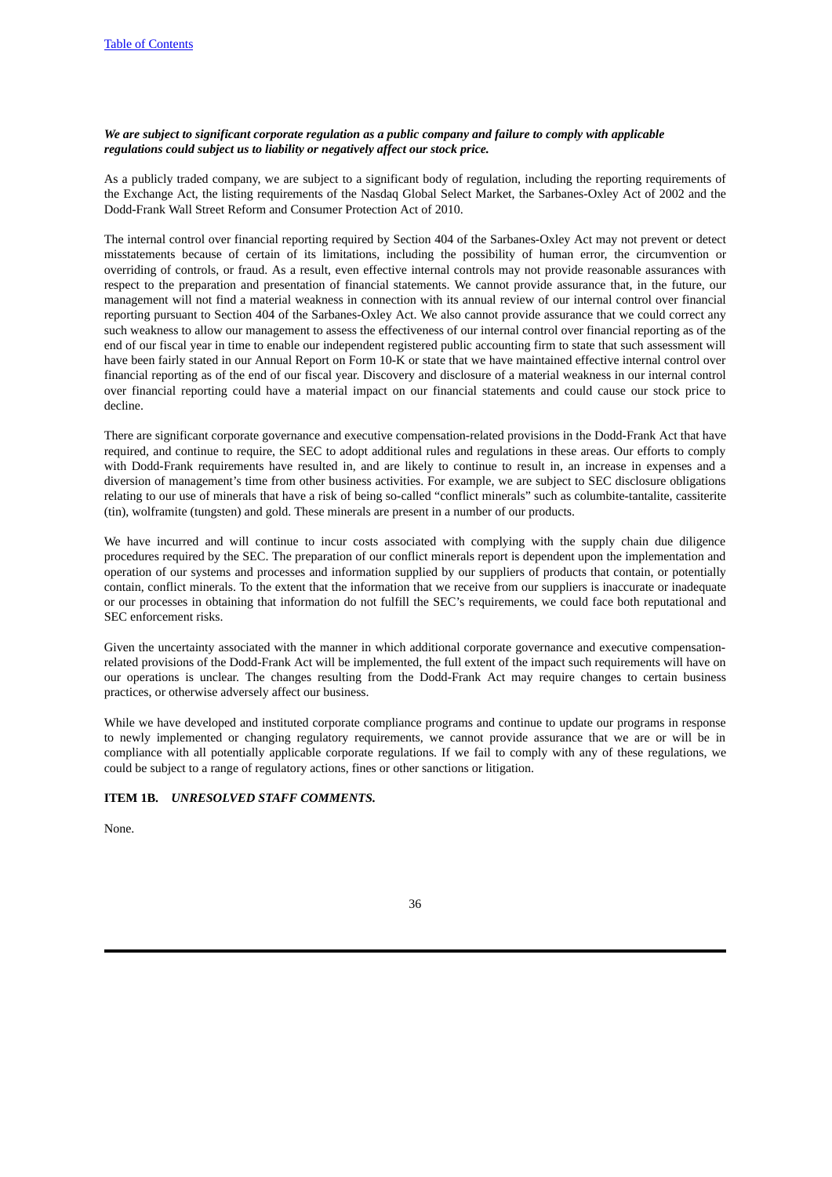***We are subject to significant corporate regulation as a public company and failure to comply with applicable regulations could subject us to liability or negatively affect our stock price.***

As a publicly traded company, we are subject to a significant body of regulation, including the reporting requirements of the Exchange Act, the listing requirements of the Nasdaq Global Select Market, the Sarbanes-Oxley Act of 2002 and the Dodd-Frank Wall Street Reform and Consumer Protection Act of 2010.

The internal control over financial reporting required by Section 404 of the Sarbanes-Oxley Act may not prevent or detect misstatements because of certain of its limitations, including the possibility of human error, the circumvention or overriding of controls, or fraud. As a result, even effective internal controls may not provide reasonable assurances with respect to the preparation and presentation of financial statements. We cannot provide assurance that, in the future, our management will not find a material weakness in connection with its annual review of our internal control over financial reporting pursuant to Section 404 of the Sarbanes-Oxley Act. We also cannot provide assurance that we could correct any such weakness to allow our management to assess the effectiveness of our internal control over financial reporting as of the end of our fiscal year in time to enable our independent registered public accounting firm to state that such assessment will have been fairly stated in our Annual Report on Form 10-K or state that we have maintained effective internal control over financial reporting as of the end of our fiscal year. Discovery and disclosure of a material weakness in our internal control over financial reporting could have a material impact on our financial statements and could cause our stock price to decline.

There are significant corporate governance and executive compensation-related provisions in the Dodd-Frank Act that have required, and continue to require, the SEC to adopt additional rules and regulations in these areas. Our efforts to comply with Dodd-Frank requirements have resulted in, and are likely to continue to result in, an increase in expenses and a diversion of management's time from other business activities. For example, we are subject to SEC disclosure obligations relating to our use of minerals that have a risk of being so-called "conflict minerals" such as columbite-tantalite, cassiterite (tin), wolframite (tungsten) and gold. These minerals are present in a number of our products.

We have incurred and will continue to incur costs associated with complying with the supply chain due diligence procedures required by the SEC. The preparation of our conflict minerals report is dependent upon the implementation and operation of our systems and processes and information supplied by our suppliers of products that contain, or potentially contain, conflict minerals. To the extent that the information that we receive from our suppliers is inaccurate or inadequate or our processes in obtaining that information do not fulfill the SEC's requirements, we could face both reputational and SEC enforcement risks.

Given the uncertainty associated with the manner in which additional corporate governance and executive compensation-related provisions of the Dodd-Frank Act will be implemented, the full extent of the impact such requirements will have on our operations is unclear. The changes resulting from the Dodd-Frank Act may require changes to certain business practices, or otherwise adversely affect our business.

While we have developed and instituted corporate compliance programs and continue to update our programs in response to newly implemented or changing regulatory requirements, we cannot provide assurance that we are or will be in compliance with all potentially applicable corporate regulations. If we fail to comply with any of these regulations, we could be subject to a range of regulatory actions, fines or other sanctions or litigation.

## ITEM 1B. *UNRESOLVED STAFF COMMENTS.*

None.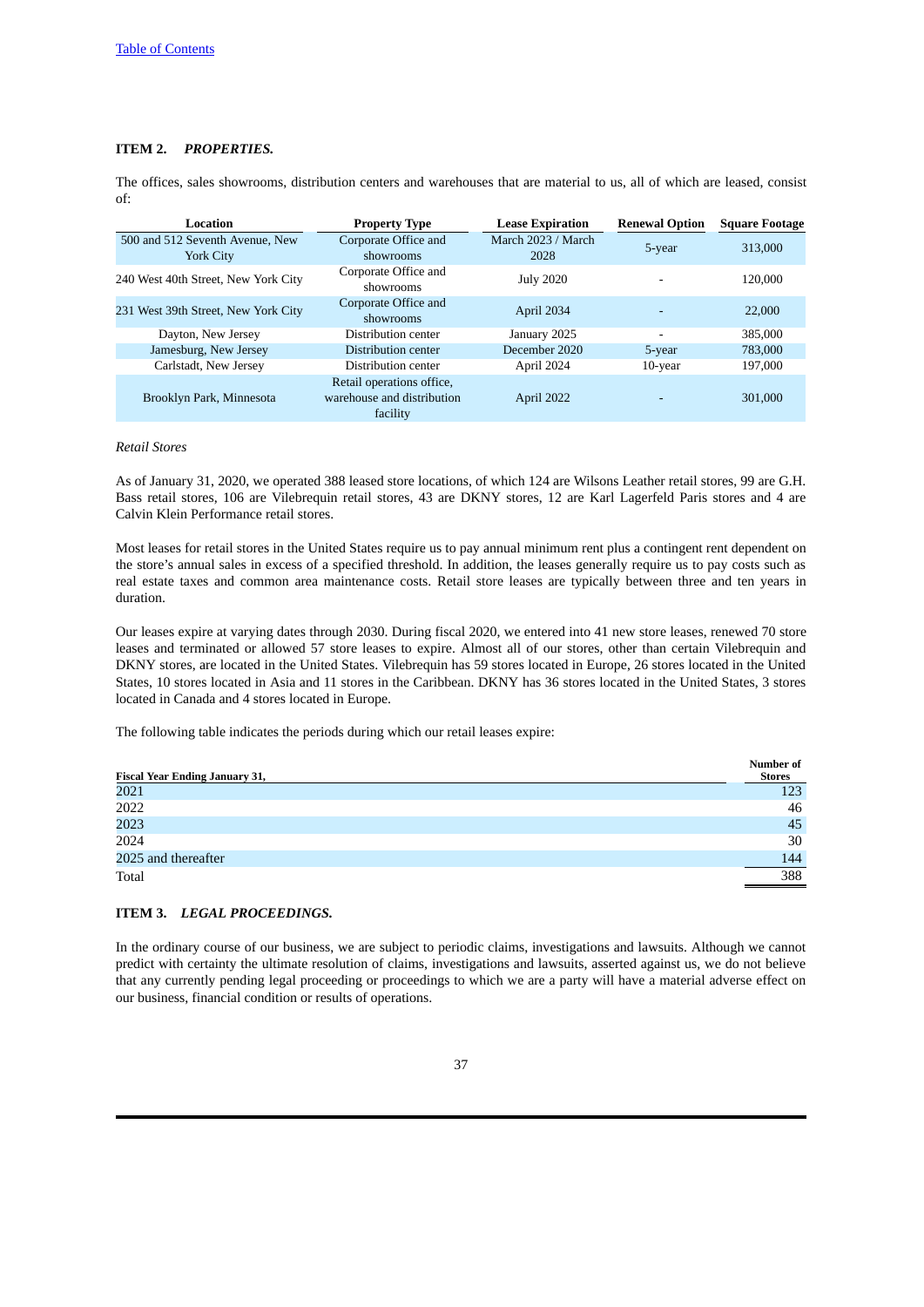[Table of Contents](#)

**ITEM 2.** ***PROPERTIES.***

The offices, sales showrooms, distribution centers and warehouses that are material to us, all of which are leased, consist of:

| Location | Property Type | Lease Expiration | Renewal Option | Square Footage |
|---|---|---|---|---|
| 500 and 512 Seventh Avenue, New York City | Corporate Office and showrooms | March 2023 / March 2028 | 5-year | 313,000 |
| 240 West 40th Street, New York City | Corporate Office and showrooms | July 2020 | - | 120,000 |
| 231 West 39th Street, New York City | Corporate Office and showrooms | April 2034 | - | 22,000 |
| Dayton, New Jersey | Distribution center | January 2025 | - | 385,000 |
| Jamesburg, New Jersey | Distribution center | December 2020 | 5-year | 783,000 |
| Carlstadt, New Jersey | Distribution center | April 2024 | 10-year | 197,000 |
| Brooklyn Park, Minnesota | Retail operations office, warehouse and distribution facility | April 2022 | - | 301,000 |

*Retail Stores*

As of January 31, 2020, we operated 388 leased store locations, of which 124 are Wilsons Leather retail stores, 99 are G.H. Bass retail stores, 106 are Vilebrequin retail stores, 43 are DKNY stores, 12 are Karl Lagerfeld Paris stores and 4 are Calvin Klein Performance retail stores.

Most leases for retail stores in the United States require us to pay annual minimum rent plus a contingent rent dependent on the store's annual sales in excess of a specified threshold. In addition, the leases generally require us to pay costs such as real estate taxes and common area maintenance costs. Retail store leases are typically between three and ten years in duration.

Our leases expire at varying dates through 2030. During fiscal 2020, we entered into 41 new store leases, renewed 70 store leases and terminated or allowed 57 store leases to expire. Almost all of our stores, other than certain Vilebrequin and DKNY stores, are located in the United States. Vilebrequin has 59 stores located in Europe, 26 stores located in the United States, 10 stores located in Asia and 11 stores in the Caribbean. DKNY has 36 stores located in the United States, 3 stores located in Canada and 4 stores located in Europe.

The following table indicates the periods during which our retail leases expire:

| Fiscal Year Ending January 31, | Number of Stores |
|---|---|
| 2021 | 123 |
| 2022 | 46 |
| 2023 | 45 |
| 2024 | 30 |
| 2025 and thereafter | 144 |
| Total | 388 |

**ITEM 3.** ***LEGAL PROCEEDINGS.***

In the ordinary course of our business, we are subject to periodic claims, investigations and lawsuits. Although we cannot predict with certainty the ultimate resolution of claims, investigations and lawsuits, asserted against us, we do not believe that any currently pending legal proceeding or proceedings to which we are a party will have a material adverse effect on our business, financial condition or results of operations.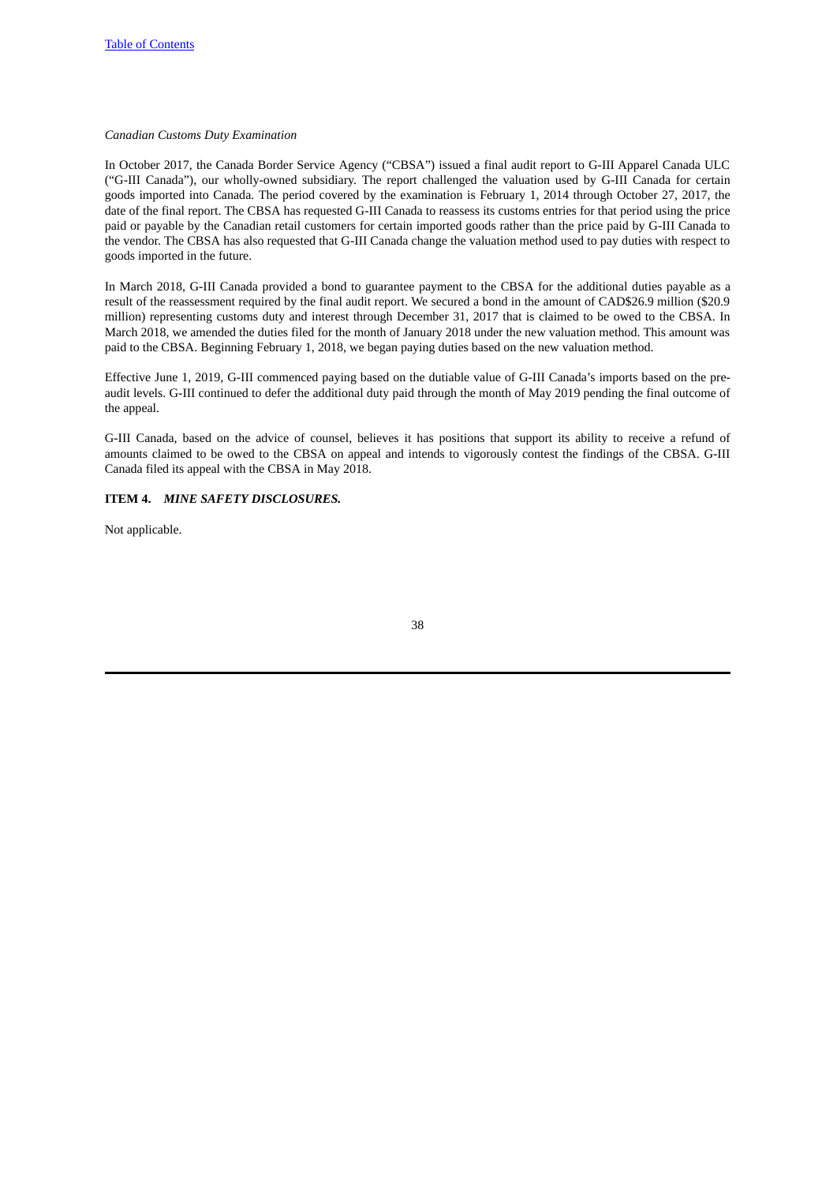*Canadian Customs Duty Examination*

In October 2017, the Canada Border Service Agency ("CBSA") issued a final audit report to G-III Apparel Canada ULC ("G-III Canada"), our wholly-owned subsidiary. The report challenged the valuation used by G-III Canada for certain goods imported into Canada. The period covered by the examination is February 1, 2014 through October 27, 2017, the date of the final report. The CBSA has requested G-III Canada to reassess its customs entries for that period using the price paid or payable by the Canadian retail customers for certain imported goods rather than the price paid by G-III Canada to the vendor. The CBSA has also requested that G-III Canada change the valuation method used to pay duties with respect to goods imported in the future.

In March 2018, G-III Canada provided a bond to guarantee payment to the CBSA for the additional duties payable as a result of the reassessment required by the final audit report. We secured a bond in the amount of CAD$26.9 million ($20.9 million) representing customs duty and interest through December 31, 2017 that is claimed to be owed to the CBSA. In March 2018, we amended the duties filed for the month of January 2018 under the new valuation method. This amount was paid to the CBSA. Beginning February 1, 2018, we began paying duties based on the new valuation method.

Effective June 1, 2019, G-III commenced paying based on the dutiable value of G-III Canada's imports based on the pre-audit levels. G-III continued to defer the additional duty paid through the month of May 2019 pending the final outcome of the appeal.

G-III Canada, based on the advice of counsel, believes it has positions that support its ability to receive a refund of amounts claimed to be owed to the CBSA on appeal and intends to vigorously contest the findings of the CBSA. G-III Canada filed its appeal with the CBSA in May 2018.

**ITEM 4.** ***MINE SAFETY DISCLOSURES.***

Not applicable.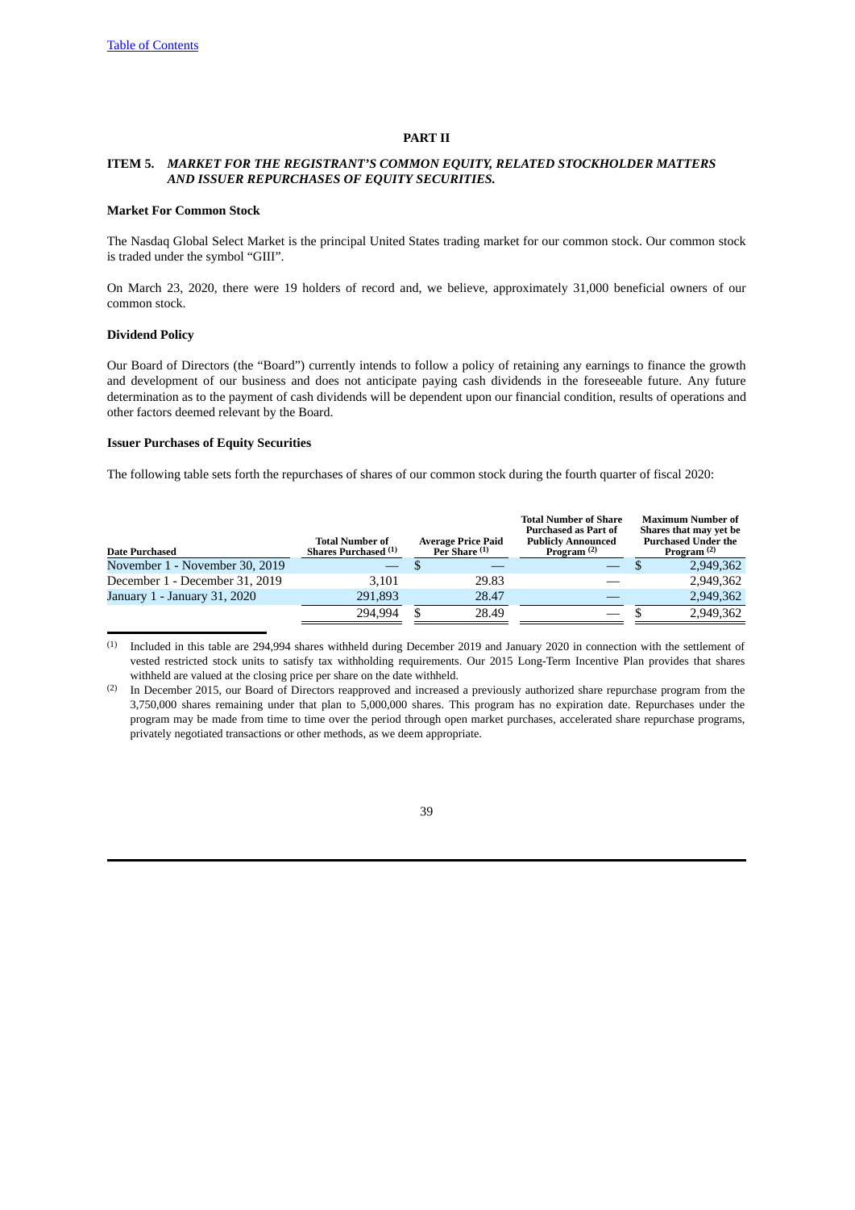# PART II

## ITEM 5. *MARKET FOR THE REGISTRANT'S COMMON EQUITY, RELATED STOCKHOLDER MATTERS AND ISSUER REPURCHASES OF EQUITY SECURITIES.*

**Market For Common Stock**

The Nasdaq Global Select Market is the principal United States trading market for our common stock. Our common stock is traded under the symbol "GIII".

On March 23, 2020, there were 19 holders of record and, we believe, approximately 31,000 beneficial owners of our common stock.

**Dividend Policy**

Our Board of Directors (the "Board") currently intends to follow a policy of retaining any earnings to finance the growth and development of our business and does not anticipate paying cash dividends in the foreseeable future. Any future determination as to the payment of cash dividends will be dependent upon our financial condition, results of operations and other factors deemed relevant by the Board.

**Issuer Purchases of Equity Securities**

The following table sets forth the repurchases of shares of our common stock during the fourth quarter of fiscal 2020:

| Date Purchased | Total Number of Shares Purchased [(1)] | Average Price Paid Per Share [(1)] | Total Number of Share Purchased as Part of Publicly Announced Program [(2)] | Maximum Number of Shares that may yet be Purchased Under the Program [(2)] |
|---|---|---|---|---|
| November 1 - November 30, 2019 | — | $ — | — | $ 2,949,362 |
| December 1 - December 31, 2019 | 3,101 | 29.83 | — | 2,949,362 |
| January 1 - January 31, 2020 | 291,893 | 28.47 | — | 2,949,362 |
| | 294,994 | $ 28.49 | — | $ 2,949,362 |

(1) Included in this table are 294,994 shares withheld during December 2019 and January 2020 in connection with the settlement of vested restricted stock units to satisfy tax withholding requirements. Our 2015 Long-Term Incentive Plan provides that shares withheld are valued at the closing price per share on the date withheld.

(2) In December 2015, our Board of Directors reapproved and increased a previously authorized share repurchase program from the 3,750,000 shares remaining under that plan to 5,000,000 shares. This program has no expiration date. Repurchases under the program may be made from time to time over the period through open market purchases, accelerated share repurchase programs, privately negotiated transactions or other methods, as we deem appropriate.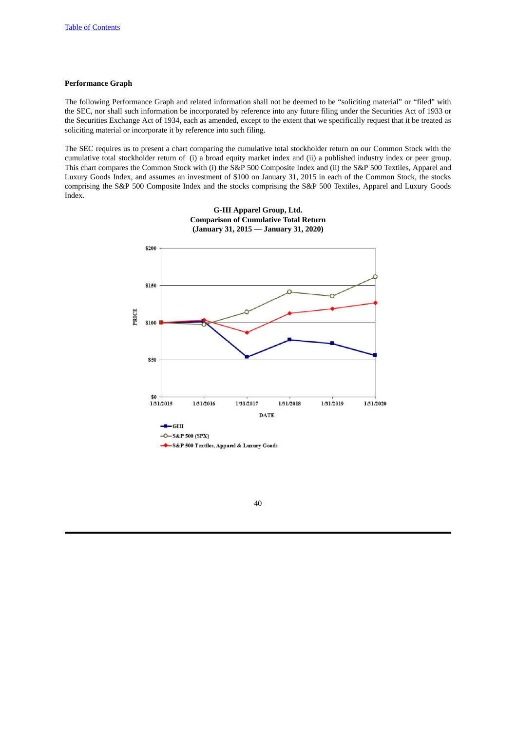**Performance Graph**

The following Performance Graph and related information shall not be deemed to be "soliciting material" or "filed" with the SEC, nor shall such information be incorporated by reference into any future filing under the Securities Act of 1933 or the Securities Exchange Act of 1934, each as amended, except to the extent that we specifically request that it be treated as soliciting material or incorporate it by reference into such filing.

The SEC requires us to present a chart comparing the cumulative total stockholder return on our Common Stock with the cumulative total stockholder return of (i) a broad equity market index and (ii) a published industry index or peer group. This chart compares the Common Stock with (i) the S&P 500 Composite Index and (ii) the S&P 500 Textiles, Apparel and Luxury Goods Index, and assumes an investment of $100 on January 31, 2015 in each of the Common Stock, the stocks comprising the S&P 500 Composite Index and the stocks comprising the S&P 500 Textiles, Apparel and Luxury Goods Index.

**G-III Apparel Group, Ltd.**
**Comparison of Cumulative Total Return**
**(January 31, 2015 — January 31, 2020)**

PRICE: $200, $150, $100, $50, $0

DATE: 1/31/2015, 1/31/2016, 1/31/2017, 1/31/2018, 1/31/2019, 1/31/2020

- GIII
- S&P 500 (SPX)
- S&P 500 Textiles, Apparel & Luxury Goods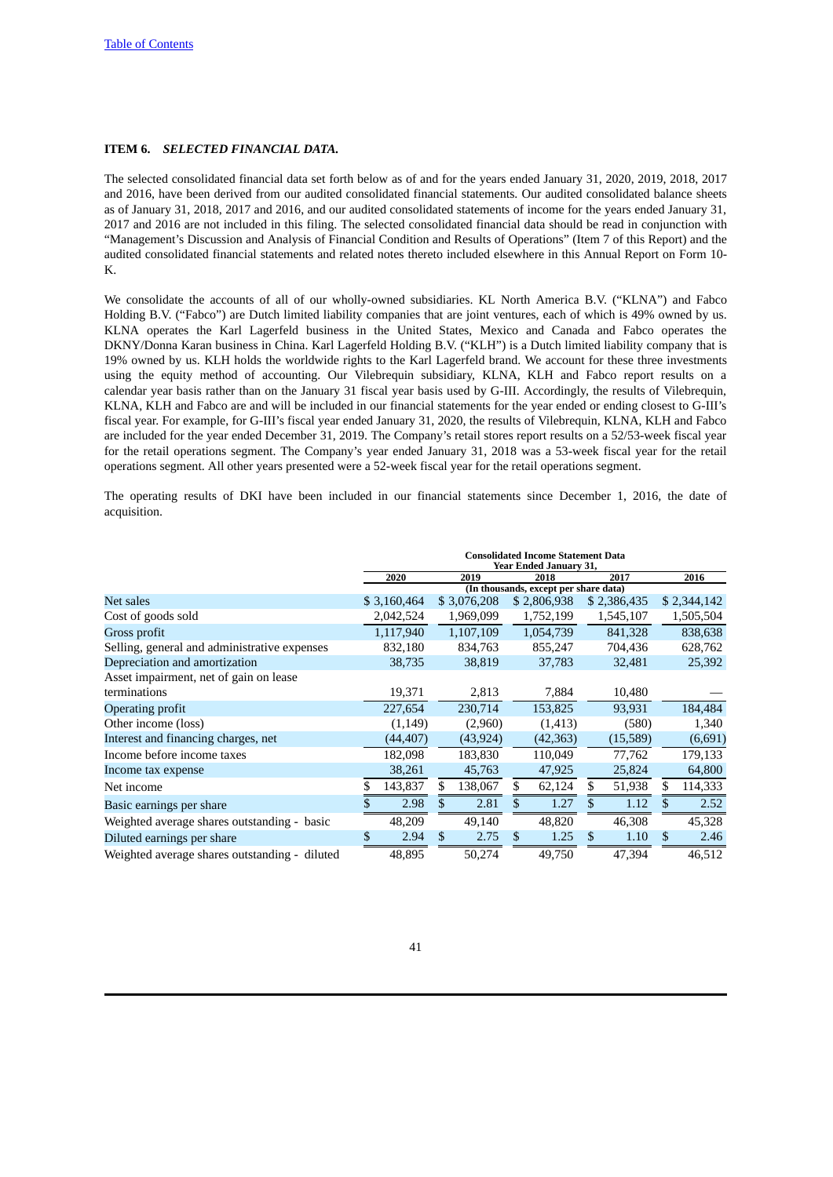[Table of Contents](#)

**ITEM 6.** ***SELECTED FINANCIAL DATA.***

The selected consolidated financial data set forth below as of and for the years ended January 31, 2020, 2019, 2018, 2017 and 2016, have been derived from our audited consolidated financial statements. Our audited consolidated balance sheets as of January 31, 2018, 2017 and 2016, and our audited consolidated statements of income for the years ended January 31, 2017 and 2016 are not included in this filing. The selected consolidated financial data should be read in conjunction with "Management's Discussion and Analysis of Financial Condition and Results of Operations" (Item 7 of this Report) and the audited consolidated financial statements and related notes thereto included elsewhere in this Annual Report on Form 10-K.

We consolidate the accounts of all of our wholly-owned subsidiaries. KL North America B.V. ("KLNA") and Fabco Holding B.V. ("Fabco") are Dutch limited liability companies that are joint ventures, each of which is 49% owned by us. KLNA operates the Karl Lagerfeld business in the United States, Mexico and Canada and Fabco operates the DKNY/Donna Karan business in China. Karl Lagerfeld Holding B.V. ("KLH") is a Dutch limited liability company that is 19% owned by us. KLH holds the worldwide rights to the Karl Lagerfeld brand. We account for these three investments using the equity method of accounting. Our Vilebrequin subsidiary, KLNA, KLH and Fabco report results on a calendar year basis rather than on the January 31 fiscal year basis used by G-III. Accordingly, the results of Vilebrequin, KLNA, KLH and Fabco are and will be included in our financial statements for the year ended or ending closest to G-III's fiscal year. For example, for G-III's fiscal year ended January 31, 2020, the results of Vilebrequin, KLNA, KLH and Fabco are included for the year ended December 31, 2019. The Company's retail stores report results on a 52/53-week fiscal year for the retail operations segment. The Company's year ended January 31, 2018 was a 53-week fiscal year for the retail operations segment. All other years presented were a 52-week fiscal year for the retail operations segment.

The operating results of DKI have been included in our financial statements since December 1, 2016, the date of acquisition.

| | Consolidated Income Statement Data Year Ended January 31, | | | | |
|---|---|---|---|---|---|
| | 2020 | 2019 | 2018 | 2017 | 2016 |
| | (In thousands, except per share data) | | | | |
| Net sales | $ 3,160,464 | $ 3,076,208 | $ 2,806,938 | $ 2,386,435 | $ 2,344,142 |
| Cost of goods sold | 2,042,524 | 1,969,099 | 1,752,199 | 1,545,107 | 1,505,504 |
| Gross profit | 1,117,940 | 1,107,109 | 1,054,739 | 841,328 | 838,638 |
| Selling, general and administrative expenses | 832,180 | 834,763 | 855,247 | 704,436 | 628,762 |
| Depreciation and amortization | 38,735 | 38,819 | 37,783 | 32,481 | 25,392 |
| Asset impairment, net of gain on lease terminations | 19,371 | 2,813 | 7,884 | 10,480 | — |
| Operating profit | 227,654 | 230,714 | 153,825 | 93,931 | 184,484 |
| Other income (loss) | (1,149) | (2,960) | (1,413) | (580) | 1,340 |
| Interest and financing charges, net | (44,407) | (43,924) | (42,363) | (15,589) | (6,691) |
| Income before income taxes | 182,098 | 183,830 | 110,049 | 77,762 | 179,133 |
| Income tax expense | 38,261 | 45,763 | 47,925 | 25,824 | 64,800 |
| Net income | $ 143,837 | $ 138,067 | $ 62,124 | $ 51,938 | $ 114,333 |
| Basic earnings per share | $ 2.98 | $ 2.81 | $ 1.27 | $ 1.12 | $ 2.52 |
| Weighted average shares outstanding - basic | 48,209 | 49,140 | 48,820 | 46,308 | 45,328 |
| Diluted earnings per share | $ 2.94 | $ 2.75 | $ 1.25 | $ 1.10 | $ 2.46 |
| Weighted average shares outstanding - diluted | 48,895 | 50,274 | 49,750 | 47,394 | 46,512 |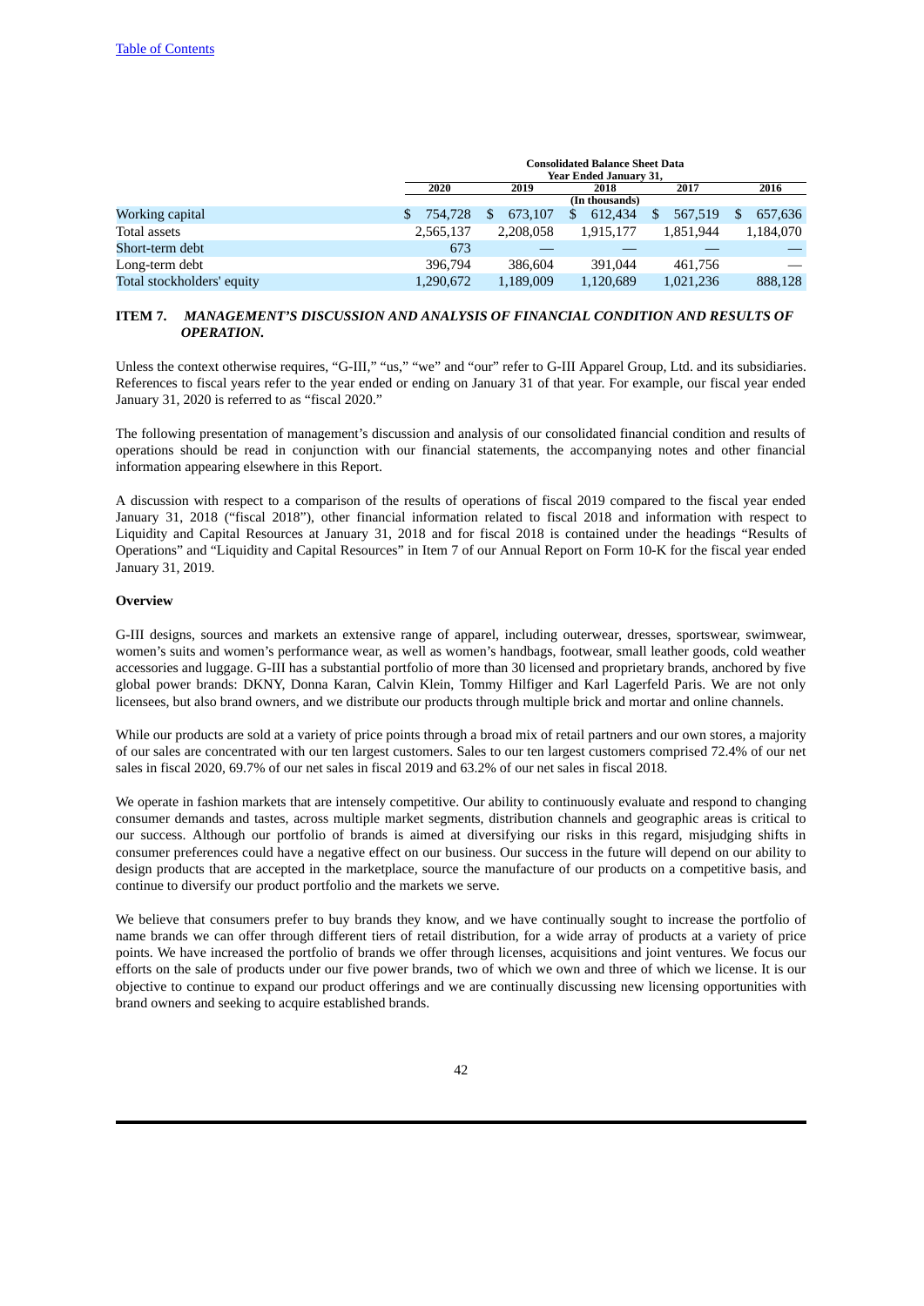[Table of Contents](#)

| | Consolidated Balance Sheet Data | | | | |
|---|---|---|---|---|---|
| | Year Ended January 31, | | | | |
| | 2020 | 2019 | 2018 | 2017 | 2016 |
| | (In thousands) | | | | |
| Working capital | $ 754,728 | $ 673,107 | $ 612,434 | $ 567,519 | $ 657,636 |
| Total assets | 2,565,137 | 2,208,058 | 1,915,177 | 1,851,944 | 1,184,070 |
| Short-term debt | 673 | — | — | — | — |
| Long-term debt | 396,794 | 386,604 | 391,044 | 461,756 | — |
| Total stockholders' equity | 1,290,672 | 1,189,009 | 1,120,689 | 1,021,236 | 888,128 |

## ITEM 7. *MANAGEMENT'S DISCUSSION AND ANALYSIS OF FINANCIAL CONDITION AND RESULTS OF OPERATION.*

Unless the context otherwise requires, "G-III," "us," "we" and "our" refer to G-III Apparel Group, Ltd. and its subsidiaries. References to fiscal years refer to the year ended or ending on January 31 of that year. For example, our fiscal year ended January 31, 2020 is referred to as "fiscal 2020."

The following presentation of management's discussion and analysis of our consolidated financial condition and results of operations should be read in conjunction with our financial statements, the accompanying notes and other financial information appearing elsewhere in this Report.

A discussion with respect to a comparison of the results of operations of fiscal 2019 compared to the fiscal year ended January 31, 2018 ("fiscal 2018"), other financial information related to fiscal 2018 and information with respect to Liquidity and Capital Resources at January 31, 2018 and for fiscal 2018 is contained under the headings "Results of Operations" and "Liquidity and Capital Resources" in Item 7 of our Annual Report on Form 10-K for the fiscal year ended January 31, 2019.

**Overview**

G-III designs, sources and markets an extensive range of apparel, including outerwear, dresses, sportswear, swimwear, women's suits and women's performance wear, as well as women's handbags, footwear, small leather goods, cold weather accessories and luggage. G-III has a substantial portfolio of more than 30 licensed and proprietary brands, anchored by five global power brands: DKNY, Donna Karan, Calvin Klein, Tommy Hilfiger and Karl Lagerfeld Paris. We are not only licensees, but also brand owners, and we distribute our products through multiple brick and mortar and online channels.

While our products are sold at a variety of price points through a broad mix of retail partners and our own stores, a majority of our sales are concentrated with our ten largest customers. Sales to our ten largest customers comprised 72.4% of our net sales in fiscal 2020, 69.7% of our net sales in fiscal 2019 and 63.2% of our net sales in fiscal 2018.

We operate in fashion markets that are intensely competitive. Our ability to continuously evaluate and respond to changing consumer demands and tastes, across multiple market segments, distribution channels and geographic areas is critical to our success. Although our portfolio of brands is aimed at diversifying our risks in this regard, misjudging shifts in consumer preferences could have a negative effect on our business. Our success in the future will depend on our ability to design products that are accepted in the marketplace, source the manufacture of our products on a competitive basis, and continue to diversify our product portfolio and the markets we serve.

We believe that consumers prefer to buy brands they know, and we have continually sought to increase the portfolio of name brands we can offer through different tiers of retail distribution, for a wide array of products at a variety of price points. We have increased the portfolio of brands we offer through licenses, acquisitions and joint ventures. We focus our efforts on the sale of products under our five power brands, two of which we own and three of which we license. It is our objective to continue to expand our product offerings and we are continually discussing new licensing opportunities with brand owners and seeking to acquire established brands.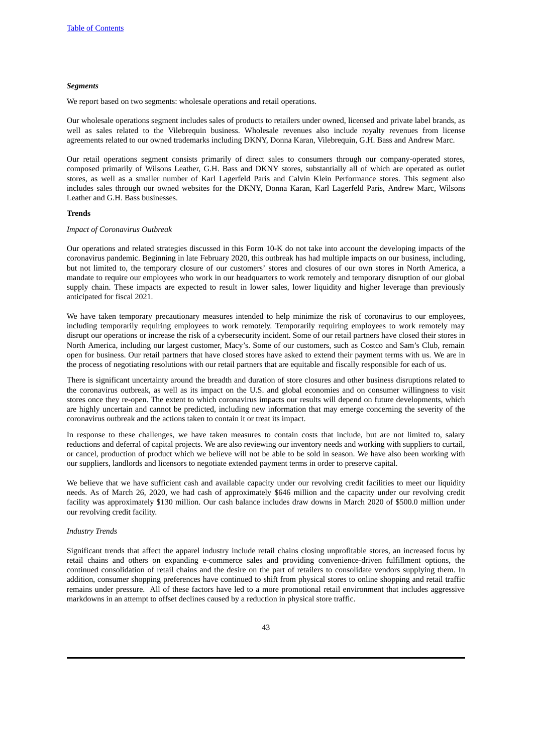***Segments***

We report based on two segments: wholesale operations and retail operations.

Our wholesale operations segment includes sales of products to retailers under owned, licensed and private label brands, as well as sales related to the Vilebrequin business. Wholesale revenues also include royalty revenues from license agreements related to our owned trademarks including DKNY, Donna Karan, Vilebrequin, G.H. Bass and Andrew Marc.

Our retail operations segment consists primarily of direct sales to consumers through our company-operated stores, composed primarily of Wilsons Leather, G.H. Bass and DKNY stores, substantially all of which are operated as outlet stores, as well as a smaller number of Karl Lagerfeld Paris and Calvin Klein Performance stores. This segment also includes sales through our owned websites for the DKNY, Donna Karan, Karl Lagerfeld Paris, Andrew Marc, Wilsons Leather and G.H. Bass businesses.

**Trends**

*Impact of Coronavirus Outbreak*

Our operations and related strategies discussed in this Form 10-K do not take into account the developing impacts of the coronavirus pandemic. Beginning in late February 2020, this outbreak has had multiple impacts on our business, including, but not limited to, the temporary closure of our customers' stores and closures of our own stores in North America, a mandate to require our employees who work in our headquarters to work remotely and temporary disruption of our global supply chain. These impacts are expected to result in lower sales, lower liquidity and higher leverage than previously anticipated for fiscal 2021.

We have taken temporary precautionary measures intended to help minimize the risk of coronavirus to our employees, including temporarily requiring employees to work remotely. Temporarily requiring employees to work remotely may disrupt our operations or increase the risk of a cybersecurity incident. Some of our retail partners have closed their stores in North America, including our largest customer, Macy's. Some of our customers, such as Costco and Sam's Club, remain open for business. Our retail partners that have closed stores have asked to extend their payment terms with us. We are in the process of negotiating resolutions with our retail partners that are equitable and fiscally responsible for each of us.

There is significant uncertainty around the breadth and duration of store closures and other business disruptions related to the coronavirus outbreak, as well as its impact on the U.S. and global economies and on consumer willingness to visit stores once they re-open. The extent to which coronavirus impacts our results will depend on future developments, which are highly uncertain and cannot be predicted, including new information that may emerge concerning the severity of the coronavirus outbreak and the actions taken to contain it or treat its impact.

In response to these challenges, we have taken measures to contain costs that include, but are not limited to, salary reductions and deferral of capital projects. We are also reviewing our inventory needs and working with suppliers to curtail, or cancel, production of product which we believe will not be able to be sold in season. We have also been working with our suppliers, landlords and licensors to negotiate extended payment terms in order to preserve capital.

We believe that we have sufficient cash and available capacity under our revolving credit facilities to meet our liquidity needs. As of March 26, 2020, we had cash of approximately $646 million and the capacity under our revolving credit facility was approximately $130 million. Our cash balance includes draw downs in March 2020 of $500.0 million under our revolving credit facility.

*Industry Trends*

Significant trends that affect the apparel industry include retail chains closing unprofitable stores, an increased focus by retail chains and others on expanding e-commerce sales and providing convenience-driven fulfillment options, the continued consolidation of retail chains and the desire on the part of retailers to consolidate vendors supplying them. In addition, consumer shopping preferences have continued to shift from physical stores to online shopping and retail traffic remains under pressure. All of these factors have led to a more promotional retail environment that includes aggressive markdowns in an attempt to offset declines caused by a reduction in physical store traffic.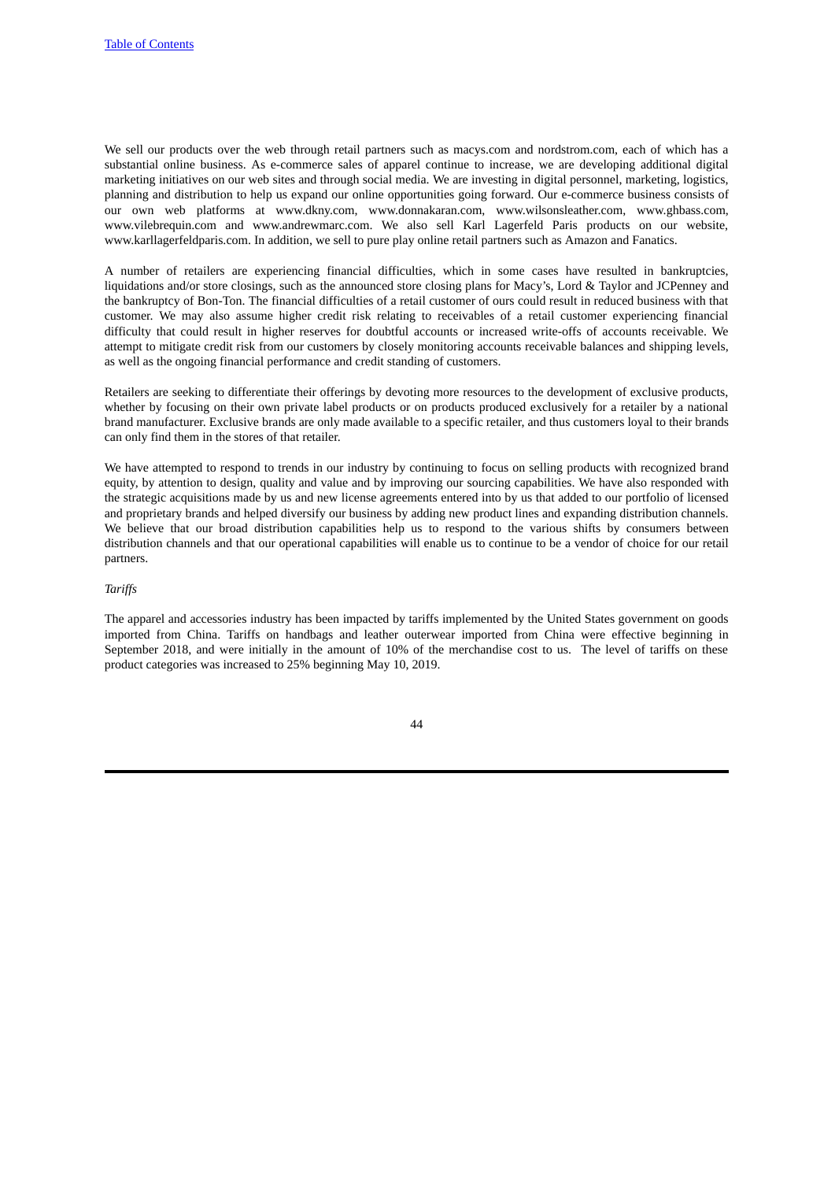We sell our products over the web through retail partners such as macys.com and nordstrom.com, each of which has a substantial online business. As e-commerce sales of apparel continue to increase, we are developing additional digital marketing initiatives on our web sites and through social media. We are investing in digital personnel, marketing, logistics, planning and distribution to help us expand our online opportunities going forward. Our e-commerce business consists of our own web platforms at www.dkny.com, www.donnakaran.com, www.wilsonsleather.com, www.ghbass.com, www.vilebrequin.com and www.andrewmarc.com. We also sell Karl Lagerfeld Paris products on our website, www.karllagerfeldparis.com. In addition, we sell to pure play online retail partners such as Amazon and Fanatics.

A number of retailers are experiencing financial difficulties, which in some cases have resulted in bankruptcies, liquidations and/or store closings, such as the announced store closing plans for Macy's, Lord & Taylor and JCPenney and the bankruptcy of Bon-Ton. The financial difficulties of a retail customer of ours could result in reduced business with that customer. We may also assume higher credit risk relating to receivables of a retail customer experiencing financial difficulty that could result in higher reserves for doubtful accounts or increased write-offs of accounts receivable. We attempt to mitigate credit risk from our customers by closely monitoring accounts receivable balances and shipping levels, as well as the ongoing financial performance and credit standing of customers.

Retailers are seeking to differentiate their offerings by devoting more resources to the development of exclusive products, whether by focusing on their own private label products or on products produced exclusively for a retailer by a national brand manufacturer. Exclusive brands are only made available to a specific retailer, and thus customers loyal to their brands can only find them in the stores of that retailer.

We have attempted to respond to trends in our industry by continuing to focus on selling products with recognized brand equity, by attention to design, quality and value and by improving our sourcing capabilities. We have also responded with the strategic acquisitions made by us and new license agreements entered into by us that added to our portfolio of licensed and proprietary brands and helped diversify our business by adding new product lines and expanding distribution channels. We believe that our broad distribution capabilities help us to respond to the various shifts by consumers between distribution channels and that our operational capabilities will enable us to continue to be a vendor of choice for our retail partners.

*Tariffs*

The apparel and accessories industry has been impacted by tariffs implemented by the United States government on goods imported from China. Tariffs on handbags and leather outerwear imported from China were effective beginning in September 2018, and were initially in the amount of 10% of the merchandise cost to us. The level of tariffs on these product categories was increased to 25% beginning May 10, 2019.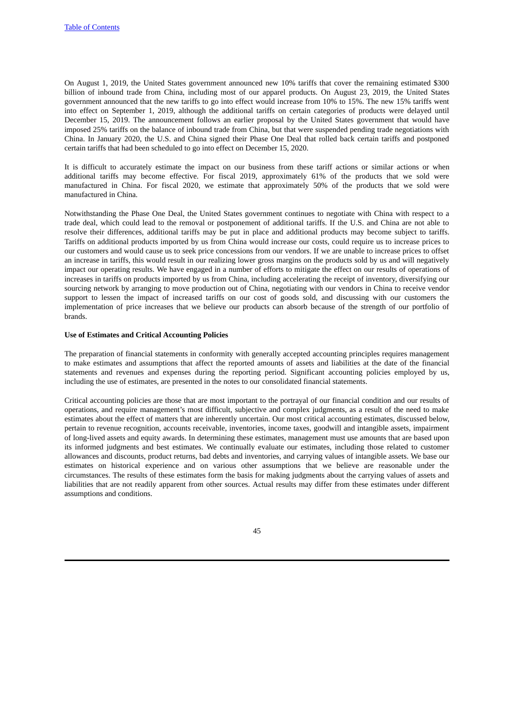On August 1, 2019, the United States government announced new 10% tariffs that cover the remaining estimated $300 billion of inbound trade from China, including most of our apparel products. On August 23, 2019, the United States government announced that the new tariffs to go into effect would increase from 10% to 15%. The new 15% tariffs went into effect on September 1, 2019, although the additional tariffs on certain categories of products were delayed until December 15, 2019. The announcement follows an earlier proposal by the United States government that would have imposed 25% tariffs on the balance of inbound trade from China, but that were suspended pending trade negotiations with China. In January 2020, the U.S. and China signed their Phase One Deal that rolled back certain tariffs and postponed certain tariffs that had been scheduled to go into effect on December 15, 2020.

It is difficult to accurately estimate the impact on our business from these tariff actions or similar actions or when additional tariffs may become effective. For fiscal 2019, approximately 61% of the products that we sold were manufactured in China. For fiscal 2020, we estimate that approximately 50% of the products that we sold were manufactured in China.

Notwithstanding the Phase One Deal, the United States government continues to negotiate with China with respect to a trade deal, which could lead to the removal or postponement of additional tariffs. If the U.S. and China are not able to resolve their differences, additional tariffs may be put in place and additional products may become subject to tariffs. Tariffs on additional products imported by us from China would increase our costs, could require us to increase prices to our customers and would cause us to seek price concessions from our vendors. If we are unable to increase prices to offset an increase in tariffs, this would result in our realizing lower gross margins on the products sold by us and will negatively impact our operating results. We have engaged in a number of efforts to mitigate the effect on our results of operations of increases in tariffs on products imported by us from China, including accelerating the receipt of inventory, diversifying our sourcing network by arranging to move production out of China, negotiating with our vendors in China to receive vendor support to lessen the impact of increased tariffs on our cost of goods sold, and discussing with our customers the implementation of price increases that we believe our products can absorb because of the strength of our portfolio of brands.

**Use of Estimates and Critical Accounting Policies**

The preparation of financial statements in conformity with generally accepted accounting principles requires management to make estimates and assumptions that affect the reported amounts of assets and liabilities at the date of the financial statements and revenues and expenses during the reporting period. Significant accounting policies employed by us, including the use of estimates, are presented in the notes to our consolidated financial statements.

Critical accounting policies are those that are most important to the portrayal of our financial condition and our results of operations, and require management's most difficult, subjective and complex judgments, as a result of the need to make estimates about the effect of matters that are inherently uncertain. Our most critical accounting estimates, discussed below, pertain to revenue recognition, accounts receivable, inventories, income taxes, goodwill and intangible assets, impairment of long-lived assets and equity awards. In determining these estimates, management must use amounts that are based upon its informed judgments and best estimates. We continually evaluate our estimates, including those related to customer allowances and discounts, product returns, bad debts and inventories, and carrying values of intangible assets. We base our estimates on historical experience and on various other assumptions that we believe are reasonable under the circumstances. The results of these estimates form the basis for making judgments about the carrying values of assets and liabilities that are not readily apparent from other sources. Actual results may differ from these estimates under different assumptions and conditions.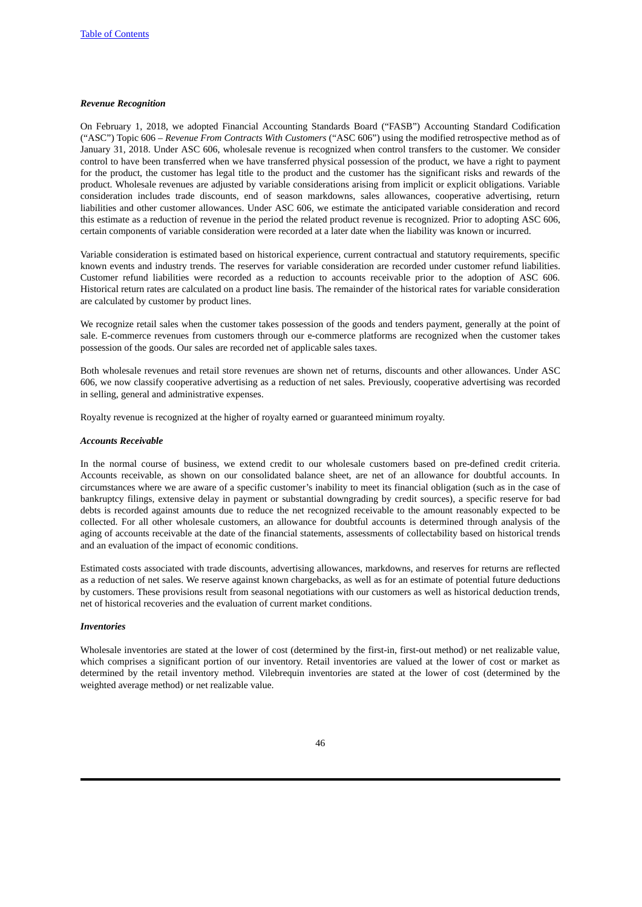***Revenue Recognition***

On February 1, 2018, we adopted Financial Accounting Standards Board ("FASB") Accounting Standard Codification ("ASC") Topic 606 – *Revenue From Contracts With Customers* ("ASC 606") using the modified retrospective method as of January 31, 2018. Under ASC 606, wholesale revenue is recognized when control transfers to the customer. We consider control to have been transferred when we have transferred physical possession of the product, we have a right to payment for the product, the customer has legal title to the product and the customer has the significant risks and rewards of the product. Wholesale revenues are adjusted by variable considerations arising from implicit or explicit obligations. Variable consideration includes trade discounts, end of season markdowns, sales allowances, cooperative advertising, return liabilities and other customer allowances. Under ASC 606, we estimate the anticipated variable consideration and record this estimate as a reduction of revenue in the period the related product revenue is recognized. Prior to adopting ASC 606, certain components of variable consideration were recorded at a later date when the liability was known or incurred.

Variable consideration is estimated based on historical experience, current contractual and statutory requirements, specific known events and industry trends. The reserves for variable consideration are recorded under customer refund liabilities. Customer refund liabilities were recorded as a reduction to accounts receivable prior to the adoption of ASC 606. Historical return rates are calculated on a product line basis. The remainder of the historical rates for variable consideration are calculated by customer by product lines.

We recognize retail sales when the customer takes possession of the goods and tenders payment, generally at the point of sale. E-commerce revenues from customers through our e-commerce platforms are recognized when the customer takes possession of the goods. Our sales are recorded net of applicable sales taxes.

Both wholesale revenues and retail store revenues are shown net of returns, discounts and other allowances. Under ASC 606, we now classify cooperative advertising as a reduction of net sales. Previously, cooperative advertising was recorded in selling, general and administrative expenses.

Royalty revenue is recognized at the higher of royalty earned or guaranteed minimum royalty.

***Accounts Receivable***

In the normal course of business, we extend credit to our wholesale customers based on pre-defined credit criteria. Accounts receivable, as shown on our consolidated balance sheet, are net of an allowance for doubtful accounts. In circumstances where we are aware of a specific customer's inability to meet its financial obligation (such as in the case of bankruptcy filings, extensive delay in payment or substantial downgrading by credit sources), a specific reserve for bad debts is recorded against amounts due to reduce the net recognized receivable to the amount reasonably expected to be collected. For all other wholesale customers, an allowance for doubtful accounts is determined through analysis of the aging of accounts receivable at the date of the financial statements, assessments of collectability based on historical trends and an evaluation of the impact of economic conditions.

Estimated costs associated with trade discounts, advertising allowances, markdowns, and reserves for returns are reflected as a reduction of net sales. We reserve against known chargebacks, as well as for an estimate of potential future deductions by customers. These provisions result from seasonal negotiations with our customers as well as historical deduction trends, net of historical recoveries and the evaluation of current market conditions.

***Inventories***

Wholesale inventories are stated at the lower of cost (determined by the first-in, first-out method) or net realizable value, which comprises a significant portion of our inventory. Retail inventories are valued at the lower of cost or market as determined by the retail inventory method. Vilebrequin inventories are stated at the lower of cost (determined by the weighted average method) or net realizable value.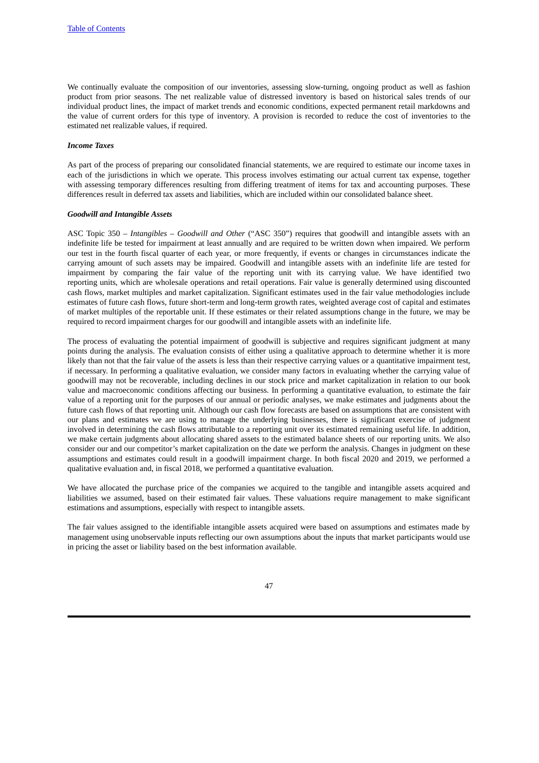We continually evaluate the composition of our inventories, assessing slow-turning, ongoing product as well as fashion product from prior seasons. The net realizable value of distressed inventory is based on historical sales trends of our individual product lines, the impact of market trends and economic conditions, expected permanent retail markdowns and the value of current orders for this type of inventory. A provision is recorded to reduce the cost of inventories to the estimated net realizable values, if required.

***Income Taxes***

As part of the process of preparing our consolidated financial statements, we are required to estimate our income taxes in each of the jurisdictions in which we operate. This process involves estimating our actual current tax expense, together with assessing temporary differences resulting from differing treatment of items for tax and accounting purposes. These differences result in deferred tax assets and liabilities, which are included within our consolidated balance sheet.

***Goodwill and Intangible Assets***

ASC Topic 350 – *Intangibles – Goodwill and Other* ("ASC 350") requires that goodwill and intangible assets with an indefinite life be tested for impairment at least annually and are required to be written down when impaired. We perform our test in the fourth fiscal quarter of each year, or more frequently, if events or changes in circumstances indicate the carrying amount of such assets may be impaired. Goodwill and intangible assets with an indefinite life are tested for impairment by comparing the fair value of the reporting unit with its carrying value. We have identified two reporting units, which are wholesale operations and retail operations. Fair value is generally determined using discounted cash flows, market multiples and market capitalization. Significant estimates used in the fair value methodologies include estimates of future cash flows, future short-term and long-term growth rates, weighted average cost of capital and estimates of market multiples of the reportable unit. If these estimates or their related assumptions change in the future, we may be required to record impairment charges for our goodwill and intangible assets with an indefinite life.

The process of evaluating the potential impairment of goodwill is subjective and requires significant judgment at many points during the analysis. The evaluation consists of either using a qualitative approach to determine whether it is more likely than not that the fair value of the assets is less than their respective carrying values or a quantitative impairment test, if necessary. In performing a qualitative evaluation, we consider many factors in evaluating whether the carrying value of goodwill may not be recoverable, including declines in our stock price and market capitalization in relation to our book value and macroeconomic conditions affecting our business. In performing a quantitative evaluation, to estimate the fair value of a reporting unit for the purposes of our annual or periodic analyses, we make estimates and judgments about the future cash flows of that reporting unit. Although our cash flow forecasts are based on assumptions that are consistent with our plans and estimates we are using to manage the underlying businesses, there is significant exercise of judgment involved in determining the cash flows attributable to a reporting unit over its estimated remaining useful life. In addition, we make certain judgments about allocating shared assets to the estimated balance sheets of our reporting units. We also consider our and our competitor's market capitalization on the date we perform the analysis. Changes in judgment on these assumptions and estimates could result in a goodwill impairment charge. In both fiscal 2020 and 2019, we performed a qualitative evaluation and, in fiscal 2018, we performed a quantitative evaluation.

We have allocated the purchase price of the companies we acquired to the tangible and intangible assets acquired and liabilities we assumed, based on their estimated fair values. These valuations require management to make significant estimations and assumptions, especially with respect to intangible assets.

The fair values assigned to the identifiable intangible assets acquired were based on assumptions and estimates made by management using unobservable inputs reflecting our own assumptions about the inputs that market participants would use in pricing the asset or liability based on the best information available.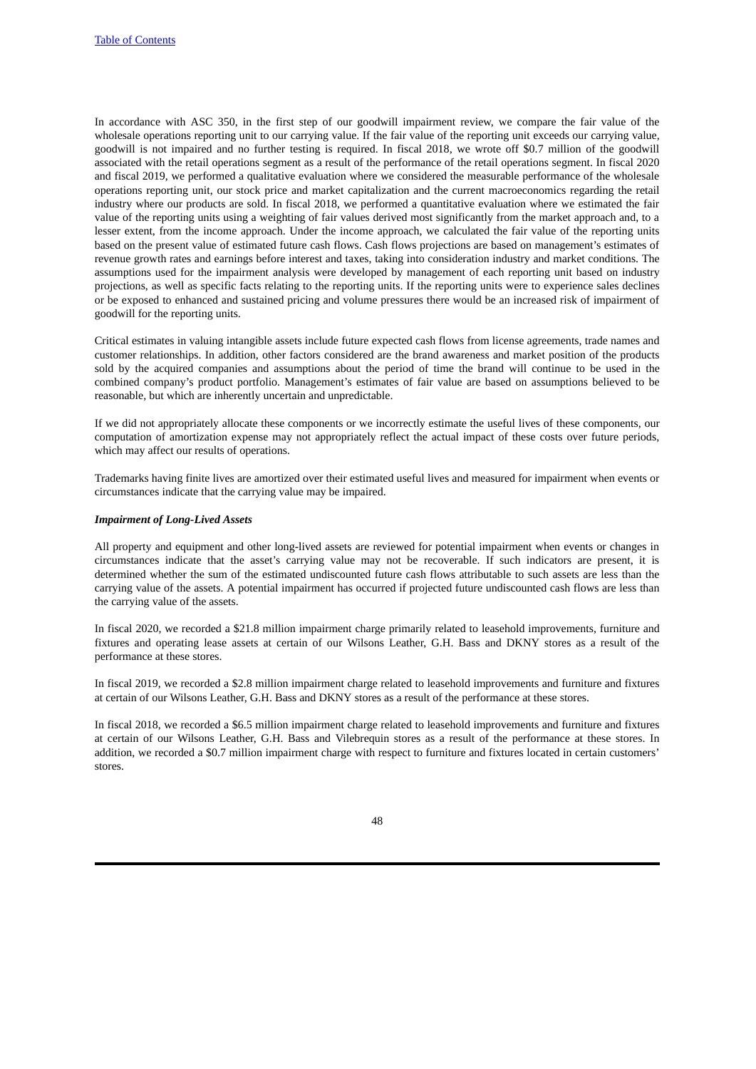In accordance with ASC 350, in the first step of our goodwill impairment review, we compare the fair value of the wholesale operations reporting unit to our carrying value. If the fair value of the reporting unit exceeds our carrying value, goodwill is not impaired and no further testing is required. In fiscal 2018, we wrote off $0.7 million of the goodwill associated with the retail operations segment as a result of the performance of the retail operations segment. In fiscal 2020 and fiscal 2019, we performed a qualitative evaluation where we considered the measurable performance of the wholesale operations reporting unit, our stock price and market capitalization and the current macroeconomics regarding the retail industry where our products are sold. In fiscal 2018, we performed a quantitative evaluation where we estimated the fair value of the reporting units using a weighting of fair values derived most significantly from the market approach and, to a lesser extent, from the income approach. Under the income approach, we calculated the fair value of the reporting units based on the present value of estimated future cash flows. Cash flows projections are based on management's estimates of revenue growth rates and earnings before interest and taxes, taking into consideration industry and market conditions. The assumptions used for the impairment analysis were developed by management of each reporting unit based on industry projections, as well as specific facts relating to the reporting units. If the reporting units were to experience sales declines or be exposed to enhanced and sustained pricing and volume pressures there would be an increased risk of impairment of goodwill for the reporting units.

Critical estimates in valuing intangible assets include future expected cash flows from license agreements, trade names and customer relationships. In addition, other factors considered are the brand awareness and market position of the products sold by the acquired companies and assumptions about the period of time the brand will continue to be used in the combined company's product portfolio. Management's estimates of fair value are based on assumptions believed to be reasonable, but which are inherently uncertain and unpredictable.

If we did not appropriately allocate these components or we incorrectly estimate the useful lives of these components, our computation of amortization expense may not appropriately reflect the actual impact of these costs over future periods, which may affect our results of operations.

Trademarks having finite lives are amortized over their estimated useful lives and measured for impairment when events or circumstances indicate that the carrying value may be impaired.

***Impairment of Long-Lived Assets***

All property and equipment and other long-lived assets are reviewed for potential impairment when events or changes in circumstances indicate that the asset's carrying value may not be recoverable. If such indicators are present, it is determined whether the sum of the estimated undiscounted future cash flows attributable to such assets are less than the carrying value of the assets. A potential impairment has occurred if projected future undiscounted cash flows are less than the carrying value of the assets.

In fiscal 2020, we recorded a $21.8 million impairment charge primarily related to leasehold improvements, furniture and fixtures and operating lease assets at certain of our Wilsons Leather, G.H. Bass and DKNY stores as a result of the performance at these stores.

In fiscal 2019, we recorded a $2.8 million impairment charge related to leasehold improvements and furniture and fixtures at certain of our Wilsons Leather, G.H. Bass and DKNY stores as a result of the performance at these stores.

In fiscal 2018, we recorded a $6.5 million impairment charge related to leasehold improvements and furniture and fixtures at certain of our Wilsons Leather, G.H. Bass and Vilebrequin stores as a result of the performance at these stores. In addition, we recorded a $0.7 million impairment charge with respect to furniture and fixtures located in certain customers' stores.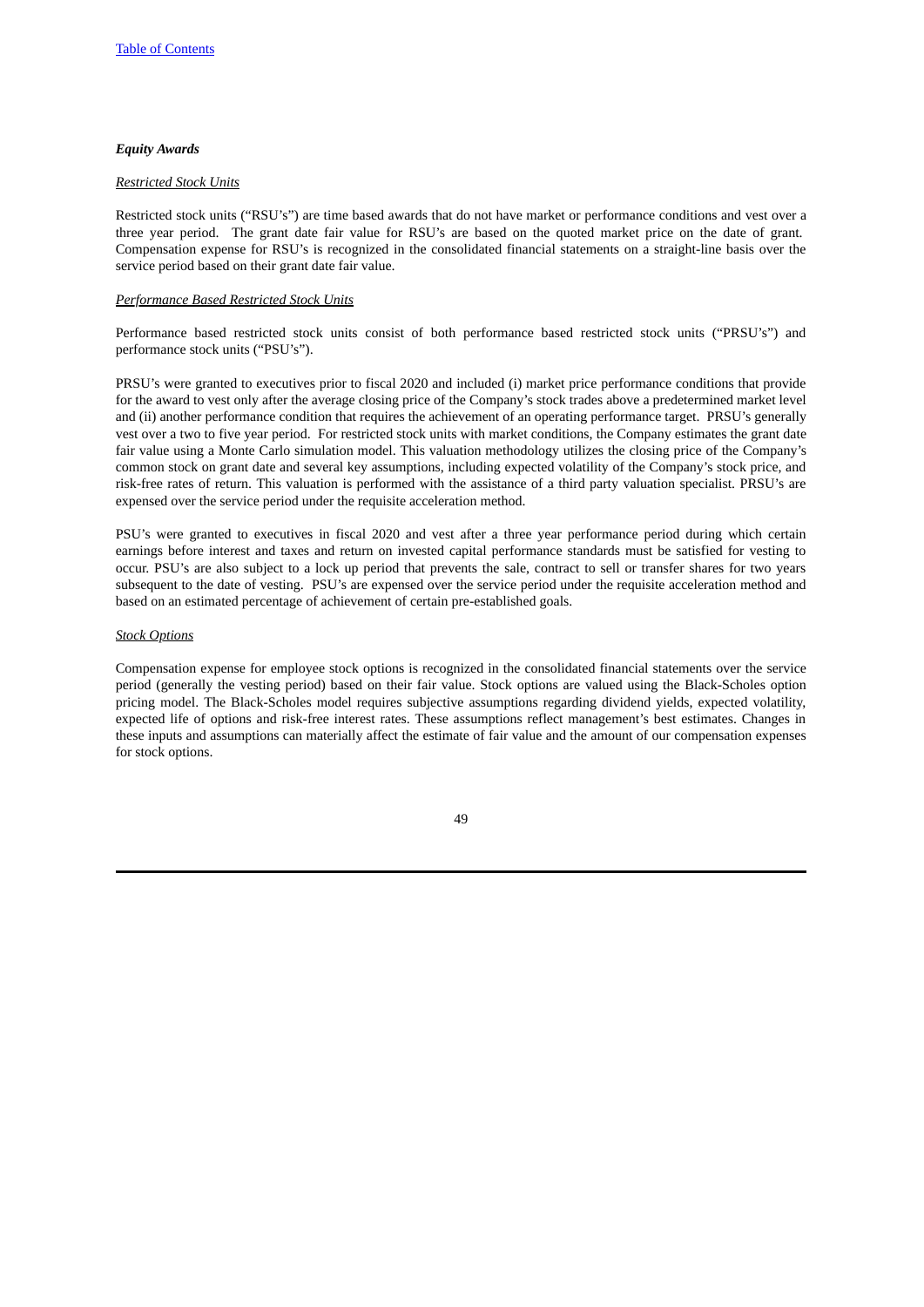***Equity Awards***

*Restricted Stock Units*

Restricted stock units ("RSU's") are time based awards that do not have market or performance conditions and vest over a three year period. The grant date fair value for RSU's are based on the quoted market price on the date of grant. Compensation expense for RSU's is recognized in the consolidated financial statements on a straight-line basis over the service period based on their grant date fair value.

*Performance Based Restricted Stock Units*

Performance based restricted stock units consist of both performance based restricted stock units ("PRSU's") and performance stock units ("PSU's").

PRSU's were granted to executives prior to fiscal 2020 and included (i) market price performance conditions that provide for the award to vest only after the average closing price of the Company's stock trades above a predetermined market level and (ii) another performance condition that requires the achievement of an operating performance target. PRSU's generally vest over a two to five year period. For restricted stock units with market conditions, the Company estimates the grant date fair value using a Monte Carlo simulation model. This valuation methodology utilizes the closing price of the Company's common stock on grant date and several key assumptions, including expected volatility of the Company's stock price, and risk-free rates of return. This valuation is performed with the assistance of a third party valuation specialist. PRSU's are expensed over the service period under the requisite acceleration method.

PSU's were granted to executives in fiscal 2020 and vest after a three year performance period during which certain earnings before interest and taxes and return on invested capital performance standards must be satisfied for vesting to occur. PSU's are also subject to a lock up period that prevents the sale, contract to sell or transfer shares for two years subsequent to the date of vesting. PSU's are expensed over the service period under the requisite acceleration method and based on an estimated percentage of achievement of certain pre-established goals.

*Stock Options*

Compensation expense for employee stock options is recognized in the consolidated financial statements over the service period (generally the vesting period) based on their fair value. Stock options are valued using the Black-Scholes option pricing model. The Black-Scholes model requires subjective assumptions regarding dividend yields, expected volatility, expected life of options and risk-free interest rates. These assumptions reflect management's best estimates. Changes in these inputs and assumptions can materially affect the estimate of fair value and the amount of our compensation expenses for stock options.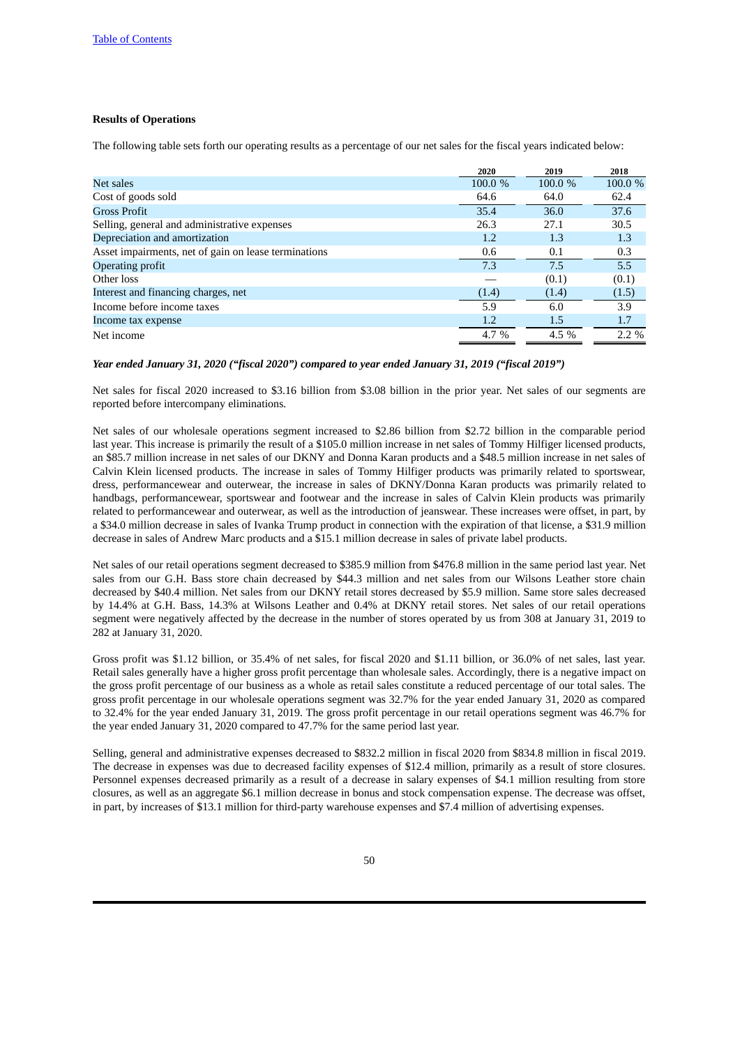**Results of Operations**

The following table sets forth our operating results as a percentage of our net sales for the fiscal years indicated below:

| | 2020 | 2019 | 2018 |
|---|---|---|---|
| Net sales | 100.0 % | 100.0 % | 100.0 % |
| Cost of goods sold | 64.6 | 64.0 | 62.4 |
| Gross Profit | 35.4 | 36.0 | 37.6 |
| Selling, general and administrative expenses | 26.3 | 27.1 | 30.5 |
| Depreciation and amortization | 1.2 | 1.3 | 1.3 |
| Asset impairments, net of gain on lease terminations | 0.6 | 0.1 | 0.3 |
| Operating profit | 7.3 | 7.5 | 5.5 |
| Other loss | — | (0.1) | (0.1) |
| Interest and financing charges, net | (1.4) | (1.4) | (1.5) |
| Income before income taxes | 5.9 | 6.0 | 3.9 |
| Income tax expense | 1.2 | 1.5 | 1.7 |
| Net income | 4.7 % | 4.5 % | 2.2 % |

***Year ended January 31, 2020 ("fiscal 2020") compared to year ended January 31, 2019 ("fiscal 2019")***

Net sales for fiscal 2020 increased to $3.16 billion from $3.08 billion in the prior year. Net sales of our segments are reported before intercompany eliminations.

Net sales of our wholesale operations segment increased to $2.86 billion from $2.72 billion in the comparable period last year. This increase is primarily the result of a $105.0 million increase in net sales of Tommy Hilfiger licensed products, an $85.7 million increase in net sales of our DKNY and Donna Karan products and a $48.5 million increase in net sales of Calvin Klein licensed products. The increase in sales of Tommy Hilfiger products was primarily related to sportswear, dress, performancewear and outerwear, the increase in sales of DKNY/Donna Karan products was primarily related to handbags, performancewear, sportswear and footwear and the increase in sales of Calvin Klein products was primarily related to performancewear and outerwear, as well as the introduction of jeanswear. These increases were offset, in part, by a $34.0 million decrease in sales of Ivanka Trump product in connection with the expiration of that license, a $31.9 million decrease in sales of Andrew Marc products and a $15.1 million decrease in sales of private label products.

Net sales of our retail operations segment decreased to $385.9 million from $476.8 million in the same period last year. Net sales from our G.H. Bass store chain decreased by $44.3 million and net sales from our Wilsons Leather store chain decreased by $40.4 million. Net sales from our DKNY retail stores decreased by $5.9 million. Same store sales decreased by 14.4% at G.H. Bass, 14.3% at Wilsons Leather and 0.4% at DKNY retail stores. Net sales of our retail operations segment were negatively affected by the decrease in the number of stores operated by us from 308 at January 31, 2019 to 282 at January 31, 2020.

Gross profit was $1.12 billion, or 35.4% of net sales, for fiscal 2020 and $1.11 billion, or 36.0% of net sales, last year. Retail sales generally have a higher gross profit percentage than wholesale sales. Accordingly, there is a negative impact on the gross profit percentage of our business as a whole as retail sales constitute a reduced percentage of our total sales. The gross profit percentage in our wholesale operations segment was 32.7% for the year ended January 31, 2020 as compared to 32.4% for the year ended January 31, 2019. The gross profit percentage in our retail operations segment was 46.7% for the year ended January 31, 2020 compared to 47.7% for the same period last year.

Selling, general and administrative expenses decreased to $832.2 million in fiscal 2020 from $834.8 million in fiscal 2019. The decrease in expenses was due to decreased facility expenses of $12.4 million, primarily as a result of store closures. Personnel expenses decreased primarily as a result of a decrease in salary expenses of $4.1 million resulting from store closures, as well as an aggregate $6.1 million decrease in bonus and stock compensation expense. The decrease was offset, in part, by increases of $13.1 million for third-party warehouse expenses and $7.4 million of advertising expenses.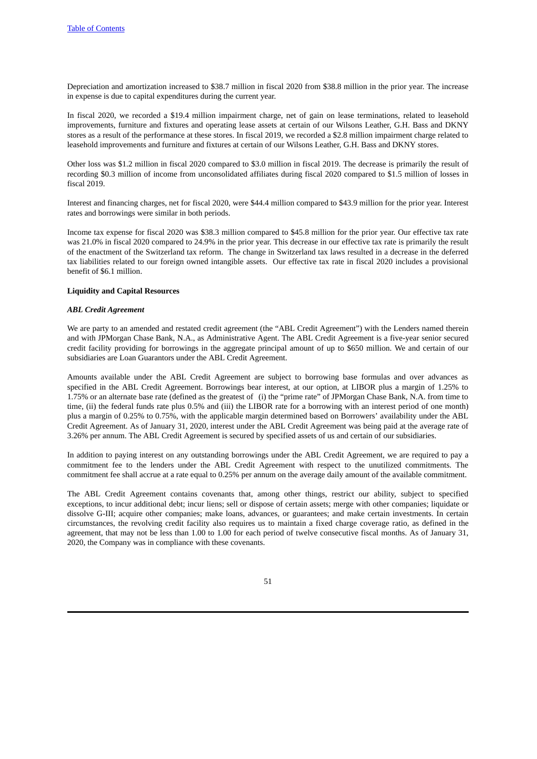Depreciation and amortization increased to $38.7 million in fiscal 2020 from $38.8 million in the prior year. The increase in expense is due to capital expenditures during the current year.

In fiscal 2020, we recorded a $19.4 million impairment charge, net of gain on lease terminations, related to leasehold improvements, furniture and fixtures and operating lease assets at certain of our Wilsons Leather, G.H. Bass and DKNY stores as a result of the performance at these stores. In fiscal 2019, we recorded a $2.8 million impairment charge related to leasehold improvements and furniture and fixtures at certain of our Wilsons Leather, G.H. Bass and DKNY stores.

Other loss was $1.2 million in fiscal 2020 compared to $3.0 million in fiscal 2019. The decrease is primarily the result of recording $0.3 million of income from unconsolidated affiliates during fiscal 2020 compared to $1.5 million of losses in fiscal 2019.

Interest and financing charges, net for fiscal 2020, were $44.4 million compared to $43.9 million for the prior year. Interest rates and borrowings were similar in both periods.

Income tax expense for fiscal 2020 was $38.3 million compared to $45.8 million for the prior year. Our effective tax rate was 21.0% in fiscal 2020 compared to 24.9% in the prior year. This decrease in our effective tax rate is primarily the result of the enactment of the Switzerland tax reform. The change in Switzerland tax laws resulted in a decrease in the deferred tax liabilities related to our foreign owned intangible assets. Our effective tax rate in fiscal 2020 includes a provisional benefit of $6.1 million.

**Liquidity and Capital Resources**

***ABL Credit Agreement***

We are party to an amended and restated credit agreement (the "ABL Credit Agreement") with the Lenders named therein and with JPMorgan Chase Bank, N.A., as Administrative Agent. The ABL Credit Agreement is a five-year senior secured credit facility providing for borrowings in the aggregate principal amount of up to $650 million. We and certain of our subsidiaries are Loan Guarantors under the ABL Credit Agreement.

Amounts available under the ABL Credit Agreement are subject to borrowing base formulas and over advances as specified in the ABL Credit Agreement. Borrowings bear interest, at our option, at LIBOR plus a margin of 1.25% to 1.75% or an alternate base rate (defined as the greatest of (i) the "prime rate" of JPMorgan Chase Bank, N.A. from time to time, (ii) the federal funds rate plus 0.5% and (iii) the LIBOR rate for a borrowing with an interest period of one month) plus a margin of 0.25% to 0.75%, with the applicable margin determined based on Borrowers' availability under the ABL Credit Agreement. As of January 31, 2020, interest under the ABL Credit Agreement was being paid at the average rate of 3.26% per annum. The ABL Credit Agreement is secured by specified assets of us and certain of our subsidiaries.

In addition to paying interest on any outstanding borrowings under the ABL Credit Agreement, we are required to pay a commitment fee to the lenders under the ABL Credit Agreement with respect to the unutilized commitments. The commitment fee shall accrue at a rate equal to 0.25% per annum on the average daily amount of the available commitment.

The ABL Credit Agreement contains covenants that, among other things, restrict our ability, subject to specified exceptions, to incur additional debt; incur liens; sell or dispose of certain assets; merge with other companies; liquidate or dissolve G-III; acquire other companies; make loans, advances, or guarantees; and make certain investments. In certain circumstances, the revolving credit facility also requires us to maintain a fixed charge coverage ratio, as defined in the agreement, that may not be less than 1.00 to 1.00 for each period of twelve consecutive fiscal months. As of January 31, 2020, the Company was in compliance with these covenants.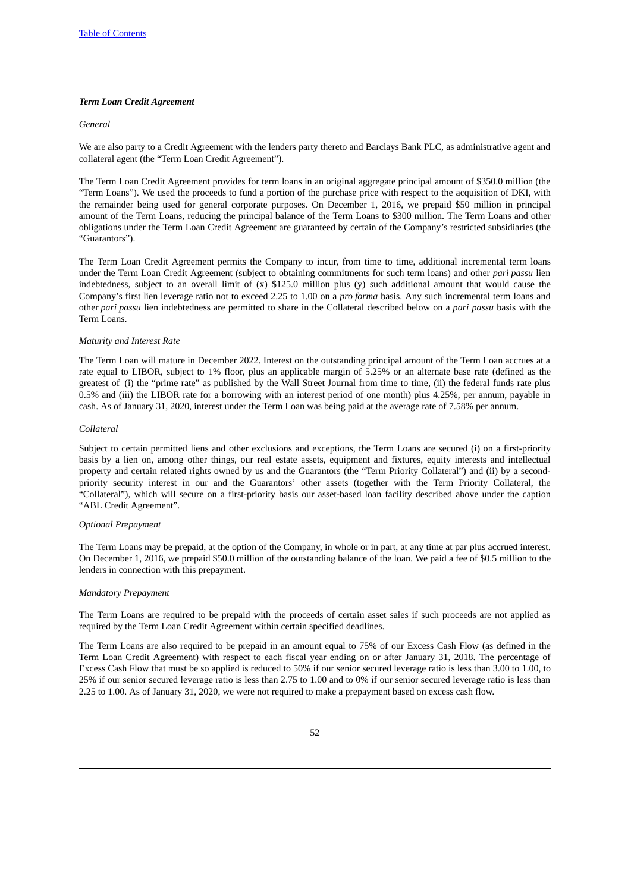### ***Term Loan Credit Agreement***

*General*

We are also party to a Credit Agreement with the lenders party thereto and Barclays Bank PLC, as administrative agent and collateral agent (the "Term Loan Credit Agreement").

The Term Loan Credit Agreement provides for term loans in an original aggregate principal amount of $350.0 million (the "Term Loans"). We used the proceeds to fund a portion of the purchase price with respect to the acquisition of DKI, with the remainder being used for general corporate purposes. On December 1, 2016, we prepaid $50 million in principal amount of the Term Loans, reducing the principal balance of the Term Loans to $300 million. The Term Loans and other obligations under the Term Loan Credit Agreement are guaranteed by certain of the Company's restricted subsidiaries (the "Guarantors").

The Term Loan Credit Agreement permits the Company to incur, from time to time, additional incremental term loans under the Term Loan Credit Agreement (subject to obtaining commitments for such term loans) and other *pari passu* lien indebtedness, subject to an overall limit of (x) $125.0 million plus (y) such additional amount that would cause the Company's first lien leverage ratio not to exceed 2.25 to 1.00 on a *pro forma* basis. Any such incremental term loans and other *pari passu* lien indebtedness are permitted to share in the Collateral described below on a *pari passu* basis with the Term Loans.

*Maturity and Interest Rate*

The Term Loan will mature in December 2022. Interest on the outstanding principal amount of the Term Loan accrues at a rate equal to LIBOR, subject to 1% floor, plus an applicable margin of 5.25% or an alternate base rate (defined as the greatest of (i) the "prime rate" as published by the Wall Street Journal from time to time, (ii) the federal funds rate plus 0.5% and (iii) the LIBOR rate for a borrowing with an interest period of one month) plus 4.25%, per annum, payable in cash. As of January 31, 2020, interest under the Term Loan was being paid at the average rate of 7.58% per annum.

*Collateral*

Subject to certain permitted liens and other exclusions and exceptions, the Term Loans are secured (i) on a first-priority basis by a lien on, among other things, our real estate assets, equipment and fixtures, equity interests and intellectual property and certain related rights owned by us and the Guarantors (the "Term Priority Collateral") and (ii) by a second-priority security interest in our and the Guarantors' other assets (together with the Term Priority Collateral, the "Collateral"), which will secure on a first-priority basis our asset-based loan facility described above under the caption "ABL Credit Agreement".

*Optional Prepayment*

The Term Loans may be prepaid, at the option of the Company, in whole or in part, at any time at par plus accrued interest. On December 1, 2016, we prepaid $50.0 million of the outstanding balance of the loan. We paid a fee of $0.5 million to the lenders in connection with this prepayment.

*Mandatory Prepayment*

The Term Loans are required to be prepaid with the proceeds of certain asset sales if such proceeds are not applied as required by the Term Loan Credit Agreement within certain specified deadlines.

The Term Loans are also required to be prepaid in an amount equal to 75% of our Excess Cash Flow (as defined in the Term Loan Credit Agreement) with respect to each fiscal year ending on or after January 31, 2018. The percentage of Excess Cash Flow that must be so applied is reduced to 50% if our senior secured leverage ratio is less than 3.00 to 1.00, to 25% if our senior secured leverage ratio is less than 2.75 to 1.00 and to 0% if our senior secured leverage ratio is less than 2.25 to 1.00. As of January 31, 2020, we were not required to make a prepayment based on excess cash flow.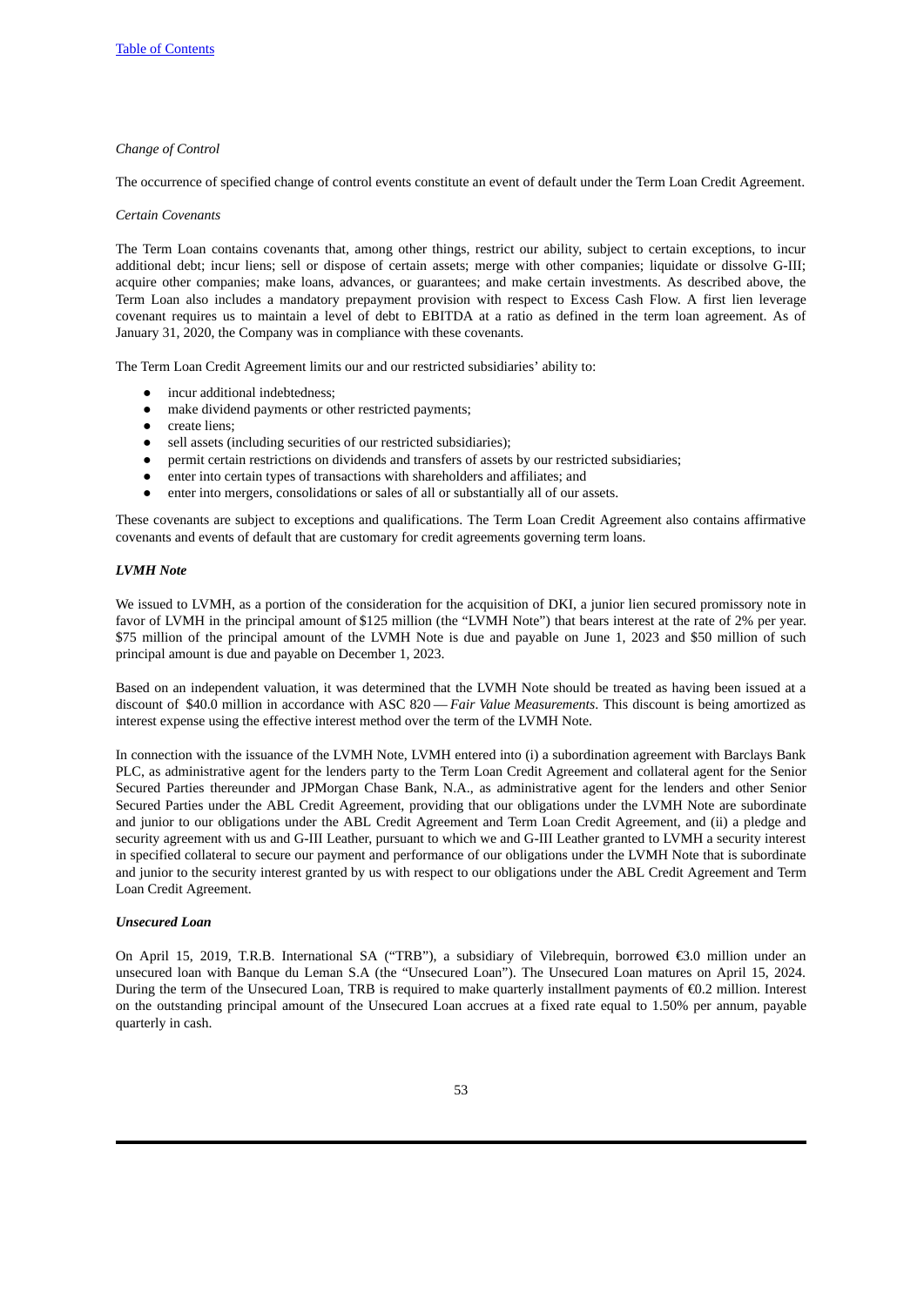*Change of Control*

The occurrence of specified change of control events constitute an event of default under the Term Loan Credit Agreement.

*Certain Covenants*

The Term Loan contains covenants that, among other things, restrict our ability, subject to certain exceptions, to incur additional debt; incur liens; sell or dispose of certain assets; merge with other companies; liquidate or dissolve G-III; acquire other companies; make loans, advances, or guarantees; and make certain investments. As described above, the Term Loan also includes a mandatory prepayment provision with respect to Excess Cash Flow. A first lien leverage covenant requires us to maintain a level of debt to EBITDA at a ratio as defined in the term loan agreement. As of January 31, 2020, the Company was in compliance with these covenants.

The Term Loan Credit Agreement limits our and our restricted subsidiaries' ability to:

- incur additional indebtedness;
- make dividend payments or other restricted payments;
- create liens;
- sell assets (including securities of our restricted subsidiaries);
- permit certain restrictions on dividends and transfers of assets by our restricted subsidiaries;
- enter into certain types of transactions with shareholders and affiliates; and
- enter into mergers, consolidations or sales of all or substantially all of our assets.

These covenants are subject to exceptions and qualifications. The Term Loan Credit Agreement also contains affirmative covenants and events of default that are customary for credit agreements governing term loans.

***LVMH Note***

We issued to LVMH, as a portion of the consideration for the acquisition of DKI, a junior lien secured promissory note in favor of LVMH in the principal amount of $125 million (the "LVMH Note") that bears interest at the rate of 2% per year. $75 million of the principal amount of the LVMH Note is due and payable on June 1, 2023 and $50 million of such principal amount is due and payable on December 1, 2023.

Based on an independent valuation, it was determined that the LVMH Note should be treated as having been issued at a discount of $40.0 million in accordance with ASC 820 — *Fair Value Measurements*. This discount is being amortized as interest expense using the effective interest method over the term of the LVMH Note.

In connection with the issuance of the LVMH Note, LVMH entered into (i) a subordination agreement with Barclays Bank PLC, as administrative agent for the lenders party to the Term Loan Credit Agreement and collateral agent for the Senior Secured Parties thereunder and JPMorgan Chase Bank, N.A., as administrative agent for the lenders and other Senior Secured Parties under the ABL Credit Agreement, providing that our obligations under the LVMH Note are subordinate and junior to our obligations under the ABL Credit Agreement and Term Loan Credit Agreement, and (ii) a pledge and security agreement with us and G-III Leather, pursuant to which we and G-III Leather granted to LVMH a security interest in specified collateral to secure our payment and performance of our obligations under the LVMH Note that is subordinate and junior to the security interest granted by us with respect to our obligations under the ABL Credit Agreement and Term Loan Credit Agreement.

***Unsecured Loan***

On April 15, 2019, T.R.B. International SA ("TRB"), a subsidiary of Vilebrequin, borrowed €3.0 million under an unsecured loan with Banque du Leman S.A (the "Unsecured Loan"). The Unsecured Loan matures on April 15, 2024. During the term of the Unsecured Loan, TRB is required to make quarterly installment payments of €0.2 million. Interest on the outstanding principal amount of the Unsecured Loan accrues at a fixed rate equal to 1.50% per annum, payable quarterly in cash.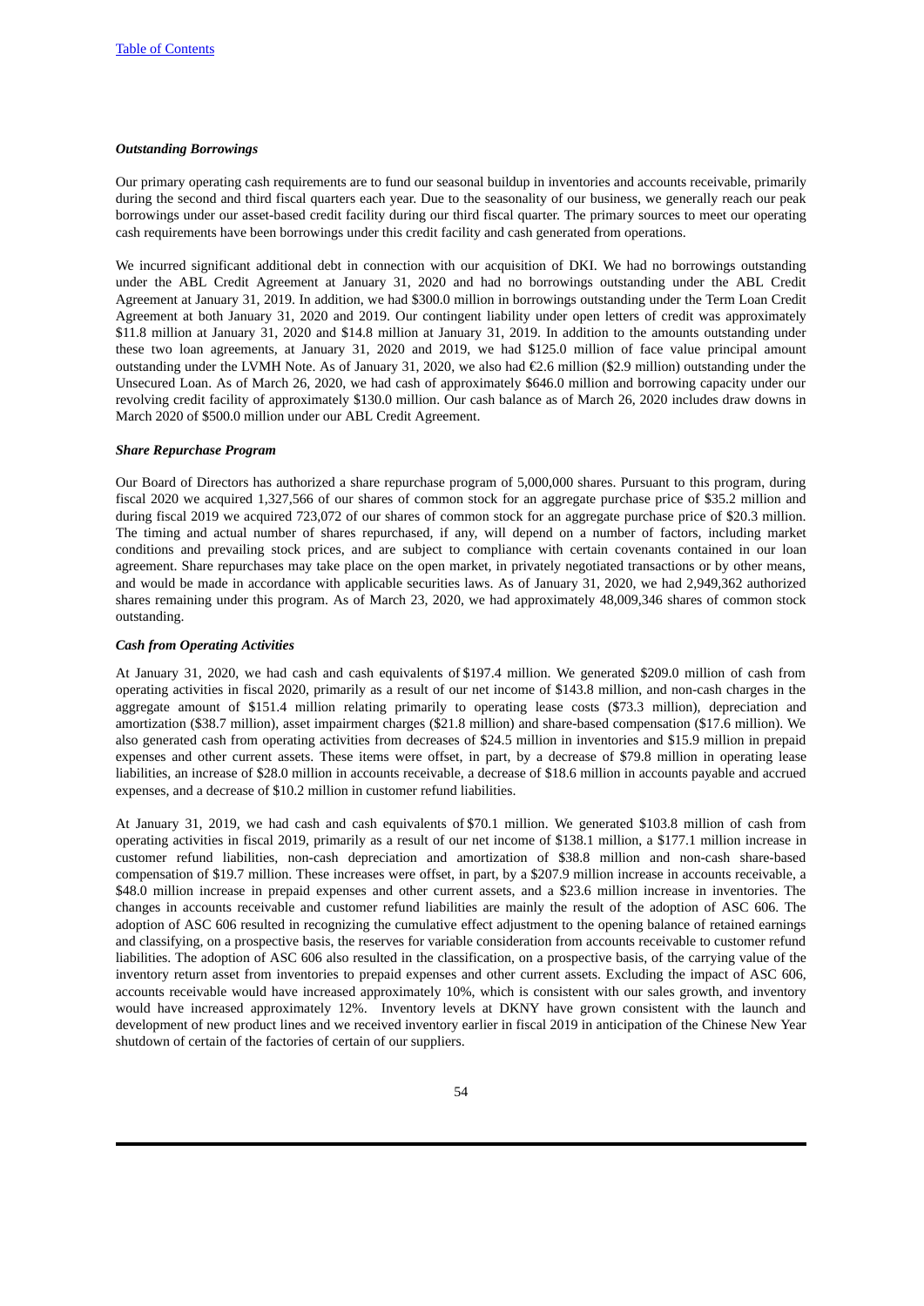### *Outstanding Borrowings*

Our primary operating cash requirements are to fund our seasonal buildup in inventories and accounts receivable, primarily during the second and third fiscal quarters each year. Due to the seasonality of our business, we generally reach our peak borrowings under our asset-based credit facility during our third fiscal quarter. The primary sources to meet our operating cash requirements have been borrowings under this credit facility and cash generated from operations.

We incurred significant additional debt in connection with our acquisition of DKI. We had no borrowings outstanding under the ABL Credit Agreement at January 31, 2020 and had no borrowings outstanding under the ABL Credit Agreement at January 31, 2019. In addition, we had $300.0 million in borrowings outstanding under the Term Loan Credit Agreement at both January 31, 2020 and 2019. Our contingent liability under open letters of credit was approximately $11.8 million at January 31, 2020 and $14.8 million at January 31, 2019. In addition to the amounts outstanding under these two loan agreements, at January 31, 2020 and 2019, we had $125.0 million of face value principal amount outstanding under the LVMH Note. As of January 31, 2020, we also had €2.6 million ($2.9 million) outstanding under the Unsecured Loan. As of March 26, 2020, we had cash of approximately $646.0 million and borrowing capacity under our revolving credit facility of approximately $130.0 million. Our cash balance as of March 26, 2020 includes draw downs in March 2020 of $500.0 million under our ABL Credit Agreement.

### *Share Repurchase Program*

Our Board of Directors has authorized a share repurchase program of 5,000,000 shares. Pursuant to this program, during fiscal 2020 we acquired 1,327,566 of our shares of common stock for an aggregate purchase price of $35.2 million and during fiscal 2019 we acquired 723,072 of our shares of common stock for an aggregate purchase price of $20.3 million. The timing and actual number of shares repurchased, if any, will depend on a number of factors, including market conditions and prevailing stock prices, and are subject to compliance with certain covenants contained in our loan agreement. Share repurchases may take place on the open market, in privately negotiated transactions or by other means, and would be made in accordance with applicable securities laws. As of January 31, 2020, we had 2,949,362 authorized shares remaining under this program. As of March 23, 2020, we had approximately 48,009,346 shares of common stock outstanding.

### *Cash from Operating Activities*

At January 31, 2020, we had cash and cash equivalents of $197.4 million. We generated $209.0 million of cash from operating activities in fiscal 2020, primarily as a result of our net income of $143.8 million, and non-cash charges in the aggregate amount of $151.4 million relating primarily to operating lease costs ($73.3 million), depreciation and amortization ($38.7 million), asset impairment charges ($21.8 million) and share-based compensation ($17.6 million). We also generated cash from operating activities from decreases of $24.5 million in inventories and $15.9 million in prepaid expenses and other current assets. These items were offset, in part, by a decrease of $79.8 million in operating lease liabilities, an increase of $28.0 million in accounts receivable, a decrease of $18.6 million in accounts payable and accrued expenses, and a decrease of $10.2 million in customer refund liabilities.

At January 31, 2019, we had cash and cash equivalents of $70.1 million. We generated $103.8 million of cash from operating activities in fiscal 2019, primarily as a result of our net income of $138.1 million, a $177.1 million increase in customer refund liabilities, non-cash depreciation and amortization of $38.8 million and non-cash share-based compensation of $19.7 million. These increases were offset, in part, by a $207.9 million increase in accounts receivable, a $48.0 million increase in prepaid expenses and other current assets, and a $23.6 million increase in inventories. The changes in accounts receivable and customer refund liabilities are mainly the result of the adoption of ASC 606. The adoption of ASC 606 resulted in recognizing the cumulative effect adjustment to the opening balance of retained earnings and classifying, on a prospective basis, the reserves for variable consideration from accounts receivable to customer refund liabilities. The adoption of ASC 606 also resulted in the classification, on a prospective basis, of the carrying value of the inventory return asset from inventories to prepaid expenses and other current assets. Excluding the impact of ASC 606, accounts receivable would have increased approximately 10%, which is consistent with our sales growth, and inventory would have increased approximately 12%. Inventory levels at DKNY have grown consistent with the launch and development of new product lines and we received inventory earlier in fiscal 2019 in anticipation of the Chinese New Year shutdown of certain of the factories of certain of our suppliers.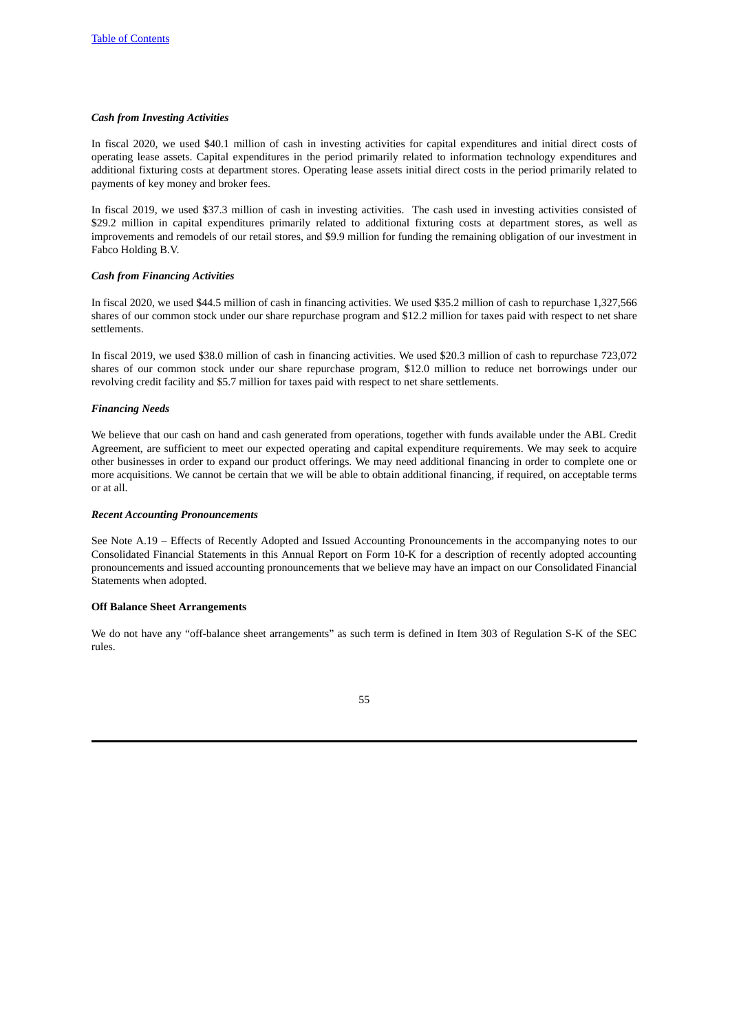*Cash from Investing Activities*

In fiscal 2020, we used $40.1 million of cash in investing activities for capital expenditures and initial direct costs of operating lease assets. Capital expenditures in the period primarily related to information technology expenditures and additional fixturing costs at department stores. Operating lease assets initial direct costs in the period primarily related to payments of key money and broker fees.

In fiscal 2019, we used $37.3 million of cash in investing activities. The cash used in investing activities consisted of $29.2 million in capital expenditures primarily related to additional fixturing costs at department stores, as well as improvements and remodels of our retail stores, and $9.9 million for funding the remaining obligation of our investment in Fabco Holding B.V.

*Cash from Financing Activities*

In fiscal 2020, we used $44.5 million of cash in financing activities. We used $35.2 million of cash to repurchase 1,327,566 shares of our common stock under our share repurchase program and $12.2 million for taxes paid with respect to net share settlements.

In fiscal 2019, we used $38.0 million of cash in financing activities. We used $20.3 million of cash to repurchase 723,072 shares of our common stock under our share repurchase program, $12.0 million to reduce net borrowings under our revolving credit facility and $5.7 million for taxes paid with respect to net share settlements.

*Financing Needs*

We believe that our cash on hand and cash generated from operations, together with funds available under the ABL Credit Agreement, are sufficient to meet our expected operating and capital expenditure requirements. We may seek to acquire other businesses in order to expand our product offerings. We may need additional financing in order to complete one or more acquisitions. We cannot be certain that we will be able to obtain additional financing, if required, on acceptable terms or at all.

*Recent Accounting Pronouncements*

See Note A.19 – Effects of Recently Adopted and Issued Accounting Pronouncements in the accompanying notes to our Consolidated Financial Statements in this Annual Report on Form 10-K for a description of recently adopted accounting pronouncements and issued accounting pronouncements that we believe may have an impact on our Consolidated Financial Statements when adopted.

**Off Balance Sheet Arrangements**

We do not have any "off-balance sheet arrangements" as such term is defined in Item 303 of Regulation S-K of the SEC rules.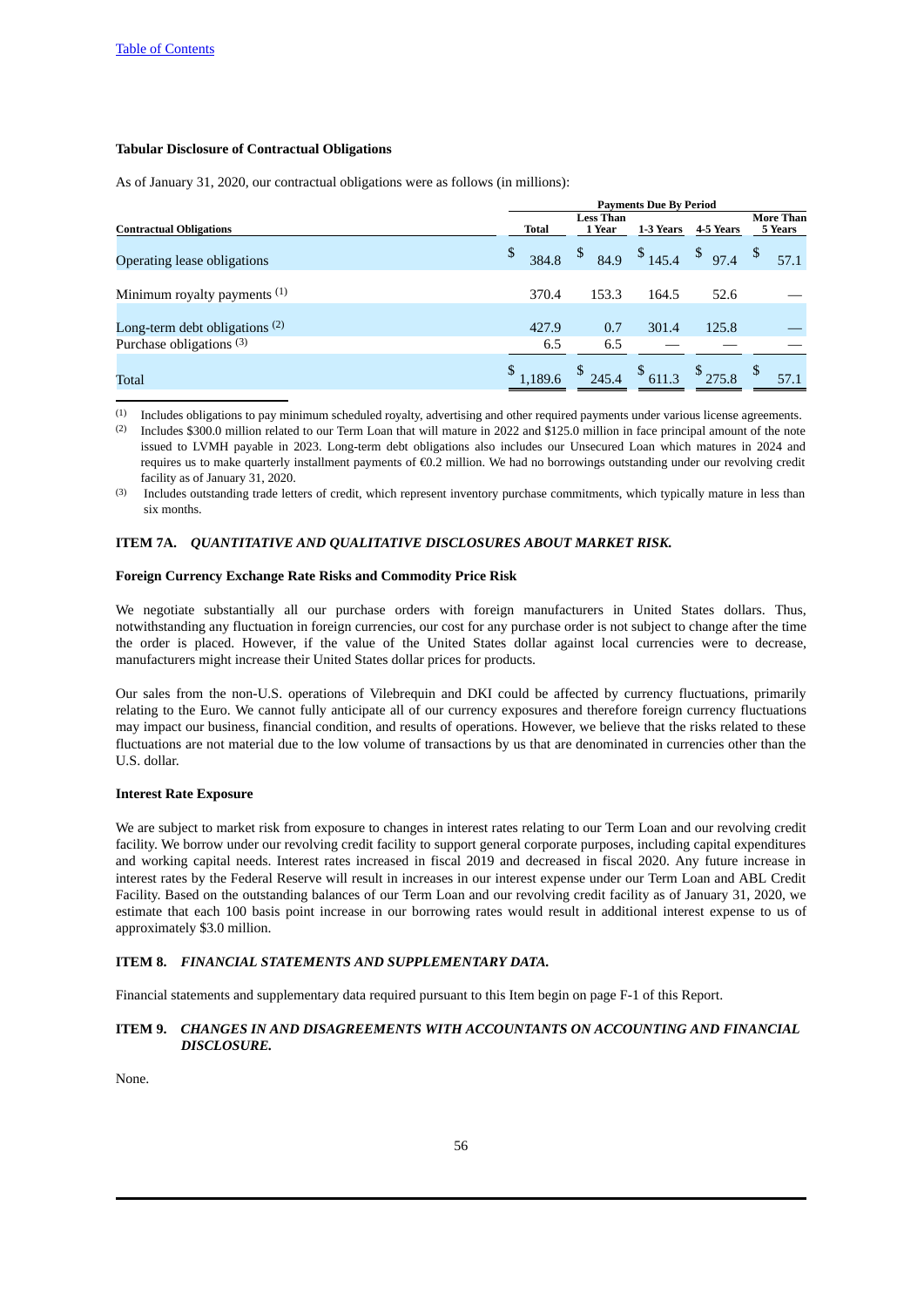Table of Contents

**Tabular Disclosure of Contractual Obligations**

As of January 31, 2020, our contractual obligations were as follows (in millions):

| | Payments Due By Period | | | | |
|---|---|---|---|---|---|
| **Contractual Obligations** | **Total** | **Less Than 1 Year** | **1-3 Years** | **4-5 Years** | **More Than 5 Years** |
| Operating lease obligations | $ 384.8 | $ 84.9 | $ 145.4 | $ 97.4 | $ 57.1 |
| Minimum royalty payments [(1)] | 370.4 | 153.3 | 164.5 | 52.6 | — |
| Long-term debt obligations [(2)] | 427.9 | 0.7 | 301.4 | 125.8 | — |
| Purchase obligations [(3)] | 6.5 | 6.5 | — | — | — |
| Total | $ 1,189.6 | $ 245.4 | $ 611.3 | $ 275.8 | $ 57.1 |

(1) Includes obligations to pay minimum scheduled royalty, advertising and other required payments under various license agreements.

(2) Includes $300.0 million related to our Term Loan that will mature in 2022 and $125.0 million in face principal amount of the note issued to LVMH payable in 2023. Long-term debt obligations also includes our Unsecured Loan which matures in 2024 and requires us to make quarterly installment payments of €0.2 million. We had no borrowings outstanding under our revolving credit facility as of January 31, 2020.

(3) Includes outstanding trade letters of credit, which represent inventory purchase commitments, which typically mature in less than six months.

## ITEM 7A. *QUANTITATIVE AND QUALITATIVE DISCLOSURES ABOUT MARKET RISK.*

**Foreign Currency Exchange Rate Risks and Commodity Price Risk**

We negotiate substantially all our purchase orders with foreign manufacturers in United States dollars. Thus, notwithstanding any fluctuation in foreign currencies, our cost for any purchase order is not subject to change after the time the order is placed. However, if the value of the United States dollar against local currencies were to decrease, manufacturers might increase their United States dollar prices for products.

Our sales from the non-U.S. operations of Vilebrequin and DKI could be affected by currency fluctuations, primarily relating to the Euro. We cannot fully anticipate all of our currency exposures and therefore foreign currency fluctuations may impact our business, financial condition, and results of operations. However, we believe that the risks related to these fluctuations are not material due to the low volume of transactions by us that are denominated in currencies other than the U.S. dollar.

**Interest Rate Exposure**

We are subject to market risk from exposure to changes in interest rates relating to our Term Loan and our revolving credit facility. We borrow under our revolving credit facility to support general corporate purposes, including capital expenditures and working capital needs. Interest rates increased in fiscal 2019 and decreased in fiscal 2020. Any future increase in interest rates by the Federal Reserve will result in increases in our interest expense under our Term Loan and ABL Credit Facility. Based on the outstanding balances of our Term Loan and our revolving credit facility as of January 31, 2020, we estimate that each 100 basis point increase in our borrowing rates would result in additional interest expense to us of approximately $3.0 million.

## ITEM 8. *FINANCIAL STATEMENTS AND SUPPLEMENTARY DATA.*

Financial statements and supplementary data required pursuant to this Item begin on page F-1 of this Report.

## ITEM 9. *CHANGES IN AND DISAGREEMENTS WITH ACCOUNTANTS ON ACCOUNTING AND FINANCIAL DISCLOSURE.*

None.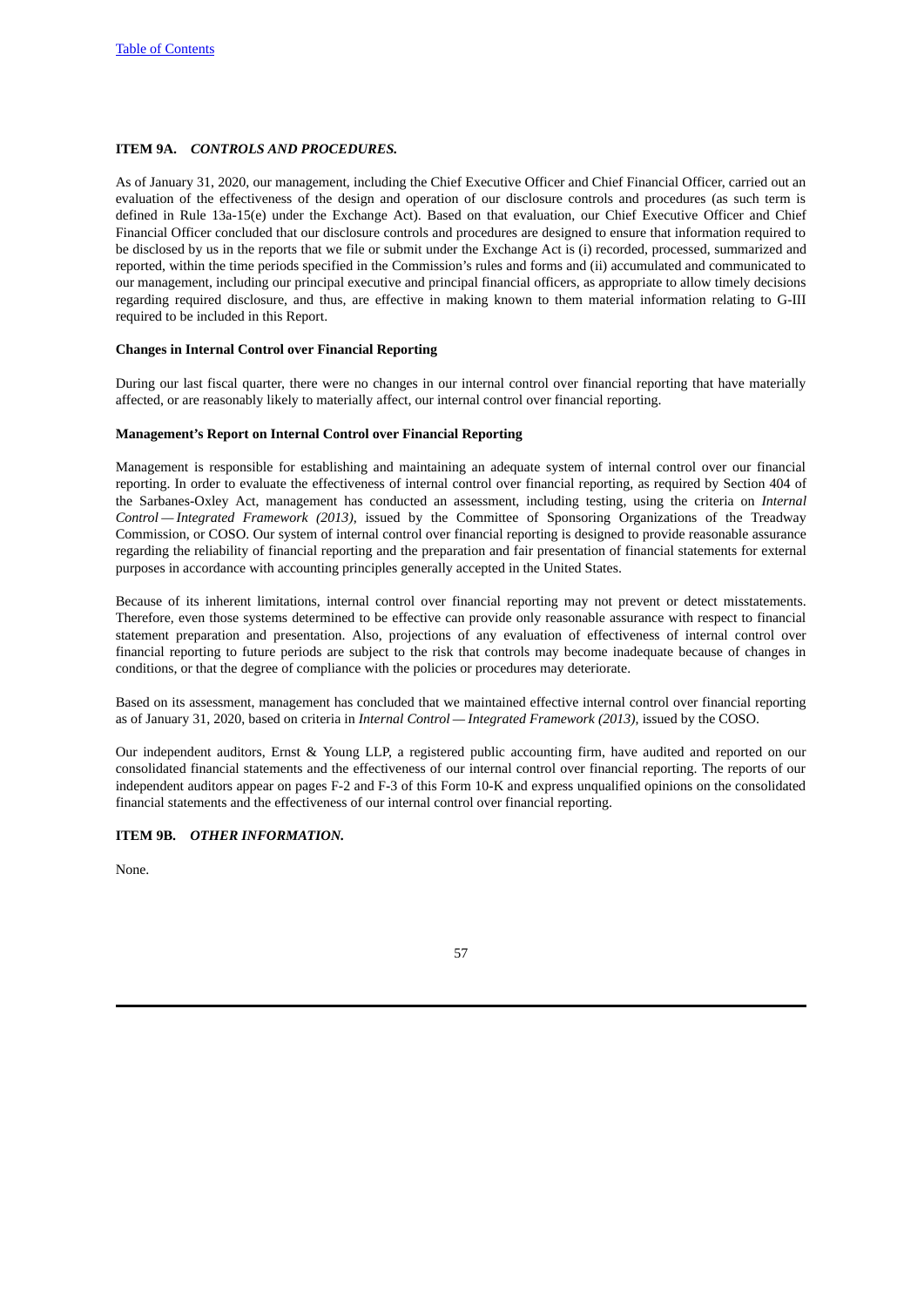### ITEM 9A. *CONTROLS AND PROCEDURES.*

As of January 31, 2020, our management, including the Chief Executive Officer and Chief Financial Officer, carried out an evaluation of the effectiveness of the design and operation of our disclosure controls and procedures (as such term is defined in Rule 13a-15(e) under the Exchange Act). Based on that evaluation, our Chief Executive Officer and Chief Financial Officer concluded that our disclosure controls and procedures are designed to ensure that information required to be disclosed by us in the reports that we file or submit under the Exchange Act is (i) recorded, processed, summarized and reported, within the time periods specified in the Commission's rules and forms and (ii) accumulated and communicated to our management, including our principal executive and principal financial officers, as appropriate to allow timely decisions regarding required disclosure, and thus, are effective in making known to them material information relating to G-III required to be included in this Report.

#### Changes in Internal Control over Financial Reporting

During our last fiscal quarter, there were no changes in our internal control over financial reporting that have materially affected, or are reasonably likely to materially affect, our internal control over financial reporting.

#### Management's Report on Internal Control over Financial Reporting

Management is responsible for establishing and maintaining an adequate system of internal control over our financial reporting. In order to evaluate the effectiveness of internal control over financial reporting, as required by Section 404 of the Sarbanes-Oxley Act, management has conducted an assessment, including testing, using the criteria on *Internal Control — Integrated Framework (2013)*, issued by the Committee of Sponsoring Organizations of the Treadway Commission, or COSO. Our system of internal control over financial reporting is designed to provide reasonable assurance regarding the reliability of financial reporting and the preparation and fair presentation of financial statements for external purposes in accordance with accounting principles generally accepted in the United States.

Because of its inherent limitations, internal control over financial reporting may not prevent or detect misstatements. Therefore, even those systems determined to be effective can provide only reasonable assurance with respect to financial statement preparation and presentation. Also, projections of any evaluation of effectiveness of internal control over financial reporting to future periods are subject to the risk that controls may become inadequate because of changes in conditions, or that the degree of compliance with the policies or procedures may deteriorate.

Based on its assessment, management has concluded that we maintained effective internal control over financial reporting as of January 31, 2020, based on criteria in *Internal Control — Integrated Framework (2013)*, issued by the COSO.

Our independent auditors, Ernst & Young LLP, a registered public accounting firm, have audited and reported on our consolidated financial statements and the effectiveness of our internal control over financial reporting. The reports of our independent auditors appear on pages F-2 and F-3 of this Form 10-K and express unqualified opinions on the consolidated financial statements and the effectiveness of our internal control over financial reporting.

### ITEM 9B. *OTHER INFORMATION.*

None.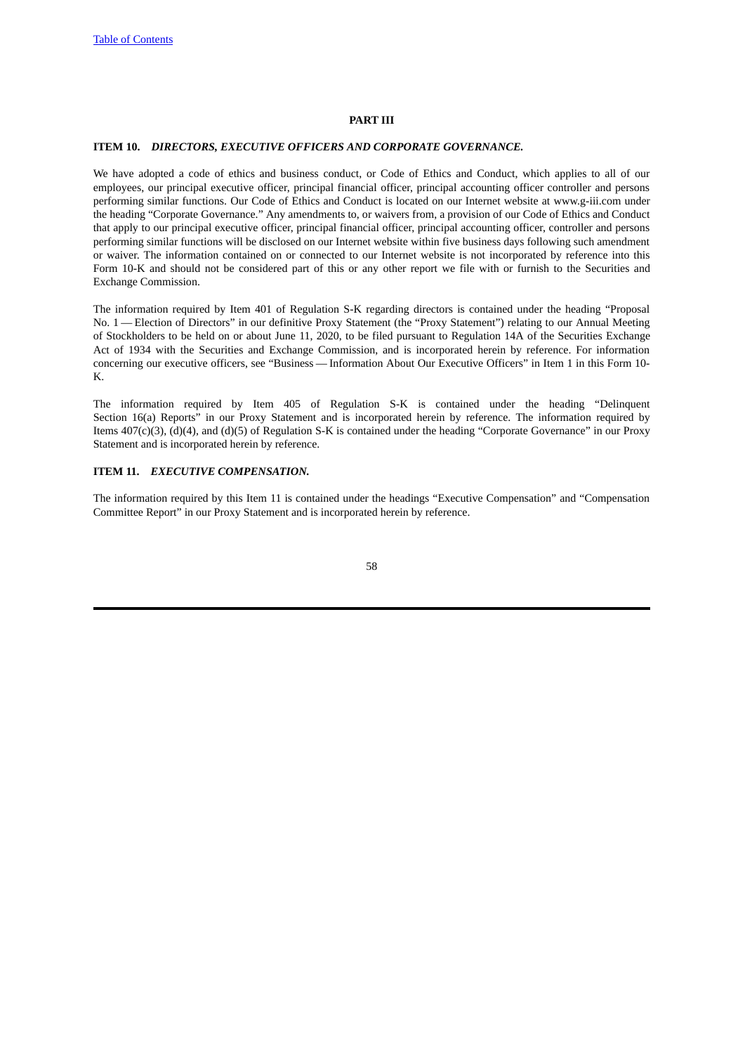## PART III

### ITEM 10. *DIRECTORS, EXECUTIVE OFFICERS AND CORPORATE GOVERNANCE.*

We have adopted a code of ethics and business conduct, or Code of Ethics and Conduct, which applies to all of our employees, our principal executive officer, principal financial officer, principal accounting officer controller and persons performing similar functions. Our Code of Ethics and Conduct is located on our Internet website at www.g-iii.com under the heading "Corporate Governance." Any amendments to, or waivers from, a provision of our Code of Ethics and Conduct that apply to our principal executive officer, principal financial officer, principal accounting officer, controller and persons performing similar functions will be disclosed on our Internet website within five business days following such amendment or waiver. The information contained on or connected to our Internet website is not incorporated by reference into this Form 10-K and should not be considered part of this or any other report we file with or furnish to the Securities and Exchange Commission.

The information required by Item 401 of Regulation S-K regarding directors is contained under the heading "Proposal No. 1 — Election of Directors" in our definitive Proxy Statement (the "Proxy Statement") relating to our Annual Meeting of Stockholders to be held on or about June 11, 2020, to be filed pursuant to Regulation 14A of the Securities Exchange Act of 1934 with the Securities and Exchange Commission, and is incorporated herein by reference. For information concerning our executive officers, see "Business — Information About Our Executive Officers" in Item 1 in this Form 10-K.

The information required by Item 405 of Regulation S-K is contained under the heading "Delinquent Section 16(a) Reports" in our Proxy Statement and is incorporated herein by reference. The information required by Items 407(c)(3), (d)(4), and (d)(5) of Regulation S-K is contained under the heading "Corporate Governance" in our Proxy Statement and is incorporated herein by reference.

### ITEM 11. *EXECUTIVE COMPENSATION.*

The information required by this Item 11 is contained under the headings "Executive Compensation" and "Compensation Committee Report" in our Proxy Statement and is incorporated herein by reference.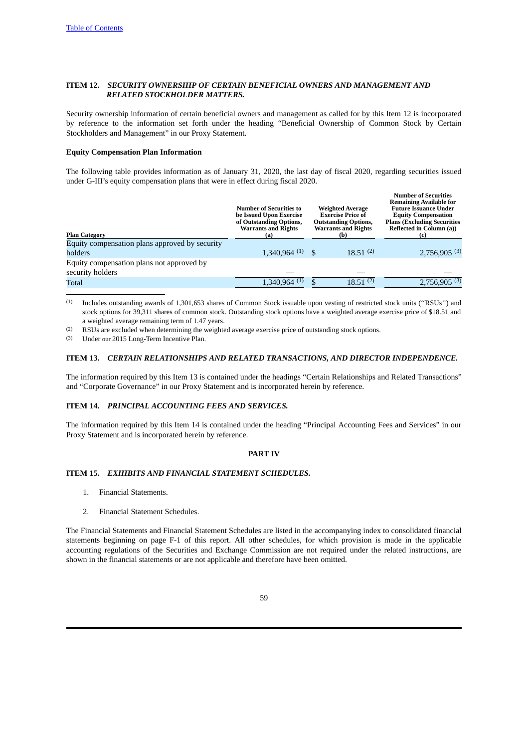[Table of Contents](#)

### ITEM 12. *SECURITY OWNERSHIP OF CERTAIN BENEFICIAL OWNERS AND MANAGEMENT AND RELATED STOCKHOLDER MATTERS.*

Security ownership information of certain beneficial owners and management as called for by this Item 12 is incorporated by reference to the information set forth under the heading "Beneficial Ownership of Common Stock by Certain Stockholders and Management" in our Proxy Statement.

**Equity Compensation Plan Information**

The following table provides information as of January 31, 2020, the last day of fiscal 2020, regarding securities issued under G-III's equity compensation plans that were in effect during fiscal 2020.

| Plan Category | Number of Securities to be Issued Upon Exercise of Outstanding Options, Warrants and Rights (a) | Weighted Average Exercise Price of Outstanding Options, Warrants and Rights (b) | Number of Securities Remaining Available for Future Issuance Under Equity Compensation Plans (Excluding Securities Reflected in Column (a)) (c) |
|---|---|---|---|
| Equity compensation plans approved by security holders | 1,340,964 [(1)] | $ 18.51 [(2)] | 2,756,905 [(3)] |
| Equity compensation plans not approved by security holders | — | — | — |
| Total | 1,340,964 [(1)] | $ 18.51 [(2)] | 2,756,905 [(3)] |

(1) Includes outstanding awards of 1,301,653 shares of Common Stock issuable upon vesting of restricted stock units (''RSUs'') and stock options for 39,311 shares of common stock. Outstanding stock options have a weighted average exercise price of $18.51 and a weighted average remaining term of 1.47 years.

(2) RSUs are excluded when determining the weighted average exercise price of outstanding stock options.

(3) Under our 2015 Long-Term Incentive Plan.

### ITEM 13. *CERTAIN RELATIONSHIPS AND RELATED TRANSACTIONS, AND DIRECTOR INDEPENDENCE.*

The information required by this Item 13 is contained under the headings "Certain Relationships and Related Transactions" and "Corporate Governance" in our Proxy Statement and is incorporated herein by reference.

### ITEM 14. *PRINCIPAL ACCOUNTING FEES AND SERVICES.*

The information required by this Item 14 is contained under the heading "Principal Accounting Fees and Services" in our Proxy Statement and is incorporated herein by reference.

## PART IV

### ITEM 15. *EXHIBITS AND FINANCIAL STATEMENT SCHEDULES.*

1. Financial Statements.

2. Financial Statement Schedules.

The Financial Statements and Financial Statement Schedules are listed in the accompanying index to consolidated financial statements beginning on page F-1 of this report. All other schedules, for which provision is made in the applicable accounting regulations of the Securities and Exchange Commission are not required under the related instructions, are shown in the financial statements or are not applicable and therefore have been omitted.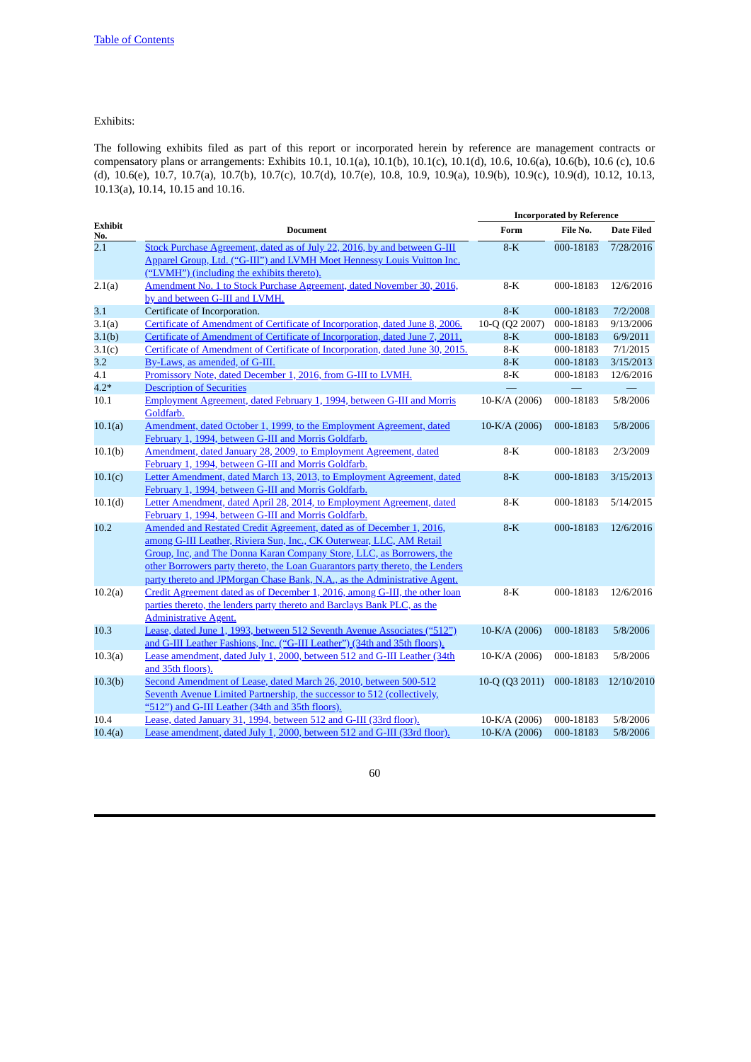Exhibits:

The following exhibits filed as part of this report or incorporated herein by reference are management contracts or compensatory plans or arrangements: Exhibits 10.1, 10.1(a), 10.1(b), 10.1(c), 10.1(d), 10.6, 10.6(a), 10.6(b), 10.6 (c), 10.6 (d), 10.6(e), 10.7, 10.7(a), 10.7(b), 10.7(c), 10.7(d), 10.7(e), 10.8, 10.9, 10.9(a), 10.9(b), 10.9(c), 10.9(d), 10.12, 10.13, 10.13(a), 10.14, 10.15 and 10.16.

| Exhibit No. | Document | Incorporated by Reference | | |
|---|---|---|---|---|
| | | Form | File No. | Date Filed |
| 2.1 | Stock Purchase Agreement, dated as of July 22, 2016, by and between G-III Apparel Group, Ltd. ("G-III") and LVMH Moet Hennessy Louis Vuitton Inc. ("LVMH") (including the exhibits thereto). | 8-K | 000-18183 | 7/28/2016 |
| 2.1(a) | Amendment No. 1 to Stock Purchase Agreement, dated November 30, 2016, by and between G-III and LVMH. | 8-K | 000-18183 | 12/6/2016 |
| 3.1 | Certificate of Incorporation. | 8-K | 000-18183 | 7/2/2008 |
| 3.1(a) | Certificate of Amendment of Certificate of Incorporation, dated June 8, 2006. | 10-Q (Q2 2007) | 000-18183 | 9/13/2006 |
| 3.1(b) | Certificate of Amendment of Certificate of Incorporation, dated June 7, 2011. | 8-K | 000-18183 | 6/9/2011 |
| 3.1(c) | Certificate of Amendment of Certificate of Incorporation, dated June 30, 2015. | 8-K | 000-18183 | 7/1/2015 |
| 3.2 | By-Laws, as amended, of G-III. | 8-K | 000-18183 | 3/15/2013 |
| 4.1 | Promissory Note, dated December 1, 2016, from G-III to LVMH. | 8-K | 000-18183 | 12/6/2016 |
| 4.2* | Description of Securities | — | — | — |
| 10.1 | Employment Agreement, dated February 1, 1994, between G-III and Morris Goldfarb. | 10-K/A (2006) | 000-18183 | 5/8/2006 |
| 10.1(a) | Amendment, dated October 1, 1999, to the Employment Agreement, dated February 1, 1994, between G-III and Morris Goldfarb. | 10-K/A (2006) | 000-18183 | 5/8/2006 |
| 10.1(b) | Amendment, dated January 28, 2009, to Employment Agreement, dated February 1, 1994, between G-III and Morris Goldfarb. | 8-K | 000-18183 | 2/3/2009 |
| 10.1(c) | Letter Amendment, dated March 13, 2013, to Employment Agreement, dated February 1, 1994, between G-III and Morris Goldfarb. | 8-K | 000-18183 | 3/15/2013 |
| 10.1(d) | Letter Amendment, dated April 28, 2014, to Employment Agreement, dated February 1, 1994, between G-III and Morris Goldfarb. | 8-K | 000-18183 | 5/14/2015 |
| 10.2 | Amended and Restated Credit Agreement, dated as of December 1, 2016, among G-III Leather, Riviera Sun, Inc., CK Outerwear, LLC, AM Retail Group, Inc, and The Donna Karan Company Store, LLC, as Borrowers, the other Borrowers party thereto, the Loan Guarantors party thereto, the Lenders party thereto and JPMorgan Chase Bank, N.A., as the Administrative Agent. | 8-K | 000-18183 | 12/6/2016 |
| 10.2(a) | Credit Agreement dated as of December 1, 2016, among G-III, the other loan parties thereto, the lenders party thereto and Barclays Bank PLC, as the Administrative Agent. | 8-K | 000-18183 | 12/6/2016 |
| 10.3 | Lease, dated June 1, 1993, between 512 Seventh Avenue Associates ("512") and G-III Leather Fashions, Inc. ("G-III Leather") (34th and 35th floors). | 10-K/A (2006) | 000-18183 | 5/8/2006 |
| 10.3(a) | Lease amendment, dated July 1, 2000, between 512 and G-III Leather (34th and 35th floors). | 10-K/A (2006) | 000-18183 | 5/8/2006 |
| 10.3(b) | Second Amendment of Lease, dated March 26, 2010, between 500-512 Seventh Avenue Limited Partnership, the successor to 512 (collectively, "512") and G-III Leather (34th and 35th floors). | 10-Q (Q3 2011) | 000-18183 | 12/10/2010 |
| 10.4 | Lease, dated January 31, 1994, between 512 and G-III (33rd floor). | 10-K/A (2006) | 000-18183 | 5/8/2006 |
| 10.4(a) | Lease amendment, dated July 1, 2000, between 512 and G-III (33rd floor). | 10-K/A (2006) | 000-18183 | 5/8/2006 |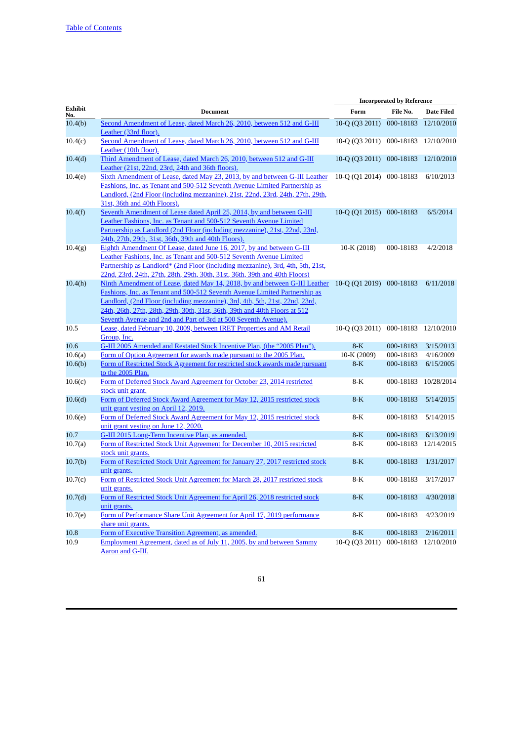| Exhibit No. | Document | Incorporated by Reference | | |
|---|---|---|---|---|
| | | Form | File No. | Date Filed |
| 10.4(b) | Second Amendment of Lease, dated March 26, 2010, between 512 and G-III Leather (33rd floor). | 10-Q (Q3 2011) | 000-18183 | 12/10/2010 |
| 10.4(c) | Second Amendment of Lease, dated March 26, 2010, between 512 and G-III Leather (10th floor). | 10-Q (Q3 2011) | 000-18183 | 12/10/2010 |
| 10.4(d) | Third Amendment of Lease, dated March 26, 2010, between 512 and G-III Leather (21st, 22nd, 23rd, 24th and 36th floors). | 10-Q (Q3 2011) | 000-18183 | 12/10/2010 |
| 10.4(e) | Sixth Amendment of Lease, dated May 23, 2013, by and between G-III Leather Fashions, Inc. as Tenant and 500-512 Seventh Avenue Limited Partnership as Landlord, (2nd Floor (including mezzanine), 21st, 22nd, 23rd, 24th, 27th, 29th, 31st, 36th and 40th Floors). | 10-Q (Q1 2014) | 000-18183 | 6/10/2013 |
| 10.4(f) | Seventh Amendment of Lease dated April 25, 2014, by and between G-III Leather Fashions, Inc. as Tenant and 500-512 Seventh Avenue Limited Partnership as Landlord (2nd Floor (including mezzanine), 21st, 22nd, 23rd, 24th, 27th, 29th, 31st, 36th, 39th and 40th Floors). | 10-Q (Q1 2015) | 000-18183 | 6/5/2014 |
| 10.4(g) | Eighth Amendment Of Lease, dated June 16, 2017, by and between G-III Leather Fashions, Inc. as Tenant and 500-512 Seventh Avenue Limited Partnership as Landlord* (2nd Floor (including mezzanine), 3rd, 4th, 5th, 21st, 22nd, 23rd, 24th, 27th, 28th, 29th, 30th, 31st, 36th, 39th and 40th Floors) | 10-K (2018) | 000-18183 | 4/2/2018 |
| 10.4(h) | Ninth Amendment of Lease, dated May 14, 2018, by and between G-III Leather Fashions, Inc. as Tenant and 500-512 Seventh Avenue Limited Partnership as Landlord, (2nd Floor (including mezzanine), 3rd, 4th, 5th, 21st, 22nd, 23rd, 24th, 26th, 27th, 28th, 29th, 30th, 31st, 36th, 39th and 40th Floors at 512 Seventh Avenue and 2nd and Part of 3rd at 500 Seventh Avenue). | 10-Q (Q1 2019) | 000-18183 | 6/11/2018 |
| 10.5 | Lease, dated February 10, 2009, between IRET Properties and AM Retail Group, Inc. | 10-Q (Q3 2011) | 000-18183 | 12/10/2010 |
| 10.6 | G-III 2005 Amended and Restated Stock Incentive Plan, (the "2005 Plan"). | 8-K | 000-18183 | 3/15/2013 |
| 10.6(a) | Form of Option Agreement for awards made pursuant to the 2005 Plan. | 10-K (2009) | 000-18183 | 4/16/2009 |
| 10.6(b) | Form of Restricted Stock Agreement for restricted stock awards made pursuant to the 2005 Plan. | 8-K | 000-18183 | 6/15/2005 |
| 10.6(c) | Form of Deferred Stock Award Agreement for October 23, 2014 restricted stock unit grant. | 8-K | 000-18183 | 10/28/2014 |
| 10.6(d) | Form of Deferred Stock Award Agreement for May 12, 2015 restricted stock unit grant vesting on April 12, 2019. | 8-K | 000-18183 | 5/14/2015 |
| 10.6(e) | Form of Deferred Stock Award Agreement for May 12, 2015 restricted stock unit grant vesting on June 12, 2020. | 8-K | 000-18183 | 5/14/2015 |
| 10.7 | G-III 2015 Long-Term Incentive Plan, as amended. | 8-K | 000-18183 | 6/13/2019 |
| 10.7(a) | Form of Restricted Stock Unit Agreement for December 10, 2015 restricted stock unit grants. | 8-K | 000-18183 | 12/14/2015 |
| 10.7(b) | Form of Restricted Stock Unit Agreement for January 27, 2017 restricted stock unit grants. | 8-K | 000-18183 | 1/31/2017 |
| 10.7(c) | Form of Restricted Stock Unit Agreement for March 28, 2017 restricted stock unit grants. | 8-K | 000-18183 | 3/17/2017 |
| 10.7(d) | Form of Restricted Stock Unit Agreement for April 26, 2018 restricted stock unit grants. | 8-K | 000-18183 | 4/30/2018 |
| 10.7(e) | Form of Performance Share Unit Agreement for April 17, 2019 performance share unit grants. | 8-K | 000-18183 | 4/23/2019 |
| 10.8 | Form of Executive Transition Agreement, as amended. | 8-K | 000-18183 | 2/16/2011 |
| 10.9 | Employment Agreement, dated as of July 11, 2005, by and between Sammy Aaron and G-III. | 10-Q (Q3 2011) | 000-18183 | 12/10/2010 |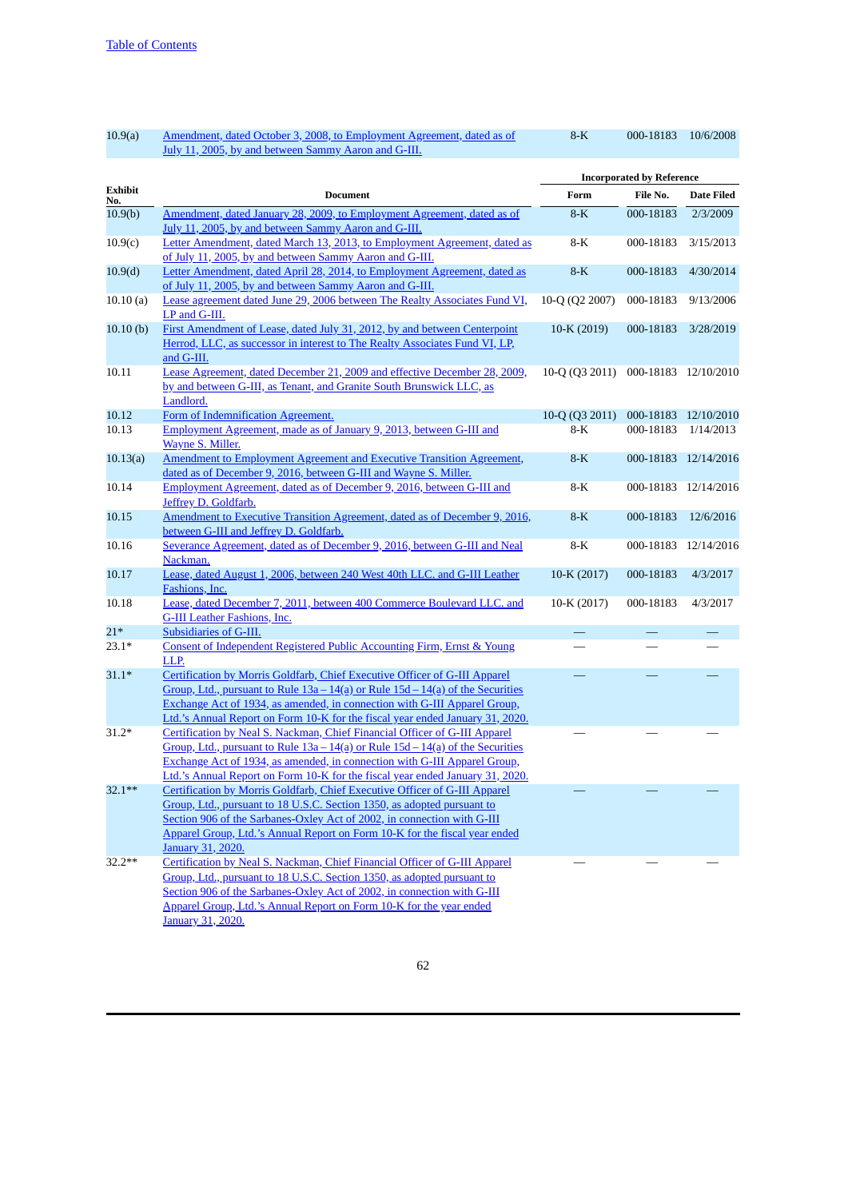| Exhibit No. | Document | Incorporated by Reference | | |
|---|---|---|---|---|
| | | Form | File No. | Date Filed |
| 10.9(a) | Amendment, dated October 3, 2008, to Employment Agreement, dated as of July 11, 2005, by and between Sammy Aaron and G-III. | 8-K | 000-18183 | 10/6/2008 |
| 10.9(b) | Amendment, dated January 28, 2009, to Employment Agreement, dated as of July 11, 2005, by and between Sammy Aaron and G-III. | 8-K | 000-18183 | 2/3/2009 |
| 10.9(c) | Letter Amendment, dated March 13, 2013, to Employment Agreement, dated as of July 11, 2005, by and between Sammy Aaron and G-III. | 8-K | 000-18183 | 3/15/2013 |
| 10.9(d) | Letter Amendment, dated April 28, 2014, to Employment Agreement, dated as of July 11, 2005, by and between Sammy Aaron and G-III. | 8-K | 000-18183 | 4/30/2014 |
| 10.10 (a) | Lease agreement dated June 29, 2006 between The Realty Associates Fund VI, LP and G-III. | 10-Q (Q2 2007) | 000-18183 | 9/13/2006 |
| 10.10 (b) | First Amendment of Lease, dated July 31, 2012, by and between Centerpoint Herrod, LLC, as successor in interest to The Realty Associates Fund VI, LP, and G-III. | 10-K (2019) | 000-18183 | 3/28/2019 |
| 10.11 | Lease Agreement, dated December 21, 2009 and effective December 28, 2009, by and between G-III, as Tenant, and Granite South Brunswick LLC, as Landlord. | 10-Q (Q3 2011) | 000-18183 | 12/10/2010 |
| 10.12 | Form of Indemnification Agreement. | 10-Q (Q3 2011) | 000-18183 | 12/10/2010 |
| 10.13 | Employment Agreement, made as of January 9, 2013, between G-III and Wayne S. Miller. | 8-K | 000-18183 | 1/14/2013 |
| 10.13(a) | Amendment to Employment Agreement and Executive Transition Agreement, dated as of December 9, 2016, between G-III and Wayne S. Miller. | 8-K | 000-18183 | 12/14/2016 |
| 10.14 | Employment Agreement, dated as of December 9, 2016, between G-III and Jeffrey D. Goldfarb. | 8-K | 000-18183 | 12/14/2016 |
| 10.15 | Amendment to Executive Transition Agreement, dated as of December 9, 2016, between G-III and Jeffrey D. Goldfarb. | 8-K | 000-18183 | 12/6/2016 |
| 10.16 | Severance Agreement, dated as of December 9, 2016, between G-III and Neal Nackman. | 8-K | 000-18183 | 12/14/2016 |
| 10.17 | Lease, dated August 1, 2006, between 240 West 40th LLC. and G-III Leather Fashions, Inc. | 10-K (2017) | 000-18183 | 4/3/2017 |
| 10.18 | Lease, dated December 7, 2011, between 400 Commerce Boulevard LLC. and G-III Leather Fashions, Inc. | 10-K (2017) | 000-18183 | 4/3/2017 |
| 21* | Subsidiaries of G-III. | — | — | — |
| 23.1* | Consent of Independent Registered Public Accounting Firm, Ernst & Young LLP. | — | — | — |
| 31.1* | Certification by Morris Goldfarb, Chief Executive Officer of G-III Apparel Group, Ltd., pursuant to Rule 13a – 14(a) or Rule 15d – 14(a) of the Securities Exchange Act of 1934, as amended, in connection with G-III Apparel Group, Ltd.'s Annual Report on Form 10-K for the fiscal year ended January 31, 2020. | — | — | — |
| 31.2* | Certification by Neal S. Nackman, Chief Financial Officer of G-III Apparel Group, Ltd., pursuant to Rule 13a – 14(a) or Rule 15d – 14(a) of the Securities Exchange Act of 1934, as amended, in connection with G-III Apparel Group, Ltd.'s Annual Report on Form 10-K for the fiscal year ended January 31, 2020. | — | — | — |
| 32.1** | Certification by Morris Goldfarb, Chief Executive Officer of G-III Apparel Group, Ltd., pursuant to 18 U.S.C. Section 1350, as adopted pursuant to Section 906 of the Sarbanes-Oxley Act of 2002, in connection with G-III Apparel Group, Ltd.'s Annual Report on Form 10-K for the fiscal year ended January 31, 2020. | — | — | — |
| 32.2** | Certification by Neal S. Nackman, Chief Financial Officer of G-III Apparel Group, Ltd., pursuant to 18 U.S.C. Section 1350, as adopted pursuant to Section 906 of the Sarbanes-Oxley Act of 2002, in connection with G-III Apparel Group, Ltd.'s Annual Report on Form 10-K for the year ended January 31, 2020. | — | — | — |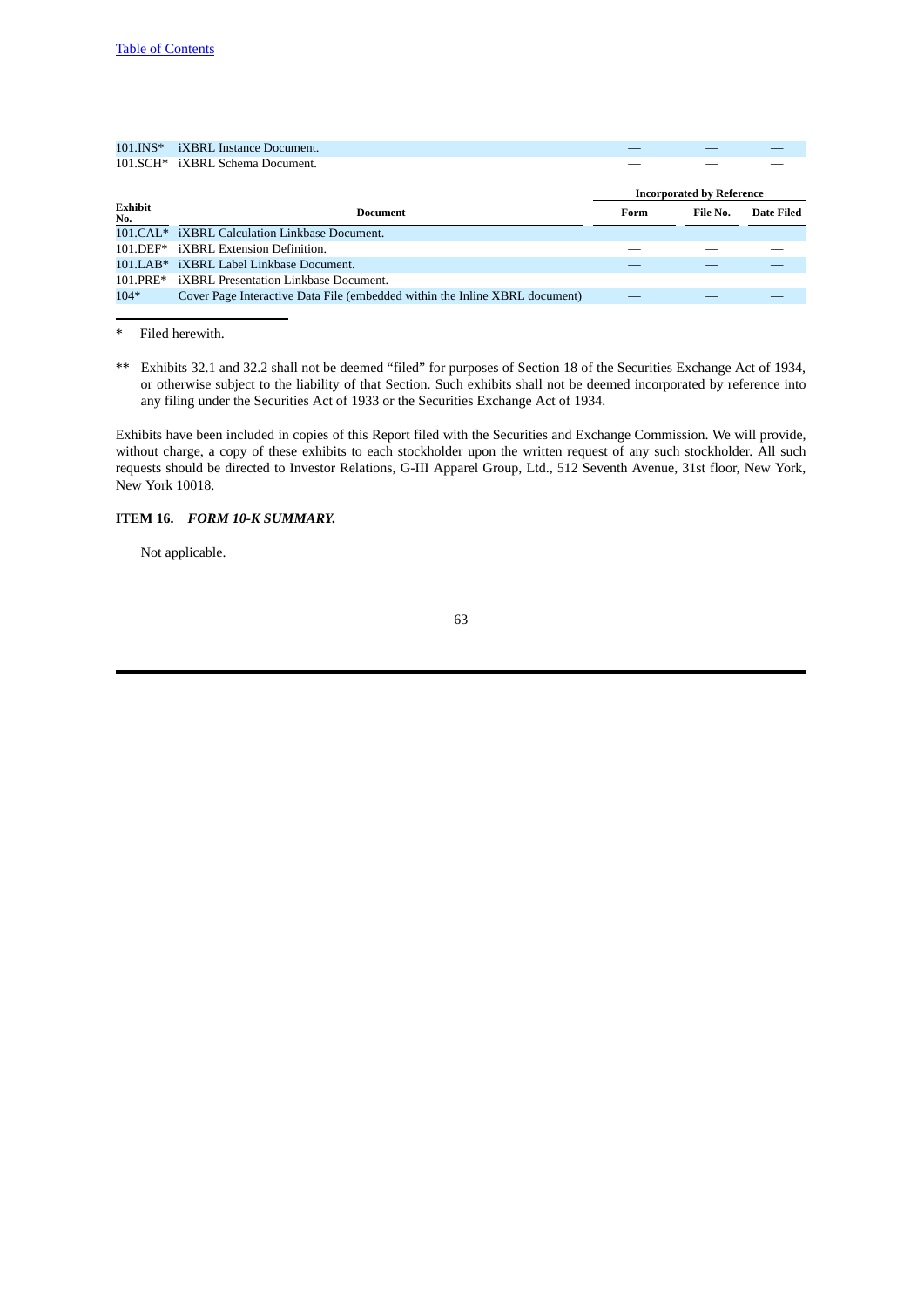| Exhibit No. | Document | Incorporated by Reference | | |
|---|---|---|---|---|
| | | Form | File No. | Date Filed |
| 101.INS* | iXBRL Instance Document. | — | — | — |
| 101.SCH* | iXBRL Schema Document. | — | — | — |
| 101.CAL* | iXBRL Calculation Linkbase Document. | — | — | — |
| 101.DEF* | iXBRL Extension Definition. | — | — | — |
| 101.LAB* | iXBRL Label Linkbase Document. | — | — | — |
| 101.PRE* | iXBRL Presentation Linkbase Document. | — | — | — |
| 104* | Cover Page Interactive Data File (embedded within the Inline XBRL document) | — | — | — |

* Filed herewith.

** Exhibits 32.1 and 32.2 shall not be deemed "filed" for purposes of Section 18 of the Securities Exchange Act of 1934, or otherwise subject to the liability of that Section. Such exhibits shall not be deemed incorporated by reference into any filing under the Securities Act of 1933 or the Securities Exchange Act of 1934.

Exhibits have been included in copies of this Report filed with the Securities and Exchange Commission. We will provide, without charge, a copy of these exhibits to each stockholder upon the written request of any such stockholder. All such requests should be directed to Investor Relations, G-III Apparel Group, Ltd., 512 Seventh Avenue, 31st floor, New York, New York 10018.

### ITEM 16. *FORM 10-K SUMMARY.*

Not applicable.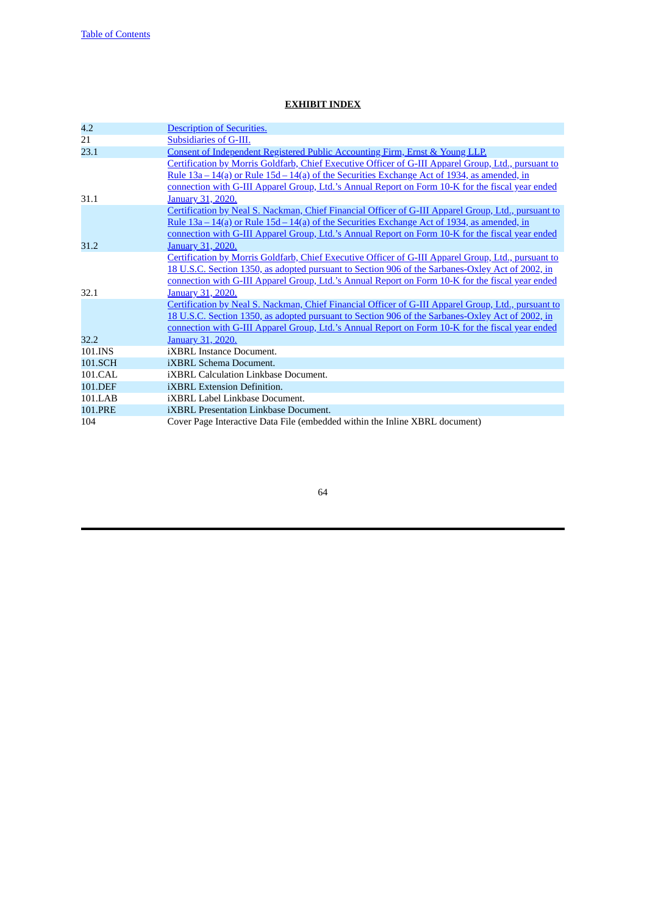## EXHIBIT INDEX

| | |
|---|---|
| 4.2 | Description of Securities. |
| 21 | Subsidiaries of G-III. |
| 23.1 | Consent of Independent Registered Public Accounting Firm, Ernst & Young LLP. |
| 31.1 | Certification by Morris Goldfarb, Chief Executive Officer of G-III Apparel Group, Ltd., pursuant to Rule 13a – 14(a) or Rule 15d – 14(a) of the Securities Exchange Act of 1934, as amended, in connection with G-III Apparel Group, Ltd.'s Annual Report on Form 10-K for the fiscal year ended January 31, 2020. |
| 31.2 | Certification by Neal S. Nackman, Chief Financial Officer of G-III Apparel Group, Ltd., pursuant to Rule 13a – 14(a) or Rule 15d – 14(a) of the Securities Exchange Act of 1934, as amended, in connection with G-III Apparel Group, Ltd.'s Annual Report on Form 10-K for the fiscal year ended January 31, 2020. |
| 32.1 | Certification by Morris Goldfarb, Chief Executive Officer of G-III Apparel Group, Ltd., pursuant to 18 U.S.C. Section 1350, as adopted pursuant to Section 906 of the Sarbanes-Oxley Act of 2002, in connection with G-III Apparel Group, Ltd.'s Annual Report on Form 10-K for the fiscal year ended January 31, 2020. |
| 32.2 | Certification by Neal S. Nackman, Chief Financial Officer of G-III Apparel Group, Ltd., pursuant to 18 U.S.C. Section 1350, as adopted pursuant to Section 906 of the Sarbanes-Oxley Act of 2002, in connection with G-III Apparel Group, Ltd.'s Annual Report on Form 10-K for the fiscal year ended January 31, 2020. |
| 101.INS | iXBRL Instance Document. |
| 101.SCH | iXBRL Schema Document. |
| 101.CAL | iXBRL Calculation Linkbase Document. |
| 101.DEF | iXBRL Extension Definition. |
| 101.LAB | iXBRL Label Linkbase Document. |
| 101.PRE | iXBRL Presentation Linkbase Document. |
| 104 | Cover Page Interactive Data File (embedded within the Inline XBRL document) |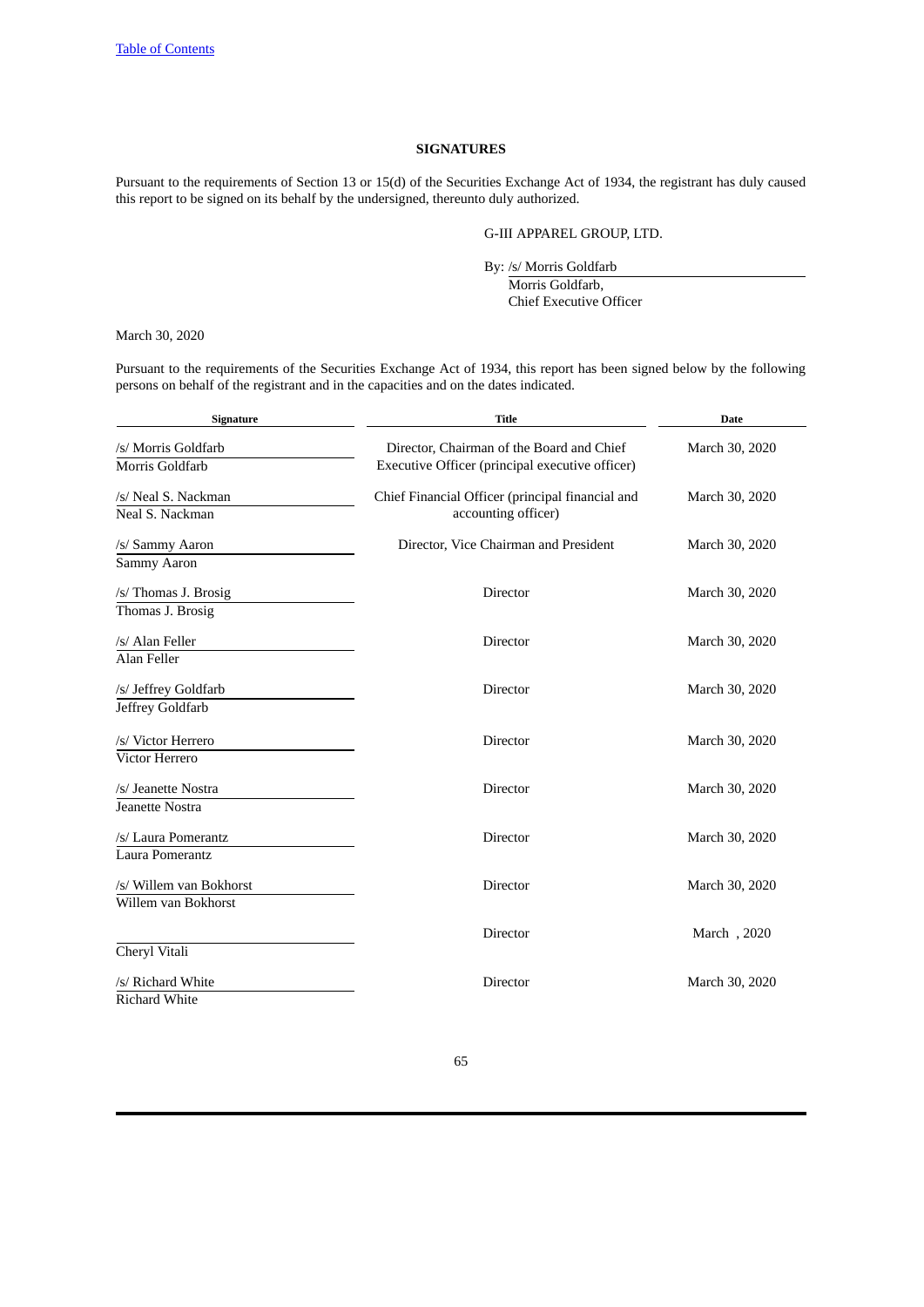**SIGNATURES**

Pursuant to the requirements of Section 13 or 15(d) of the Securities Exchange Act of 1934, the registrant has duly caused this report to be signed on its behalf by the undersigned, thereunto duly authorized.

G-III APPAREL GROUP, LTD.

By: /s/ Morris Goldfarb
Morris Goldfarb,
Chief Executive Officer

March 30, 2020

Pursuant to the requirements of the Securities Exchange Act of 1934, this report has been signed below by the following persons on behalf of the registrant and in the capacities and on the dates indicated.

| Signature | Title | Date |
|---|---|---|
| /s/ Morris Goldfarb<br>Morris Goldfarb | Director, Chairman of the Board and Chief Executive Officer (principal executive officer) | March 30, 2020 |
| /s/ Neal S. Nackman<br>Neal S. Nackman | Chief Financial Officer (principal financial and accounting officer) | March 30, 2020 |
| /s/ Sammy Aaron<br>Sammy Aaron | Director, Vice Chairman and President | March 30, 2020 |
| /s/ Thomas J. Brosig<br>Thomas J. Brosig | Director | March 30, 2020 |
| /s/ Alan Feller<br>Alan Feller | Director | March 30, 2020 |
| /s/ Jeffrey Goldfarb<br>Jeffrey Goldfarb | Director | March 30, 2020 |
| /s/ Victor Herrero<br>Victor Herrero | Director | March 30, 2020 |
| /s/ Jeanette Nostra<br>Jeanette Nostra | Director | March 30, 2020 |
| /s/ Laura Pomerantz<br>Laura Pomerantz | Director | March 30, 2020 |
| /s/ Willem van Bokhorst<br>Willem van Bokhorst | Director | March 30, 2020 |
| Cheryl Vitali | Director | March , 2020 |
| /s/ Richard White<br>Richard White | Director | March 30, 2020 |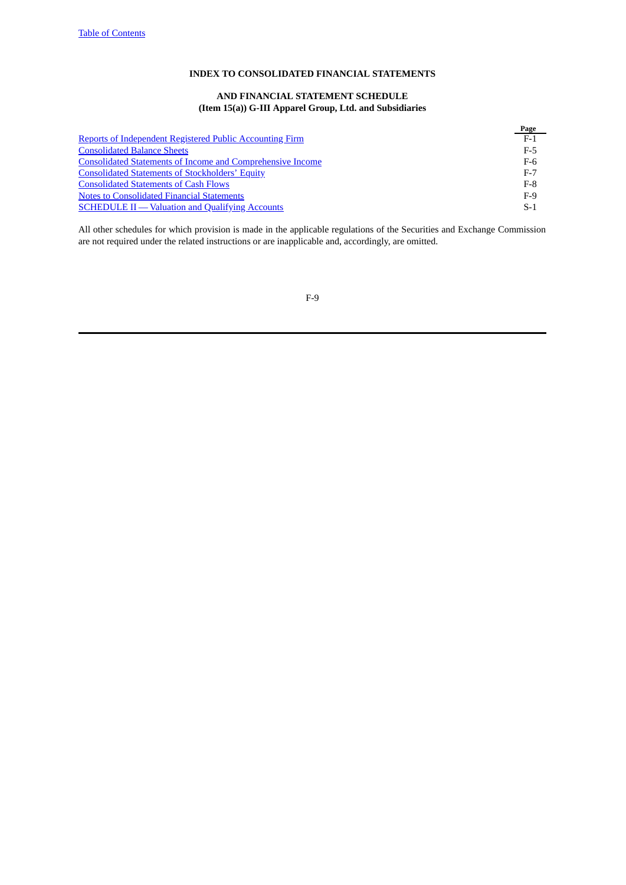## INDEX TO CONSOLIDATED FINANCIAL STATEMENTS

## AND FINANCIAL STATEMENT SCHEDULE
### (Item 15(a)) G-III Apparel Group, Ltd. and Subsidiaries

| | Page |
|---|---|
| Reports of Independent Registered Public Accounting Firm | F-1 |
| Consolidated Balance Sheets | F-5 |
| Consolidated Statements of Income and Comprehensive Income | F-6 |
| Consolidated Statements of Stockholders' Equity | F-7 |
| Consolidated Statements of Cash Flows | F-8 |
| Notes to Consolidated Financial Statements | F-9 |
| SCHEDULE II — Valuation and Qualifying Accounts | S-1 |

All other schedules for which provision is made in the applicable regulations of the Securities and Exchange Commission are not required under the related instructions or are inapplicable and, accordingly, are omitted.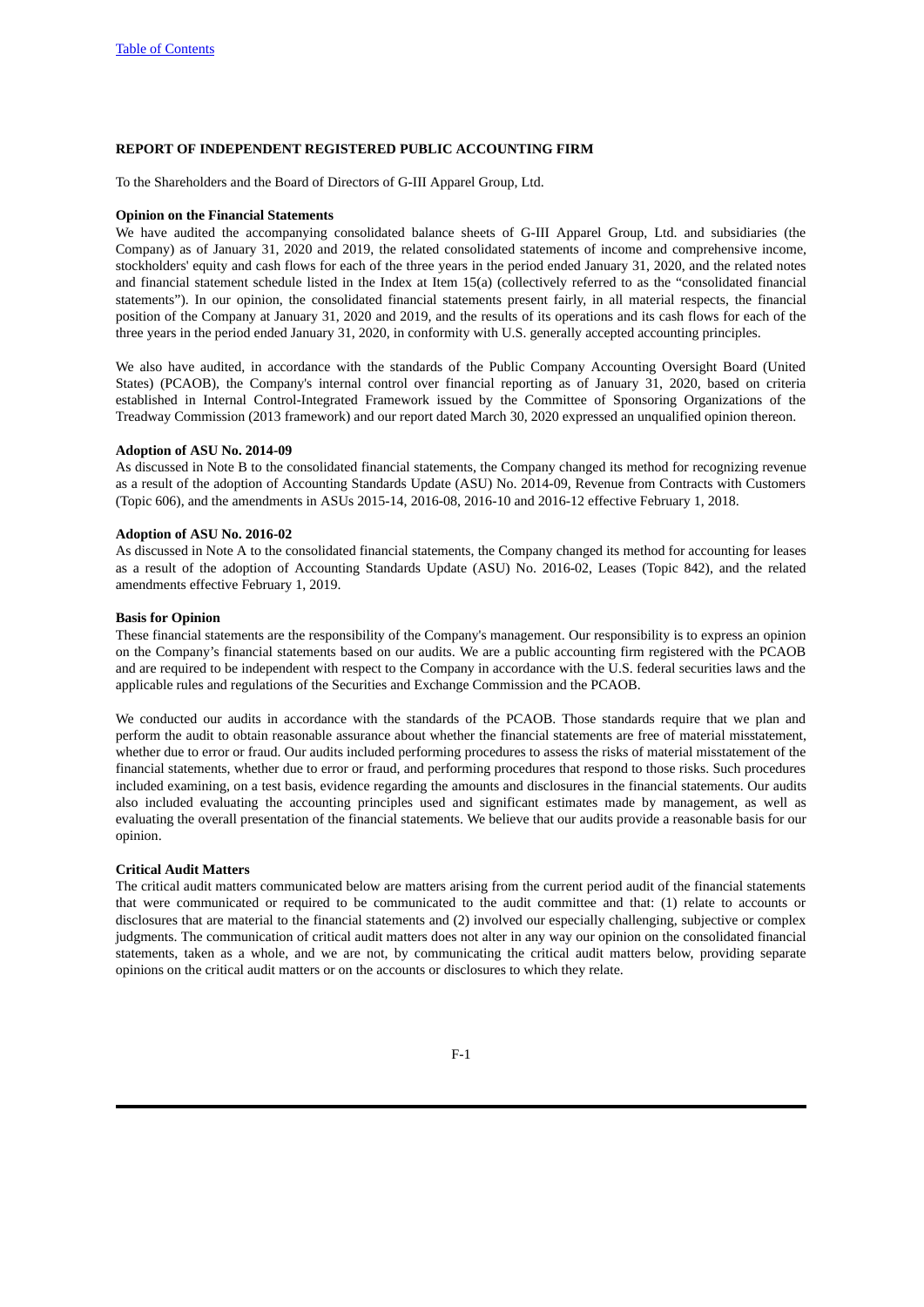## REPORT OF INDEPENDENT REGISTERED PUBLIC ACCOUNTING FIRM

To the Shareholders and the Board of Directors of G-III Apparel Group, Ltd.

**Opinion on the Financial Statements**

We have audited the accompanying consolidated balance sheets of G-III Apparel Group, Ltd. and subsidiaries (the Company) as of January 31, 2020 and 2019, the related consolidated statements of income and comprehensive income, stockholders' equity and cash flows for each of the three years in the period ended January 31, 2020, and the related notes and financial statement schedule listed in the Index at Item 15(a) (collectively referred to as the "consolidated financial statements"). In our opinion, the consolidated financial statements present fairly, in all material respects, the financial position of the Company at January 31, 2020 and 2019, and the results of its operations and its cash flows for each of the three years in the period ended January 31, 2020, in conformity with U.S. generally accepted accounting principles.

We also have audited, in accordance with the standards of the Public Company Accounting Oversight Board (United States) (PCAOB), the Company's internal control over financial reporting as of January 31, 2020, based on criteria established in Internal Control-Integrated Framework issued by the Committee of Sponsoring Organizations of the Treadway Commission (2013 framework) and our report dated March 30, 2020 expressed an unqualified opinion thereon.

**Adoption of ASU No. 2014-09**

As discussed in Note B to the consolidated financial statements, the Company changed its method for recognizing revenue as a result of the adoption of Accounting Standards Update (ASU) No. 2014-09, Revenue from Contracts with Customers (Topic 606), and the amendments in ASUs 2015-14, 2016-08, 2016-10 and 2016-12 effective February 1, 2018.

**Adoption of ASU No. 2016-02**

As discussed in Note A to the consolidated financial statements, the Company changed its method for accounting for leases as a result of the adoption of Accounting Standards Update (ASU) No. 2016-02, Leases (Topic 842), and the related amendments effective February 1, 2019.

**Basis for Opinion**

These financial statements are the responsibility of the Company's management. Our responsibility is to express an opinion on the Company's financial statements based on our audits. We are a public accounting firm registered with the PCAOB and are required to be independent with respect to the Company in accordance with the U.S. federal securities laws and the applicable rules and regulations of the Securities and Exchange Commission and the PCAOB.

We conducted our audits in accordance with the standards of the PCAOB. Those standards require that we plan and perform the audit to obtain reasonable assurance about whether the financial statements are free of material misstatement, whether due to error or fraud. Our audits included performing procedures to assess the risks of material misstatement of the financial statements, whether due to error or fraud, and performing procedures that respond to those risks. Such procedures included examining, on a test basis, evidence regarding the amounts and disclosures in the financial statements. Our audits also included evaluating the accounting principles used and significant estimates made by management, as well as evaluating the overall presentation of the financial statements. We believe that our audits provide a reasonable basis for our opinion.

**Critical Audit Matters**

The critical audit matters communicated below are matters arising from the current period audit of the financial statements that were communicated or required to be communicated to the audit committee and that: (1) relate to accounts or disclosures that are material to the financial statements and (2) involved our especially challenging, subjective or complex judgments. The communication of critical audit matters does not alter in any way our opinion on the consolidated financial statements, taken as a whole, and we are not, by communicating the critical audit matters below, providing separate opinions on the critical audit matters or on the accounts or disclosures to which they relate.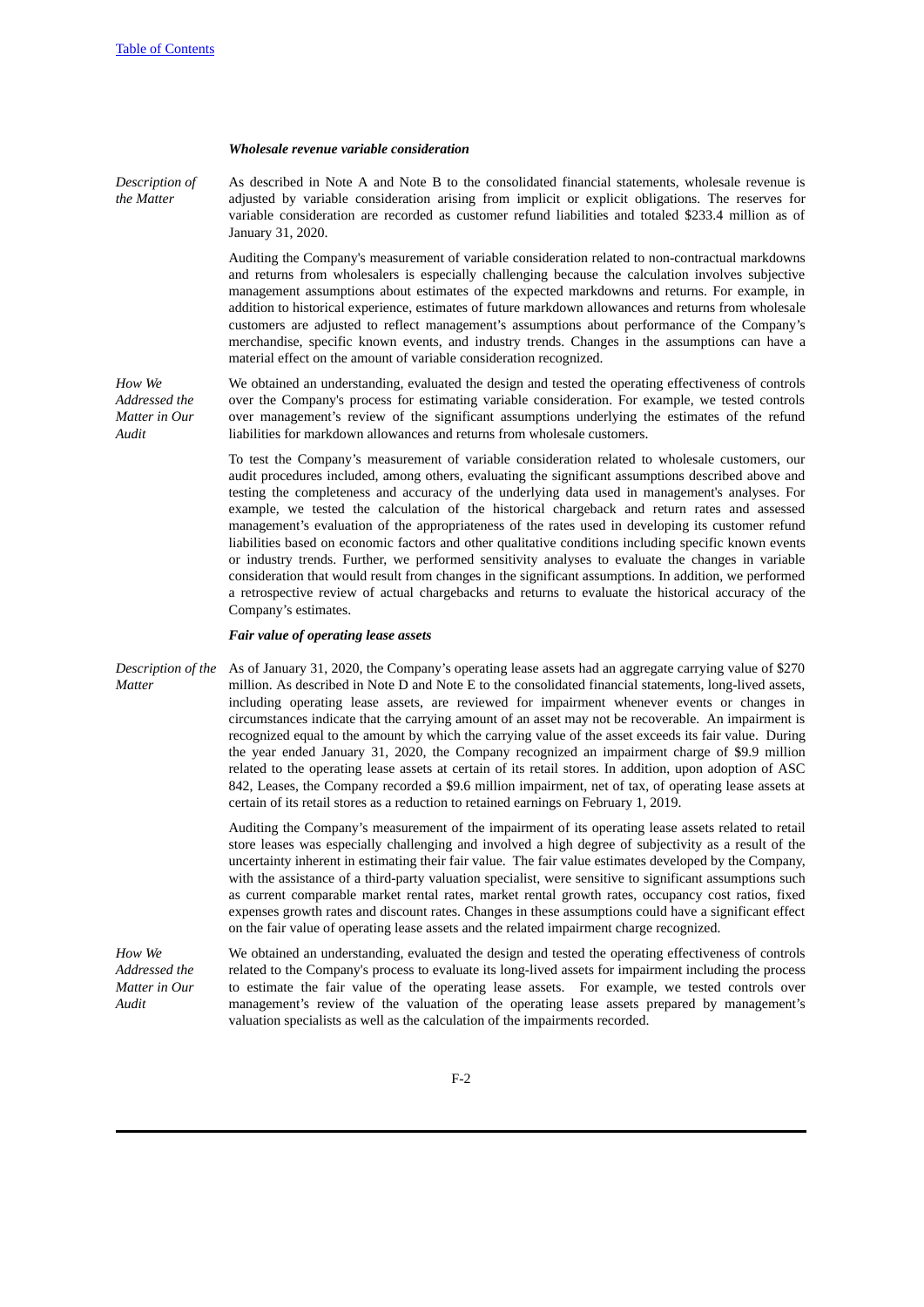***Wholesale revenue variable consideration***

| | |
|---|---|
| *Description of the Matter* | As described in Note A and Note B to the consolidated financial statements, wholesale revenue is adjusted by variable consideration arising from implicit or explicit obligations. The reserves for variable consideration are recorded as customer refund liabilities and totaled $233.4 million as of January 31, 2020.<br><br>Auditing the Company's measurement of variable consideration related to non-contractual markdowns and returns from wholesalers is especially challenging because the calculation involves subjective management assumptions about estimates of the expected markdowns and returns. For example, in addition to historical experience, estimates of future markdown allowances and returns from wholesale customers are adjusted to reflect management's assumptions about performance of the Company's merchandise, specific known events, and industry trends. Changes in the assumptions can have a material effect on the amount of variable consideration recognized. |
| *How We Addressed the Matter in Our Audit* | We obtained an understanding, evaluated the design and tested the operating effectiveness of controls over the Company's process for estimating variable consideration. For example, we tested controls over management's review of the significant assumptions underlying the estimates of the refund liabilities for markdown allowances and returns from wholesale customers.<br><br>To test the Company's measurement of variable consideration related to wholesale customers, our audit procedures included, among others, evaluating the significant assumptions described above and testing the completeness and accuracy of the underlying data used in management's analyses. For example, we tested the calculation of the historical chargeback and return rates and assessed management's evaluation of the appropriateness of the rates used in developing its customer refund liabilities based on economic factors and other qualitative conditions including specific known events or industry trends. Further, we performed sensitivity analyses to evaluate the changes in variable consideration that would result from changes in the significant assumptions. In addition, we performed a retrospective review of actual chargebacks and returns to evaluate the historical accuracy of the Company's estimates. |

***Fair value of operating lease assets***

| | |
|---|---|
| *Description of the Matter* | As of January 31, 2020, the Company's operating lease assets had an aggregate carrying value of $270 million. As described in Note D and Note E to the consolidated financial statements, long-lived assets, including operating lease assets, are reviewed for impairment whenever events or changes in circumstances indicate that the carrying amount of an asset may not be recoverable. An impairment is recognized equal to the amount by which the carrying value of the asset exceeds its fair value. During the year ended January 31, 2020, the Company recognized an impairment charge of $9.9 million related to the operating lease assets at certain of its retail stores. In addition, upon adoption of ASC 842, Leases, the Company recorded a $9.6 million impairment, net of tax, of operating lease assets at certain of its retail stores as a reduction to retained earnings on February 1, 2019.<br><br>Auditing the Company's measurement of the impairment of its operating lease assets related to retail store leases was especially challenging and involved a high degree of subjectivity as a result of the uncertainty inherent in estimating their fair value. The fair value estimates developed by the Company, with the assistance of a third-party valuation specialist, were sensitive to significant assumptions such as current comparable market rental rates, market rental growth rates, occupancy cost ratios, fixed expenses growth rates and discount rates. Changes in these assumptions could have a significant effect on the fair value of operating lease assets and the related impairment charge recognized. |
| *How We Addressed the Matter in Our Audit* | We obtained an understanding, evaluated the design and tested the operating effectiveness of controls related to the Company's process to evaluate its long-lived assets for impairment including the process to estimate the fair value of the operating lease assets. For example, we tested controls over management's review of the valuation of the operating lease assets prepared by management's valuation specialists as well as the calculation of the impairments recorded. |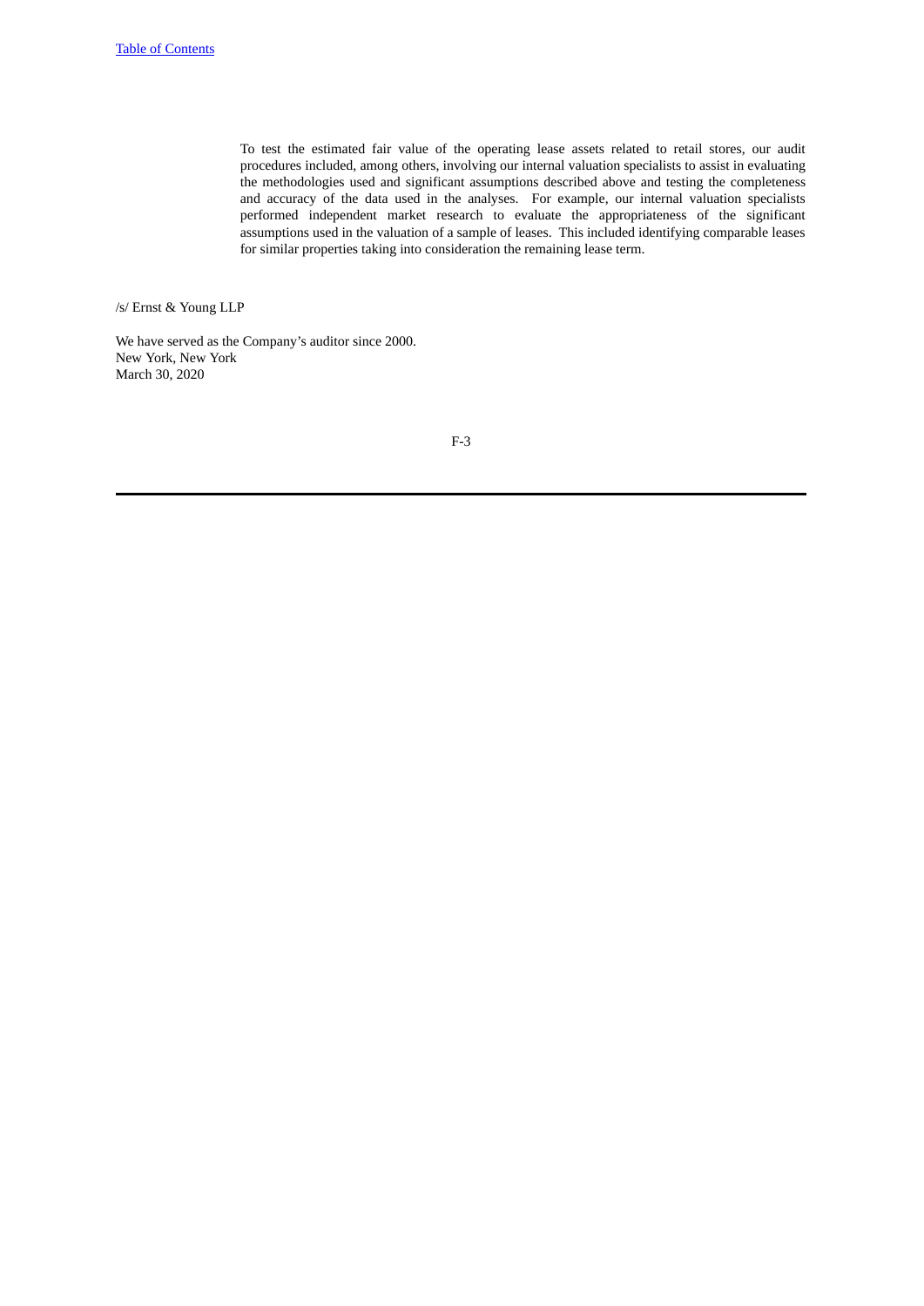To test the estimated fair value of the operating lease assets related to retail stores, our audit procedures included, among others, involving our internal valuation specialists to assist in evaluating the methodologies used and significant assumptions described above and testing the completeness and accuracy of the data used in the analyses. For example, our internal valuation specialists performed independent market research to evaluate the appropriateness of the significant assumptions used in the valuation of a sample of leases. This included identifying comparable leases for similar properties taking into consideration the remaining lease term.

/s/ Ernst & Young LLP

We have served as the Company's auditor since 2000.
New York, New York
March 30, 2020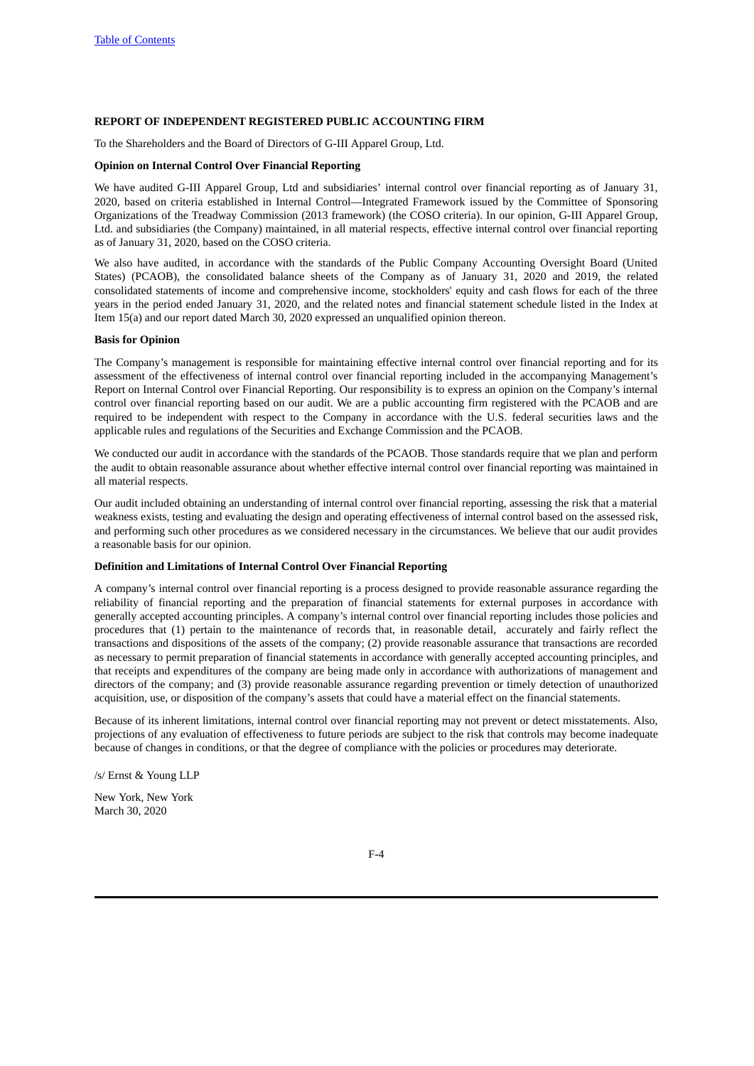**REPORT OF INDEPENDENT REGISTERED PUBLIC ACCOUNTING FIRM**

To the Shareholders and the Board of Directors of G-III Apparel Group, Ltd.

**Opinion on Internal Control Over Financial Reporting**

We have audited G-III Apparel Group, Ltd and subsidiaries' internal control over financial reporting as of January 31, 2020, based on criteria established in Internal Control—Integrated Framework issued by the Committee of Sponsoring Organizations of the Treadway Commission (2013 framework) (the COSO criteria). In our opinion, G-III Apparel Group, Ltd. and subsidiaries (the Company) maintained, in all material respects, effective internal control over financial reporting as of January 31, 2020, based on the COSO criteria.

We also have audited, in accordance with the standards of the Public Company Accounting Oversight Board (United States) (PCAOB), the consolidated balance sheets of the Company as of January 31, 2020 and 2019, the related consolidated statements of income and comprehensive income, stockholders' equity and cash flows for each of the three years in the period ended January 31, 2020, and the related notes and financial statement schedule listed in the Index at Item 15(a) and our report dated March 30, 2020 expressed an unqualified opinion thereon.

**Basis for Opinion**

The Company's management is responsible for maintaining effective internal control over financial reporting and for its assessment of the effectiveness of internal control over financial reporting included in the accompanying Management's Report on Internal Control over Financial Reporting. Our responsibility is to express an opinion on the Company's internal control over financial reporting based on our audit. We are a public accounting firm registered with the PCAOB and are required to be independent with respect to the Company in accordance with the U.S. federal securities laws and the applicable rules and regulations of the Securities and Exchange Commission and the PCAOB.

We conducted our audit in accordance with the standards of the PCAOB. Those standards require that we plan and perform the audit to obtain reasonable assurance about whether effective internal control over financial reporting was maintained in all material respects.

Our audit included obtaining an understanding of internal control over financial reporting, assessing the risk that a material weakness exists, testing and evaluating the design and operating effectiveness of internal control based on the assessed risk, and performing such other procedures as we considered necessary in the circumstances. We believe that our audit provides a reasonable basis for our opinion.

**Definition and Limitations of Internal Control Over Financial Reporting**

A company's internal control over financial reporting is a process designed to provide reasonable assurance regarding the reliability of financial reporting and the preparation of financial statements for external purposes in accordance with generally accepted accounting principles. A company's internal control over financial reporting includes those policies and procedures that (1) pertain to the maintenance of records that, in reasonable detail, accurately and fairly reflect the transactions and dispositions of the assets of the company; (2) provide reasonable assurance that transactions are recorded as necessary to permit preparation of financial statements in accordance with generally accepted accounting principles, and that receipts and expenditures of the company are being made only in accordance with authorizations of management and directors of the company; and (3) provide reasonable assurance regarding prevention or timely detection of unauthorized acquisition, use, or disposition of the company's assets that could have a material effect on the financial statements.

Because of its inherent limitations, internal control over financial reporting may not prevent or detect misstatements. Also, projections of any evaluation of effectiveness to future periods are subject to the risk that controls may become inadequate because of changes in conditions, or that the degree of compliance with the policies or procedures may deteriorate.

/s/ Ernst & Young LLP

New York, New York
March 30, 2020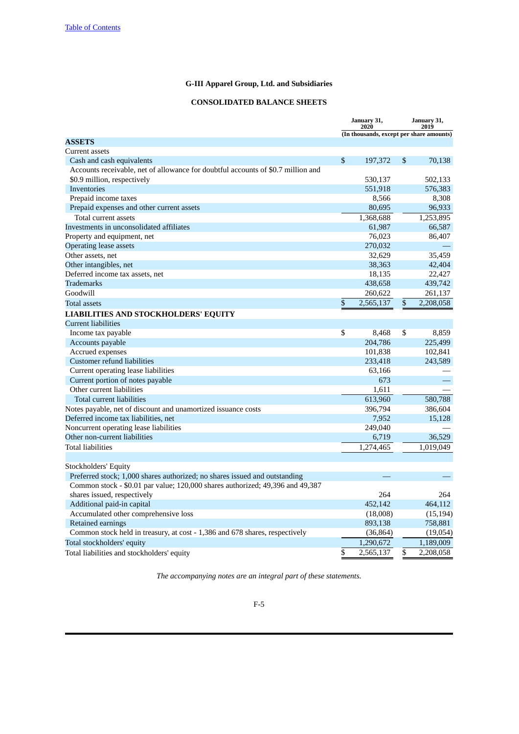[Table of Contents]

# G-III Apparel Group, Ltd. and Subsidiaries

## CONSOLIDATED BALANCE SHEETS

| | January 31, 2020 | January 31, 2019 |
|---|---|---|
| | (In thousands, except per share amounts) | |
| **ASSETS** | | |
| Current assets | | |
| Cash and cash equivalents | $ 197,372 | $ 70,138 |
| Accounts receivable, net of allowance for doubtful accounts of $0.7 million and $0.9 million, respectively | 530,137 | 502,133 |
| Inventories | 551,918 | 576,383 |
| Prepaid income taxes | 8,566 | 8,308 |
| Prepaid expenses and other current assets | 80,695 | 96,933 |
| Total current assets | 1,368,688 | 1,253,895 |
| Investments in unconsolidated affiliates | 61,987 | 66,587 |
| Property and equipment, net | 76,023 | 86,407 |
| Operating lease assets | 270,032 | — |
| Other assets, net | 32,629 | 35,459 |
| Other intangibles, net | 38,363 | 42,404 |
| Deferred income tax assets, net | 18,135 | 22,427 |
| Trademarks | 438,658 | 439,742 |
| Goodwill | 260,622 | 261,137 |
| Total assets | $ 2,565,137 | $ 2,208,058 |
| **LIABILITIES AND STOCKHOLDERS' EQUITY** | | |
| Current liabilities | | |
| Income tax payable | $ 8,468 | $ 8,859 |
| Accounts payable | 204,786 | 225,499 |
| Accrued expenses | 101,838 | 102,841 |
| Customer refund liabilities | 233,418 | 243,589 |
| Current operating lease liabilities | 63,166 | — |
| Current portion of notes payable | 673 | — |
| Other current liabilities | 1,611 | — |
| Total current liabilities | 613,960 | 580,788 |
| Notes payable, net of discount and unamortized issuance costs | 396,794 | 386,604 |
| Deferred income tax liabilities, net | 7,952 | 15,128 |
| Noncurrent operating lease liabilities | 249,040 | — |
| Other non-current liabilities | 6,719 | 36,529 |
| Total liabilities | 1,274,465 | 1,019,049 |
| | | |
| Stockholders' Equity | | |
| Preferred stock; 1,000 shares authorized; no shares issued and outstanding | — | — |
| Common stock - $0.01 par value; 120,000 shares authorized; 49,396 and 49,387 shares issued, respectively | 264 | 264 |
| Additional paid-in capital | 452,142 | 464,112 |
| Accumulated other comprehensive loss | (18,008) | (15,194) |
| Retained earnings | 893,138 | 758,881 |
| Common stock held in treasury, at cost - 1,386 and 678 shares, respectively | (36,864) | (19,054) |
| Total stockholders' equity | 1,290,672 | 1,189,009 |
| Total liabilities and stockholders' equity | $ 2,565,137 | $ 2,208,058 |

*The accompanying notes are an integral part of these statements.*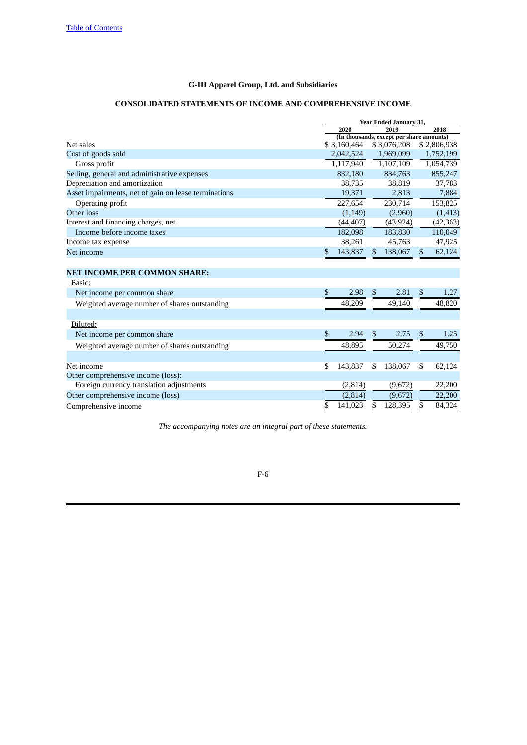# G-III Apparel Group, Ltd. and Subsidiaries

## CONSOLIDATED STATEMENTS OF INCOME AND COMPREHENSIVE INCOME

| | Year Ended January 31, | | |
|---|---|---|---|
| | 2020 | 2019 | 2018 |
| | (In thousands, except per share amounts) | | |
| Net sales | $ 3,160,464 | $ 3,076,208 | $ 2,806,938 |
| Cost of goods sold | 2,042,524 | 1,969,099 | 1,752,199 |
| Gross profit | 1,117,940 | 1,107,109 | 1,054,739 |
| Selling, general and administrative expenses | 832,180 | 834,763 | 855,247 |
| Depreciation and amortization | 38,735 | 38,819 | 37,783 |
| Asset impairments, net of gain on lease terminations | 19,371 | 2,813 | 7,884 |
| Operating profit | 227,654 | 230,714 | 153,825 |
| Other loss | (1,149) | (2,960) | (1,413) |
| Interest and financing charges, net | (44,407) | (43,924) | (42,363) |
| Income before income taxes | 182,098 | 183,830 | 110,049 |
| Income tax expense | 38,261 | 45,763 | 47,925 |
| Net income | $ 143,837 | $ 138,067 | $ 62,124 |
| **NET INCOME PER COMMON SHARE:** | | | |
| Basic: | | | |
| Net income per common share | $ 2.98 | $ 2.81 | $ 1.27 |
| Weighted average number of shares outstanding | 48,209 | 49,140 | 48,820 |
| Diluted: | | | |
| Net income per common share | $ 2.94 | $ 2.75 | $ 1.25 |
| Weighted average number of shares outstanding | 48,895 | 50,274 | 49,750 |
| Net income | $ 143,837 | $ 138,067 | $ 62,124 |
| Other comprehensive income (loss): | | | |
| Foreign currency translation adjustments | (2,814) | (9,672) | 22,200 |
| Other comprehensive income (loss) | (2,814) | (9,672) | 22,200 |
| Comprehensive income | $ 141,023 | $ 128,395 | $ 84,324 |

*The accompanying notes are an integral part of these statements.*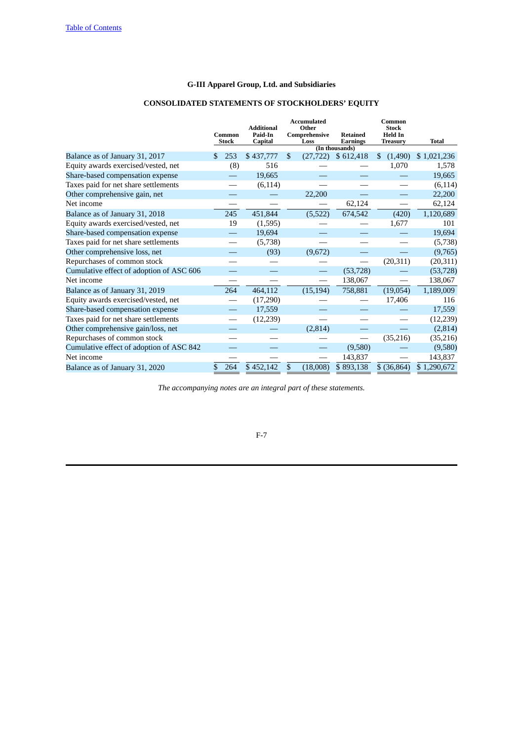Table of Contents

## G-III Apparel Group, Ltd. and Subsidiaries

## CONSOLIDATED STATEMENTS OF STOCKHOLDERS' EQUITY

| | Common Stock | Additional Paid-In Capital | Accumulated Other Comprehensive Loss | Retained Earnings | Common Stock Held In Treasury | Total |
|---|---|---|---|---|---|---|
| | | | (In thousands) | | | |
| Balance as of January 31, 2017 | $ 253 | $ 437,777 | $ (27,722) | $ 612,418 | $ (1,490) | $ 1,021,236 |
| Equity awards exercised/vested, net | (8) | 516 | — | — | 1,070 | 1,578 |
| Share-based compensation expense | — | 19,665 | — | — | — | 19,665 |
| Taxes paid for net share settlements | — | (6,114) | — | — | — | (6,114) |
| Other comprehensive gain, net | — | — | 22,200 | — | — | 22,200 |
| Net income | — | — | — | 62,124 | — | 62,124 |
| Balance as of January 31, 2018 | 245 | 451,844 | (5,522) | 674,542 | (420) | 1,120,689 |
| Equity awards exercised/vested, net | 19 | (1,595) | — | — | 1,677 | 101 |
| Share-based compensation expense | — | 19,694 | — | — | — | 19,694 |
| Taxes paid for net share settlements | — | (5,738) | — | — | — | (5,738) |
| Other comprehensive loss, net | — | (93) | (9,672) | — | — | (9,765) |
| Repurchases of common stock | — | — | — | — | (20,311) | (20,311) |
| Cumulative effect of adoption of ASC 606 | — | — | — | (53,728) | — | (53,728) |
| Net income | — | — | — | 138,067 | — | 138,067 |
| Balance as of January 31, 2019 | 264 | 464,112 | (15,194) | 758,881 | (19,054) | 1,189,009 |
| Equity awards exercised/vested, net | — | (17,290) | — | — | 17,406 | 116 |
| Share-based compensation expense | — | 17,559 | — | — | — | 17,559 |
| Taxes paid for net share settlements | — | (12,239) | — | — | — | (12,239) |
| Other comprehensive gain/loss, net | — | — | (2,814) | — | — | (2,814) |
| Repurchases of common stock | — | — | — | — | (35,216) | (35,216) |
| Cumulative effect of adoption of ASC 842 | — | — | — | (9,580) | — | (9,580) |
| Net income | — | — | — | 143,837 | — | 143,837 |
| Balance as of January 31, 2020 | $ 264 | $ 452,142 | $ (18,008) | $ 893,138 | $ (36,864) | $ 1,290,672 |

*The accompanying notes are an integral part of these statements.*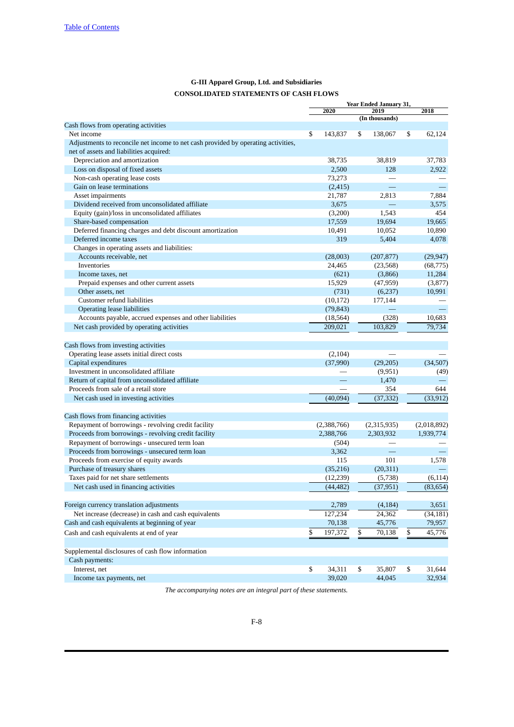**G-III Apparel Group, Ltd. and Subsidiaries**

**CONSOLIDATED STATEMENTS OF CASH FLOWS**

| | Year Ended January 31, | | |
|---|---|---|---|
| | 2020 | 2019 | 2018 |
| | | (In thousands) | |
| Cash flows from operating activities | | | |
| Net income | $ 143,837 | $ 138,067 | $ 62,124 |
| Adjustments to reconcile net income to net cash provided by operating activities, net of assets and liabilities acquired: | | | |
| Depreciation and amortization | 38,735 | 38,819 | 37,783 |
| Loss on disposal of fixed assets | 2,500 | 128 | 2,922 |
| Non-cash operating lease costs | 73,273 | — | — |
| Gain on lease terminations | (2,415) | — | — |
| Asset impairments | 21,787 | 2,813 | 7,884 |
| Dividend received from unconsolidated affiliate | 3,675 | — | 3,575 |
| Equity (gain)/loss in unconsolidated affiliates | (3,200) | 1,543 | 454 |
| Share-based compensation | 17,559 | 19,694 | 19,665 |
| Deferred financing charges and debt discount amortization | 10,491 | 10,052 | 10,890 |
| Deferred income taxes | 319 | 5,404 | 4,078 |
| Changes in operating assets and liabilities: | | | |
| Accounts receivable, net | (28,003) | (207,877) | (29,947) |
| Inventories | 24,465 | (23,568) | (68,775) |
| Income taxes, net | (621) | (3,866) | 11,284 |
| Prepaid expenses and other current assets | 15,929 | (47,959) | (3,877) |
| Other assets, net | (731) | (6,237) | 10,991 |
| Customer refund liabilities | (10,172) | 177,144 | — |
| Operating lease liabilities | (79,843) | — | — |
| Accounts payable, accrued expenses and other liabilities | (18,564) | (328) | 10,683 |
| Net cash provided by operating activities | 209,021 | 103,829 | 79,734 |
| | | | |
| Cash flows from investing activities | | | |
| Operating lease assets initial direct costs | (2,104) | — | — |
| Capital expenditures | (37,990) | (29,205) | (34,507) |
| Investment in unconsolidated affiliate | — | (9,951) | (49) |
| Return of capital from unconsolidated affiliate | — | 1,470 | — |
| Proceeds from sale of a retail store | — | 354 | 644 |
| Net cash used in investing activities | (40,094) | (37,332) | (33,912) |
| | | | |
| Cash flows from financing activities | | | |
| Repayment of borrowings - revolving credit facility | (2,388,766) | (2,315,935) | (2,018,892) |
| Proceeds from borrowings - revolving credit facility | 2,388,766 | 2,303,932 | 1,939,774 |
| Repayment of borrowings - unsecured term loan | (504) | — | — |
| Proceeds from borrowings - unsecured term loan | 3,362 | — | — |
| Proceeds from exercise of equity awards | 115 | 101 | 1,578 |
| Purchase of treasury shares | (35,216) | (20,311) | — |
| Taxes paid for net share settlements | (12,239) | (5,738) | (6,114) |
| Net cash used in financing activities | (44,482) | (37,951) | (83,654) |
| | | | |
| Foreign currency translation adjustments | 2,789 | (4,184) | 3,651 |
| Net increase (decrease) in cash and cash equivalents | 127,234 | 24,362 | (34,181) |
| Cash and cash equivalents at beginning of year | 70,138 | 45,776 | 79,957 |
| Cash and cash equivalents at end of year | $ 197,372 | $ 70,138 | $ 45,776 |
| | | | |
| Supplemental disclosures of cash flow information | | | |
| Cash payments: | | | |
| Interest, net | $ 34,311 | $ 35,807 | $ 31,644 |
| Income tax payments, net | 39,020 | 44,045 | 32,934 |

*The accompanying notes are an integral part of these statements.*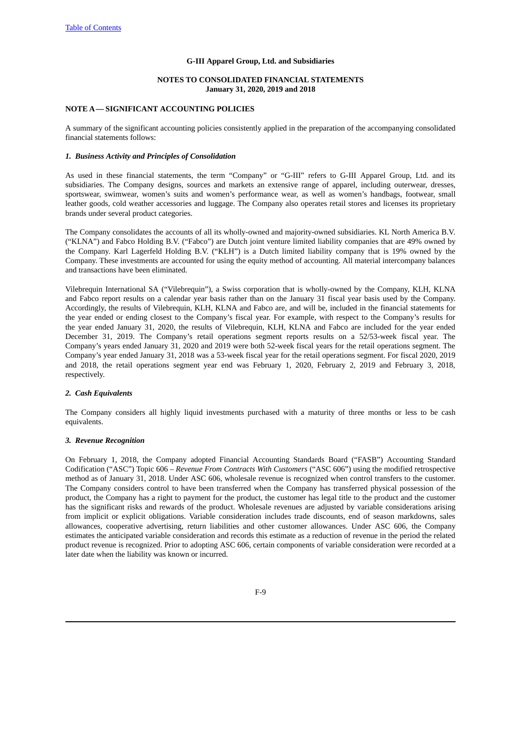**G-III Apparel Group, Ltd. and Subsidiaries**

**NOTES TO CONSOLIDATED FINANCIAL STATEMENTS**
**January 31, 2020, 2019 and 2018**

**NOTE A — SIGNIFICANT ACCOUNTING POLICIES**

A summary of the significant accounting policies consistently applied in the preparation of the accompanying consolidated financial statements follows:

***1. Business Activity and Principles of Consolidation***

As used in these financial statements, the term "Company" or "G-III" refers to G-III Apparel Group, Ltd. and its subsidiaries. The Company designs, sources and markets an extensive range of apparel, including outerwear, dresses, sportswear, swimwear, women's suits and women's performance wear, as well as women's handbags, footwear, small leather goods, cold weather accessories and luggage. The Company also operates retail stores and licenses its proprietary brands under several product categories.

The Company consolidates the accounts of all its wholly-owned and majority-owned subsidiaries. KL North America B.V. ("KLNA") and Fabco Holding B.V. ("Fabco") are Dutch joint venture limited liability companies that are 49% owned by the Company. Karl Lagerfeld Holding B.V. ("KLH") is a Dutch limited liability company that is 19% owned by the Company. These investments are accounted for using the equity method of accounting. All material intercompany balances and transactions have been eliminated.

Vilebrequin International SA ("Vilebrequin"), a Swiss corporation that is wholly-owned by the Company, KLH, KLNA and Fabco report results on a calendar year basis rather than on the January 31 fiscal year basis used by the Company. Accordingly, the results of Vilebrequin, KLH, KLNA and Fabco are, and will be, included in the financial statements for the year ended or ending closest to the Company's fiscal year. For example, with respect to the Company's results for the year ended January 31, 2020, the results of Vilebrequin, KLH, KLNA and Fabco are included for the year ended December 31, 2019. The Company's retail operations segment reports results on a 52/53-week fiscal year. The Company's years ended January 31, 2020 and 2019 were both 52-week fiscal years for the retail operations segment. The Company's year ended January 31, 2018 was a 53-week fiscal year for the retail operations segment. For fiscal 2020, 2019 and 2018, the retail operations segment year end was February 1, 2020, February 2, 2019 and February 3, 2018, respectively.

***2. Cash Equivalents***

The Company considers all highly liquid investments purchased with a maturity of three months or less to be cash equivalents.

***3. Revenue Recognition***

On February 1, 2018, the Company adopted Financial Accounting Standards Board ("FASB") Accounting Standard Codification ("ASC") Topic 606 – *Revenue From Contracts With Customers* ("ASC 606") using the modified retrospective method as of January 31, 2018. Under ASC 606, wholesale revenue is recognized when control transfers to the customer. The Company considers control to have been transferred when the Company has transferred physical possession of the product, the Company has a right to payment for the product, the customer has legal title to the product and the customer has the significant risks and rewards of the product. Wholesale revenues are adjusted by variable considerations arising from implicit or explicit obligations. Variable consideration includes trade discounts, end of season markdowns, sales allowances, cooperative advertising, return liabilities and other customer allowances. Under ASC 606, the Company estimates the anticipated variable consideration and records this estimate as a reduction of revenue in the period the related product revenue is recognized. Prior to adopting ASC 606, certain components of variable consideration were recorded at a later date when the liability was known or incurred.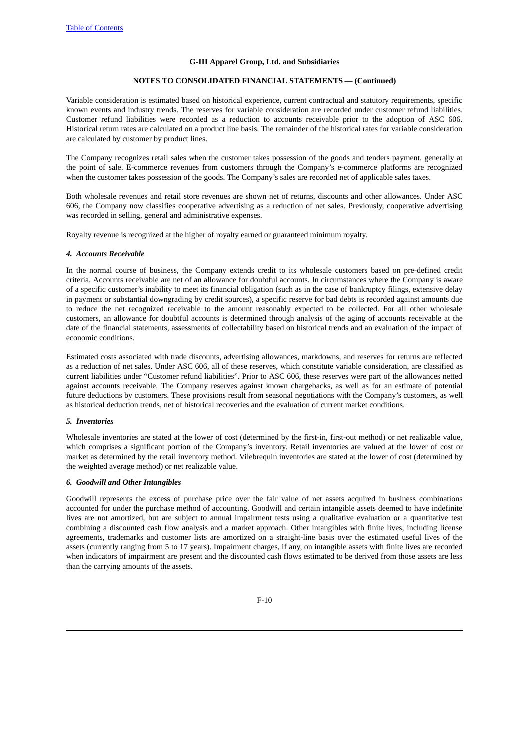Variable consideration is estimated based on historical experience, current contractual and statutory requirements, specific known events and industry trends. The reserves for variable consideration are recorded under customer refund liabilities. Customer refund liabilities were recorded as a reduction to accounts receivable prior to the adoption of ASC 606. Historical return rates are calculated on a product line basis. The remainder of the historical rates for variable consideration are calculated by customer by product lines.

The Company recognizes retail sales when the customer takes possession of the goods and tenders payment, generally at the point of sale. E-commerce revenues from customers through the Company's e-commerce platforms are recognized when the customer takes possession of the goods. The Company's sales are recorded net of applicable sales taxes.

Both wholesale revenues and retail store revenues are shown net of returns, discounts and other allowances. Under ASC 606, the Company now classifies cooperative advertising as a reduction of net sales. Previously, cooperative advertising was recorded in selling, general and administrative expenses.

Royalty revenue is recognized at the higher of royalty earned or guaranteed minimum royalty.

### *4. Accounts Receivable*

In the normal course of business, the Company extends credit to its wholesale customers based on pre-defined credit criteria. Accounts receivable are net of an allowance for doubtful accounts. In circumstances where the Company is aware of a specific customer's inability to meet its financial obligation (such as in the case of bankruptcy filings, extensive delay in payment or substantial downgrading by credit sources), a specific reserve for bad debts is recorded against amounts due to reduce the net recognized receivable to the amount reasonably expected to be collected. For all other wholesale customers, an allowance for doubtful accounts is determined through analysis of the aging of accounts receivable at the date of the financial statements, assessments of collectability based on historical trends and an evaluation of the impact of economic conditions.

Estimated costs associated with trade discounts, advertising allowances, markdowns, and reserves for returns are reflected as a reduction of net sales. Under ASC 606, all of these reserves, which constitute variable consideration, are classified as current liabilities under "Customer refund liabilities". Prior to ASC 606, these reserves were part of the allowances netted against accounts receivable. The Company reserves against known chargebacks, as well as for an estimate of potential future deductions by customers. These provisions result from seasonal negotiations with the Company's customers, as well as historical deduction trends, net of historical recoveries and the evaluation of current market conditions.

### *5. Inventories*

Wholesale inventories are stated at the lower of cost (determined by the first-in, first-out method) or net realizable value, which comprises a significant portion of the Company's inventory. Retail inventories are valued at the lower of cost or market as determined by the retail inventory method. Vilebrequin inventories are stated at the lower of cost (determined by the weighted average method) or net realizable value.

### *6. Goodwill and Other Intangibles*

Goodwill represents the excess of purchase price over the fair value of net assets acquired in business combinations accounted for under the purchase method of accounting. Goodwill and certain intangible assets deemed to have indefinite lives are not amortized, but are subject to annual impairment tests using a qualitative evaluation or a quantitative test combining a discounted cash flow analysis and a market approach. Other intangibles with finite lives, including license agreements, trademarks and customer lists are amortized on a straight-line basis over the estimated useful lives of the assets (currently ranging from 5 to 17 years). Impairment charges, if any, on intangible assets with finite lives are recorded when indicators of impairment are present and the discounted cash flows estimated to be derived from those assets are less than the carrying amounts of the assets.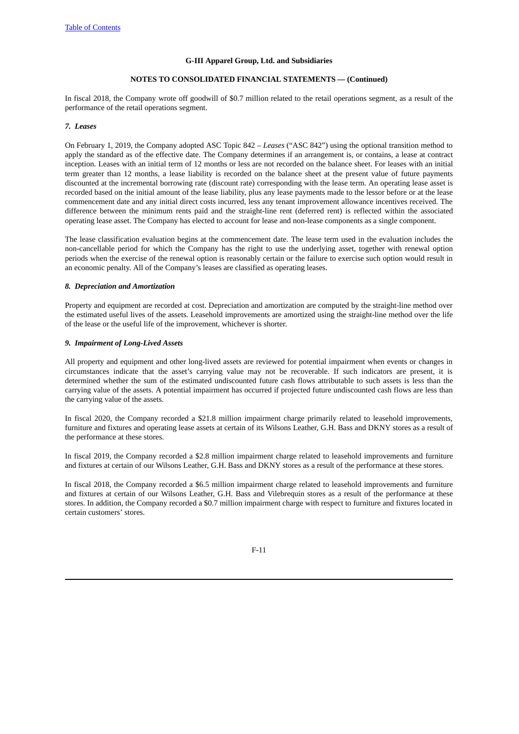In fiscal 2018, the Company wrote off goodwill of $0.7 million related to the retail operations segment, as a result of the performance of the retail operations segment.

***7. Leases***

On February 1, 2019, the Company adopted ASC Topic 842 – *Leases* ("ASC 842") using the optional transition method to apply the standard as of the effective date. The Company determines if an arrangement is, or contains, a lease at contract inception. Leases with an initial term of 12 months or less are not recorded on the balance sheet. For leases with an initial term greater than 12 months, a lease liability is recorded on the balance sheet at the present value of future payments discounted at the incremental borrowing rate (discount rate) corresponding with the lease term. An operating lease asset is recorded based on the initial amount of the lease liability, plus any lease payments made to the lessor before or at the lease commencement date and any initial direct costs incurred, less any tenant improvement allowance incentives received. The difference between the minimum rents paid and the straight-line rent (deferred rent) is reflected within the associated operating lease asset. The Company has elected to account for lease and non-lease components as a single component.

The lease classification evaluation begins at the commencement date. The lease term used in the evaluation includes the non-cancellable period for which the Company has the right to use the underlying asset, together with renewal option periods when the exercise of the renewal option is reasonably certain or the failure to exercise such option would result in an economic penalty. All of the Company's leases are classified as operating leases.

***8. Depreciation and Amortization***

Property and equipment are recorded at cost. Depreciation and amortization are computed by the straight-line method over the estimated useful lives of the assets. Leasehold improvements are amortized using the straight-line method over the life of the lease or the useful life of the improvement, whichever is shorter.

***9. Impairment of Long-Lived Assets***

All property and equipment and other long-lived assets are reviewed for potential impairment when events or changes in circumstances indicate that the asset's carrying value may not be recoverable. If such indicators are present, it is determined whether the sum of the estimated undiscounted future cash flows attributable to such assets is less than the carrying value of the assets. A potential impairment has occurred if projected future undiscounted cash flows are less than the carrying value of the assets.

In fiscal 2020, the Company recorded a $21.8 million impairment charge primarily related to leasehold improvements, furniture and fixtures and operating lease assets at certain of its Wilsons Leather, G.H. Bass and DKNY stores as a result of the performance at these stores.

In fiscal 2019, the Company recorded a $2.8 million impairment charge related to leasehold improvements and furniture and fixtures at certain of our Wilsons Leather, G.H. Bass and DKNY stores as a result of the performance at these stores.

In fiscal 2018, the Company recorded a $6.5 million impairment charge related to leasehold improvements and furniture and fixtures at certain of our Wilsons Leather, G.H. Bass and Vilebrequin stores as a result of the performance at these stores. In addition, the Company recorded a $0.7 million impairment charge with respect to furniture and fixtures located in certain customers' stores.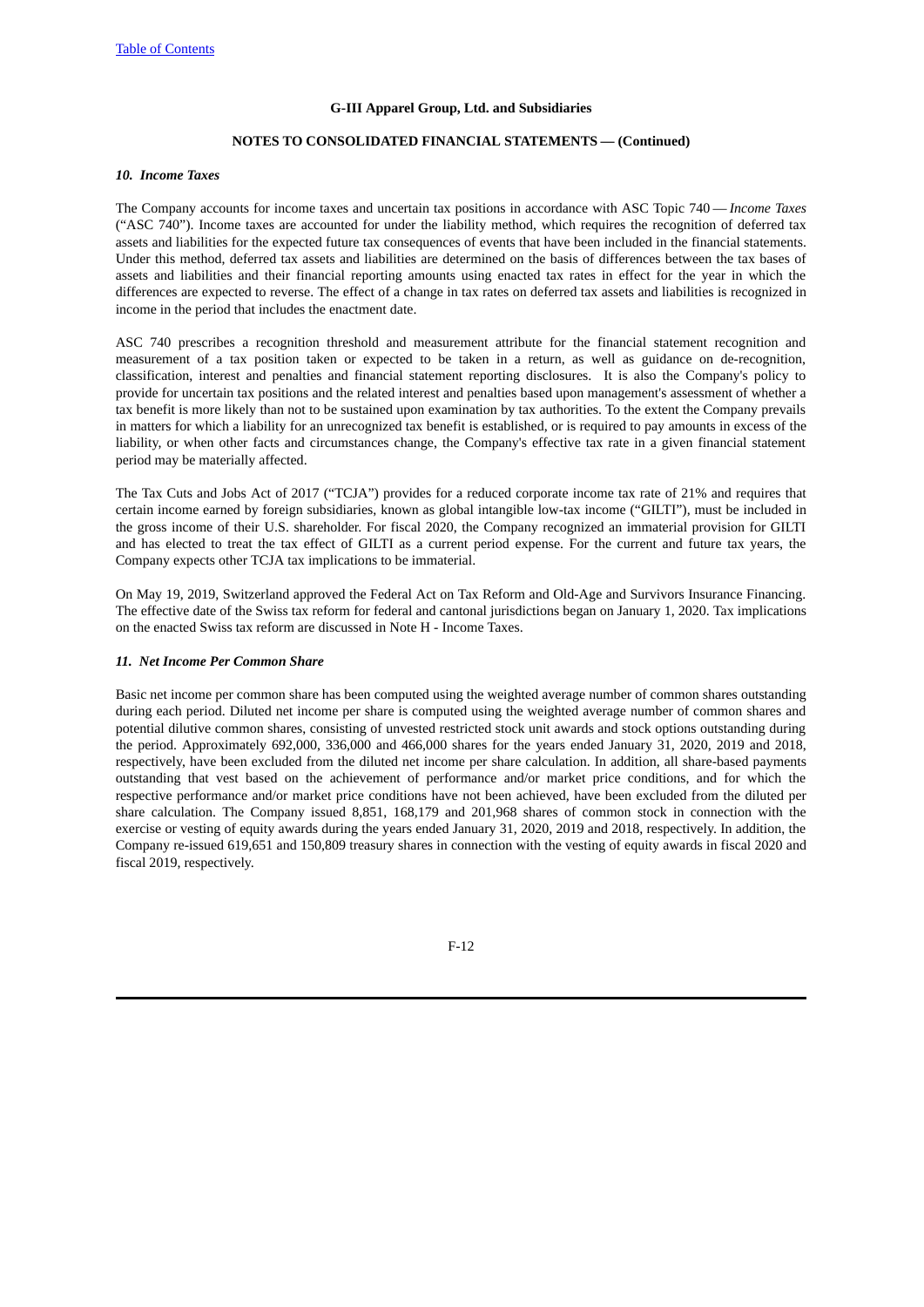# G-III Apparel Group, Ltd. and Subsidiaries

## NOTES TO CONSOLIDATED FINANCIAL STATEMENTS — (Continued)

### *10. Income Taxes*

The Company accounts for income taxes and uncertain tax positions in accordance with ASC Topic 740 — *Income Taxes* ("ASC 740"). Income taxes are accounted for under the liability method, which requires the recognition of deferred tax assets and liabilities for the expected future tax consequences of events that have been included in the financial statements. Under this method, deferred tax assets and liabilities are determined on the basis of differences between the tax bases of assets and liabilities and their financial reporting amounts using enacted tax rates in effect for the year in which the differences are expected to reverse. The effect of a change in tax rates on deferred tax assets and liabilities is recognized in income in the period that includes the enactment date.

ASC 740 prescribes a recognition threshold and measurement attribute for the financial statement recognition and measurement of a tax position taken or expected to be taken in a return, as well as guidance on de-recognition, classification, interest and penalties and financial statement reporting disclosures. It is also the Company's policy to provide for uncertain tax positions and the related interest and penalties based upon management's assessment of whether a tax benefit is more likely than not to be sustained upon examination by tax authorities. To the extent the Company prevails in matters for which a liability for an unrecognized tax benefit is established, or is required to pay amounts in excess of the liability, or when other facts and circumstances change, the Company's effective tax rate in a given financial statement period may be materially affected.

The Tax Cuts and Jobs Act of 2017 ("TCJA") provides for a reduced corporate income tax rate of 21% and requires that certain income earned by foreign subsidiaries, known as global intangible low-tax income ("GILTI"), must be included in the gross income of their U.S. shareholder. For fiscal 2020, the Company recognized an immaterial provision for GILTI and has elected to treat the tax effect of GILTI as a current period expense. For the current and future tax years, the Company expects other TCJA tax implications to be immaterial.

On May 19, 2019, Switzerland approved the Federal Act on Tax Reform and Old-Age and Survivors Insurance Financing. The effective date of the Swiss tax reform for federal and cantonal jurisdictions began on January 1, 2020. Tax implications on the enacted Swiss tax reform are discussed in Note H - Income Taxes.

### *11. Net Income Per Common Share*

Basic net income per common share has been computed using the weighted average number of common shares outstanding during each period. Diluted net income per share is computed using the weighted average number of common shares and potential dilutive common shares, consisting of unvested restricted stock unit awards and stock options outstanding during the period. Approximately 692,000, 336,000 and 466,000 shares for the years ended January 31, 2020, 2019 and 2018, respectively, have been excluded from the diluted net income per share calculation. In addition, all share-based payments outstanding that vest based on the achievement of performance and/or market price conditions, and for which the respective performance and/or market price conditions have not been achieved, have been excluded from the diluted per share calculation. The Company issued 8,851, 168,179 and 201,968 shares of common stock in connection with the exercise or vesting of equity awards during the years ended January 31, 2020, 2019 and 2018, respectively. In addition, the Company re-issued 619,651 and 150,809 treasury shares in connection with the vesting of equity awards in fiscal 2020 and fiscal 2019, respectively.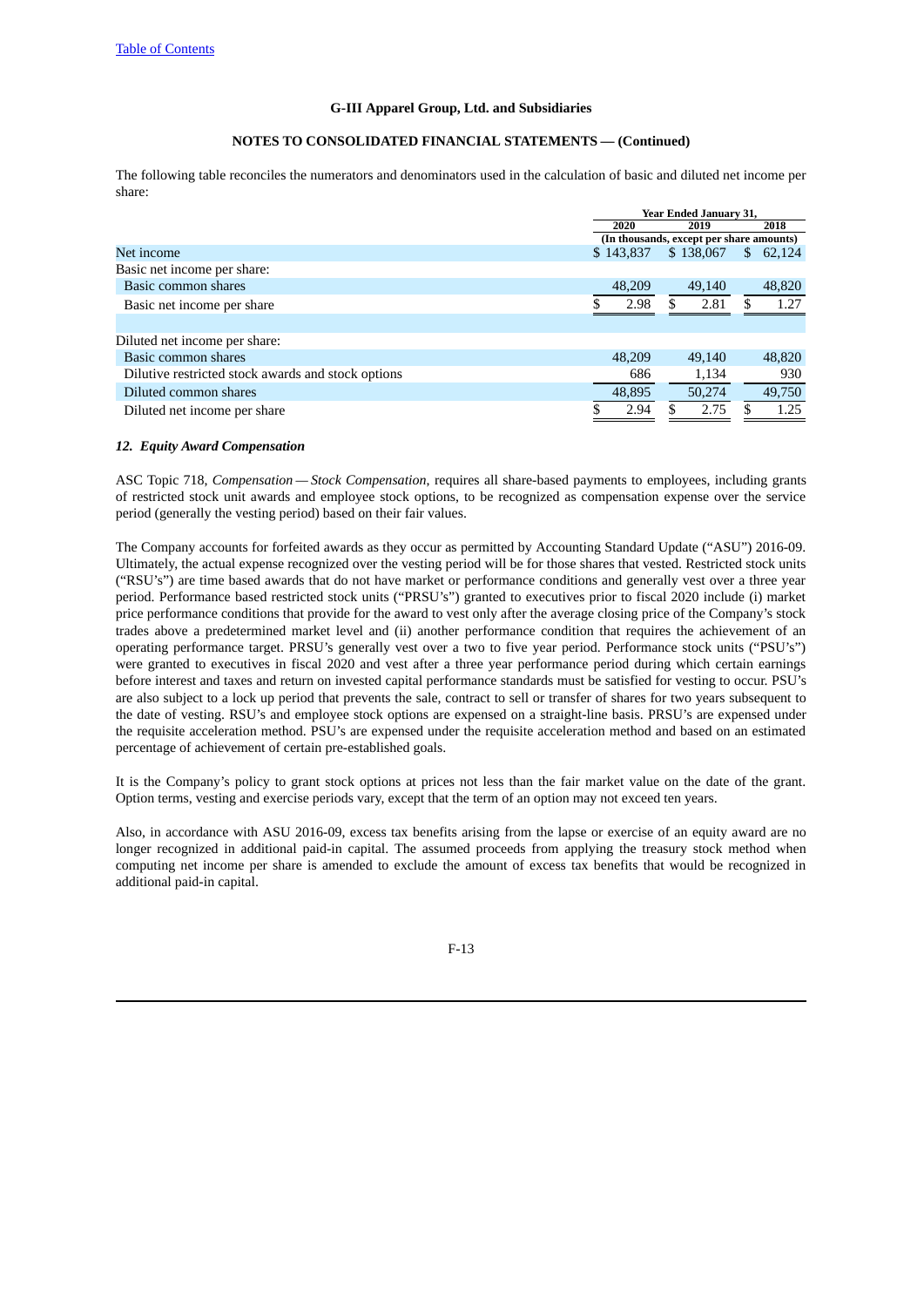The following table reconciles the numerators and denominators used in the calculation of basic and diluted net income per share:

| | Year Ended January 31, | | |
|---|---|---|---|
| | 2020 | 2019 | 2018 |
| | (In thousands, except per share amounts) | | |
| Net income | $ 143,837 | $ 138,067 | $ 62,124 |
| Basic net income per share: | | | |
| Basic common shares | 48,209 | 49,140 | 48,820 |
| Basic net income per share | $ 2.98 | $ 2.81 | $ 1.27 |
| | | | |
| Diluted net income per share: | | | |
| Basic common shares | 48,209 | 49,140 | 48,820 |
| Dilutive restricted stock awards and stock options | 686 | 1,134 | 930 |
| Diluted common shares | 48,895 | 50,274 | 49,750 |
| Diluted net income per share | $ 2.94 | $ 2.75 | $ 1.25 |

### *12. Equity Award Compensation*

ASC Topic 718, *Compensation — Stock Compensation*, requires all share-based payments to employees, including grants of restricted stock unit awards and employee stock options, to be recognized as compensation expense over the service period (generally the vesting period) based on their fair values.

The Company accounts for forfeited awards as they occur as permitted by Accounting Standard Update ("ASU") 2016-09. Ultimately, the actual expense recognized over the vesting period will be for those shares that vested. Restricted stock units ("RSU's") are time based awards that do not have market or performance conditions and generally vest over a three year period. Performance based restricted stock units ("PRSU's") granted to executives prior to fiscal 2020 include (i) market price performance conditions that provide for the award to vest only after the average closing price of the Company's stock trades above a predetermined market level and (ii) another performance condition that requires the achievement of an operating performance target. PRSU's generally vest over a two to five year period. Performance stock units ("PSU's") were granted to executives in fiscal 2020 and vest after a three year performance period during which certain earnings before interest and taxes and return on invested capital performance standards must be satisfied for vesting to occur. PSU's are also subject to a lock up period that prevents the sale, contract to sell or transfer of shares for two years subsequent to the date of vesting. RSU's and employee stock options are expensed on a straight-line basis. PRSU's are expensed under the requisite acceleration method. PSU's are expensed under the requisite acceleration method and based on an estimated percentage of achievement of certain pre-established goals.

It is the Company's policy to grant stock options at prices not less than the fair market value on the date of the grant. Option terms, vesting and exercise periods vary, except that the term of an option may not exceed ten years.

Also, in accordance with ASU 2016-09, excess tax benefits arising from the lapse or exercise of an equity award are no longer recognized in additional paid-in capital. The assumed proceeds from applying the treasury stock method when computing net income per share is amended to exclude the amount of excess tax benefits that would be recognized in additional paid-in capital.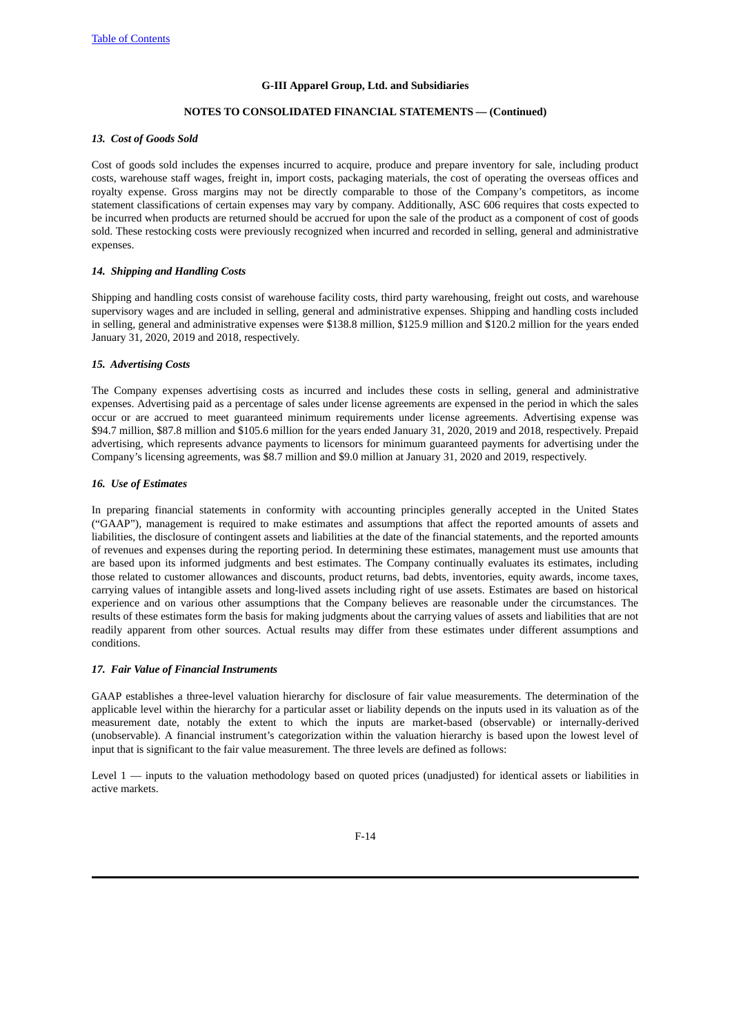**G-III Apparel Group, Ltd. and Subsidiaries**

**NOTES TO CONSOLIDATED FINANCIAL STATEMENTS — (Continued)**

***13. Cost of Goods Sold***

Cost of goods sold includes the expenses incurred to acquire, produce and prepare inventory for sale, including product costs, warehouse staff wages, freight in, import costs, packaging materials, the cost of operating the overseas offices and royalty expense. Gross margins may not be directly comparable to those of the Company's competitors, as income statement classifications of certain expenses may vary by company. Additionally, ASC 606 requires that costs expected to be incurred when products are returned should be accrued for upon the sale of the product as a component of cost of goods sold. These restocking costs were previously recognized when incurred and recorded in selling, general and administrative expenses.

***14. Shipping and Handling Costs***

Shipping and handling costs consist of warehouse facility costs, third party warehousing, freight out costs, and warehouse supervisory wages and are included in selling, general and administrative expenses. Shipping and handling costs included in selling, general and administrative expenses were $138.8 million, $125.9 million and $120.2 million for the years ended January 31, 2020, 2019 and 2018, respectively.

***15. Advertising Costs***

The Company expenses advertising costs as incurred and includes these costs in selling, general and administrative expenses. Advertising paid as a percentage of sales under license agreements are expensed in the period in which the sales occur or are accrued to meet guaranteed minimum requirements under license agreements. Advertising expense was $94.7 million, $87.8 million and $105.6 million for the years ended January 31, 2020, 2019 and 2018, respectively. Prepaid advertising, which represents advance payments to licensors for minimum guaranteed payments for advertising under the Company's licensing agreements, was $8.7 million and $9.0 million at January 31, 2020 and 2019, respectively.

***16. Use of Estimates***

In preparing financial statements in conformity with accounting principles generally accepted in the United States ("GAAP"), management is required to make estimates and assumptions that affect the reported amounts of assets and liabilities, the disclosure of contingent assets and liabilities at the date of the financial statements, and the reported amounts of revenues and expenses during the reporting period. In determining these estimates, management must use amounts that are based upon its informed judgments and best estimates. The Company continually evaluates its estimates, including those related to customer allowances and discounts, product returns, bad debts, inventories, equity awards, income taxes, carrying values of intangible assets and long-lived assets including right of use assets. Estimates are based on historical experience and on various other assumptions that the Company believes are reasonable under the circumstances. The results of these estimates form the basis for making judgments about the carrying values of assets and liabilities that are not readily apparent from other sources. Actual results may differ from these estimates under different assumptions and conditions.

***17. Fair Value of Financial Instruments***

GAAP establishes a three-level valuation hierarchy for disclosure of fair value measurements. The determination of the applicable level within the hierarchy for a particular asset or liability depends on the inputs used in its valuation as of the measurement date, notably the extent to which the inputs are market-based (observable) or internally-derived (unobservable). A financial instrument's categorization within the valuation hierarchy is based upon the lowest level of input that is significant to the fair value measurement. The three levels are defined as follows:

Level 1 — inputs to the valuation methodology based on quoted prices (unadjusted) for identical assets or liabilities in active markets.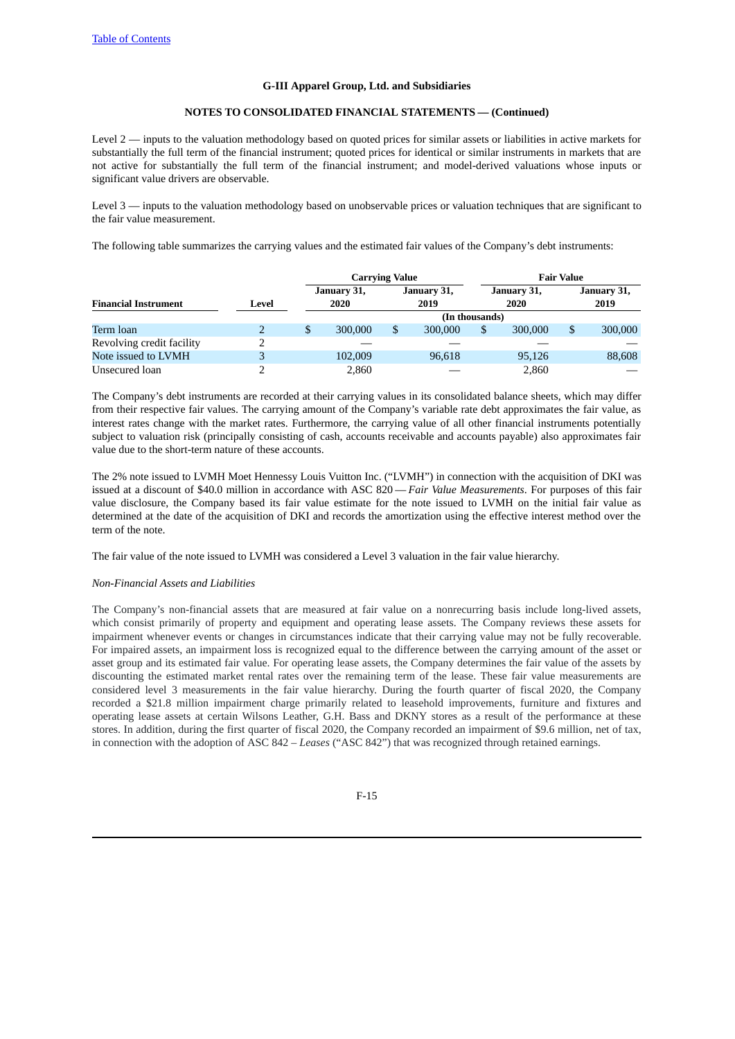Level 2 — inputs to the valuation methodology based on quoted prices for similar assets or liabilities in active markets for substantially the full term of the financial instrument; quoted prices for identical or similar instruments in markets that are not active for substantially the full term of the financial instrument; and model-derived valuations whose inputs or significant value drivers are observable.

Level 3 — inputs to the valuation methodology based on unobservable prices or valuation techniques that are significant to the fair value measurement.

The following table summarizes the carrying values and the estimated fair values of the Company's debt instruments:

| | | Carrying Value | | Fair Value | |
|---|---|---|---|---|---|
| **Financial Instrument** | **Level** | **January 31, 2020** | **January 31, 2019** | **January 31, 2020** | **January 31, 2019** |
| | | (In thousands) | | | |
| Term loan | 2 | $ 300,000 | $ 300,000 | $ 300,000 | $ 300,000 |
| Revolving credit facility | 2 | — | — | — | — |
| Note issued to LVMH | 3 | 102,009 | 96,618 | 95,126 | 88,608 |
| Unsecured loan | 2 | 2,860 | — | 2,860 | — |

The Company's debt instruments are recorded at their carrying values in its consolidated balance sheets, which may differ from their respective fair values. The carrying amount of the Company's variable rate debt approximates the fair value, as interest rates change with the market rates. Furthermore, the carrying value of all other financial instruments potentially subject to valuation risk (principally consisting of cash, accounts receivable and accounts payable) also approximates fair value due to the short-term nature of these accounts.

The 2% note issued to LVMH Moet Hennessy Louis Vuitton Inc. ("LVMH") in connection with the acquisition of DKI was issued at a discount of $40.0 million in accordance with ASC 820 — *Fair Value Measurements*. For purposes of this fair value disclosure, the Company based its fair value estimate for the note issued to LVMH on the initial fair value as determined at the date of the acquisition of DKI and records the amortization using the effective interest method over the term of the note.

The fair value of the note issued to LVMH was considered a Level 3 valuation in the fair value hierarchy.

*Non-Financial Assets and Liabilities*

The Company's non-financial assets that are measured at fair value on a nonrecurring basis include long-lived assets, which consist primarily of property and equipment and operating lease assets. The Company reviews these assets for impairment whenever events or changes in circumstances indicate that their carrying value may not be fully recoverable. For impaired assets, an impairment loss is recognized equal to the difference between the carrying amount of the asset or asset group and its estimated fair value. For operating lease assets, the Company determines the fair value of the assets by discounting the estimated market rental rates over the remaining term of the lease. These fair value measurements are considered level 3 measurements in the fair value hierarchy. During the fourth quarter of fiscal 2020, the Company recorded a $21.8 million impairment charge primarily related to leasehold improvements, furniture and fixtures and operating lease assets at certain Wilsons Leather, G.H. Bass and DKNY stores as a result of the performance at these stores. In addition, during the first quarter of fiscal 2020, the Company recorded an impairment of $9.6 million, net of tax, in connection with the adoption of ASC 842 – *Leases* ("ASC 842") that was recognized through retained earnings.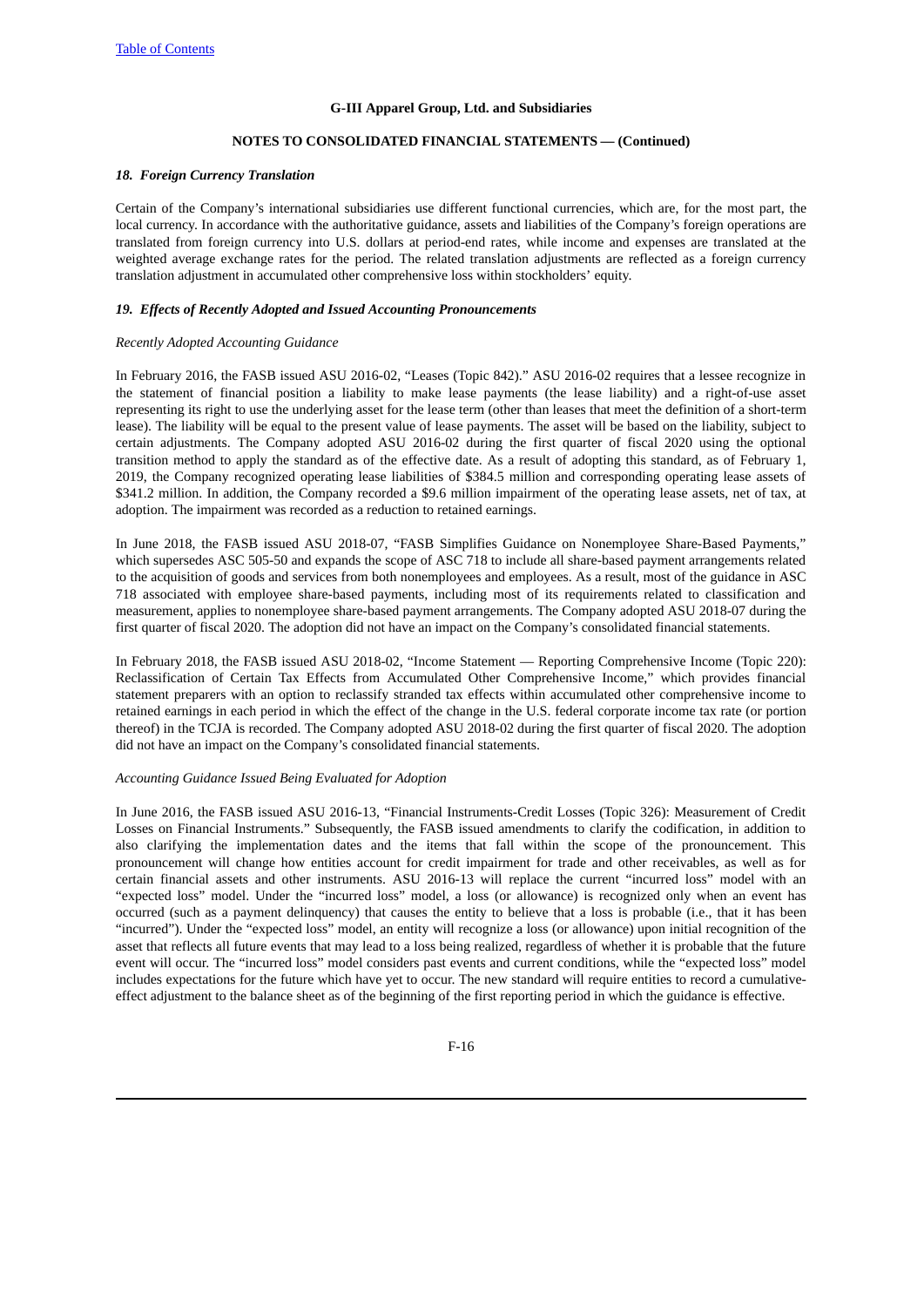**G-III Apparel Group, Ltd. and Subsidiaries**

**NOTES TO CONSOLIDATED FINANCIAL STATEMENTS — (Continued)**

### *18. Foreign Currency Translation*

Certain of the Company's international subsidiaries use different functional currencies, which are, for the most part, the local currency. In accordance with the authoritative guidance, assets and liabilities of the Company's foreign operations are translated from foreign currency into U.S. dollars at period-end rates, while income and expenses are translated at the weighted average exchange rates for the period. The related translation adjustments are reflected as a foreign currency translation adjustment in accumulated other comprehensive loss within stockholders' equity.

### *19. Effects of Recently Adopted and Issued Accounting Pronouncements*

*Recently Adopted Accounting Guidance*

In February 2016, the FASB issued ASU 2016-02, "Leases (Topic 842)." ASU 2016-02 requires that a lessee recognize in the statement of financial position a liability to make lease payments (the lease liability) and a right-of-use asset representing its right to use the underlying asset for the lease term (other than leases that meet the definition of a short-term lease). The liability will be equal to the present value of lease payments. The asset will be based on the liability, subject to certain adjustments. The Company adopted ASU 2016-02 during the first quarter of fiscal 2020 using the optional transition method to apply the standard as of the effective date. As a result of adopting this standard, as of February 1, 2019, the Company recognized operating lease liabilities of $384.5 million and corresponding operating lease assets of $341.2 million. In addition, the Company recorded a $9.6 million impairment of the operating lease assets, net of tax, at adoption. The impairment was recorded as a reduction to retained earnings.

In June 2018, the FASB issued ASU 2018-07, "FASB Simplifies Guidance on Nonemployee Share-Based Payments," which supersedes ASC 505-50 and expands the scope of ASC 718 to include all share-based payment arrangements related to the acquisition of goods and services from both nonemployees and employees. As a result, most of the guidance in ASC 718 associated with employee share-based payments, including most of its requirements related to classification and measurement, applies to nonemployee share-based payment arrangements. The Company adopted ASU 2018-07 during the first quarter of fiscal 2020. The adoption did not have an impact on the Company's consolidated financial statements.

In February 2018, the FASB issued ASU 2018-02, "Income Statement — Reporting Comprehensive Income (Topic 220): Reclassification of Certain Tax Effects from Accumulated Other Comprehensive Income," which provides financial statement preparers with an option to reclassify stranded tax effects within accumulated other comprehensive income to retained earnings in each period in which the effect of the change in the U.S. federal corporate income tax rate (or portion thereof) in the TCJA is recorded. The Company adopted ASU 2018-02 during the first quarter of fiscal 2020. The adoption did not have an impact on the Company's consolidated financial statements.

*Accounting Guidance Issued Being Evaluated for Adoption*

In June 2016, the FASB issued ASU 2016-13, "Financial Instruments-Credit Losses (Topic 326): Measurement of Credit Losses on Financial Instruments." Subsequently, the FASB issued amendments to clarify the codification, in addition to also clarifying the implementation dates and the items that fall within the scope of the pronouncement. This pronouncement will change how entities account for credit impairment for trade and other receivables, as well as for certain financial assets and other instruments. ASU 2016-13 will replace the current "incurred loss" model with an "expected loss" model. Under the "incurred loss" model, a loss (or allowance) is recognized only when an event has occurred (such as a payment delinquency) that causes the entity to believe that a loss is probable (i.e., that it has been "incurred"). Under the "expected loss" model, an entity will recognize a loss (or allowance) upon initial recognition of the asset that reflects all future events that may lead to a loss being realized, regardless of whether it is probable that the future event will occur. The "incurred loss" model considers past events and current conditions, while the "expected loss" model includes expectations for the future which have yet to occur. The new standard will require entities to record a cumulative-effect adjustment to the balance sheet as of the beginning of the first reporting period in which the guidance is effective.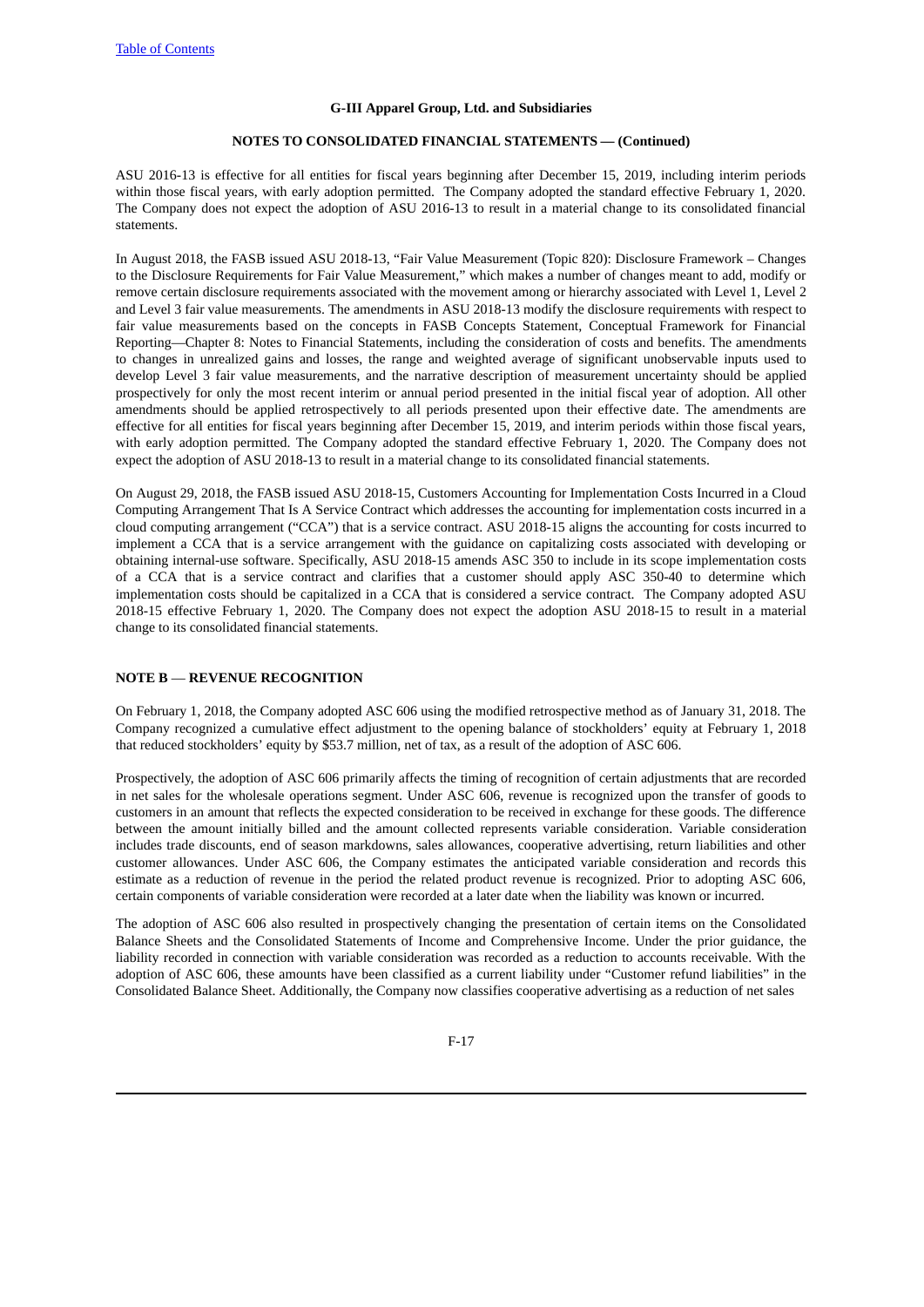ASU 2016-13 is effective for all entities for fiscal years beginning after December 15, 2019, including interim periods within those fiscal years, with early adoption permitted. The Company adopted the standard effective February 1, 2020. The Company does not expect the adoption of ASU 2016-13 to result in a material change to its consolidated financial statements.

In August 2018, the FASB issued ASU 2018-13, "Fair Value Measurement (Topic 820): Disclosure Framework – Changes to the Disclosure Requirements for Fair Value Measurement," which makes a number of changes meant to add, modify or remove certain disclosure requirements associated with the movement among or hierarchy associated with Level 1, Level 2 and Level 3 fair value measurements. The amendments in ASU 2018-13 modify the disclosure requirements with respect to fair value measurements based on the concepts in FASB Concepts Statement, Conceptual Framework for Financial Reporting—Chapter 8: Notes to Financial Statements, including the consideration of costs and benefits. The amendments to changes in unrealized gains and losses, the range and weighted average of significant unobservable inputs used to develop Level 3 fair value measurements, and the narrative description of measurement uncertainty should be applied prospectively for only the most recent interim or annual period presented in the initial fiscal year of adoption. All other amendments should be applied retrospectively to all periods presented upon their effective date. The amendments are effective for all entities for fiscal years beginning after December 15, 2019, and interim periods within those fiscal years, with early adoption permitted. The Company adopted the standard effective February 1, 2020. The Company does not expect the adoption of ASU 2018-13 to result in a material change to its consolidated financial statements.

On August 29, 2018, the FASB issued ASU 2018-15, Customers Accounting for Implementation Costs Incurred in a Cloud Computing Arrangement That Is A Service Contract which addresses the accounting for implementation costs incurred in a cloud computing arrangement ("CCA") that is a service contract. ASU 2018-15 aligns the accounting for costs incurred to implement a CCA that is a service arrangement with the guidance on capitalizing costs associated with developing or obtaining internal-use software. Specifically, ASU 2018-15 amends ASC 350 to include in its scope implementation costs of a CCA that is a service contract and clarifies that a customer should apply ASC 350-40 to determine which implementation costs should be capitalized in a CCA that is considered a service contract. The Company adopted ASU 2018-15 effective February 1, 2020. The Company does not expect the adoption ASU 2018-15 to result in a material change to its consolidated financial statements.

## NOTE B — REVENUE RECOGNITION

On February 1, 2018, the Company adopted ASC 606 using the modified retrospective method as of January 31, 2018. The Company recognized a cumulative effect adjustment to the opening balance of stockholders' equity at February 1, 2018 that reduced stockholders' equity by $53.7 million, net of tax, as a result of the adoption of ASC 606.

Prospectively, the adoption of ASC 606 primarily affects the timing of recognition of certain adjustments that are recorded in net sales for the wholesale operations segment. Under ASC 606, revenue is recognized upon the transfer of goods to customers in an amount that reflects the expected consideration to be received in exchange for these goods. The difference between the amount initially billed and the amount collected represents variable consideration. Variable consideration includes trade discounts, end of season markdowns, sales allowances, cooperative advertising, return liabilities and other customer allowances. Under ASC 606, the Company estimates the anticipated variable consideration and records this estimate as a reduction of revenue in the period the related product revenue is recognized. Prior to adopting ASC 606, certain components of variable consideration were recorded at a later date when the liability was known or incurred.

The adoption of ASC 606 also resulted in prospectively changing the presentation of certain items on the Consolidated Balance Sheets and the Consolidated Statements of Income and Comprehensive Income. Under the prior guidance, the liability recorded in connection with variable consideration was recorded as a reduction to accounts receivable. With the adoption of ASC 606, these amounts have been classified as a current liability under "Customer refund liabilities" in the Consolidated Balance Sheet. Additionally, the Company now classifies cooperative advertising as a reduction of net sales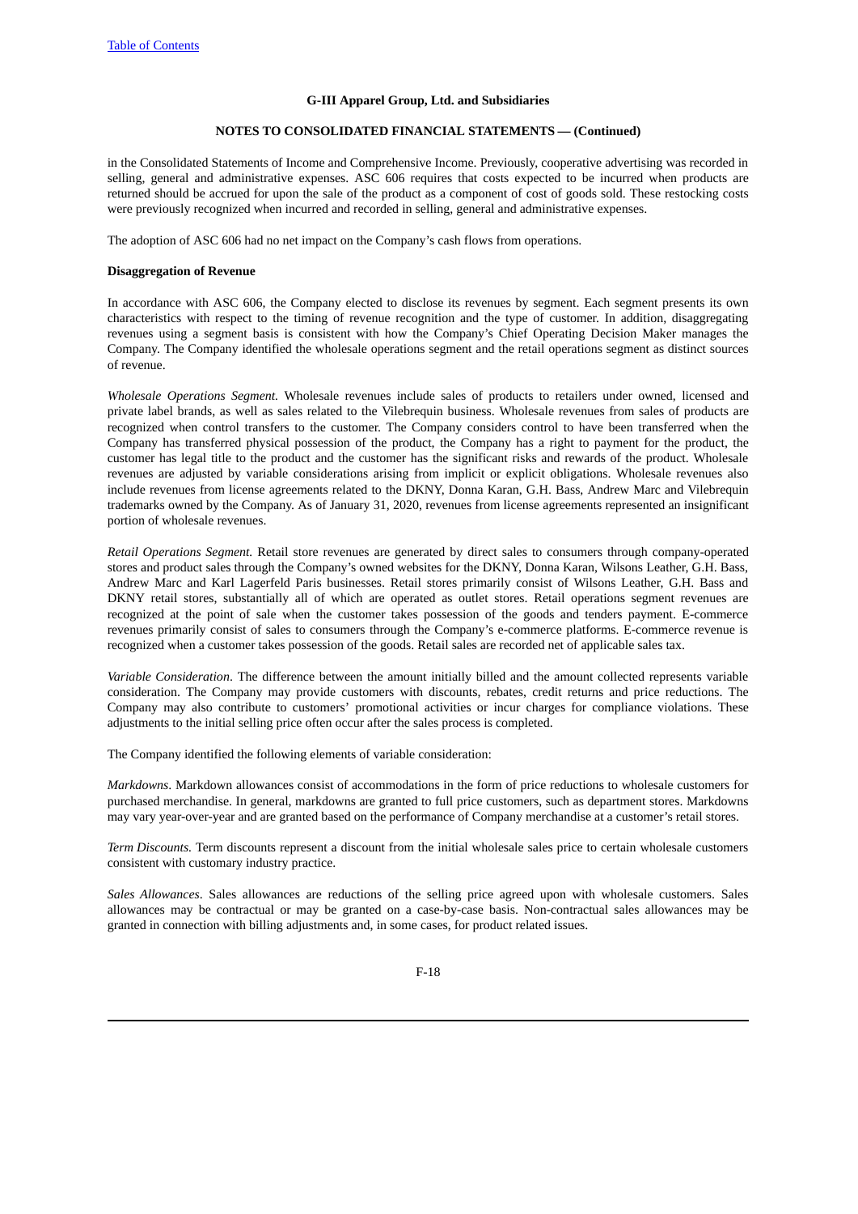in the Consolidated Statements of Income and Comprehensive Income. Previously, cooperative advertising was recorded in selling, general and administrative expenses. ASC 606 requires that costs expected to be incurred when products are returned should be accrued for upon the sale of the product as a component of cost of goods sold. These restocking costs were previously recognized when incurred and recorded in selling, general and administrative expenses.

The adoption of ASC 606 had no net impact on the Company's cash flows from operations.

**Disaggregation of Revenue**

In accordance with ASC 606, the Company elected to disclose its revenues by segment. Each segment presents its own characteristics with respect to the timing of revenue recognition and the type of customer. In addition, disaggregating revenues using a segment basis is consistent with how the Company's Chief Operating Decision Maker manages the Company. The Company identified the wholesale operations segment and the retail operations segment as distinct sources of revenue.

*Wholesale Operations Segment.* Wholesale revenues include sales of products to retailers under owned, licensed and private label brands, as well as sales related to the Vilebrequin business. Wholesale revenues from sales of products are recognized when control transfers to the customer. The Company considers control to have been transferred when the Company has transferred physical possession of the product, the Company has a right to payment for the product, the customer has legal title to the product and the customer has the significant risks and rewards of the product. Wholesale revenues are adjusted by variable considerations arising from implicit or explicit obligations. Wholesale revenues also include revenues from license agreements related to the DKNY, Donna Karan, G.H. Bass, Andrew Marc and Vilebrequin trademarks owned by the Company. As of January 31, 2020, revenues from license agreements represented an insignificant portion of wholesale revenues.

*Retail Operations Segment.* Retail store revenues are generated by direct sales to consumers through company-operated stores and product sales through the Company's owned websites for the DKNY, Donna Karan, Wilsons Leather, G.H. Bass, Andrew Marc and Karl Lagerfeld Paris businesses. Retail stores primarily consist of Wilsons Leather, G.H. Bass and DKNY retail stores, substantially all of which are operated as outlet stores. Retail operations segment revenues are recognized at the point of sale when the customer takes possession of the goods and tenders payment. E-commerce revenues primarily consist of sales to consumers through the Company's e-commerce platforms. E-commerce revenue is recognized when a customer takes possession of the goods. Retail sales are recorded net of applicable sales tax.

*Variable Consideration*. The difference between the amount initially billed and the amount collected represents variable consideration. The Company may provide customers with discounts, rebates, credit returns and price reductions. The Company may also contribute to customers' promotional activities or incur charges for compliance violations. These adjustments to the initial selling price often occur after the sales process is completed.

The Company identified the following elements of variable consideration:

*Markdowns*. Markdown allowances consist of accommodations in the form of price reductions to wholesale customers for purchased merchandise. In general, markdowns are granted to full price customers, such as department stores. Markdowns may vary year-over-year and are granted based on the performance of Company merchandise at a customer's retail stores.

*Term Discounts.* Term discounts represent a discount from the initial wholesale sales price to certain wholesale customers consistent with customary industry practice.

*Sales Allowances*. Sales allowances are reductions of the selling price agreed upon with wholesale customers. Sales allowances may be contractual or may be granted on a case-by-case basis. Non-contractual sales allowances may be granted in connection with billing adjustments and, in some cases, for product related issues.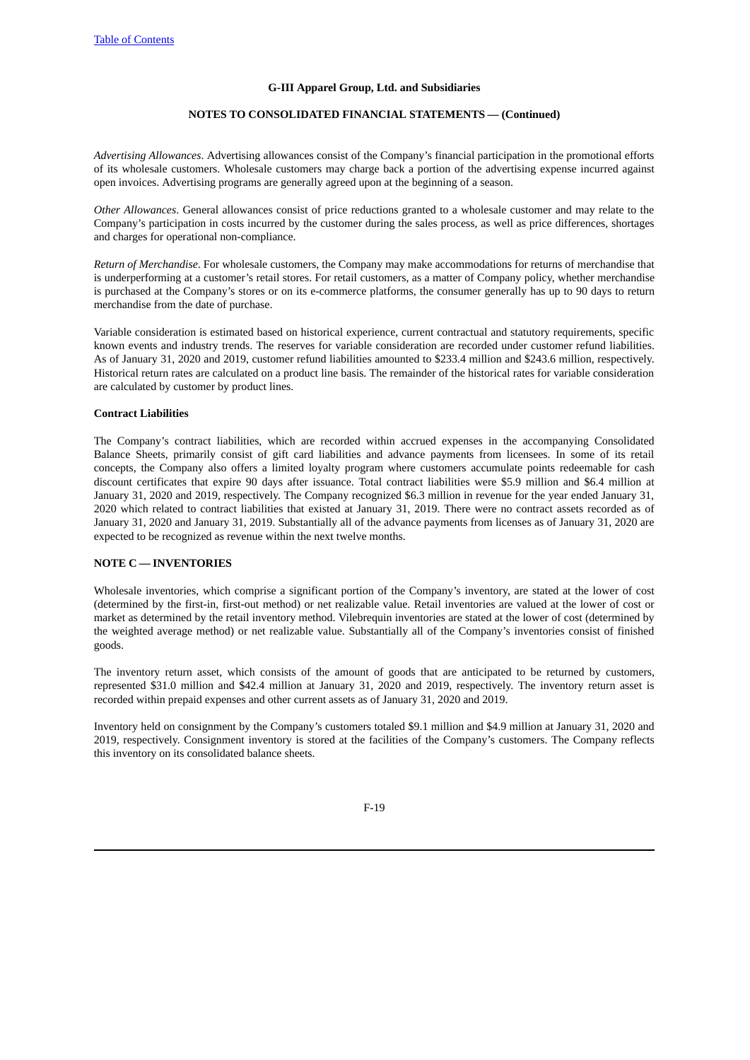*Advertising Allowances*. Advertising allowances consist of the Company's financial participation in the promotional efforts of its wholesale customers. Wholesale customers may charge back a portion of the advertising expense incurred against open invoices. Advertising programs are generally agreed upon at the beginning of a season.

*Other Allowances*. General allowances consist of price reductions granted to a wholesale customer and may relate to the Company's participation in costs incurred by the customer during the sales process, as well as price differences, shortages and charges for operational non-compliance.

*Return of Merchandise*. For wholesale customers, the Company may make accommodations for returns of merchandise that is underperforming at a customer's retail stores. For retail customers, as a matter of Company policy, whether merchandise is purchased at the Company's stores or on its e-commerce platforms, the consumer generally has up to 90 days to return merchandise from the date of purchase.

Variable consideration is estimated based on historical experience, current contractual and statutory requirements, specific known events and industry trends. The reserves for variable consideration are recorded under customer refund liabilities. As of January 31, 2020 and 2019, customer refund liabilities amounted to $233.4 million and $243.6 million, respectively. Historical return rates are calculated on a product line basis. The remainder of the historical rates for variable consideration are calculated by customer by product lines.

**Contract Liabilities**

The Company's contract liabilities, which are recorded within accrued expenses in the accompanying Consolidated Balance Sheets, primarily consist of gift card liabilities and advance payments from licensees. In some of its retail concepts, the Company also offers a limited loyalty program where customers accumulate points redeemable for cash discount certificates that expire 90 days after issuance. Total contract liabilities were $5.9 million and $6.4 million at January 31, 2020 and 2019, respectively. The Company recognized $6.3 million in revenue for the year ended January 31, 2020 which related to contract liabilities that existed at January 31, 2019. There were no contract assets recorded as of January 31, 2020 and January 31, 2019. Substantially all of the advance payments from licenses as of January 31, 2020 are expected to be recognized as revenue within the next twelve months.

**NOTE C — INVENTORIES**

Wholesale inventories, which comprise a significant portion of the Company's inventory, are stated at the lower of cost (determined by the first-in, first-out method) or net realizable value. Retail inventories are valued at the lower of cost or market as determined by the retail inventory method. Vilebrequin inventories are stated at the lower of cost (determined by the weighted average method) or net realizable value. Substantially all of the Company's inventories consist of finished goods.

The inventory return asset, which consists of the amount of goods that are anticipated to be returned by customers, represented $31.0 million and $42.4 million at January 31, 2020 and 2019, respectively. The inventory return asset is recorded within prepaid expenses and other current assets as of January 31, 2020 and 2019.

Inventory held on consignment by the Company's customers totaled $9.1 million and $4.9 million at January 31, 2020 and 2019, respectively. Consignment inventory is stored at the facilities of the Company's customers. The Company reflects this inventory on its consolidated balance sheets.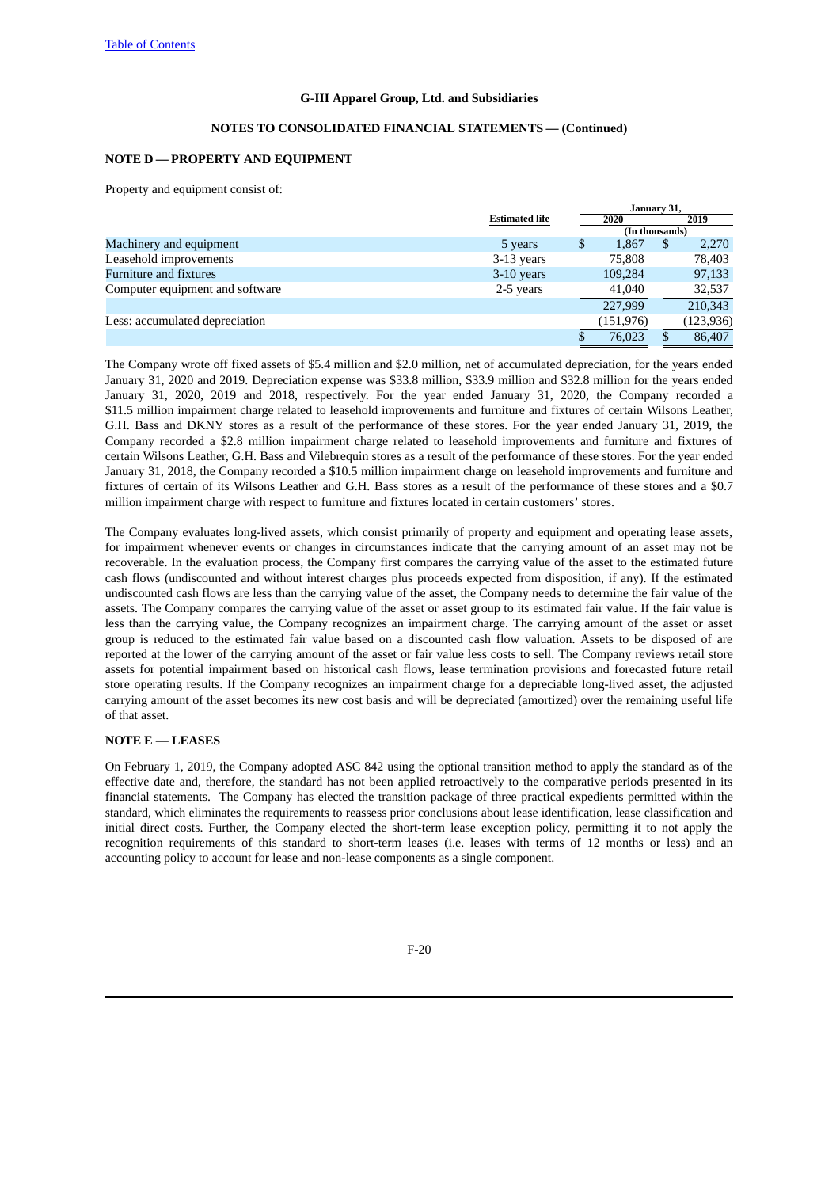G-III Apparel Group, Ltd. and Subsidiaries

NOTES TO CONSOLIDATED FINANCIAL STATEMENTS — (Continued)

## NOTE D — PROPERTY AND EQUIPMENT

Property and equipment consist of:

| | Estimated life | January 31, 2020 | January 31, 2019 |
|---|---|---|---|
| | | (In thousands) | |
| Machinery and equipment | 5 years | $ 1,867 | $ 2,270 |
| Leasehold improvements | 3-13 years | 75,808 | 78,403 |
| Furniture and fixtures | 3-10 years | 109,284 | 97,133 |
| Computer equipment and software | 2-5 years | 41,040 | 32,537 |
| | | 227,999 | 210,343 |
| Less: accumulated depreciation | | (151,976) | (123,936) |
| | | $ 76,023 | $ 86,407 |

The Company wrote off fixed assets of $5.4 million and $2.0 million, net of accumulated depreciation, for the years ended January 31, 2020 and 2019. Depreciation expense was $33.8 million, $33.9 million and $32.8 million for the years ended January 31, 2020, 2019 and 2018, respectively. For the year ended January 31, 2020, the Company recorded a $11.5 million impairment charge related to leasehold improvements and furniture and fixtures of certain Wilsons Leather, G.H. Bass and DKNY stores as a result of the performance of these stores. For the year ended January 31, 2019, the Company recorded a $2.8 million impairment charge related to leasehold improvements and furniture and fixtures of certain Wilsons Leather, G.H. Bass and Vilebrequin stores as a result of the performance of these stores. For the year ended January 31, 2018, the Company recorded a $10.5 million impairment charge on leasehold improvements and furniture and fixtures of certain of its Wilsons Leather and G.H. Bass stores as a result of the performance of these stores and a $0.7 million impairment charge with respect to furniture and fixtures located in certain customers' stores.

The Company evaluates long-lived assets, which consist primarily of property and equipment and operating lease assets, for impairment whenever events or changes in circumstances indicate that the carrying amount of an asset may not be recoverable. In the evaluation process, the Company first compares the carrying value of the asset to the estimated future cash flows (undiscounted and without interest charges plus proceeds expected from disposition, if any). If the estimated undiscounted cash flows are less than the carrying value of the asset, the Company needs to determine the fair value of the assets. The Company compares the carrying value of the asset or asset group to its estimated fair value. If the fair value is less than the carrying value, the Company recognizes an impairment charge. The carrying amount of the asset or asset group is reduced to the estimated fair value based on a discounted cash flow valuation. Assets to be disposed of are reported at the lower of the carrying amount of the asset or fair value less costs to sell. The Company reviews retail store assets for potential impairment based on historical cash flows, lease termination provisions and forecasted future retail store operating results. If the Company recognizes an impairment charge for a depreciable long-lived asset, the adjusted carrying amount of the asset becomes its new cost basis and will be depreciated (amortized) over the remaining useful life of that asset.

## NOTE E — LEASES

On February 1, 2019, the Company adopted ASC 842 using the optional transition method to apply the standard as of the effective date and, therefore, the standard has not been applied retroactively to the comparative periods presented in its financial statements. The Company has elected the transition package of three practical expedients permitted within the standard, which eliminates the requirements to reassess prior conclusions about lease identification, lease classification and initial direct costs. Further, the Company elected the short-term lease exception policy, permitting it to not apply the recognition requirements of this standard to short-term leases (i.e. leases with terms of 12 months or less) and an accounting policy to account for lease and non-lease components as a single component.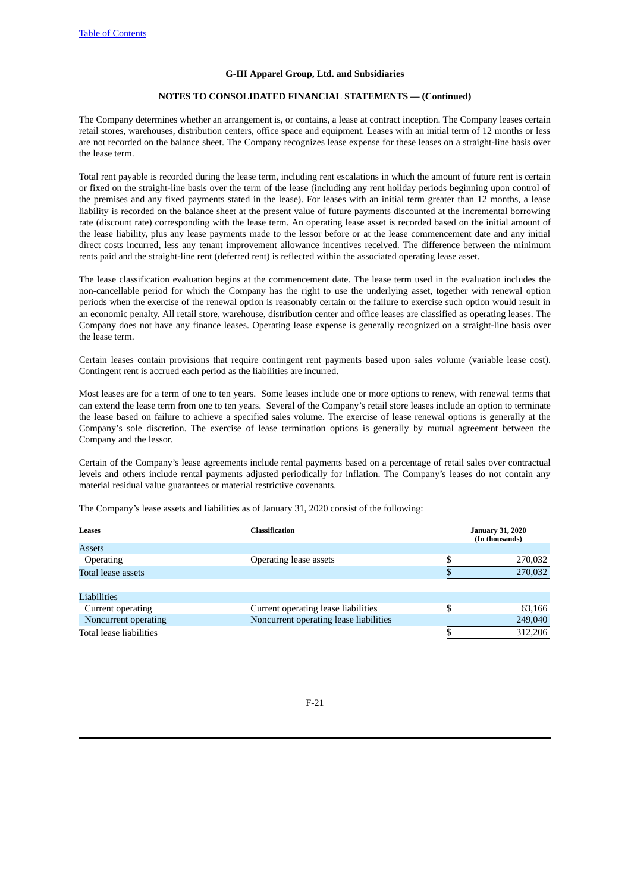G-III Apparel Group, Ltd. and Subsidiaries

NOTES TO CONSOLIDATED FINANCIAL STATEMENTS — (Continued)

The Company determines whether an arrangement is, or contains, a lease at contract inception. The Company leases certain retail stores, warehouses, distribution centers, office space and equipment. Leases with an initial term of 12 months or less are not recorded on the balance sheet. The Company recognizes lease expense for these leases on a straight-line basis over the lease term.

Total rent payable is recorded during the lease term, including rent escalations in which the amount of future rent is certain or fixed on the straight-line basis over the term of the lease (including any rent holiday periods beginning upon control of the premises and any fixed payments stated in the lease). For leases with an initial term greater than 12 months, a lease liability is recorded on the balance sheet at the present value of future payments discounted at the incremental borrowing rate (discount rate) corresponding with the lease term. An operating lease asset is recorded based on the initial amount of the lease liability, plus any lease payments made to the lessor before or at the lease commencement date and any initial direct costs incurred, less any tenant improvement allowance incentives received. The difference between the minimum rents paid and the straight-line rent (deferred rent) is reflected within the associated operating lease asset.

The lease classification evaluation begins at the commencement date. The lease term used in the evaluation includes the non-cancellable period for which the Company has the right to use the underlying asset, together with renewal option periods when the exercise of the renewal option is reasonably certain or the failure to exercise such option would result in an economic penalty. All retail store, warehouse, distribution center and office leases are classified as operating leases. The Company does not have any finance leases. Operating lease expense is generally recognized on a straight-line basis over the lease term.

Certain leases contain provisions that require contingent rent payments based upon sales volume (variable lease cost). Contingent rent is accrued each period as the liabilities are incurred.

Most leases are for a term of one to ten years. Some leases include one or more options to renew, with renewal terms that can extend the lease term from one to ten years. Several of the Company's retail store leases include an option to terminate the lease based on failure to achieve a specified sales volume. The exercise of lease renewal options is generally at the Company's sole discretion. The exercise of lease termination options is generally by mutual agreement between the Company and the lessor.

Certain of the Company's lease agreements include rental payments based on a percentage of retail sales over contractual levels and others include rental payments adjusted periodically for inflation. The Company's leases do not contain any material residual value guarantees or material restrictive covenants.

The Company's lease assets and liabilities as of January 31, 2020 consist of the following:

| Leases | Classification | January 31, 2020 (In thousands) |
|---|---|---|
| Assets | | |
| Operating | Operating lease assets | $ 270,032 |
| Total lease assets | | $ 270,032 |
| | | |
| Liabilities | | |
| Current operating | Current operating lease liabilities | $ 63,166 |
| Noncurrent operating | Noncurrent operating lease liabilities | 249,040 |
| Total lease liabilities | | $ 312,206 |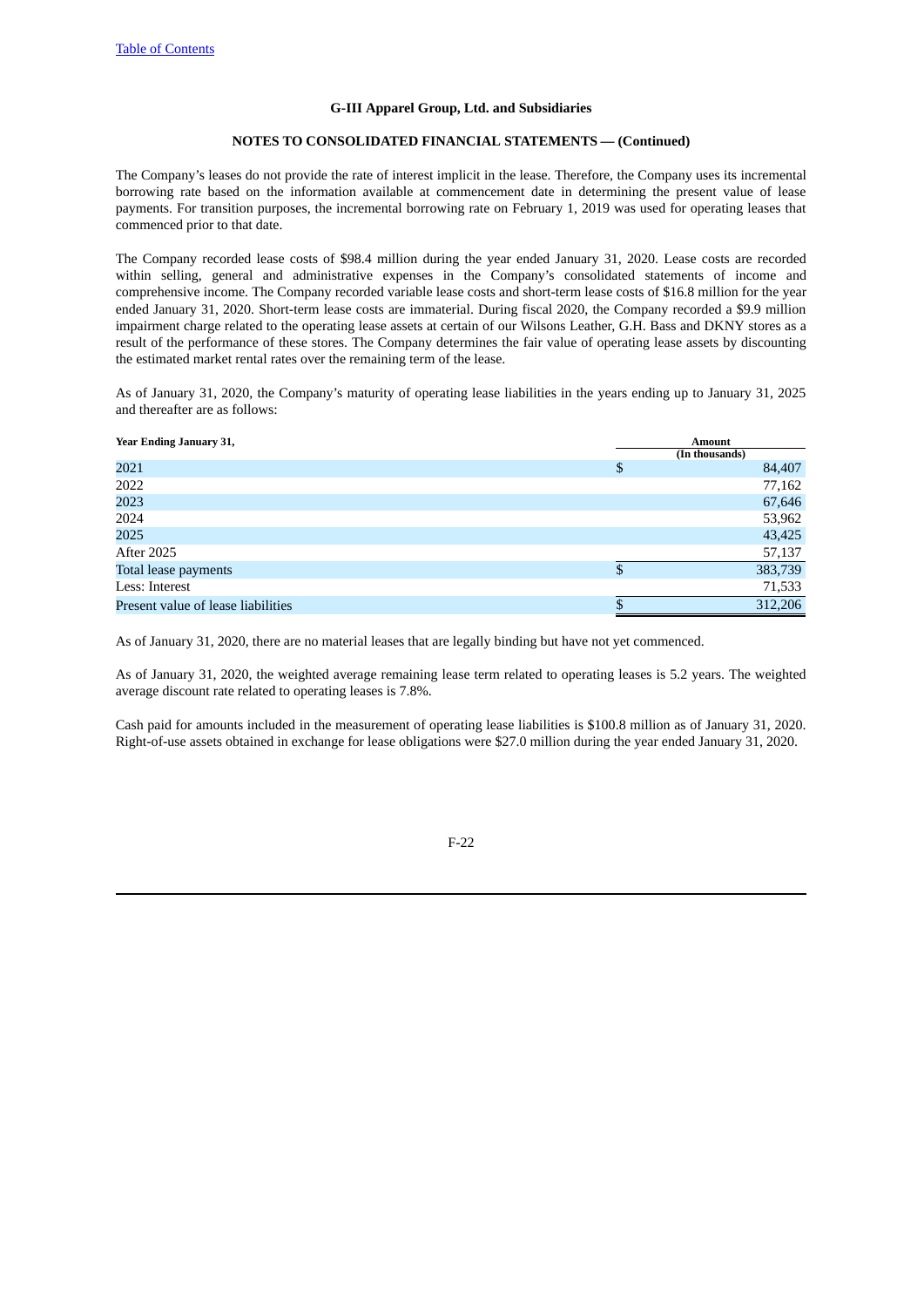G-III Apparel Group, Ltd. and Subsidiaries

NOTES TO CONSOLIDATED FINANCIAL STATEMENTS — (Continued)

The Company's leases do not provide the rate of interest implicit in the lease. Therefore, the Company uses its incremental borrowing rate based on the information available at commencement date in determining the present value of lease payments. For transition purposes, the incremental borrowing rate on February 1, 2019 was used for operating leases that commenced prior to that date.

The Company recorded lease costs of $98.4 million during the year ended January 31, 2020. Lease costs are recorded within selling, general and administrative expenses in the Company's consolidated statements of income and comprehensive income. The Company recorded variable lease costs and short-term lease costs of $16.8 million for the year ended January 31, 2020. Short-term lease costs are immaterial. During fiscal 2020, the Company recorded a $9.9 million impairment charge related to the operating lease assets at certain of our Wilsons Leather, G.H. Bass and DKNY stores as a result of the performance of these stores. The Company determines the fair value of operating lease assets by discounting the estimated market rental rates over the remaining term of the lease.

As of January 31, 2020, the Company's maturity of operating lease liabilities in the years ending up to January 31, 2025 and thereafter are as follows:

| Year Ending January 31, | Amount (In thousands) |
|---|---|
| 2021 | $ 84,407 |
| 2022 | 77,162 |
| 2023 | 67,646 |
| 2024 | 53,962 |
| 2025 | 43,425 |
| After 2025 | 57,137 |
| Total lease payments | $ 383,739 |
| Less: Interest | 71,533 |
| Present value of lease liabilities | $ 312,206 |

As of January 31, 2020, there are no material leases that are legally binding but have not yet commenced.

As of January 31, 2020, the weighted average remaining lease term related to operating leases is 5.2 years. The weighted average discount rate related to operating leases is 7.8%.

Cash paid for amounts included in the measurement of operating lease liabilities is $100.8 million as of January 31, 2020. Right-of-use assets obtained in exchange for lease obligations were $27.0 million during the year ended January 31, 2020.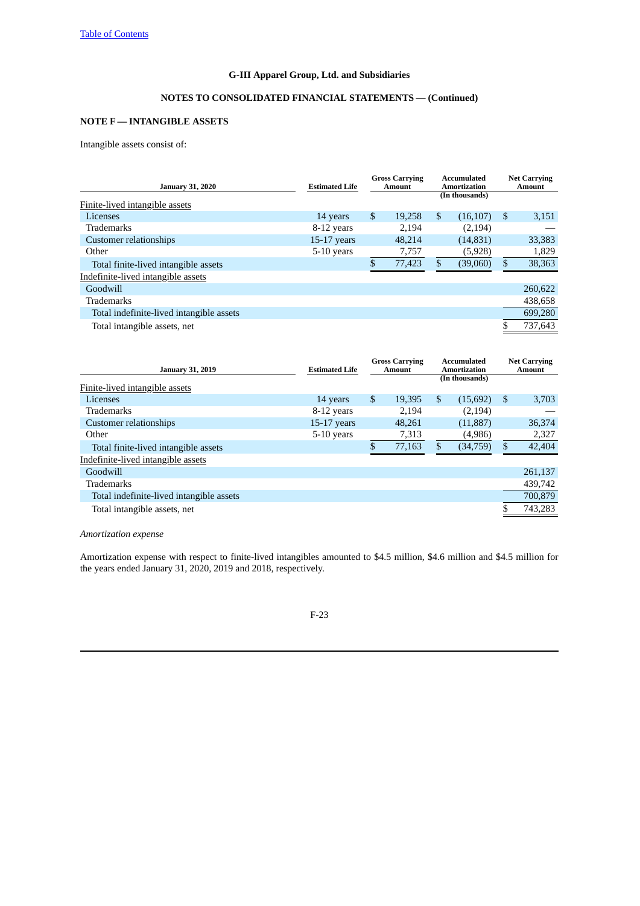G-III Apparel Group, Ltd. and Subsidiaries

NOTES TO CONSOLIDATED FINANCIAL STATEMENTS — (Continued)

## NOTE F — INTANGIBLE ASSETS

Intangible assets consist of:

| January 31, 2020 | Estimated Life | Gross Carrying Amount | Accumulated Amortization | Net Carrying Amount |
|---|---|---|---|---|
| | | | (In thousands) | |
| Finite-lived intangible assets | | | | |
| Licenses | 14 years | $ 19,258 | $ (16,107) | $ 3,151 |
| Trademarks | 8-12 years | 2,194 | (2,194) | — |
| Customer relationships | 15-17 years | 48,214 | (14,831) | 33,383 |
| Other | 5-10 years | 7,757 | (5,928) | 1,829 |
| Total finite-lived intangible assets | | $ 77,423 | $ (39,060) | $ 38,363 |
| Indefinite-lived intangible assets | | | | |
| Goodwill | | | | 260,622 |
| Trademarks | | | | 438,658 |
| Total indefinite-lived intangible assets | | | | 699,280 |
| Total intangible assets, net | | | | $ 737,643 |

| January 31, 2019 | Estimated Life | Gross Carrying Amount | Accumulated Amortization | Net Carrying Amount |
|---|---|---|---|---|
| | | | (In thousands) | |
| Finite-lived intangible assets | | | | |
| Licenses | 14 years | $ 19,395 | $ (15,692) | $ 3,703 |
| Trademarks | 8-12 years | 2,194 | (2,194) | — |
| Customer relationships | 15-17 years | 48,261 | (11,887) | 36,374 |
| Other | 5-10 years | 7,313 | (4,986) | 2,327 |
| Total finite-lived intangible assets | | $ 77,163 | $ (34,759) | $ 42,404 |
| Indefinite-lived intangible assets | | | | |
| Goodwill | | | | 261,137 |
| Trademarks | | | | 439,742 |
| Total indefinite-lived intangible assets | | | | 700,879 |
| Total intangible assets, net | | | | $ 743,283 |

*Amortization expense*

Amortization expense with respect to finite-lived intangibles amounted to $4.5 million, $4.6 million and $4.5 million for the years ended January 31, 2020, 2019 and 2018, respectively.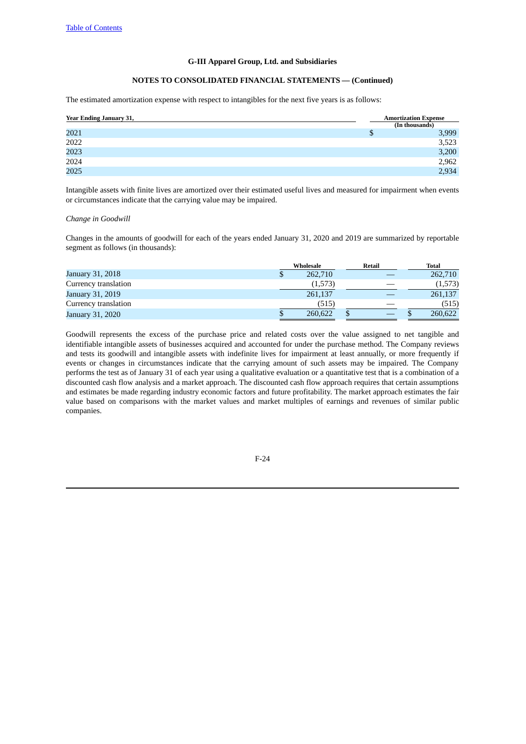The estimated amortization expense with respect to intangibles for the next five years is as follows:

| Year Ending January 31, | Amortization Expense (In thousands) |
|---|---|
| 2021 | $ 3,999 |
| 2022 | 3,523 |
| 2023 | 3,200 |
| 2024 | 2,962 |
| 2025 | 2,934 |

Intangible assets with finite lives are amortized over their estimated useful lives and measured for impairment when events or circumstances indicate that the carrying value may be impaired.

*Change in Goodwill*

Changes in the amounts of goodwill for each of the years ended January 31, 2020 and 2019 are summarized by reportable segment as follows (in thousands):

| | Wholesale | Retail | Total |
|---|---|---|---|
| January 31, 2018 | $ 262,710 | — | 262,710 |
| Currency translation | (1,573) | — | (1,573) |
| January 31, 2019 | 261,137 | — | 261,137 |
| Currency translation | (515) | — | (515) |
| January 31, 2020 | $ 260,622 | $ — | $ 260,622 |

Goodwill represents the excess of the purchase price and related costs over the value assigned to net tangible and identifiable intangible assets of businesses acquired and accounted for under the purchase method. The Company reviews and tests its goodwill and intangible assets with indefinite lives for impairment at least annually, or more frequently if events or changes in circumstances indicate that the carrying amount of such assets may be impaired. The Company performs the test as of January 31 of each year using a qualitative evaluation or a quantitative test that is a combination of a discounted cash flow analysis and a market approach. The discounted cash flow approach requires that certain assumptions and estimates be made regarding industry economic factors and future profitability. The market approach estimates the fair value based on comparisons with the market values and market multiples of earnings and revenues of similar public companies.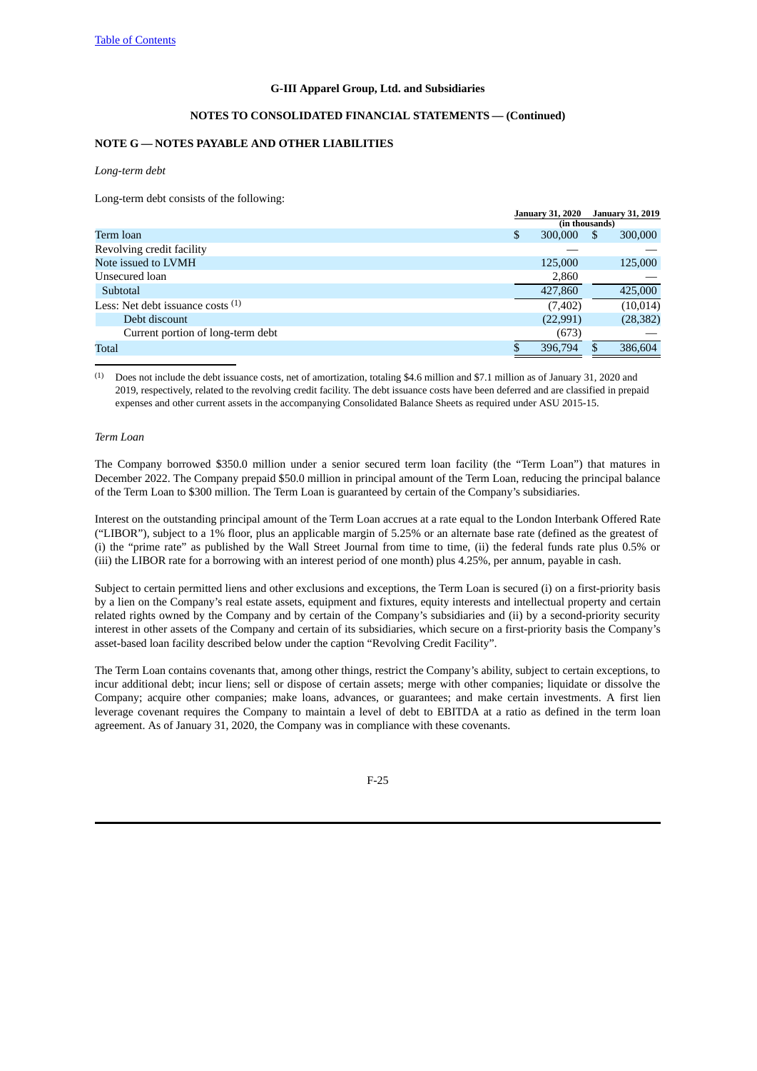G-III Apparel Group, Ltd. and Subsidiaries

NOTES TO CONSOLIDATED FINANCIAL STATEMENTS — (Continued)

## NOTE G — NOTES PAYABLE AND OTHER LIABILITIES

*Long-term debt*

Long-term debt consists of the following:

| | January 31, 2020 | January 31, 2019 |
|---|---|---|
| | (in thousands) | |
| Term loan | $ 300,000 | $ 300,000 |
| Revolving credit facility | — | — |
| Note issued to LVMH | 125,000 | 125,000 |
| Unsecured loan | 2,860 | — |
| Subtotal | 427,860 | 425,000 |
| Less: Net debt issuance costs [(1)] | (7,402) | (10,014) |
| Debt discount | (22,991) | (28,382) |
| Current portion of long-term debt | (673) | — |
| Total | $ 396,794 | $ 386,604 |

(1) Does not include the debt issuance costs, net of amortization, totaling $4.6 million and $7.1 million as of January 31, 2020 and 2019, respectively, related to the revolving credit facility. The debt issuance costs have been deferred and are classified in prepaid expenses and other current assets in the accompanying Consolidated Balance Sheets as required under ASU 2015-15.

*Term Loan*

The Company borrowed $350.0 million under a senior secured term loan facility (the "Term Loan") that matures in December 2022. The Company prepaid $50.0 million in principal amount of the Term Loan, reducing the principal balance of the Term Loan to $300 million. The Term Loan is guaranteed by certain of the Company's subsidiaries.

Interest on the outstanding principal amount of the Term Loan accrues at a rate equal to the London Interbank Offered Rate ("LIBOR"), subject to a 1% floor, plus an applicable margin of 5.25% or an alternate base rate (defined as the greatest of (i) the "prime rate" as published by the Wall Street Journal from time to time, (ii) the federal funds rate plus 0.5% or (iii) the LIBOR rate for a borrowing with an interest period of one month) plus 4.25%, per annum, payable in cash.

Subject to certain permitted liens and other exclusions and exceptions, the Term Loan is secured (i) on a first-priority basis by a lien on the Company's real estate assets, equipment and fixtures, equity interests and intellectual property and certain related rights owned by the Company and by certain of the Company's subsidiaries and (ii) by a second-priority security interest in other assets of the Company and certain of its subsidiaries, which secure on a first-priority basis the Company's asset-based loan facility described below under the caption "Revolving Credit Facility".

The Term Loan contains covenants that, among other things, restrict the Company's ability, subject to certain exceptions, to incur additional debt; incur liens; sell or dispose of certain assets; merge with other companies; liquidate or dissolve the Company; acquire other companies; make loans, advances, or guarantees; and make certain investments. A first lien leverage covenant requires the Company to maintain a level of debt to EBITDA at a ratio as defined in the term loan agreement. As of January 31, 2020, the Company was in compliance with these covenants.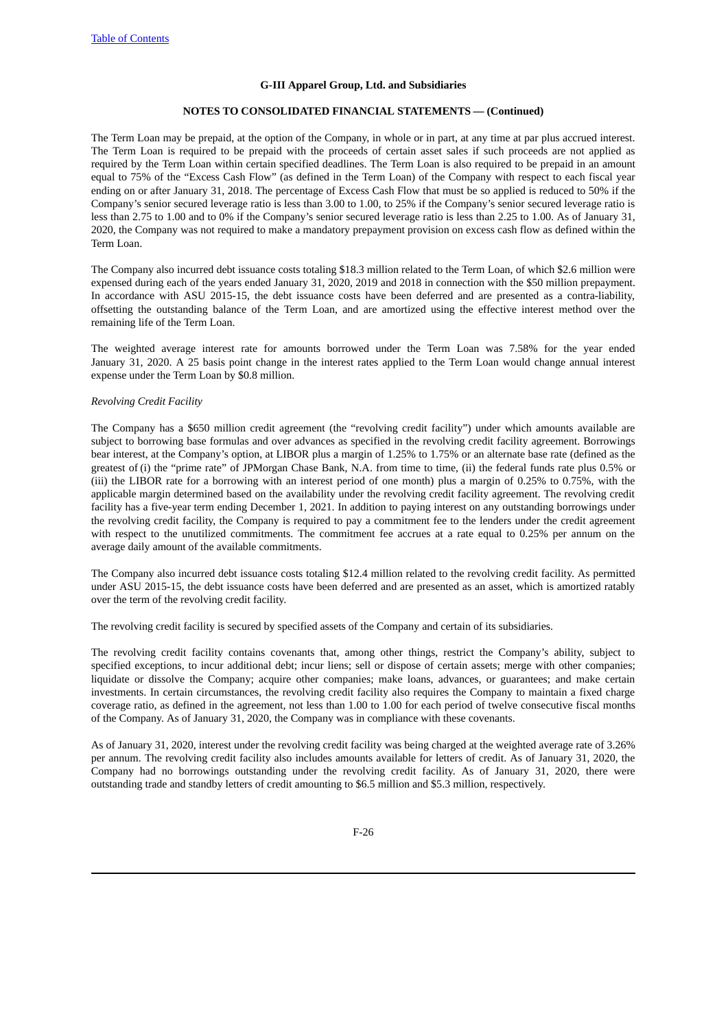The Term Loan may be prepaid, at the option of the Company, in whole or in part, at any time at par plus accrued interest. The Term Loan is required to be prepaid with the proceeds of certain asset sales if such proceeds are not applied as required by the Term Loan within certain specified deadlines. The Term Loan is also required to be prepaid in an amount equal to 75% of the "Excess Cash Flow" (as defined in the Term Loan) of the Company with respect to each fiscal year ending on or after January 31, 2018. The percentage of Excess Cash Flow that must be so applied is reduced to 50% if the Company's senior secured leverage ratio is less than 3.00 to 1.00, to 25% if the Company's senior secured leverage ratio is less than 2.75 to 1.00 and to 0% if the Company's senior secured leverage ratio is less than 2.25 to 1.00. As of January 31, 2020, the Company was not required to make a mandatory prepayment provision on excess cash flow as defined within the Term Loan.

The Company also incurred debt issuance costs totaling $18.3 million related to the Term Loan, of which $2.6 million were expensed during each of the years ended January 31, 2020, 2019 and 2018 in connection with the $50 million prepayment. In accordance with ASU 2015-15, the debt issuance costs have been deferred and are presented as a contra-liability, offsetting the outstanding balance of the Term Loan, and are amortized using the effective interest method over the remaining life of the Term Loan.

The weighted average interest rate for amounts borrowed under the Term Loan was 7.58% for the year ended January 31, 2020. A 25 basis point change in the interest rates applied to the Term Loan would change annual interest expense under the Term Loan by $0.8 million.

*Revolving Credit Facility*

The Company has a $650 million credit agreement (the "revolving credit facility") under which amounts available are subject to borrowing base formulas and over advances as specified in the revolving credit facility agreement. Borrowings bear interest, at the Company's option, at LIBOR plus a margin of 1.25% to 1.75% or an alternate base rate (defined as the greatest of (i) the "prime rate" of JPMorgan Chase Bank, N.A. from time to time, (ii) the federal funds rate plus 0.5% or (iii) the LIBOR rate for a borrowing with an interest period of one month) plus a margin of 0.25% to 0.75%, with the applicable margin determined based on the availability under the revolving credit facility agreement. The revolving credit facility has a five-year term ending December 1, 2021. In addition to paying interest on any outstanding borrowings under the revolving credit facility, the Company is required to pay a commitment fee to the lenders under the credit agreement with respect to the unutilized commitments. The commitment fee accrues at a rate equal to 0.25% per annum on the average daily amount of the available commitments.

The Company also incurred debt issuance costs totaling $12.4 million related to the revolving credit facility. As permitted under ASU 2015-15, the debt issuance costs have been deferred and are presented as an asset, which is amortized ratably over the term of the revolving credit facility.

The revolving credit facility is secured by specified assets of the Company and certain of its subsidiaries.

The revolving credit facility contains covenants that, among other things, restrict the Company's ability, subject to specified exceptions, to incur additional debt; incur liens; sell or dispose of certain assets; merge with other companies; liquidate or dissolve the Company; acquire other companies; make loans, advances, or guarantees; and make certain investments. In certain circumstances, the revolving credit facility also requires the Company to maintain a fixed charge coverage ratio, as defined in the agreement, not less than 1.00 to 1.00 for each period of twelve consecutive fiscal months of the Company. As of January 31, 2020, the Company was in compliance with these covenants.

As of January 31, 2020, interest under the revolving credit facility was being charged at the weighted average rate of 3.26% per annum. The revolving credit facility also includes amounts available for letters of credit. As of January 31, 2020, the Company had no borrowings outstanding under the revolving credit facility. As of January 31, 2020, there were outstanding trade and standby letters of credit amounting to $6.5 million and $5.3 million, respectively.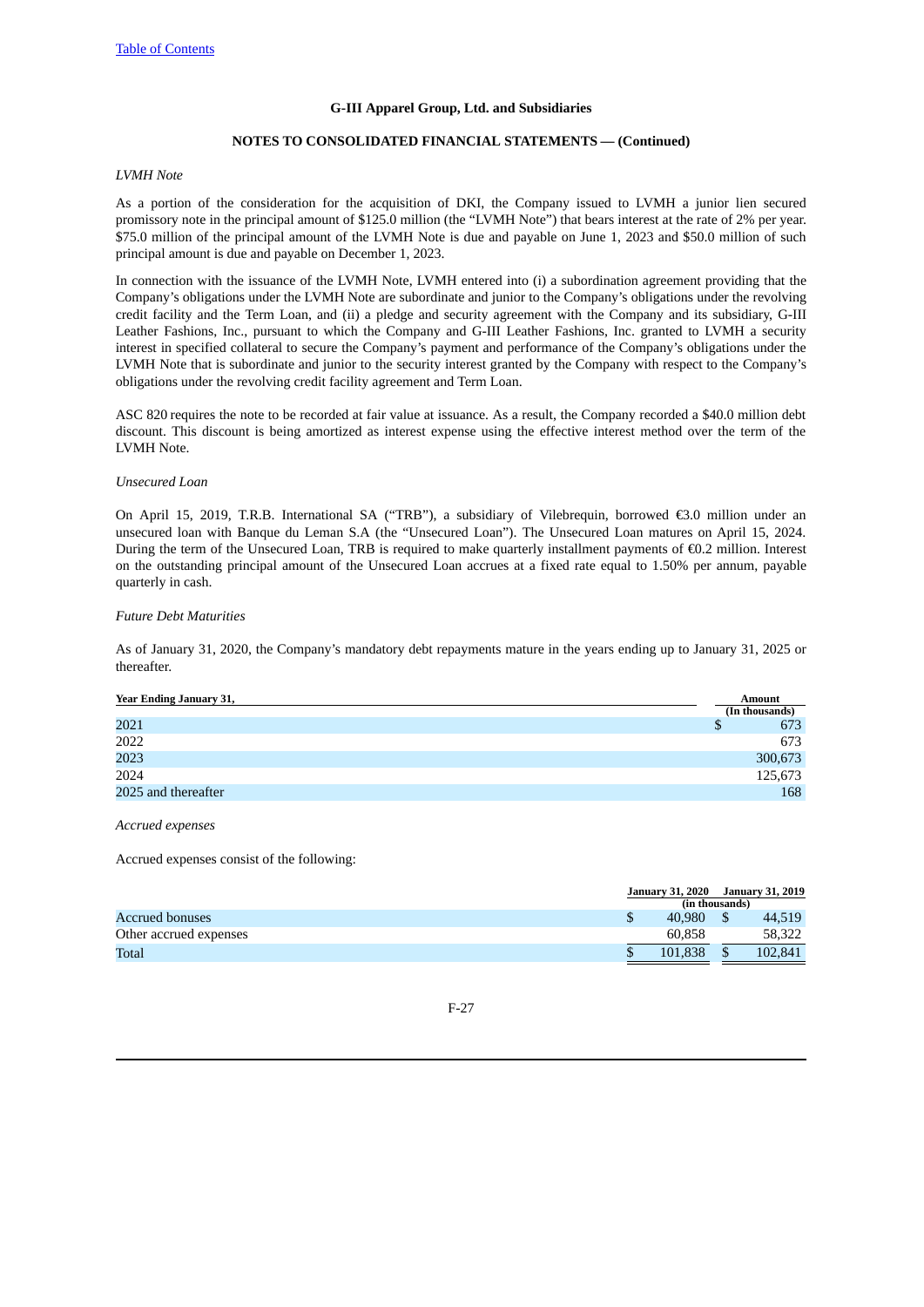G-III Apparel Group, Ltd. and Subsidiaries

NOTES TO CONSOLIDATED FINANCIAL STATEMENTS — (Continued)

*LVMH Note*

As a portion of the consideration for the acquisition of DKI, the Company issued to LVMH a junior lien secured promissory note in the principal amount of $125.0 million (the "LVMH Note") that bears interest at the rate of 2% per year. $75.0 million of the principal amount of the LVMH Note is due and payable on June 1, 2023 and $50.0 million of such principal amount is due and payable on December 1, 2023.

In connection with the issuance of the LVMH Note, LVMH entered into (i) a subordination agreement providing that the Company's obligations under the LVMH Note are subordinate and junior to the Company's obligations under the revolving credit facility and the Term Loan, and (ii) a pledge and security agreement with the Company and its subsidiary, G-III Leather Fashions, Inc., pursuant to which the Company and G-III Leather Fashions, Inc. granted to LVMH a security interest in specified collateral to secure the Company's payment and performance of the Company's obligations under the LVMH Note that is subordinate and junior to the security interest granted by the Company with respect to the Company's obligations under the revolving credit facility agreement and Term Loan.

ASC 820 requires the note to be recorded at fair value at issuance. As a result, the Company recorded a $40.0 million debt discount. This discount is being amortized as interest expense using the effective interest method over the term of the LVMH Note.

*Unsecured Loan*

On April 15, 2019, T.R.B. International SA ("TRB"), a subsidiary of Vilebrequin, borrowed €3.0 million under an unsecured loan with Banque du Leman S.A (the "Unsecured Loan"). The Unsecured Loan matures on April 15, 2024. During the term of the Unsecured Loan, TRB is required to make quarterly installment payments of €0.2 million. Interest on the outstanding principal amount of the Unsecured Loan accrues at a fixed rate equal to 1.50% per annum, payable quarterly in cash.

*Future Debt Maturities*

As of January 31, 2020, the Company's mandatory debt repayments mature in the years ending up to January 31, 2025 or thereafter.

| Year Ending January 31, | Amount (In thousands) |
|---|---|
| 2021 | $ 673 |
| 2022 | 673 |
| 2023 | 300,673 |
| 2024 | 125,673 |
| 2025 and thereafter | 168 |

*Accrued expenses*

Accrued expenses consist of the following:

| | January 31, 2020 | January 31, 2019 |
|---|---|---|
| | (in thousands) | |
| Accrued bonuses | $ 40,980 | $ 44,519 |
| Other accrued expenses | 60,858 | 58,322 |
| Total | $ 101,838 | $ 102,841 |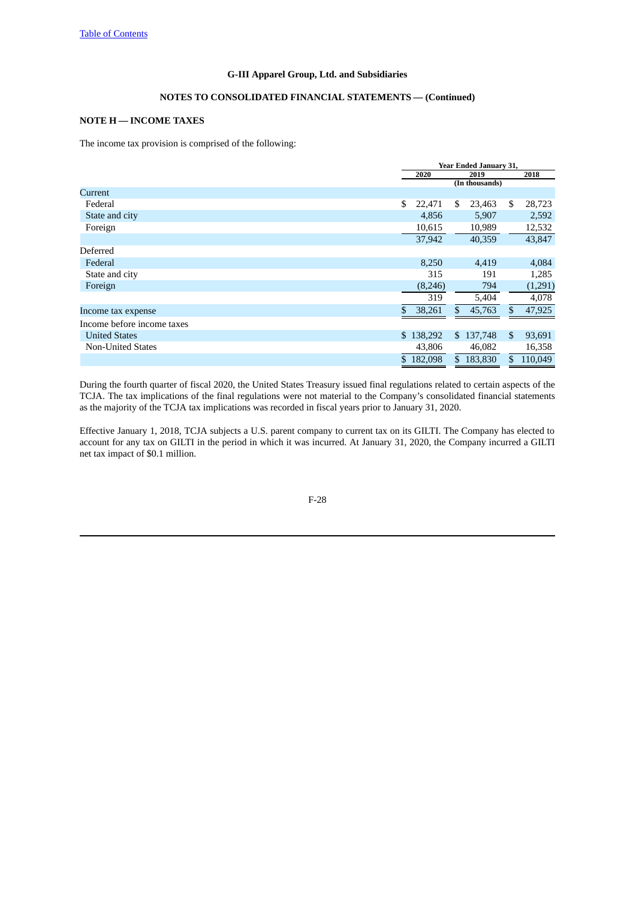**G-III Apparel Group, Ltd. and Subsidiaries**

**NOTES TO CONSOLIDATED FINANCIAL STATEMENTS — (Continued)**

### NOTE H — INCOME TAXES

The income tax provision is comprised of the following:

| | Year Ended January 31, | | |
|---|---|---|---|
| | 2020 | 2019 | 2018 |
| | (In thousands) | | |
| Current | | | |
| Federal | $ 22,471 | $ 23,463 | $ 28,723 |
| State and city | 4,856 | 5,907 | 2,592 |
| Foreign | 10,615 | 10,989 | 12,532 |
| | 37,942 | 40,359 | 43,847 |
| Deferred | | | |
| Federal | 8,250 | 4,419 | 4,084 |
| State and city | 315 | 191 | 1,285 |
| Foreign | (8,246) | 794 | (1,291) |
| | 319 | 5,404 | 4,078 |
| Income tax expense | $ 38,261 | $ 45,763 | $ 47,925 |
| Income before income taxes | | | |
| United States | $ 138,292 | $ 137,748 | $ 93,691 |
| Non-United States | 43,806 | 46,082 | 16,358 |
| | $ 182,098 | $ 183,830 | $ 110,049 |

During the fourth quarter of fiscal 2020, the United States Treasury issued final regulations related to certain aspects of the TCJA. The tax implications of the final regulations were not material to the Company's consolidated financial statements as the majority of the TCJA tax implications was recorded in fiscal years prior to January 31, 2020.

Effective January 1, 2018, TCJA subjects a U.S. parent company to current tax on its GILTI. The Company has elected to account for any tax on GILTI in the period in which it was incurred. At January 31, 2020, the Company incurred a GILTI net tax impact of $0.1 million.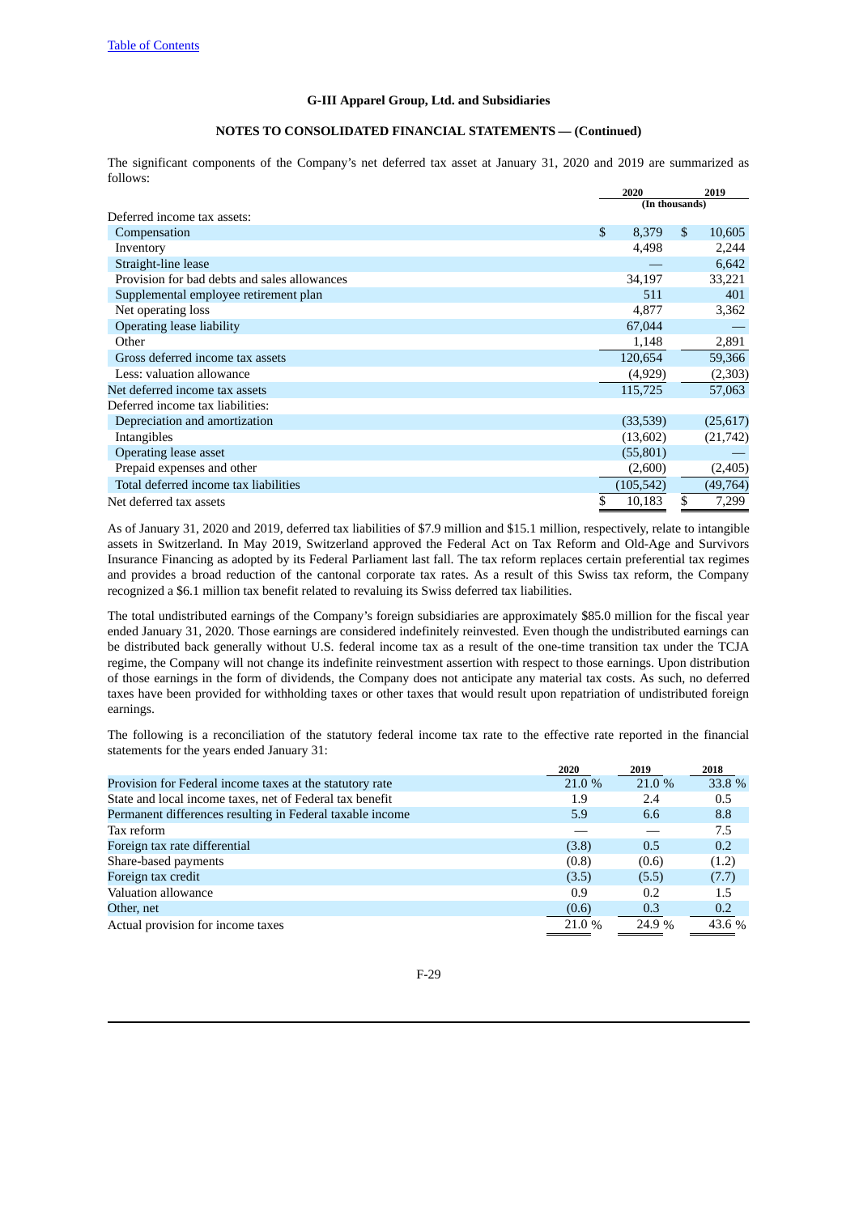**G-III Apparel Group, Ltd. and Subsidiaries**

**NOTES TO CONSOLIDATED FINANCIAL STATEMENTS — (Continued)**

The significant components of the Company's net deferred tax asset at January 31, 2020 and 2019 are summarized as follows:

| | 2020 | 2019 |
|---|---|---|
| | (In thousands) | |
| Deferred income tax assets: | | |
| Compensation | $ 8,379 | $ 10,605 |
| Inventory | 4,498 | 2,244 |
| Straight-line lease | — | 6,642 |
| Provision for bad debts and sales allowances | 34,197 | 33,221 |
| Supplemental employee retirement plan | 511 | 401 |
| Net operating loss | 4,877 | 3,362 |
| Operating lease liability | 67,044 | — |
| Other | 1,148 | 2,891 |
| Gross deferred income tax assets | 120,654 | 59,366 |
| Less: valuation allowance | (4,929) | (2,303) |
| Net deferred income tax assets | 115,725 | 57,063 |
| Deferred income tax liabilities: | | |
| Depreciation and amortization | (33,539) | (25,617) |
| Intangibles | (13,602) | (21,742) |
| Operating lease asset | (55,801) | — |
| Prepaid expenses and other | (2,600) | (2,405) |
| Total deferred income tax liabilities | (105,542) | (49,764) |
| Net deferred tax assets | $ 10,183 | $ 7,299 |

As of January 31, 2020 and 2019, deferred tax liabilities of $7.9 million and $15.1 million, respectively, relate to intangible assets in Switzerland. In May 2019, Switzerland approved the Federal Act on Tax Reform and Old-Age and Survivors Insurance Financing as adopted by its Federal Parliament last fall. The tax reform replaces certain preferential tax regimes and provides a broad reduction of the cantonal corporate tax rates. As a result of this Swiss tax reform, the Company recognized a $6.1 million tax benefit related to revaluing its Swiss deferred tax liabilities.

The total undistributed earnings of the Company's foreign subsidiaries are approximately $85.0 million for the fiscal year ended January 31, 2020. Those earnings are considered indefinitely reinvested. Even though the undistributed earnings can be distributed back generally without U.S. federal income tax as a result of the one-time transition tax under the TCJA regime, the Company will not change its indefinite reinvestment assertion with respect to those earnings. Upon distribution of those earnings in the form of dividends, the Company does not anticipate any material tax costs. As such, no deferred taxes have been provided for withholding taxes or other taxes that would result upon repatriation of undistributed foreign earnings.

The following is a reconciliation of the statutory federal income tax rate to the effective rate reported in the financial statements for the years ended January 31:

| | 2020 | 2019 | 2018 |
|---|---|---|---|
| Provision for Federal income taxes at the statutory rate | 21.0 % | 21.0 % | 33.8 % |
| State and local income taxes, net of Federal tax benefit | 1.9 | 2.4 | 0.5 |
| Permanent differences resulting in Federal taxable income | 5.9 | 6.6 | 8.8 |
| Tax reform | — | — | 7.5 |
| Foreign tax rate differential | (3.8) | 0.5 | 0.2 |
| Share-based payments | (0.8) | (0.6) | (1.2) |
| Foreign tax credit | (3.5) | (5.5) | (7.7) |
| Valuation allowance | 0.9 | 0.2 | 1.5 |
| Other, net | (0.6) | 0.3 | 0.2 |
| Actual provision for income taxes | 21.0 % | 24.9 % | 43.6 % |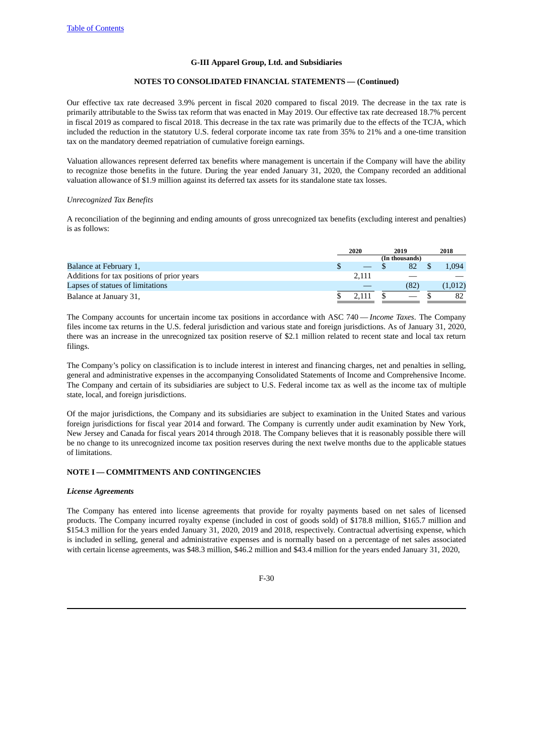Our effective tax rate decreased 3.9% percent in fiscal 2020 compared to fiscal 2019. The decrease in the tax rate is primarily attributable to the Swiss tax reform that was enacted in May 2019. Our effective tax rate decreased 18.7% percent in fiscal 2019 as compared to fiscal 2018. This decrease in the tax rate was primarily due to the effects of the TCJA, which included the reduction in the statutory U.S. federal corporate income tax rate from 35% to 21% and a one-time transition tax on the mandatory deemed repatriation of cumulative foreign earnings.

Valuation allowances represent deferred tax benefits where management is uncertain if the Company will have the ability to recognize those benefits in the future. During the year ended January 31, 2020, the Company recorded an additional valuation allowance of $1.9 million against its deferred tax assets for its standalone state tax losses.

*Unrecognized Tax Benefits*

A reconciliation of the beginning and ending amounts of gross unrecognized tax benefits (excluding interest and penalties) is as follows:

| | 2020 | 2019 | 2018 |
|---|---|---|---|
| | | (In thousands) | |
| Balance at February 1, | $ — | $ 82 | $ 1,094 |
| Additions for tax positions of prior years | 2,111 | — | — |
| Lapses of statues of limitations | — | (82) | (1,012) |
| Balance at January 31, | $ 2,111 | $ — | $ 82 |

The Company accounts for uncertain income tax positions in accordance with ASC 740 — *Income Taxes*. The Company files income tax returns in the U.S. federal jurisdiction and various state and foreign jurisdictions. As of January 31, 2020, there was an increase in the unrecognized tax position reserve of $2.1 million related to recent state and local tax return filings.

The Company's policy on classification is to include interest in interest and financing charges, net and penalties in selling, general and administrative expenses in the accompanying Consolidated Statements of Income and Comprehensive Income. The Company and certain of its subsidiaries are subject to U.S. Federal income tax as well as the income tax of multiple state, local, and foreign jurisdictions.

Of the major jurisdictions, the Company and its subsidiaries are subject to examination in the United States and various foreign jurisdictions for fiscal year 2014 and forward. The Company is currently under audit examination by New York, New Jersey and Canada for fiscal years 2014 through 2018. The Company believes that it is reasonably possible there will be no change to its unrecognized income tax position reserves during the next twelve months due to the applicable statues of limitations.

## NOTE I — COMMITMENTS AND CONTINGENCIES

***License Agreements***

The Company has entered into license agreements that provide for royalty payments based on net sales of licensed products. The Company incurred royalty expense (included in cost of goods sold) of $178.8 million, $165.7 million and $154.3 million for the years ended January 31, 2020, 2019 and 2018, respectively. Contractual advertising expense, which is included in selling, general and administrative expenses and is normally based on a percentage of net sales associated with certain license agreements, was $48.3 million, $46.2 million and $43.4 million for the years ended January 31, 2020,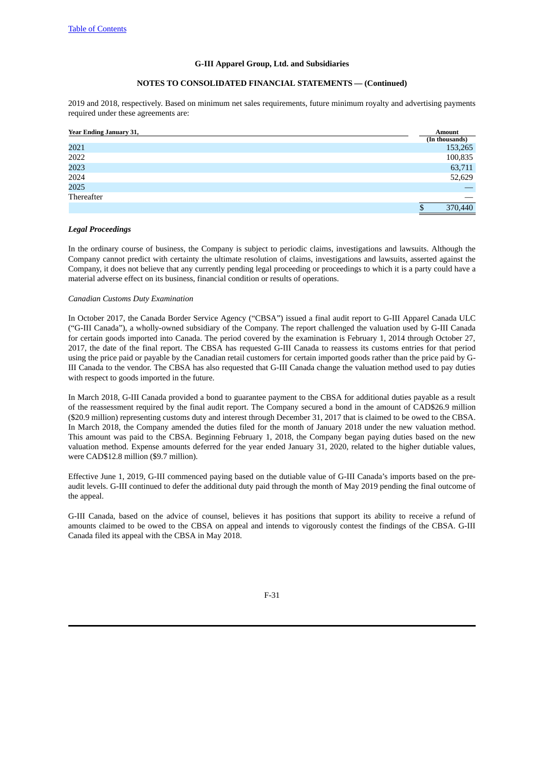2019 and 2018, respectively. Based on minimum net sales requirements, future minimum royalty and advertising payments required under these agreements are:

| Year Ending January 31, | Amount (In thousands) |
|---|---|
| 2021 | 153,265 |
| 2022 | 100,835 |
| 2023 | 63,711 |
| 2024 | 52,629 |
| 2025 | — |
| Thereafter | — |
| | $ 370,440 |

***Legal Proceedings***

In the ordinary course of business, the Company is subject to periodic claims, investigations and lawsuits. Although the Company cannot predict with certainty the ultimate resolution of claims, investigations and lawsuits, asserted against the Company, it does not believe that any currently pending legal proceeding or proceedings to which it is a party could have a material adverse effect on its business, financial condition or results of operations.

*Canadian Customs Duty Examination*

In October 2017, the Canada Border Service Agency ("CBSA") issued a final audit report to G-III Apparel Canada ULC ("G-III Canada"), a wholly-owned subsidiary of the Company. The report challenged the valuation used by G-III Canada for certain goods imported into Canada. The period covered by the examination is February 1, 2014 through October 27, 2017, the date of the final report. The CBSA has requested G-III Canada to reassess its customs entries for that period using the price paid or payable by the Canadian retail customers for certain imported goods rather than the price paid by G-III Canada to the vendor. The CBSA has also requested that G-III Canada change the valuation method used to pay duties with respect to goods imported in the future.

In March 2018, G-III Canada provided a bond to guarantee payment to the CBSA for additional duties payable as a result of the reassessment required by the final audit report. The Company secured a bond in the amount of CAD$26.9 million ($20.9 million) representing customs duty and interest through December 31, 2017 that is claimed to be owed to the CBSA. In March 2018, the Company amended the duties filed for the month of January 2018 under the new valuation method. This amount was paid to the CBSA. Beginning February 1, 2018, the Company began paying duties based on the new valuation method. Expense amounts deferred for the year ended January 31, 2020, related to the higher dutiable values, were CAD$12.8 million ($9.7 million).

Effective June 1, 2019, G-III commenced paying based on the dutiable value of G-III Canada's imports based on the pre-audit levels. G-III continued to defer the additional duty paid through the month of May 2019 pending the final outcome of the appeal.

G-III Canada, based on the advice of counsel, believes it has positions that support its ability to receive a refund of amounts claimed to be owed to the CBSA on appeal and intends to vigorously contest the findings of the CBSA. G-III Canada filed its appeal with the CBSA in May 2018.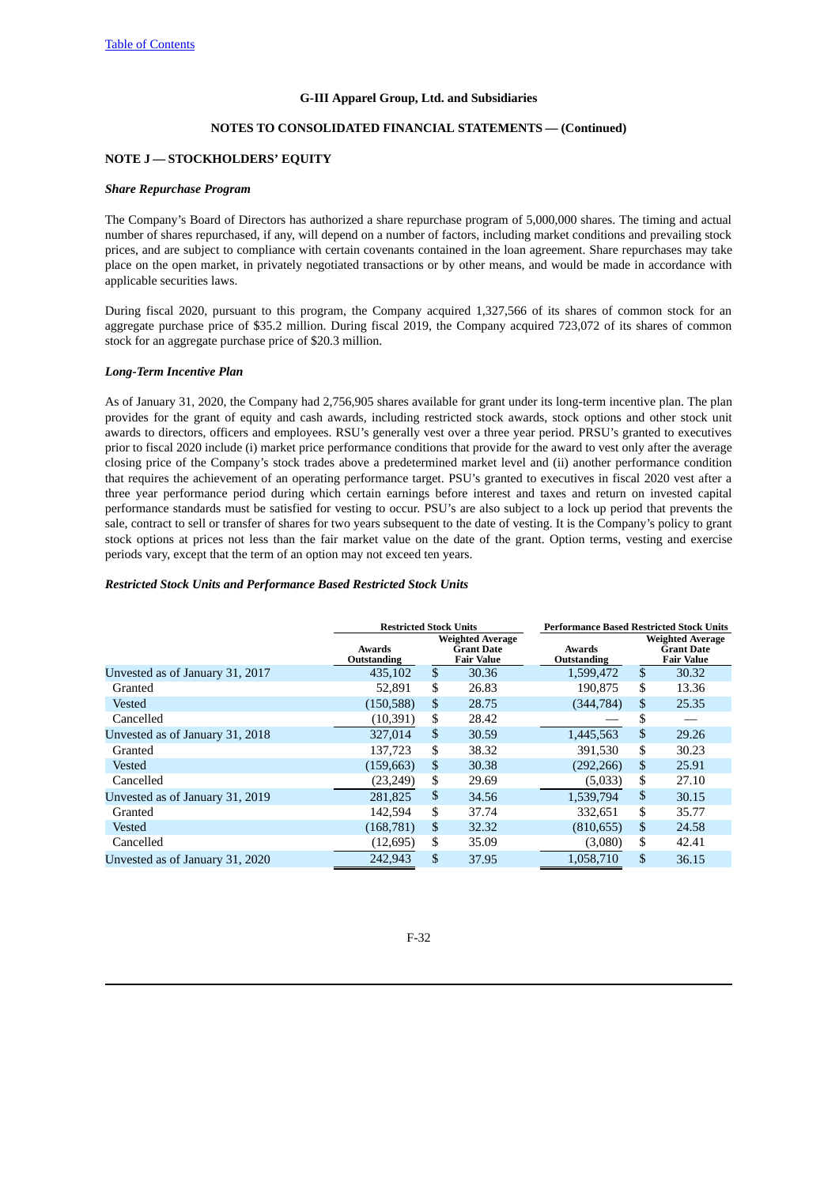G-III Apparel Group, Ltd. and Subsidiaries

NOTES TO CONSOLIDATED FINANCIAL STATEMENTS — (Continued)

## NOTE J — STOCKHOLDERS' EQUITY

### *Share Repurchase Program*

The Company's Board of Directors has authorized a share repurchase program of 5,000,000 shares. The timing and actual number of shares repurchased, if any, will depend on a number of factors, including market conditions and prevailing stock prices, and are subject to compliance with certain covenants contained in the loan agreement. Share repurchases may take place on the open market, in privately negotiated transactions or by other means, and would be made in accordance with applicable securities laws.

During fiscal 2020, pursuant to this program, the Company acquired 1,327,566 of its shares of common stock for an aggregate purchase price of $35.2 million. During fiscal 2019, the Company acquired 723,072 of its shares of common stock for an aggregate purchase price of $20.3 million.

### *Long-Term Incentive Plan*

As of January 31, 2020, the Company had 2,756,905 shares available for grant under its long-term incentive plan. The plan provides for the grant of equity and cash awards, including restricted stock awards, stock options and other stock unit awards to directors, officers and employees. RSU's generally vest over a three year period. PRSU's granted to executives prior to fiscal 2020 include (i) market price performance conditions that provide for the award to vest only after the average closing price of the Company's stock trades above a predetermined market level and (ii) another performance condition that requires the achievement of an operating performance target. PSU's granted to executives in fiscal 2020 vest after a three year performance period during which certain earnings before interest and taxes and return on invested capital performance standards must be satisfied for vesting to occur. PSU's are also subject to a lock up period that prevents the sale, contract to sell or transfer of shares for two years subsequent to the date of vesting. It is the Company's policy to grant stock options at prices not less than the fair market value on the date of the grant. Option terms, vesting and exercise periods vary, except that the term of an option may not exceed ten years.

### *Restricted Stock Units and Performance Based Restricted Stock Units*

| | Restricted Stock Units | | Performance Based Restricted Stock Units | |
|---|---|---|---|---|
| | Awards Outstanding | Weighted Average Grant Date Fair Value | Awards Outstanding | Weighted Average Grant Date Fair Value |
| Unvested as of January 31, 2017 | 435,102 | $ 30.36 | 1,599,472 | $ 30.32 |
| Granted | 52,891 | $ 26.83 | 190,875 | $ 13.36 |
| Vested | (150,588) | $ 28.75 | (344,784) | $ 25.35 |
| Cancelled | (10,391) | $ 28.42 | — | $ — |
| Unvested as of January 31, 2018 | 327,014 | $ 30.59 | 1,445,563 | $ 29.26 |
| Granted | 137,723 | $ 38.32 | 391,530 | $ 30.23 |
| Vested | (159,663) | $ 30.38 | (292,266) | $ 25.91 |
| Cancelled | (23,249) | $ 29.69 | (5,033) | $ 27.10 |
| Unvested as of January 31, 2019 | 281,825 | $ 34.56 | 1,539,794 | $ 30.15 |
| Granted | 142,594 | $ 37.74 | 332,651 | $ 35.77 |
| Vested | (168,781) | $ 32.32 | (810,655) | $ 24.58 |
| Cancelled | (12,695) | $ 35.09 | (3,080) | $ 42.41 |
| Unvested as of January 31, 2020 | 242,943 | $ 37.95 | 1,058,710 | $ 36.15 |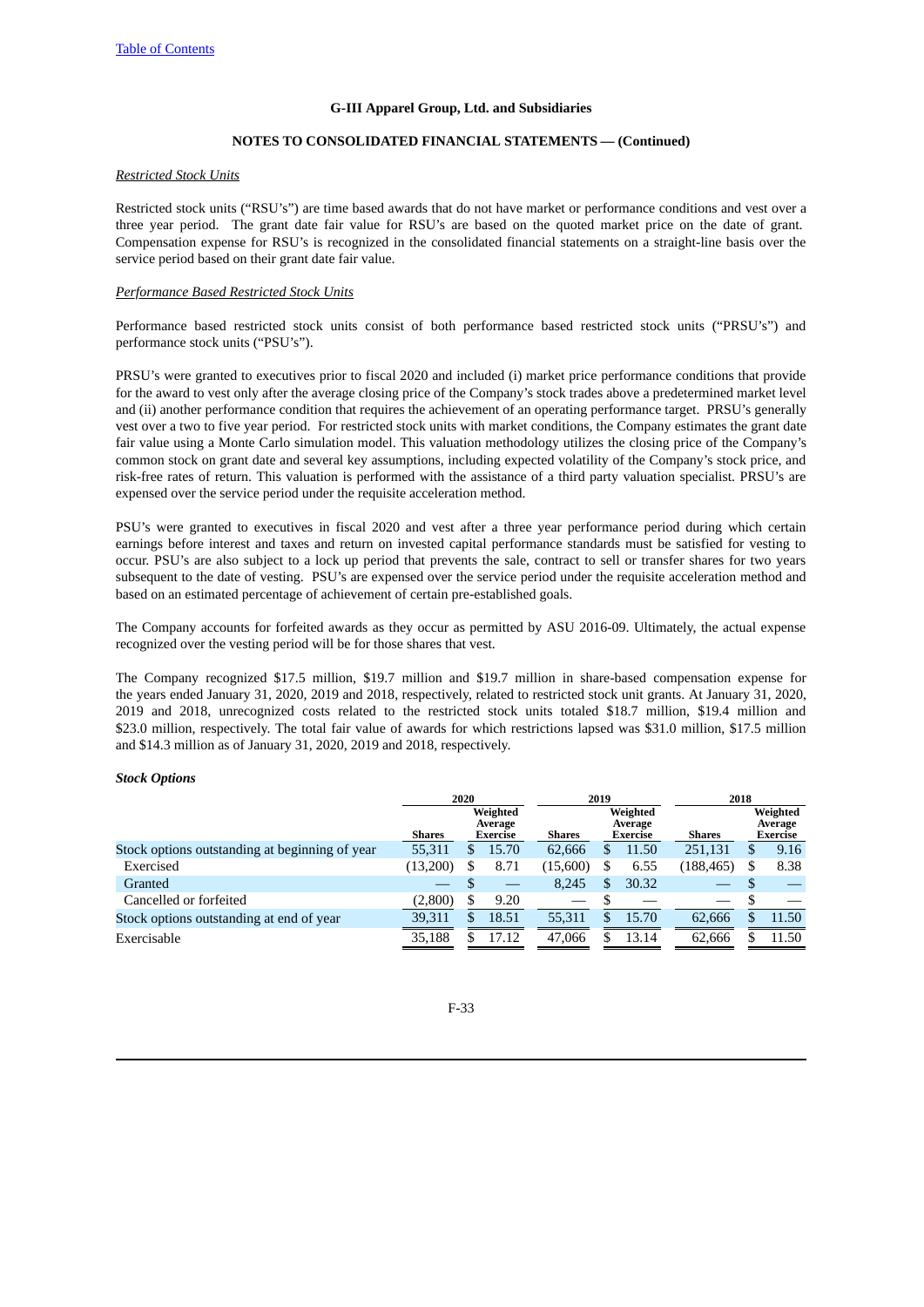G-III Apparel Group, Ltd. and Subsidiaries

NOTES TO CONSOLIDATED FINANCIAL STATEMENTS — (Continued)

*Restricted Stock Units*

Restricted stock units ("RSU's") are time based awards that do not have market or performance conditions and vest over a three year period. The grant date fair value for RSU's are based on the quoted market price on the date of grant. Compensation expense for RSU's is recognized in the consolidated financial statements on a straight-line basis over the service period based on their grant date fair value.

*Performance Based Restricted Stock Units*

Performance based restricted stock units consist of both performance based restricted stock units ("PRSU's") and performance stock units ("PSU's").

PRSU's were granted to executives prior to fiscal 2020 and included (i) market price performance conditions that provide for the award to vest only after the average closing price of the Company's stock trades above a predetermined market level and (ii) another performance condition that requires the achievement of an operating performance target. PRSU's generally vest over a two to five year period. For restricted stock units with market conditions, the Company estimates the grant date fair value using a Monte Carlo simulation model. This valuation methodology utilizes the closing price of the Company's common stock on grant date and several key assumptions, including expected volatility of the Company's stock price, and risk-free rates of return. This valuation is performed with the assistance of a third party valuation specialist. PRSU's are expensed over the service period under the requisite acceleration method.

PSU's were granted to executives in fiscal 2020 and vest after a three year performance period during which certain earnings before interest and taxes and return on invested capital performance standards must be satisfied for vesting to occur. PSU's are also subject to a lock up period that prevents the sale, contract to sell or transfer shares for two years subsequent to the date of vesting. PSU's are expensed over the service period under the requisite acceleration method and based on an estimated percentage of achievement of certain pre-established goals.

The Company accounts for forfeited awards as they occur as permitted by ASU 2016-09. Ultimately, the actual expense recognized over the vesting period will be for those shares that vest.

The Company recognized $17.5 million, $19.7 million and $19.7 million in share-based compensation expense for the years ended January 31, 2020, 2019 and 2018, respectively, related to restricted stock unit grants. At January 31, 2020, 2019 and 2018, unrecognized costs related to the restricted stock units totaled $18.7 million, $19.4 million and $23.0 million, respectively. The total fair value of awards for which restrictions lapsed was $31.0 million, $17.5 million and $14.3 million as of January 31, 2020, 2019 and 2018, respectively.

***Stock Options***

| | 2020 | | 2019 | | 2018 | |
|---|---|---|---|---|---|---|
| | Shares | Weighted Average Exercise | Shares | Weighted Average Exercise | Shares | Weighted Average Exercise |
| Stock options outstanding at beginning of year | 55,311 | $ 15.70 | 62,666 | $ 11.50 | 251,131 | $ 9.16 |
| Exercised | (13,200) | $ 8.71 | (15,600) | $ 6.55 | (188,465) | $ 8.38 |
| Granted | — | $ — | 8,245 | $ 30.32 | — | $ — |
| Cancelled or forfeited | (2,800) | $ 9.20 | — | $ — | — | $ — |
| Stock options outstanding at end of year | 39,311 | $ 18.51 | 55,311 | $ 15.70 | 62,666 | $ 11.50 |
| Exercisable | 35,188 | $ 17.12 | 47,066 | $ 13.14 | 62,666 | $ 11.50 |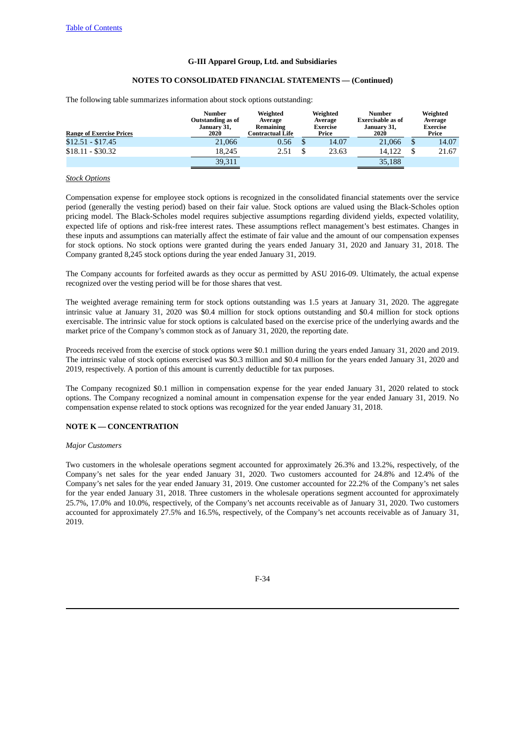**G-III Apparel Group, Ltd. and Subsidiaries**

**NOTES TO CONSOLIDATED FINANCIAL STATEMENTS — (Continued)**

The following table summarizes information about stock options outstanding:

| Range of Exercise Prices | Number Outstanding as of January 31, 2020 | Weighted Average Remaining Contractual Life | Weighted Average Exercise Price | Number Exercisable as of January 31, 2020 | Weighted Average Exercise Price |
|---|---|---|---|---|---|
| $12.51 - $17.45 | 21,066 | 0.56 | $ 14.07 | 21,066 | $ 14.07 |
| $18.11 - $30.32 | 18,245 | 2.51 | $ 23.63 | 14,122 | $ 21.67 |
| | 39,311 | | | 35,188 | |

*Stock Options*

Compensation expense for employee stock options is recognized in the consolidated financial statements over the service period (generally the vesting period) based on their fair value. Stock options are valued using the Black-Scholes option pricing model. The Black-Scholes model requires subjective assumptions regarding dividend yields, expected volatility, expected life of options and risk-free interest rates. These assumptions reflect management's best estimates. Changes in these inputs and assumptions can materially affect the estimate of fair value and the amount of our compensation expenses for stock options. No stock options were granted during the years ended January 31, 2020 and January 31, 2018. The Company granted 8,245 stock options during the year ended January 31, 2019.

The Company accounts for forfeited awards as they occur as permitted by ASU 2016-09. Ultimately, the actual expense recognized over the vesting period will be for those shares that vest.

The weighted average remaining term for stock options outstanding was 1.5 years at January 31, 2020. The aggregate intrinsic value at January 31, 2020 was $0.4 million for stock options outstanding and $0.4 million for stock options exercisable. The intrinsic value for stock options is calculated based on the exercise price of the underlying awards and the market price of the Company's common stock as of January 31, 2020, the reporting date.

Proceeds received from the exercise of stock options were $0.1 million during the years ended January 31, 2020 and 2019. The intrinsic value of stock options exercised was $0.3 million and $0.4 million for the years ended January 31, 2020 and 2019, respectively. A portion of this amount is currently deductible for tax purposes.

The Company recognized $0.1 million in compensation expense for the year ended January 31, 2020 related to stock options. The Company recognized a nominal amount in compensation expense for the year ended January 31, 2019. No compensation expense related to stock options was recognized for the year ended January 31, 2018.

## NOTE K — CONCENTRATION

*Major Customers*

Two customers in the wholesale operations segment accounted for approximately 26.3% and 13.2%, respectively, of the Company's net sales for the year ended January 31, 2020. Two customers accounted for 24.8% and 12.4% of the Company's net sales for the year ended January 31, 2019. One customer accounted for 22.2% of the Company's net sales for the year ended January 31, 2018. Three customers in the wholesale operations segment accounted for approximately 25.7%, 17.0% and 10.0%, respectively, of the Company's net accounts receivable as of January 31, 2020. Two customers accounted for approximately 27.5% and 16.5%, respectively, of the Company's net accounts receivable as of January 31, 2019.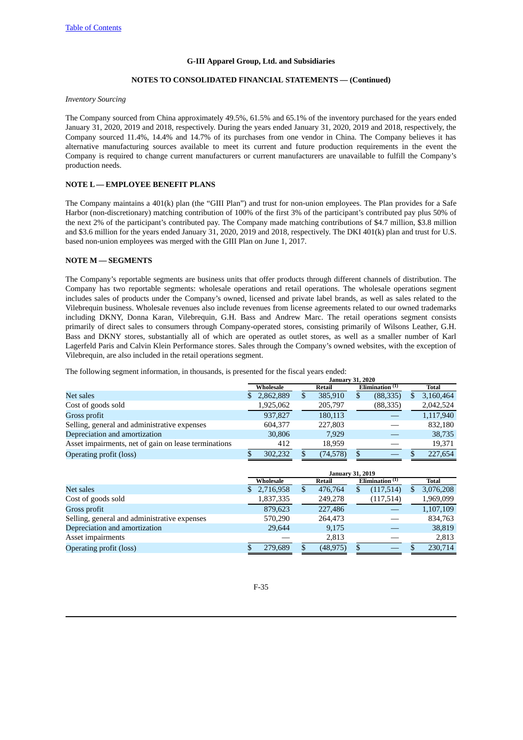**G-III Apparel Group, Ltd. and Subsidiaries**

**NOTES TO CONSOLIDATED FINANCIAL STATEMENTS — (Continued)**

*Inventory Sourcing*

The Company sourced from China approximately 49.5%, 61.5% and 65.1% of the inventory purchased for the years ended January 31, 2020, 2019 and 2018, respectively. During the years ended January 31, 2020, 2019 and 2018, respectively, the Company sourced 11.4%, 14.4% and 14.7% of its purchases from one vendor in China. The Company believes it has alternative manufacturing sources available to meet its current and future production requirements in the event the Company is required to change current manufacturers or current manufacturers are unavailable to fulfill the Company's production needs.

**NOTE L — EMPLOYEE BENEFIT PLANS**

The Company maintains a 401(k) plan (the "GIII Plan") and trust for non-union employees. The Plan provides for a Safe Harbor (non-discretionary) matching contribution of 100% of the first 3% of the participant's contributed pay plus 50% of the next 2% of the participant's contributed pay. The Company made matching contributions of $4.7 million, $3.8 million and $3.6 million for the years ended January 31, 2020, 2019 and 2018, respectively. The DKI 401(k) plan and trust for U.S. based non-union employees was merged with the GIII Plan on June 1, 2017.

**NOTE M — SEGMENTS**

The Company's reportable segments are business units that offer products through different channels of distribution. The Company has two reportable segments: wholesale operations and retail operations. The wholesale operations segment includes sales of products under the Company's owned, licensed and private label brands, as well as sales related to the Vilebrequin business. Wholesale revenues also include revenues from license agreements related to our owned trademarks including DKNY, Donna Karan, Vilebrequin, G.H. Bass and Andrew Marc. The retail operations segment consists primarily of direct sales to consumers through Company-operated stores, consisting primarily of Wilsons Leather, G.H. Bass and DKNY stores, substantially all of which are operated as outlet stores, as well as a smaller number of Karl Lagerfeld Paris and Calvin Klein Performance stores. Sales through the Company's owned websites, with the exception of Vilebrequin, are also included in the retail operations segment.

The following segment information, in thousands, is presented for the fiscal years ended:

| | January 31, 2020 | | | |
|---|---|---|---|---|
| | Wholesale | Retail | Elimination [(1)] | Total |
| Net sales | $ 2,862,889 | $ 385,910 | $ (88,335) | $ 3,160,464 |
| Cost of goods sold | 1,925,062 | 205,797 | (88,335) | 2,042,524 |
| Gross profit | 937,827 | 180,113 | — | 1,117,940 |
| Selling, general and administrative expenses | 604,377 | 227,803 | — | 832,180 |
| Depreciation and amortization | 30,806 | 7,929 | — | 38,735 |
| Asset impairments, net of gain on lease terminations | 412 | 18,959 | — | 19,371 |
| Operating profit (loss) | $ 302,232 | $ (74,578) | $ — | $ 227,654 |

| | January 31, 2019 | | | |
|---|---|---|---|---|
| | Wholesale | Retail | Elimination [(1)] | Total |
| Net sales | $ 2,716,958 | $ 476,764 | $ (117,514) | $ 3,076,208 |
| Cost of goods sold | 1,837,335 | 249,278 | (117,514) | 1,969,099 |
| Gross profit | 879,623 | 227,486 | — | 1,107,109 |
| Selling, general and administrative expenses | 570,290 | 264,473 | — | 834,763 |
| Depreciation and amortization | 29,644 | 9,175 | — | 38,819 |
| Asset impairments | — | 2,813 | — | 2,813 |
| Operating profit (loss) | $ 279,689 | $ (48,975) | $ — | $ 230,714 |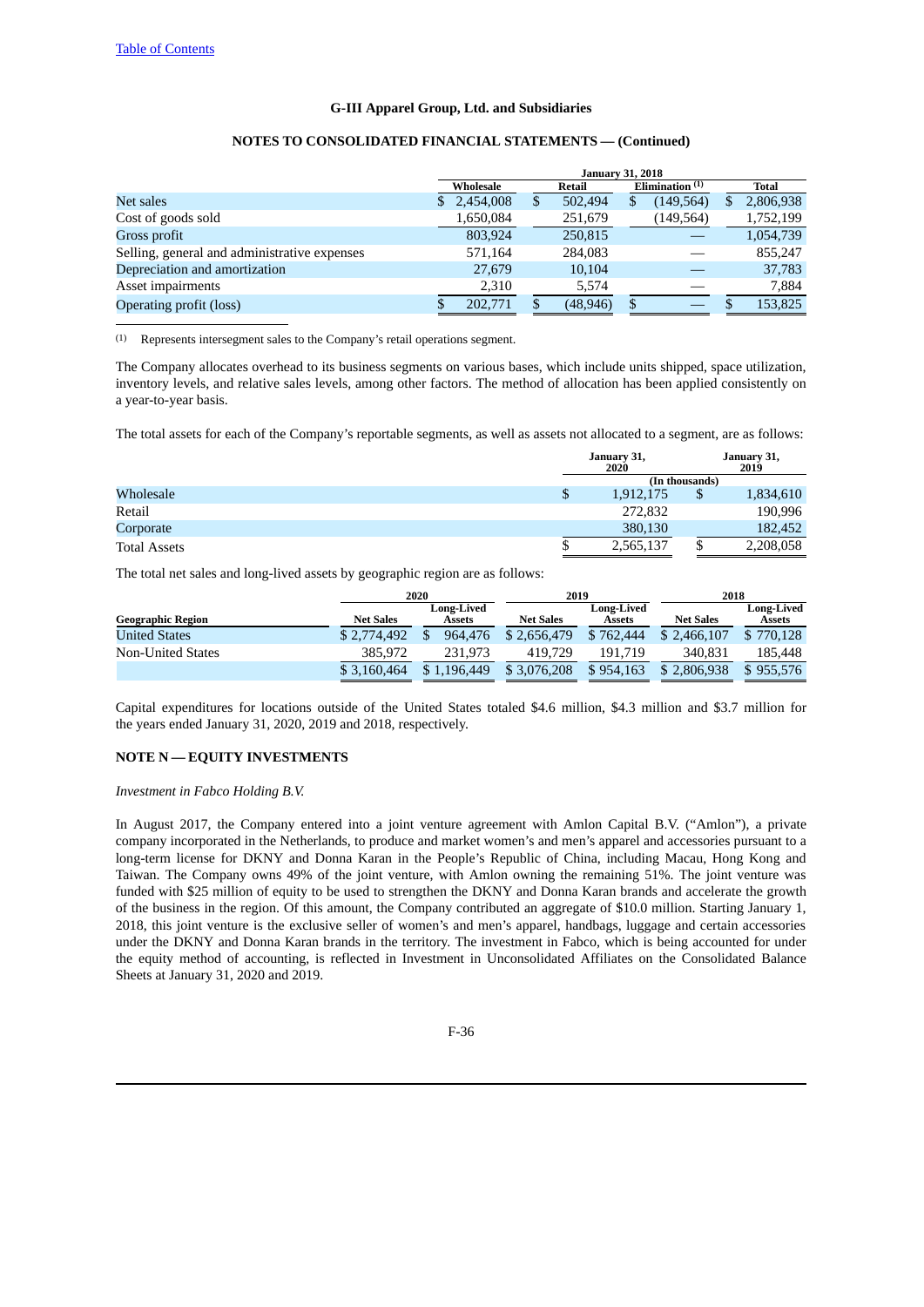## G-III Apparel Group, Ltd. and Subsidiaries

### NOTES TO CONSOLIDATED FINANCIAL STATEMENTS — (Continued)

| | January 31, 2018 | | | |
|---|---|---|---|---|
| | Wholesale | Retail | Elimination [(1)] | Total |
| Net sales | $ 2,454,008 | $ 502,494 | $ (149,564) | $ 2,806,938 |
| Cost of goods sold | 1,650,084 | 251,679 | (149,564) | 1,752,199 |
| Gross profit | 803,924 | 250,815 | — | 1,054,739 |
| Selling, general and administrative expenses | 571,164 | 284,083 | — | 855,247 |
| Depreciation and amortization | 27,679 | 10,104 | — | 37,783 |
| Asset impairments | 2,310 | 5,574 | — | 7,884 |
| Operating profit (loss) | $ 202,771 | $ (48,946) | $ — | $ 153,825 |

(1) Represents intersegment sales to the Company's retail operations segment.

The Company allocates overhead to its business segments on various bases, which include units shipped, space utilization, inventory levels, and relative sales levels, among other factors. The method of allocation has been applied consistently on a year-to-year basis.

The total assets for each of the Company's reportable segments, as well as assets not allocated to a segment, are as follows:

| | January 31, 2020 | January 31, 2019 |
|---|---|---|
| | (In thousands) | |
| Wholesale | $ 1,912,175 | $ 1,834,610 |
| Retail | 272,832 | 190,996 |
| Corporate | 380,130 | 182,452 |
| Total Assets | $ 2,565,137 | $ 2,208,058 |

The total net sales and long-lived assets by geographic region are as follows:

| | 2020 | | 2019 | | 2018 | |
|---|---|---|---|---|---|---|
| Geographic Region | Net Sales | Long-Lived Assets | Net Sales | Long-Lived Assets | Net Sales | Long-Lived Assets |
| United States | $ 2,774,492 | $ 964,476 | $ 2,656,479 | $ 762,444 | $ 2,466,107 | $ 770,128 |
| Non-United States | 385,972 | 231,973 | 419,729 | 191,719 | 340,831 | 185,448 |
| | $ 3,160,464 | $ 1,196,449 | $ 3,076,208 | $ 954,163 | $ 2,806,938 | $ 955,576 |

Capital expenditures for locations outside of the United States totaled $4.6 million, $4.3 million and $3.7 million for the years ended January 31, 2020, 2019 and 2018, respectively.

### NOTE N — EQUITY INVESTMENTS

*Investment in Fabco Holding B.V.*

In August 2017, the Company entered into a joint venture agreement with Amlon Capital B.V. ("Amlon"), a private company incorporated in the Netherlands, to produce and market women's and men's apparel and accessories pursuant to a long-term license for DKNY and Donna Karan in the People's Republic of China, including Macau, Hong Kong and Taiwan. The Company owns 49% of the joint venture, with Amlon owning the remaining 51%. The joint venture was funded with $25 million of equity to be used to strengthen the DKNY and Donna Karan brands and accelerate the growth of the business in the region. Of this amount, the Company contributed an aggregate of $10.0 million. Starting January 1, 2018, this joint venture is the exclusive seller of women's and men's apparel, handbags, luggage and certain accessories under the DKNY and Donna Karan brands in the territory. The investment in Fabco, which is being accounted for under the equity method of accounting, is reflected in Investment in Unconsolidated Affiliates on the Consolidated Balance Sheets at January 31, 2020 and 2019.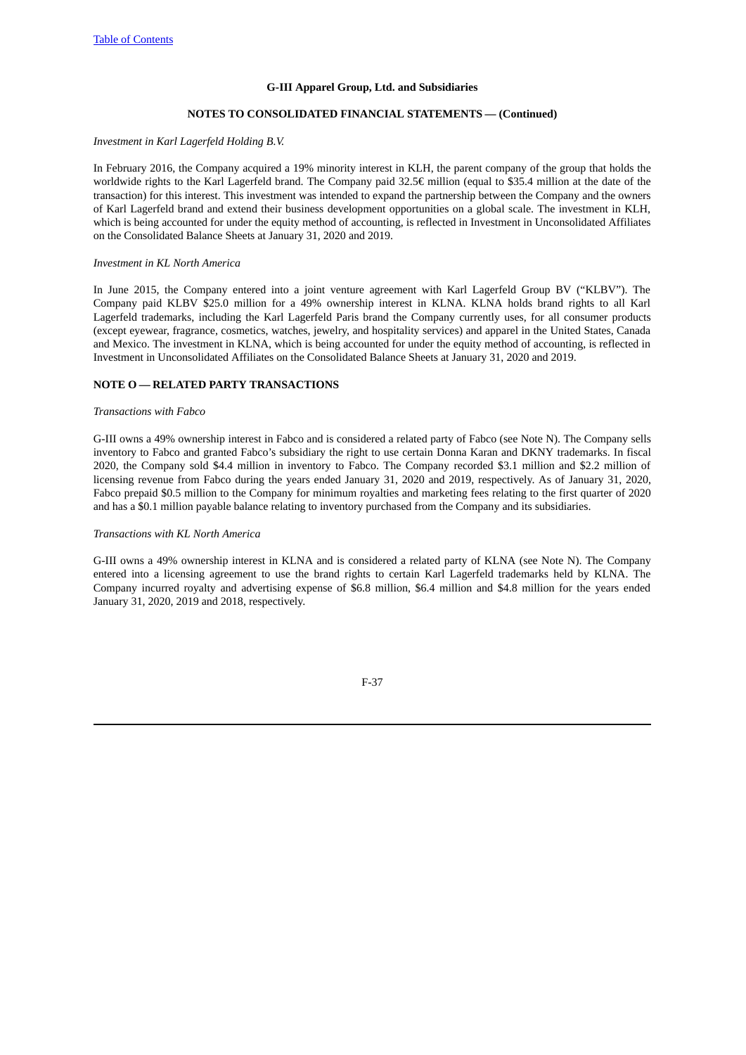**G-III Apparel Group, Ltd. and Subsidiaries**

**NOTES TO CONSOLIDATED FINANCIAL STATEMENTS — (Continued)**

*Investment in Karl Lagerfeld Holding B.V.*

In February 2016, the Company acquired a 19% minority interest in KLH, the parent company of the group that holds the worldwide rights to the Karl Lagerfeld brand. The Company paid 32.5€ million (equal to $35.4 million at the date of the transaction) for this interest. This investment was intended to expand the partnership between the Company and the owners of Karl Lagerfeld brand and extend their business development opportunities on a global scale. The investment in KLH, which is being accounted for under the equity method of accounting, is reflected in Investment in Unconsolidated Affiliates on the Consolidated Balance Sheets at January 31, 2020 and 2019.

*Investment in KL North America*

In June 2015, the Company entered into a joint venture agreement with Karl Lagerfeld Group BV ("KLBV"). The Company paid KLBV $25.0 million for a 49% ownership interest in KLNA. KLNA holds brand rights to all Karl Lagerfeld trademarks, including the Karl Lagerfeld Paris brand the Company currently uses, for all consumer products (except eyewear, fragrance, cosmetics, watches, jewelry, and hospitality services) and apparel in the United States, Canada and Mexico. The investment in KLNA, which is being accounted for under the equity method of accounting, is reflected in Investment in Unconsolidated Affiliates on the Consolidated Balance Sheets at January 31, 2020 and 2019.

**NOTE O — RELATED PARTY TRANSACTIONS**

*Transactions with Fabco*

G-III owns a 49% ownership interest in Fabco and is considered a related party of Fabco (see Note N). The Company sells inventory to Fabco and granted Fabco's subsidiary the right to use certain Donna Karan and DKNY trademarks. In fiscal 2020, the Company sold $4.4 million in inventory to Fabco. The Company recorded $3.1 million and $2.2 million of licensing revenue from Fabco during the years ended January 31, 2020 and 2019, respectively. As of January 31, 2020, Fabco prepaid $0.5 million to the Company for minimum royalties and marketing fees relating to the first quarter of 2020 and has a $0.1 million payable balance relating to inventory purchased from the Company and its subsidiaries.

*Transactions with KL North America*

G-III owns a 49% ownership interest in KLNA and is considered a related party of KLNA (see Note N). The Company entered into a licensing agreement to use the brand rights to certain Karl Lagerfeld trademarks held by KLNA. The Company incurred royalty and advertising expense of $6.8 million, $6.4 million and $4.8 million for the years ended January 31, 2020, 2019 and 2018, respectively.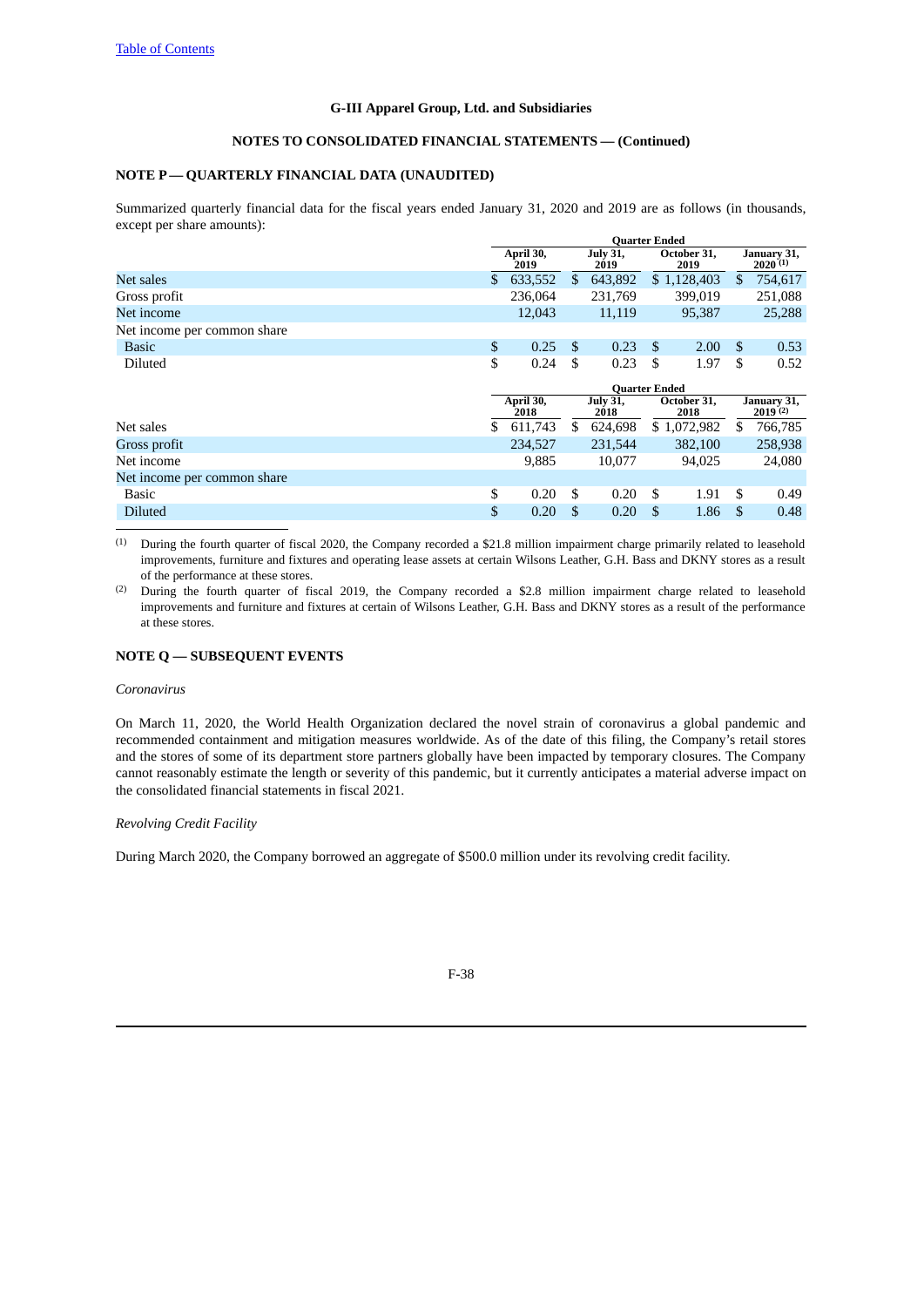G-III Apparel Group, Ltd. and Subsidiaries

NOTES TO CONSOLIDATED FINANCIAL STATEMENTS — (Continued)

### NOTE P — QUARTERLY FINANCIAL DATA (UNAUDITED)

Summarized quarterly financial data for the fiscal years ended January 31, 2020 and 2019 are as follows (in thousands, except per share amounts):

| | Quarter Ended | | | |
|---|---|---|---|---|
| | April 30, 2019 | July 31, 2019 | October 31, 2019 | January 31, 2020 [(1)] |
| Net sales | $ 633,552 | $ 643,892 | $ 1,128,403 | $ 754,617 |
| Gross profit | 236,064 | 231,769 | 399,019 | 251,088 |
| Net income | 12,043 | 11,119 | 95,387 | 25,288 |
| Net income per common share | | | | |
| Basic | $ 0.25 | $ 0.23 | $ 2.00 | $ 0.53 |
| Diluted | $ 0.24 | $ 0.23 | $ 1.97 | $ 0.52 |

| | Quarter Ended | | | |
|---|---|---|---|---|
| | April 30, 2018 | July 31, 2018 | October 31, 2018 | January 31, 2019 [(2)] |
| Net sales | $ 611,743 | $ 624,698 | $ 1,072,982 | $ 766,785 |
| Gross profit | 234,527 | 231,544 | 382,100 | 258,938 |
| Net income | 9,885 | 10,077 | 94,025 | 24,080 |
| Net income per common share | | | | |
| Basic | $ 0.20 | $ 0.20 | $ 1.91 | $ 0.49 |
| Diluted | $ 0.20 | $ 0.20 | $ 1.86 | $ 0.48 |

(1) During the fourth quarter of fiscal 2020, the Company recorded a $21.8 million impairment charge primarily related to leasehold improvements, furniture and fixtures and operating lease assets at certain Wilsons Leather, G.H. Bass and DKNY stores as a result of the performance at these stores.

(2) During the fourth quarter of fiscal 2019, the Company recorded a $2.8 million impairment charge related to leasehold improvements and furniture and fixtures at certain of Wilsons Leather, G.H. Bass and DKNY stores as a result of the performance at these stores.

### NOTE Q — SUBSEQUENT EVENTS

*Coronavirus*

On March 11, 2020, the World Health Organization declared the novel strain of coronavirus a global pandemic and recommended containment and mitigation measures worldwide. As of the date of this filing, the Company's retail stores and the stores of some of its department store partners globally have been impacted by temporary closures. The Company cannot reasonably estimate the length or severity of this pandemic, but it currently anticipates a material adverse impact on the consolidated financial statements in fiscal 2021.

*Revolving Credit Facility*

During March 2020, the Company borrowed an aggregate of $500.0 million under its revolving credit facility.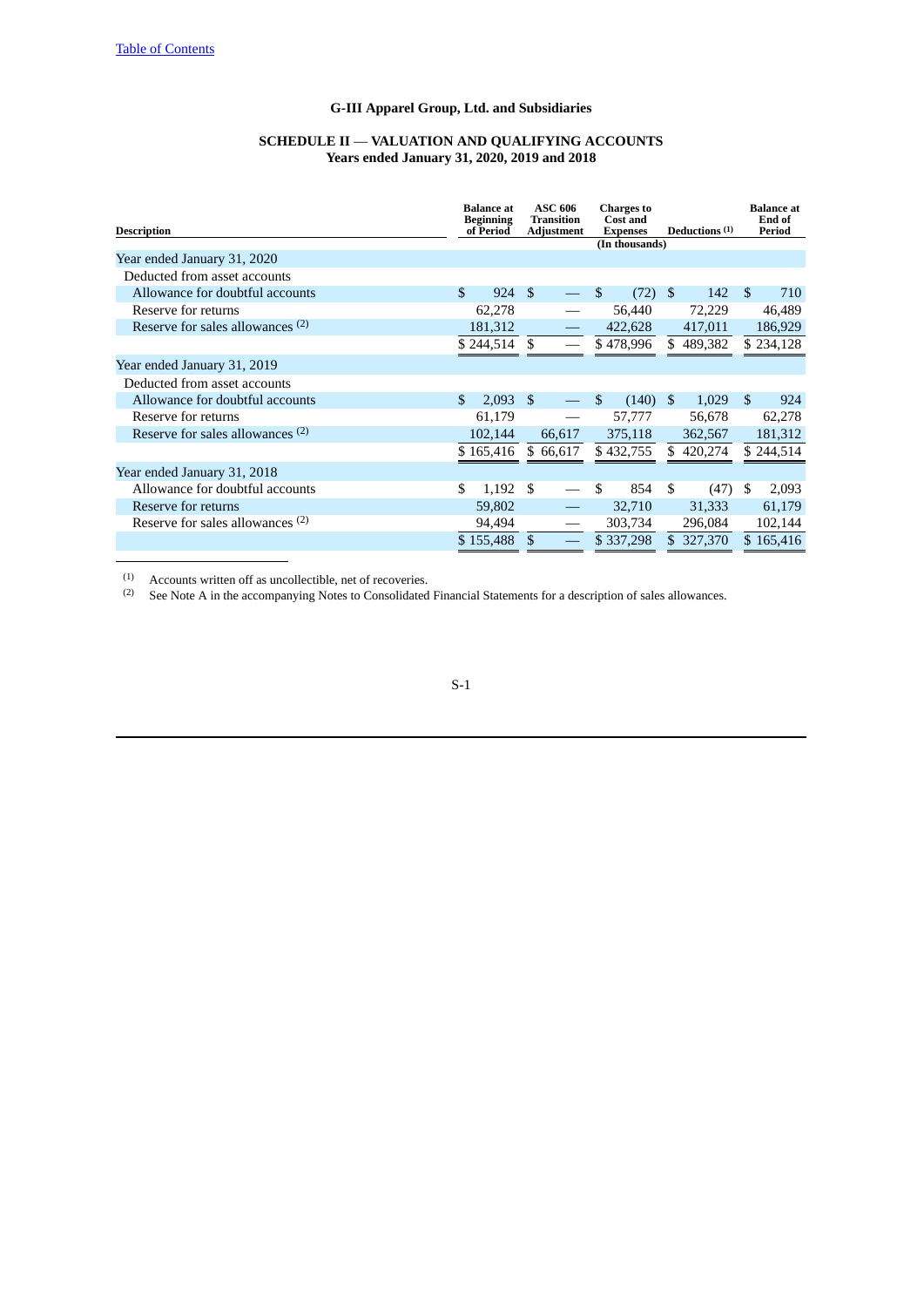## G-III Apparel Group, Ltd. and Subsidiaries

### SCHEDULE II — VALUATION AND QUALIFYING ACCOUNTS
### Years ended January 31, 2020, 2019 and 2018

| Description | Balance at Beginning of Period | ASC 606 Transition Adjustment | Charges to Cost and Expenses | Deductions [(1)] | Balance at End of Period |
|---|---|---|---|---|---|
| | | | (In thousands) | | |
| Year ended January 31, 2020 | | | | | |
| Deducted from asset accounts | | | | | |
| Allowance for doubtful accounts | $ 924 | $ — | $ (72) | $ 142 | $ 710 |
| Reserve for returns | 62,278 | — | 56,440 | 72,229 | 46,489 |
| Reserve for sales allowances [(2)] | 181,312 | — | 422,628 | 417,011 | 186,929 |
| | $ 244,514 | $ — | $ 478,996 | $ 489,382 | $ 234,128 |
| Year ended January 31, 2019 | | | | | |
| Deducted from asset accounts | | | | | |
| Allowance for doubtful accounts | $ 2,093 | $ — | $ (140) | $ 1,029 | $ 924 |
| Reserve for returns | 61,179 | — | 57,777 | 56,678 | 62,278 |
| Reserve for sales allowances [(2)] | 102,144 | 66,617 | 375,118 | 362,567 | 181,312 |
| | $ 165,416 | $ 66,617 | $ 432,755 | $ 420,274 | $ 244,514 |
| Year ended January 31, 2018 | | | | | |
| Allowance for doubtful accounts | $ 1,192 | $ — | $ 854 | $ (47) | $ 2,093 |
| Reserve for returns | 59,802 | — | 32,710 | 31,333 | 61,179 |
| Reserve for sales allowances [(2)] | 94,494 | — | 303,734 | 296,084 | 102,144 |
| | $ 155,488 | $ — | $ 337,298 | $ 327,370 | $ 165,416 |

(1) Accounts written off as uncollectible, net of recoveries.

(2) See Note A in the accompanying Notes to Consolidated Financial Statements for a description of sales allowances.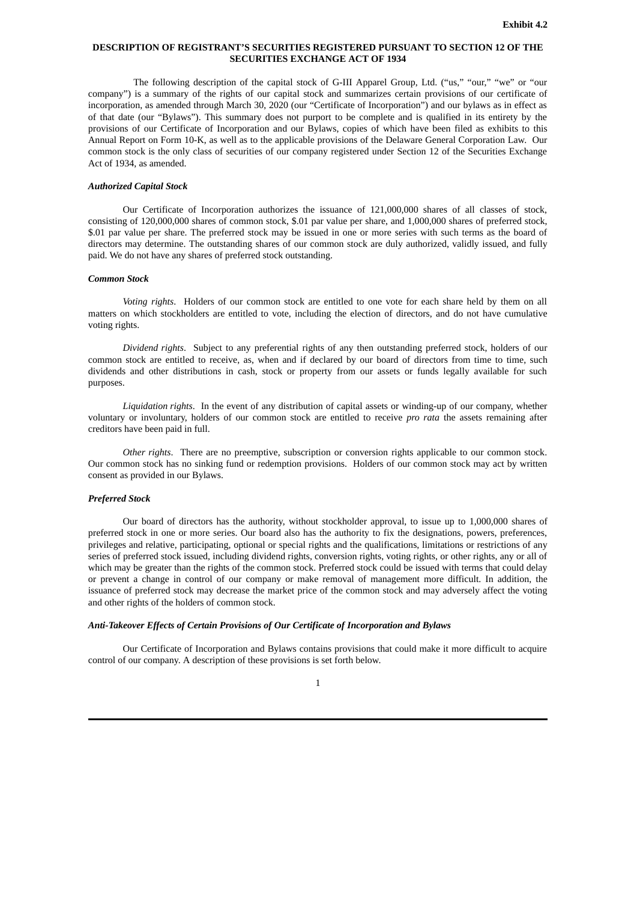**Exhibit 4.2**

**DESCRIPTION OF REGISTRANT'S SECURITIES REGISTERED PURSUANT TO SECTION 12 OF THE SECURITIES EXCHANGE ACT OF 1934**

The following description of the capital stock of G-III Apparel Group, Ltd. ("us," "our," "we" or "our company") is a summary of the rights of our capital stock and summarizes certain provisions of our certificate of incorporation, as amended through March 30, 2020 (our "Certificate of Incorporation") and our bylaws as in effect as of that date (our "Bylaws"). This summary does not purport to be complete and is qualified in its entirety by the provisions of our Certificate of Incorporation and our Bylaws, copies of which have been filed as exhibits to this Annual Report on Form 10-K, as well as to the applicable provisions of the Delaware General Corporation Law. Our common stock is the only class of securities of our company registered under Section 12 of the Securities Exchange Act of 1934, as amended.

***Authorized Capital Stock***

Our Certificate of Incorporation authorizes the issuance of 121,000,000 shares of all classes of stock, consisting of 120,000,000 shares of common stock, $.01 par value per share, and 1,000,000 shares of preferred stock, $.01 par value per share. The preferred stock may be issued in one or more series with such terms as the board of directors may determine. The outstanding shares of our common stock are duly authorized, validly issued, and fully paid. We do not have any shares of preferred stock outstanding.

***Common Stock***

*Voting rights*. Holders of our common stock are entitled to one vote for each share held by them on all matters on which stockholders are entitled to vote, including the election of directors, and do not have cumulative voting rights.

*Dividend rights*. Subject to any preferential rights of any then outstanding preferred stock, holders of our common stock are entitled to receive, as, when and if declared by our board of directors from time to time, such dividends and other distributions in cash, stock or property from our assets or funds legally available for such purposes.

*Liquidation rights*. In the event of any distribution of capital assets or winding-up of our company, whether voluntary or involuntary, holders of our common stock are entitled to receive *pro rata* the assets remaining after creditors have been paid in full.

*Other rights*. There are no preemptive, subscription or conversion rights applicable to our common stock. Our common stock has no sinking fund or redemption provisions. Holders of our common stock may act by written consent as provided in our Bylaws.

***Preferred Stock***

Our board of directors has the authority, without stockholder approval, to issue up to 1,000,000 shares of preferred stock in one or more series. Our board also has the authority to fix the designations, powers, preferences, privileges and relative, participating, optional or special rights and the qualifications, limitations or restrictions of any series of preferred stock issued, including dividend rights, conversion rights, voting rights, or other rights, any or all of which may be greater than the rights of the common stock. Preferred stock could be issued with terms that could delay or prevent a change in control of our company or make removal of management more difficult. In addition, the issuance of preferred stock may decrease the market price of the common stock and may adversely affect the voting and other rights of the holders of common stock.

***Anti-Takeover Effects of Certain Provisions of Our Certificate of Incorporation and Bylaws***

Our Certificate of Incorporation and Bylaws contains provisions that could make it more difficult to acquire control of our company. A description of these provisions is set forth below.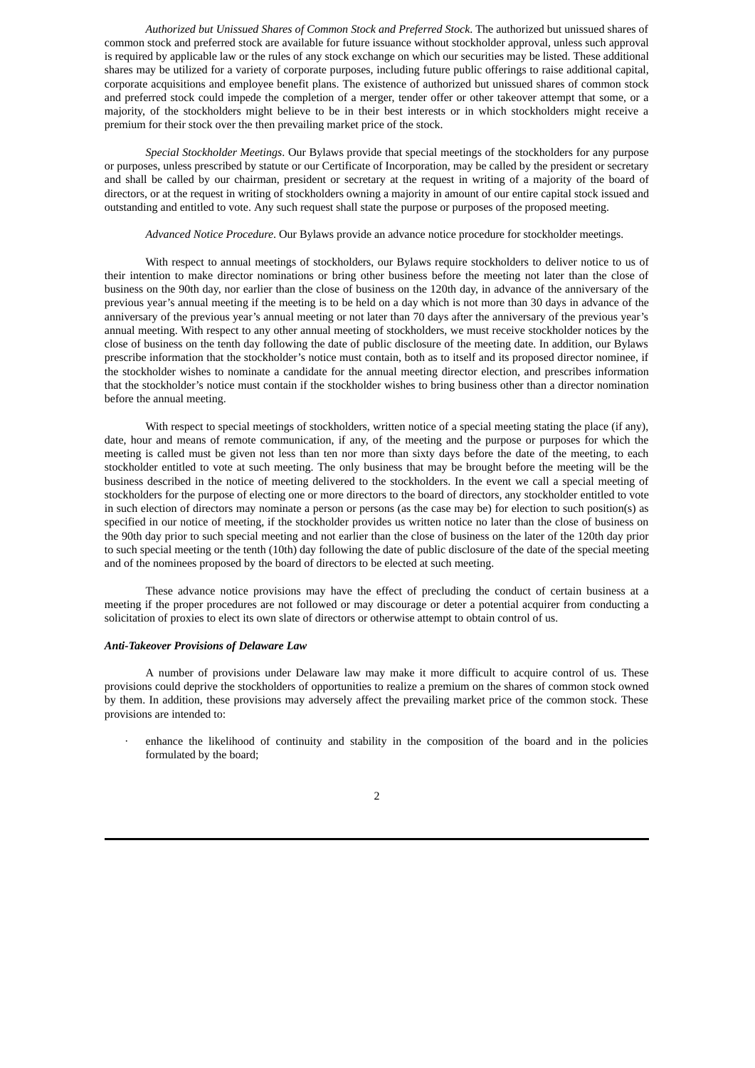*Authorized but Unissued Shares of Common Stock and Preferred Stock*. The authorized but unissued shares of common stock and preferred stock are available for future issuance without stockholder approval, unless such approval is required by applicable law or the rules of any stock exchange on which our securities may be listed. These additional shares may be utilized for a variety of corporate purposes, including future public offerings to raise additional capital, corporate acquisitions and employee benefit plans. The existence of authorized but unissued shares of common stock and preferred stock could impede the completion of a merger, tender offer or other takeover attempt that some, or a majority, of the stockholders might believe to be in their best interests or in which stockholders might receive a premium for their stock over the then prevailing market price of the stock.

*Special Stockholder Meetings*. Our Bylaws provide that special meetings of the stockholders for any purpose or purposes, unless prescribed by statute or our Certificate of Incorporation, may be called by the president or secretary and shall be called by our chairman, president or secretary at the request in writing of a majority of the board of directors, or at the request in writing of stockholders owning a majority in amount of our entire capital stock issued and outstanding and entitled to vote. Any such request shall state the purpose or purposes of the proposed meeting.

*Advanced Notice Procedure*. Our Bylaws provide an advance notice procedure for stockholder meetings.

With respect to annual meetings of stockholders, our Bylaws require stockholders to deliver notice to us of their intention to make director nominations or bring other business before the meeting not later than the close of business on the 90th day, nor earlier than the close of business on the 120th day, in advance of the anniversary of the previous year's annual meeting if the meeting is to be held on a day which is not more than 30 days in advance of the anniversary of the previous year's annual meeting or not later than 70 days after the anniversary of the previous year's annual meeting. With respect to any other annual meeting of stockholders, we must receive stockholder notices by the close of business on the tenth day following the date of public disclosure of the meeting date. In addition, our Bylaws prescribe information that the stockholder's notice must contain, both as to itself and its proposed director nominee, if the stockholder wishes to nominate a candidate for the annual meeting director election, and prescribes information that the stockholder's notice must contain if the stockholder wishes to bring business other than a director nomination before the annual meeting.

With respect to special meetings of stockholders, written notice of a special meeting stating the place (if any), date, hour and means of remote communication, if any, of the meeting and the purpose or purposes for which the meeting is called must be given not less than ten nor more than sixty days before the date of the meeting, to each stockholder entitled to vote at such meeting. The only business that may be brought before the meeting will be the business described in the notice of meeting delivered to the stockholders. In the event we call a special meeting of stockholders for the purpose of electing one or more directors to the board of directors, any stockholder entitled to vote in such election of directors may nominate a person or persons (as the case may be) for election to such position(s) as specified in our notice of meeting, if the stockholder provides us written notice no later than the close of business on the 90th day prior to such special meeting and not earlier than the close of business on the later of the 120th day prior to such special meeting or the tenth (10th) day following the date of public disclosure of the date of the special meeting and of the nominees proposed by the board of directors to be elected at such meeting.

These advance notice provisions may have the effect of precluding the conduct of certain business at a meeting if the proper procedures are not followed or may discourage or deter a potential acquirer from conducting a solicitation of proxies to elect its own slate of directors or otherwise attempt to obtain control of us.

***Anti-Takeover Provisions of Delaware Law***

A number of provisions under Delaware law may make it more difficult to acquire control of us. These provisions could deprive the stockholders of opportunities to realize a premium on the shares of common stock owned by them. In addition, these provisions may adversely affect the prevailing market price of the common stock. These provisions are intended to:

- enhance the likelihood of continuity and stability in the composition of the board and in the policies formulated by the board;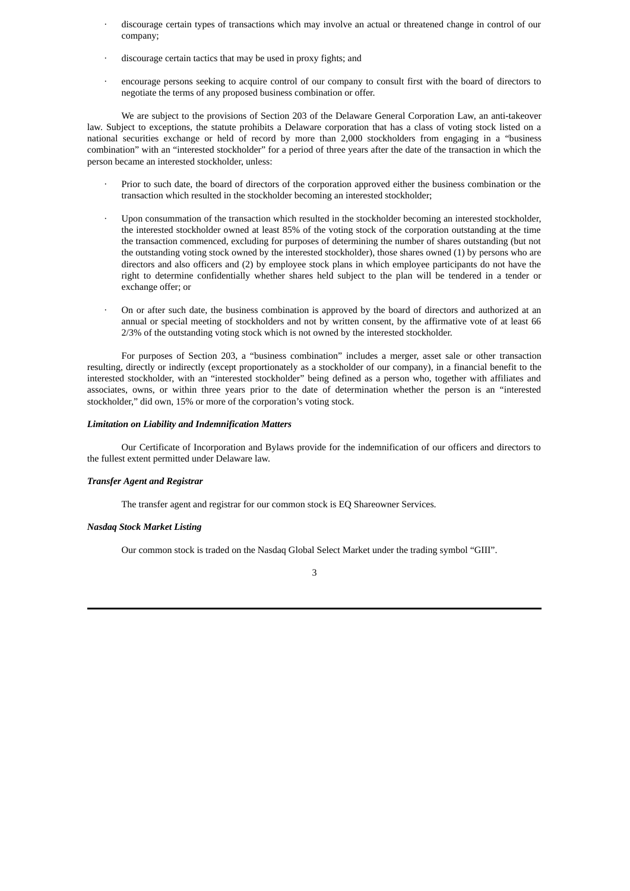- discourage certain types of transactions which may involve an actual or threatened change in control of our company;
- discourage certain tactics that may be used in proxy fights; and
- encourage persons seeking to acquire control of our company to consult first with the board of directors to negotiate the terms of any proposed business combination or offer.

We are subject to the provisions of Section 203 of the Delaware General Corporation Law, an anti-takeover law. Subject to exceptions, the statute prohibits a Delaware corporation that has a class of voting stock listed on a national securities exchange or held of record by more than 2,000 stockholders from engaging in a "business combination" with an "interested stockholder" for a period of three years after the date of the transaction in which the person became an interested stockholder, unless:

- Prior to such date, the board of directors of the corporation approved either the business combination or the transaction which resulted in the stockholder becoming an interested stockholder;
- Upon consummation of the transaction which resulted in the stockholder becoming an interested stockholder, the interested stockholder owned at least 85% of the voting stock of the corporation outstanding at the time the transaction commenced, excluding for purposes of determining the number of shares outstanding (but not the outstanding voting stock owned by the interested stockholder), those shares owned (1) by persons who are directors and also officers and (2) by employee stock plans in which employee participants do not have the right to determine confidentially whether shares held subject to the plan will be tendered in a tender or exchange offer; or
- On or after such date, the business combination is approved by the board of directors and authorized at an annual or special meeting of stockholders and not by written consent, by the affirmative vote of at least 66 2/3% of the outstanding voting stock which is not owned by the interested stockholder.

For purposes of Section 203, a "business combination" includes a merger, asset sale or other transaction resulting, directly or indirectly (except proportionately as a stockholder of our company), in a financial benefit to the interested stockholder, with an "interested stockholder" being defined as a person who, together with affiliates and associates, owns, or within three years prior to the date of determination whether the person is an "interested stockholder," did own, 15% or more of the corporation's voting stock.

***Limitation on Liability and Indemnification Matters***

Our Certificate of Incorporation and Bylaws provide for the indemnification of our officers and directors to the fullest extent permitted under Delaware law.

***Transfer Agent and Registrar***

The transfer agent and registrar for our common stock is EQ Shareowner Services.

***Nasdaq Stock Market Listing***

Our common stock is traded on the Nasdaq Global Select Market under the trading symbol "GIII".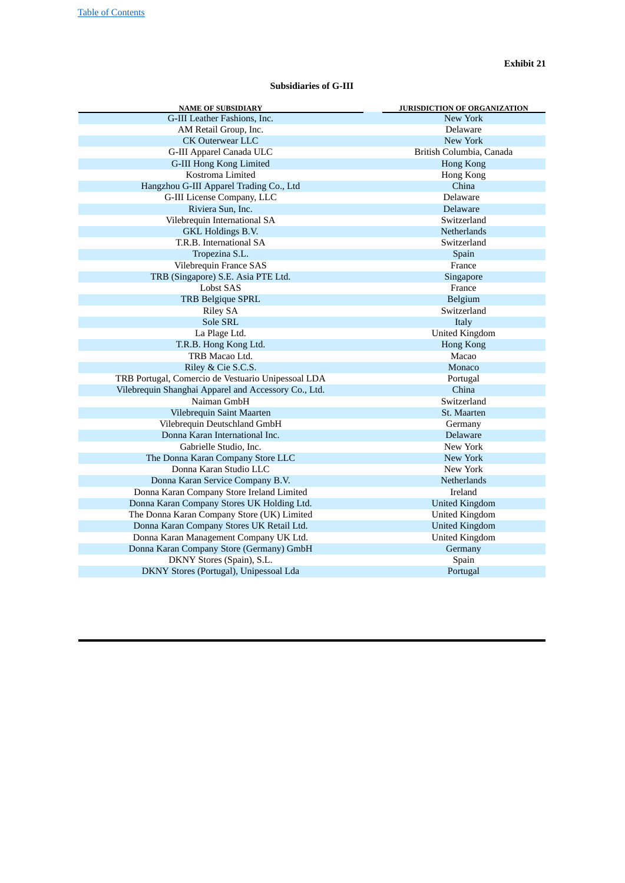**Exhibit 21**

**Subsidiaries of G-III**

| NAME OF SUBSIDIARY | JURISDICTION OF ORGANIZATION |
|---|---|
| G-III Leather Fashions, Inc. | New York |
| AM Retail Group, Inc. | Delaware |
| CK Outerwear LLC | New York |
| G-III Apparel Canada ULC | British Columbia, Canada |
| G-III Hong Kong Limited | Hong Kong |
| Kostroma Limited | Hong Kong |
| Hangzhou G-III Apparel Trading Co., Ltd | China |
| G-III License Company, LLC | Delaware |
| Riviera Sun, Inc. | Delaware |
| Vilebrequin International SA | Switzerland |
| GKL Holdings B.V. | Netherlands |
| T.R.B. International SA | Switzerland |
| Tropezina S.L. | Spain |
| Vilebrequin France SAS | France |
| TRB (Singapore) S.E. Asia PTE Ltd. | Singapore |
| Lobst SAS | France |
| TRB Belgique SPRL | Belgium |
| Riley SA | Switzerland |
| Sole SRL | Italy |
| La Plage Ltd. | United Kingdom |
| T.R.B. Hong Kong Ltd. | Hong Kong |
| TRB Macao Ltd. | Macao |
| Riley & Cie S.C.S. | Monaco |
| TRB Portugal, Comercio de Vestuario Unipessoal LDA | Portugal |
| Vilebrequin Shanghai Apparel and Accessory Co., Ltd. | China |
| Naiman GmbH | Switzerland |
| Vilebrequin Saint Maarten | St. Maarten |
| Vilebrequin Deutschland GmbH | Germany |
| Donna Karan International Inc. | Delaware |
| Gabrielle Studio, Inc. | New York |
| The Donna Karan Company Store LLC | New York |
| Donna Karan Studio LLC | New York |
| Donna Karan Service Company B.V. | Netherlands |
| Donna Karan Company Store Ireland Limited | Ireland |
| Donna Karan Company Stores UK Holding Ltd. | United Kingdom |
| The Donna Karan Company Store (UK) Limited | United Kingdom |
| Donna Karan Company Stores UK Retail Ltd. | United Kingdom |
| Donna Karan Management Company UK Ltd. | United Kingdom |
| Donna Karan Company Store (Germany) GmbH | Germany |
| DKNY Stores (Spain), S.L. | Spain |
| DKNY Stores (Portugal), Unipessoal Lda | Portugal |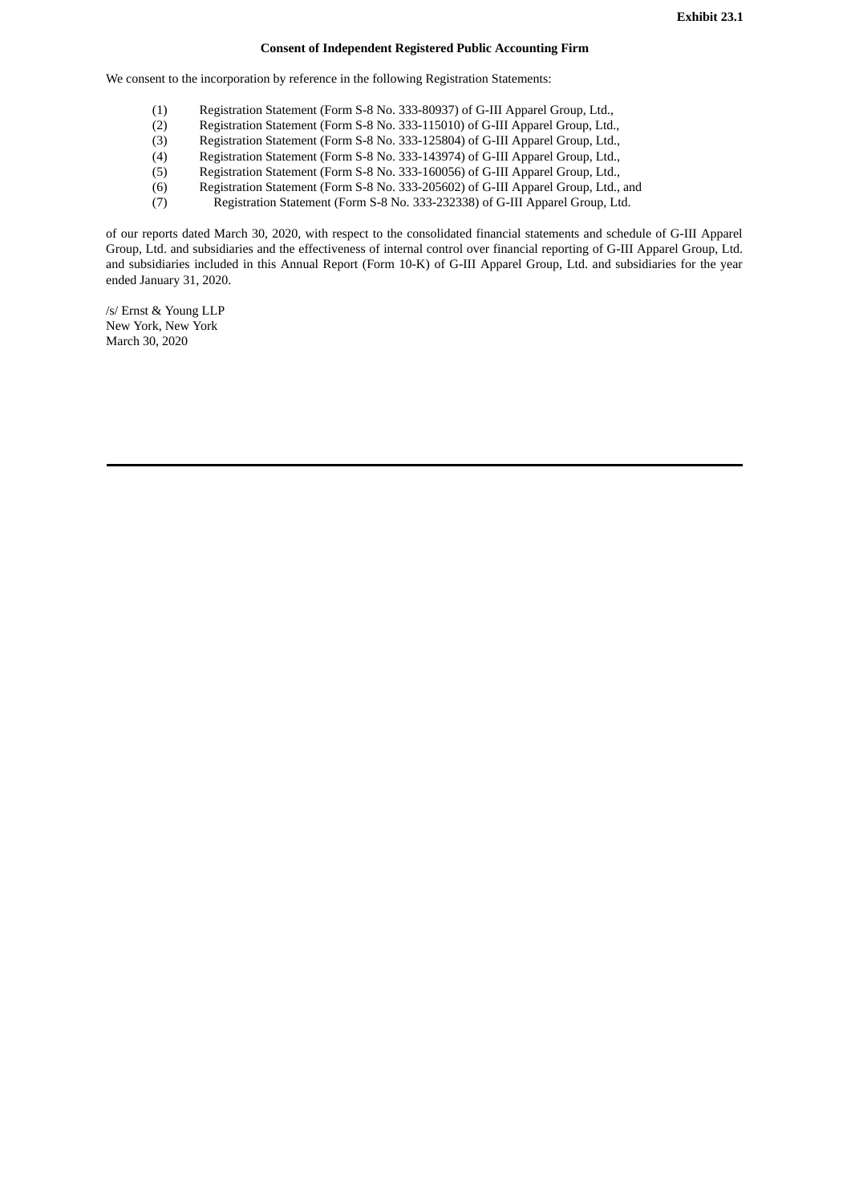**Exhibit 23.1**

**Consent of Independent Registered Public Accounting Firm**

We consent to the incorporation by reference in the following Registration Statements:

(1) Registration Statement (Form S-8 No. 333-80937) of G-III Apparel Group, Ltd.,
(2) Registration Statement (Form S-8 No. 333-115010) of G-III Apparel Group, Ltd.,
(3) Registration Statement (Form S-8 No. 333-125804) of G-III Apparel Group, Ltd.,
(4) Registration Statement (Form S-8 No. 333-143974) of G-III Apparel Group, Ltd.,
(5) Registration Statement (Form S-8 No. 333-160056) of G-III Apparel Group, Ltd.,
(6) Registration Statement (Form S-8 No. 333-205602) of G-III Apparel Group, Ltd., and
(7) Registration Statement (Form S-8 No. 333-232338) of G-III Apparel Group, Ltd.

of our reports dated March 30, 2020, with respect to the consolidated financial statements and schedule of G-III Apparel Group, Ltd. and subsidiaries and the effectiveness of internal control over financial reporting of G-III Apparel Group, Ltd. and subsidiaries included in this Annual Report (Form 10-K) of G-III Apparel Group, Ltd. and subsidiaries for the year ended January 31, 2020.

/s/ Ernst & Young LLP
New York, New York
March 30, 2020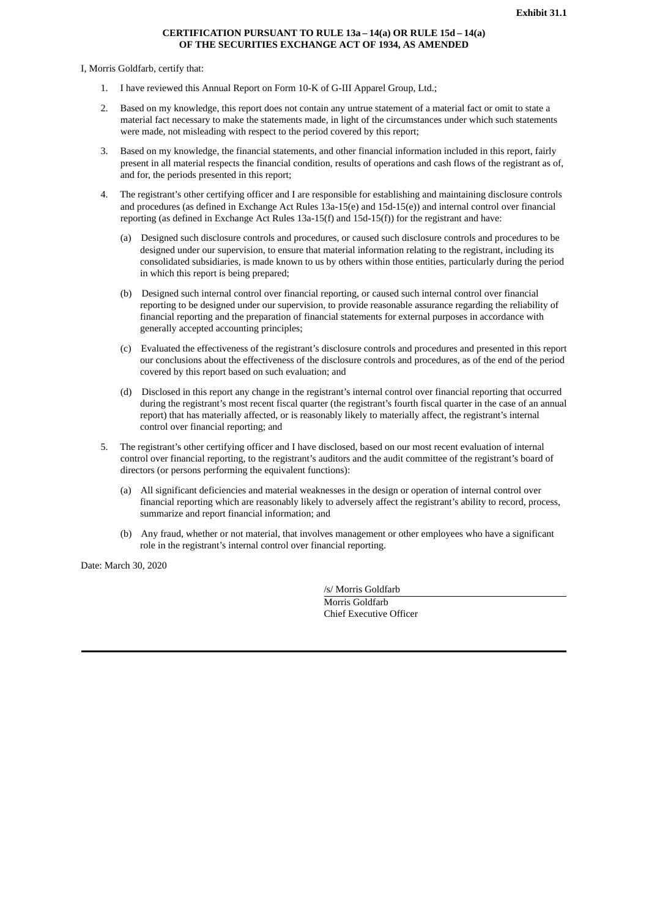**Exhibit 31.1**

**CERTIFICATION PURSUANT TO RULE 13a – 14(a) OR RULE 15d – 14(a)
OF THE SECURITIES EXCHANGE ACT OF 1934, AS AMENDED**

I, Morris Goldfarb, certify that:

1. I have reviewed this Annual Report on Form 10-K of G-III Apparel Group, Ltd.;

2. Based on my knowledge, this report does not contain any untrue statement of a material fact or omit to state a material fact necessary to make the statements made, in light of the circumstances under which such statements were made, not misleading with respect to the period covered by this report;

3. Based on my knowledge, the financial statements, and other financial information included in this report, fairly present in all material respects the financial condition, results of operations and cash flows of the registrant as of, and for, the periods presented in this report;

4. The registrant's other certifying officer and I are responsible for establishing and maintaining disclosure controls and procedures (as defined in Exchange Act Rules 13a-15(e) and 15d-15(e)) and internal control over financial reporting (as defined in Exchange Act Rules 13a-15(f) and 15d-15(f)) for the registrant and have:

   (a) Designed such disclosure controls and procedures, or caused such disclosure controls and procedures to be designed under our supervision, to ensure that material information relating to the registrant, including its consolidated subsidiaries, is made known to us by others within those entities, particularly during the period in which this report is being prepared;

   (b) Designed such internal control over financial reporting, or caused such internal control over financial reporting to be designed under our supervision, to provide reasonable assurance regarding the reliability of financial reporting and the preparation of financial statements for external purposes in accordance with generally accepted accounting principles;

   (c) Evaluated the effectiveness of the registrant's disclosure controls and procedures and presented in this report our conclusions about the effectiveness of the disclosure controls and procedures, as of the end of the period covered by this report based on such evaluation; and

   (d) Disclosed in this report any change in the registrant's internal control over financial reporting that occurred during the registrant's most recent fiscal quarter (the registrant's fourth fiscal quarter in the case of an annual report) that has materially affected, or is reasonably likely to materially affect, the registrant's internal control over financial reporting; and

5. The registrant's other certifying officer and I have disclosed, based on our most recent evaluation of internal control over financial reporting, to the registrant's auditors and the audit committee of the registrant's board of directors (or persons performing the equivalent functions):

   (a) All significant deficiencies and material weaknesses in the design or operation of internal control over financial reporting which are reasonably likely to adversely affect the registrant's ability to record, process, summarize and report financial information; and

   (b) Any fraud, whether or not material, that involves management or other employees who have a significant role in the registrant's internal control over financial reporting.

Date: March 30, 2020

/s/ Morris Goldfarb
Morris Goldfarb
Chief Executive Officer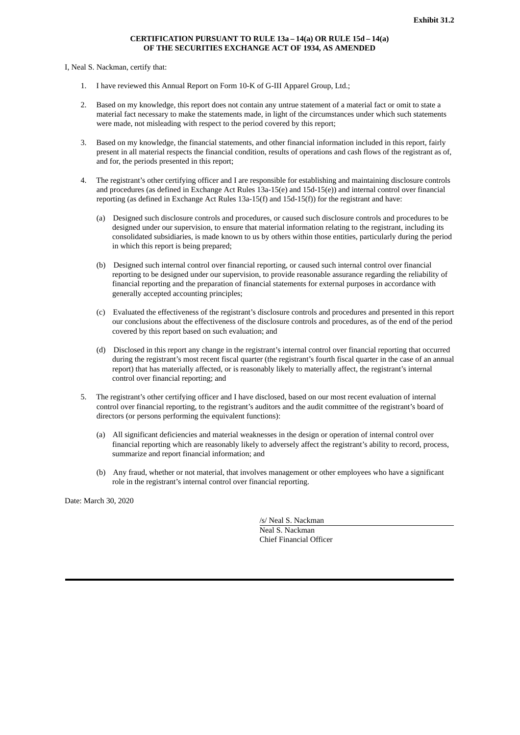**Exhibit 31.2**

**CERTIFICATION PURSUANT TO RULE 13a – 14(a) OR RULE 15d – 14(a)
OF THE SECURITIES EXCHANGE ACT OF 1934, AS AMENDED**

I, Neal S. Nackman, certify that:

1. I have reviewed this Annual Report on Form 10-K of G-III Apparel Group, Ltd.;

2. Based on my knowledge, this report does not contain any untrue statement of a material fact or omit to state a material fact necessary to make the statements made, in light of the circumstances under which such statements were made, not misleading with respect to the period covered by this report;

3. Based on my knowledge, the financial statements, and other financial information included in this report, fairly present in all material respects the financial condition, results of operations and cash flows of the registrant as of, and for, the periods presented in this report;

4. The registrant's other certifying officer and I are responsible for establishing and maintaining disclosure controls and procedures (as defined in Exchange Act Rules 13a-15(e) and 15d-15(e)) and internal control over financial reporting (as defined in Exchange Act Rules 13a-15(f) and 15d-15(f)) for the registrant and have:

   (a) Designed such disclosure controls and procedures, or caused such disclosure controls and procedures to be designed under our supervision, to ensure that material information relating to the registrant, including its consolidated subsidiaries, is made known to us by others within those entities, particularly during the period in which this report is being prepared;

   (b) Designed such internal control over financial reporting, or caused such internal control over financial reporting to be designed under our supervision, to provide reasonable assurance regarding the reliability of financial reporting and the preparation of financial statements for external purposes in accordance with generally accepted accounting principles;

   (c) Evaluated the effectiveness of the registrant's disclosure controls and procedures and presented in this report our conclusions about the effectiveness of the disclosure controls and procedures, as of the end of the period covered by this report based on such evaluation; and

   (d) Disclosed in this report any change in the registrant's internal control over financial reporting that occurred during the registrant's most recent fiscal quarter (the registrant's fourth fiscal quarter in the case of an annual report) that has materially affected, or is reasonably likely to materially affect, the registrant's internal control over financial reporting; and

5. The registrant's other certifying officer and I have disclosed, based on our most recent evaluation of internal control over financial reporting, to the registrant's auditors and the audit committee of the registrant's board of directors (or persons performing the equivalent functions):

   (a) All significant deficiencies and material weaknesses in the design or operation of internal control over financial reporting which are reasonably likely to adversely affect the registrant's ability to record, process, summarize and report financial information; and

   (b) Any fraud, whether or not material, that involves management or other employees who have a significant role in the registrant's internal control over financial reporting.

Date: March 30, 2020

/s/ Neal S. Nackman
Neal S. Nackman
Chief Financial Officer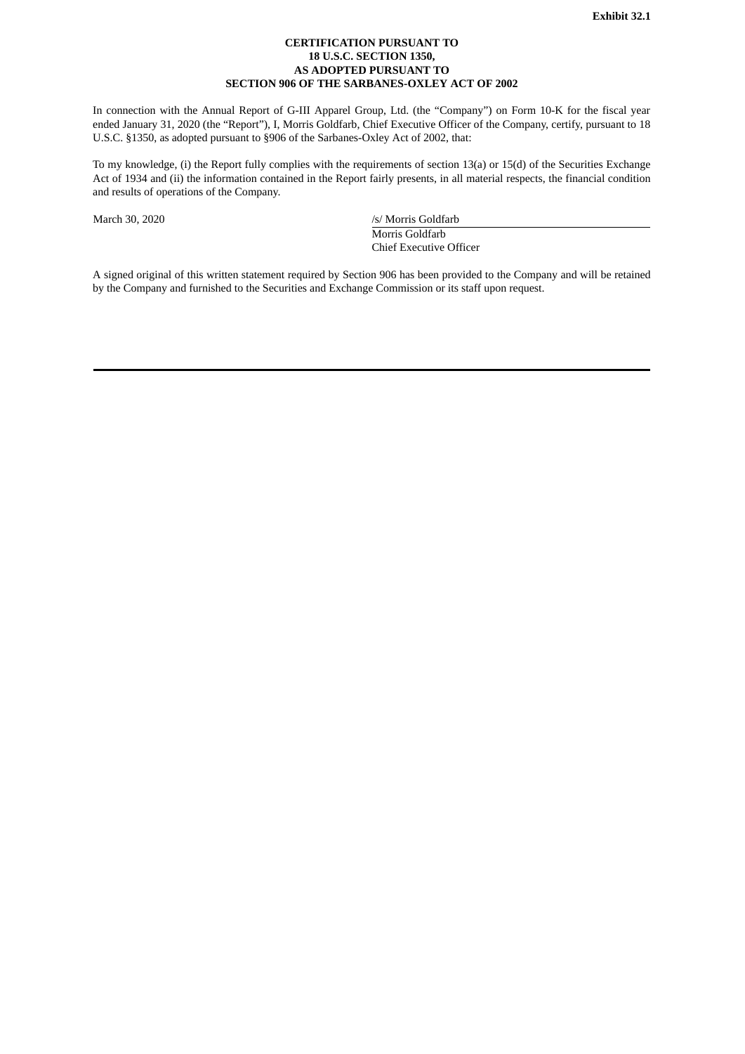**Exhibit 32.1**

**CERTIFICATION PURSUANT TO**
**18 U.S.C. SECTION 1350,**
**AS ADOPTED PURSUANT TO**
**SECTION 906 OF THE SARBANES-OXLEY ACT OF 2002**

In connection with the Annual Report of G-III Apparel Group, Ltd. (the "Company") on Form 10-K for the fiscal year ended January 31, 2020 (the "Report"), I, Morris Goldfarb, Chief Executive Officer of the Company, certify, pursuant to 18 U.S.C. §1350, as adopted pursuant to §906 of the Sarbanes-Oxley Act of 2002, that:

To my knowledge, (i) the Report fully complies with the requirements of section 13(a) or 15(d) of the Securities Exchange Act of 1934 and (ii) the information contained in the Report fairly presents, in all material respects, the financial condition and results of operations of the Company.

March 30, 2020

/s/ Morris Goldfarb
Morris Goldfarb
Chief Executive Officer

A signed original of this written statement required by Section 906 has been provided to the Company and will be retained by the Company and furnished to the Securities and Exchange Commission or its staff upon request.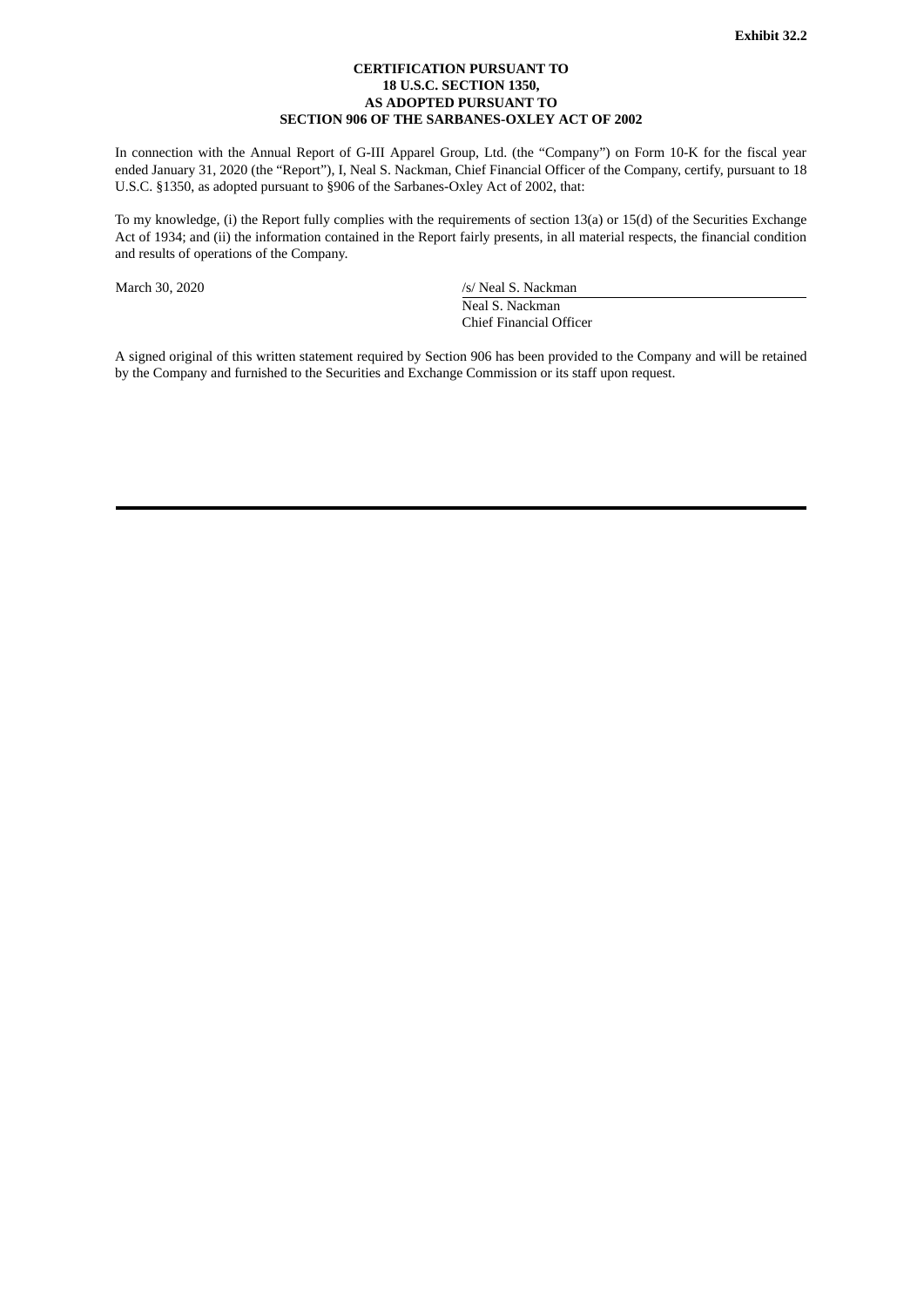**Exhibit 32.2**

**CERTIFICATION PURSUANT TO**
**18 U.S.C. SECTION 1350,**
**AS ADOPTED PURSUANT TO**
**SECTION 906 OF THE SARBANES-OXLEY ACT OF 2002**

In connection with the Annual Report of G-III Apparel Group, Ltd. (the "Company") on Form 10-K for the fiscal year ended January 31, 2020 (the "Report"), I, Neal S. Nackman, Chief Financial Officer of the Company, certify, pursuant to 18 U.S.C. §1350, as adopted pursuant to §906 of the Sarbanes-Oxley Act of 2002, that:

To my knowledge, (i) the Report fully complies with the requirements of section 13(a) or 15(d) of the Securities Exchange Act of 1934; and (ii) the information contained in the Report fairly presents, in all material respects, the financial condition and results of operations of the Company.

March 30, 2020

/s/ Neal S. Nackman
Neal S. Nackman
Chief Financial Officer

A signed original of this written statement required by Section 906 has been provided to the Company and will be retained by the Company and furnished to the Securities and Exchange Commission or its staff upon request.